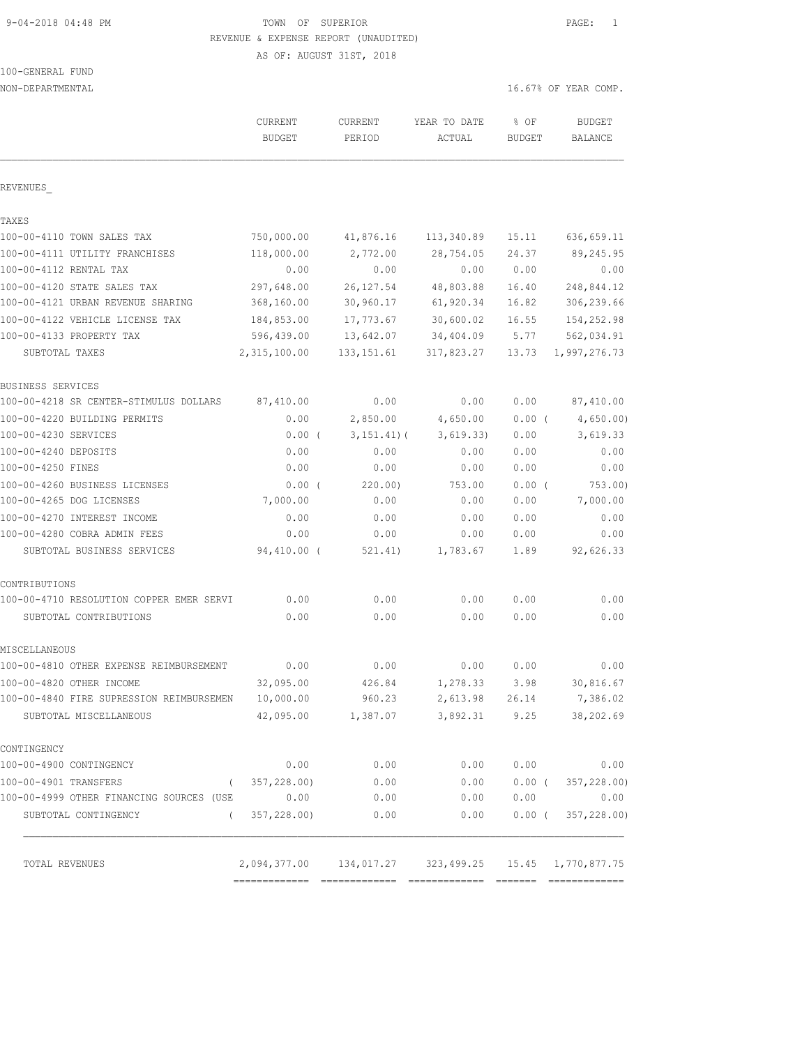# TOWN OF SUPERIOR

REVENUE & EXPENSE REPORT (UNAUDITED)

AS OF: AUGUST 31ST, 2018

9-04-2018 04:48 PM

100-GENERAL FUND

NON-DEPARTMENTAL

16.67% OF YEAR COMP.

| | CURRENT BUDGET | CURRENT PERIOD | YEAR TO DATE ACTUAL | % OF BUDGET | BUDGET BALANCE |
|---|---|---|---|---|---|
| **REVENUES** | | | | | |
| **TAXES** | | | | | |
| 100-00-4110 TOWN SALES TAX | 750,000.00 | 41,876.16 | 113,340.89 | 15.11 | 636,659.11 |
| 100-00-4111 UTILITY FRANCHISES | 118,000.00 | 2,772.00 | 28,754.05 | 24.37 | 89,245.95 |
| 100-00-4112 RENTAL TAX | 0.00 | 0.00 | 0.00 | 0.00 | 0.00 |
| 100-00-4120 STATE SALES TAX | 297,648.00 | 26,127.54 | 48,803.88 | 16.40 | 248,844.12 |
| 100-00-4121 URBAN REVENUE SHARING | 368,160.00 | 30,960.17 | 61,920.34 | 16.82 | 306,239.66 |
| 100-00-4122 VEHICLE LICENSE TAX | 184,853.00 | 17,773.67 | 30,600.02 | 16.55 | 154,252.98 |
| 100-00-4133 PROPERTY TAX | 596,439.00 | 13,642.07 | 34,404.09 | 5.77 | 562,034.91 |
| SUBTOTAL TAXES | 2,315,100.00 | 133,151.61 | 317,823.27 | 13.73 | 1,997,276.73 |
| **BUSINESS SERVICES** | | | | | |
| 100-00-4218 SR CENTER-STIMULUS DOLLARS | 87,410.00 | 0.00 | 0.00 | 0.00 | 87,410.00 |
| 100-00-4220 BUILDING PERMITS | 0.00 | 2,850.00 | 4,650.00 | 0.00 | ( 4,650.00) |
| 100-00-4230 SERVICES | 0.00 | ( 3,151.41) | ( 3,619.33) | 0.00 | 3,619.33 |
| 100-00-4240 DEPOSITS | 0.00 | 0.00 | 0.00 | 0.00 | 0.00 |
| 100-00-4250 FINES | 0.00 | 0.00 | 0.00 | 0.00 | 0.00 |
| 100-00-4260 BUSINESS LICENSES | 0.00 | ( 220.00) | 753.00 | 0.00 | ( 753.00) |
| 100-00-4265 DOG LICENSES | 7,000.00 | 0.00 | 0.00 | 0.00 | 7,000.00 |
| 100-00-4270 INTEREST INCOME | 0.00 | 0.00 | 0.00 | 0.00 | 0.00 |
| 100-00-4280 COBRA ADMIN FEES | 0.00 | 0.00 | 0.00 | 0.00 | 0.00 |
| SUBTOTAL BUSINESS SERVICES | 94,410.00 | ( 521.41) | 1,783.67 | 1.89 | 92,626.33 |
| **CONTRIBUTIONS** | | | | | |
| 100-00-4710 RESOLUTION COPPER EMER SERVI | 0.00 | 0.00 | 0.00 | 0.00 | 0.00 |
| SUBTOTAL CONTRIBUTIONS | 0.00 | 0.00 | 0.00 | 0.00 | 0.00 |
| **MISCELLANEOUS** | | | | | |
| 100-00-4810 OTHER EXPENSE REIMBURSEMENT | 0.00 | 0.00 | 0.00 | 0.00 | 0.00 |
| 100-00-4820 OTHER INCOME | 32,095.00 | 426.84 | 1,278.33 | 3.98 | 30,816.67 |
| 100-00-4840 FIRE SUPRESSION REIMBURSEMEN | 10,000.00 | 960.23 | 2,613.98 | 26.14 | 7,386.02 |
| SUBTOTAL MISCELLANEOUS | 42,095.00 | 1,387.07 | 3,892.31 | 9.25 | 38,202.69 |
| **CONTINGENCY** | | | | | |
| 100-00-4900 CONTINGENCY | 0.00 | 0.00 | 0.00 | 0.00 | 0.00 |
| 100-00-4901 TRANSFERS | ( 357,228.00) | 0.00 | 0.00 | 0.00 | ( 357,228.00) |
| 100-00-4999 OTHER FINANCING SOURCES (USE | 0.00 | 0.00 | 0.00 | 0.00 | 0.00 |
| SUBTOTAL CONTINGENCY | ( 357,228.00) | 0.00 | 0.00 | 0.00 | ( 357,228.00) |
| TOTAL REVENUES | 2,094,377.00 | 134,017.27 | 323,499.25 | 15.45 | 1,770,877.75 |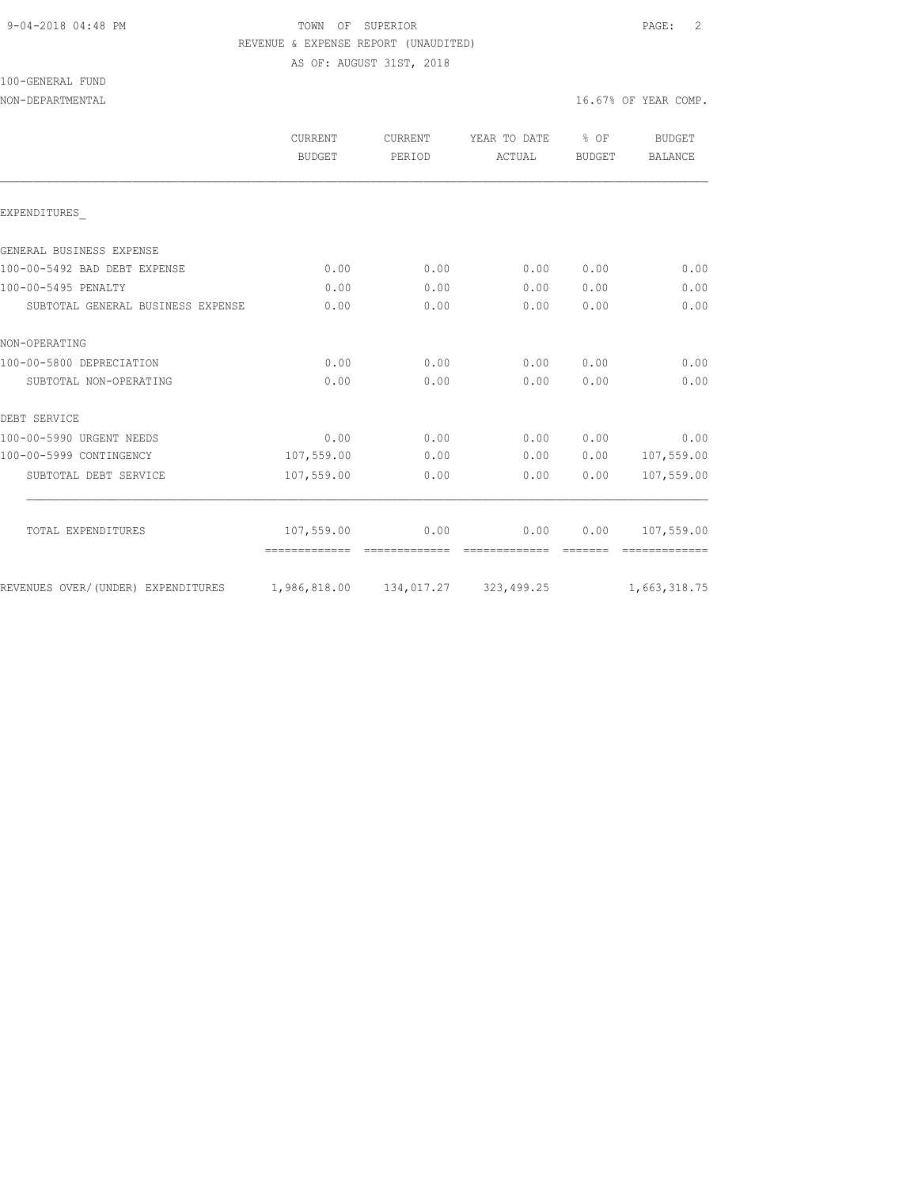TOWN OF SUPERIOR

REVENUE & EXPENSE REPORT (UNAUDITED)

AS OF: AUGUST 31ST, 2018

100-GENERAL FUND

NON-DEPARTMENTAL

16.67% OF YEAR COMP.

| | CURRENT BUDGET | CURRENT PERIOD | YEAR TO DATE ACTUAL | % OF BUDGET | BUDGET BALANCE |
|---|---|---|---|---|---|
| EXPENDITURES_ | | | | | |
| GENERAL BUSINESS EXPENSE | | | | | |
| 100-00-5492 BAD DEBT EXPENSE | 0.00 | 0.00 | 0.00 | 0.00 | 0.00 |
| 100-00-5495 PENALTY | 0.00 | 0.00 | 0.00 | 0.00 | 0.00 |
| SUBTOTAL GENERAL BUSINESS EXPENSE | 0.00 | 0.00 | 0.00 | 0.00 | 0.00 |
| NON-OPERATING | | | | | |
| 100-00-5800 DEPRECIATION | 0.00 | 0.00 | 0.00 | 0.00 | 0.00 |
| SUBTOTAL NON-OPERATING | 0.00 | 0.00 | 0.00 | 0.00 | 0.00 |
| DEBT SERVICE | | | | | |
| 100-00-5990 URGENT NEEDS | 0.00 | 0.00 | 0.00 | 0.00 | 0.00 |
| 100-00-5999 CONTINGENCY | 107,559.00 | 0.00 | 0.00 | 0.00 | 107,559.00 |
| SUBTOTAL DEBT SERVICE | 107,559.00 | 0.00 | 0.00 | 0.00 | 107,559.00 |
| TOTAL EXPENDITURES | 107,559.00 | 0.00 | 0.00 | 0.00 | 107,559.00 |
| REVENUES OVER/(UNDER) EXPENDITURES | 1,986,818.00 | 134,017.27 | 323,499.25 | | 1,663,318.75 |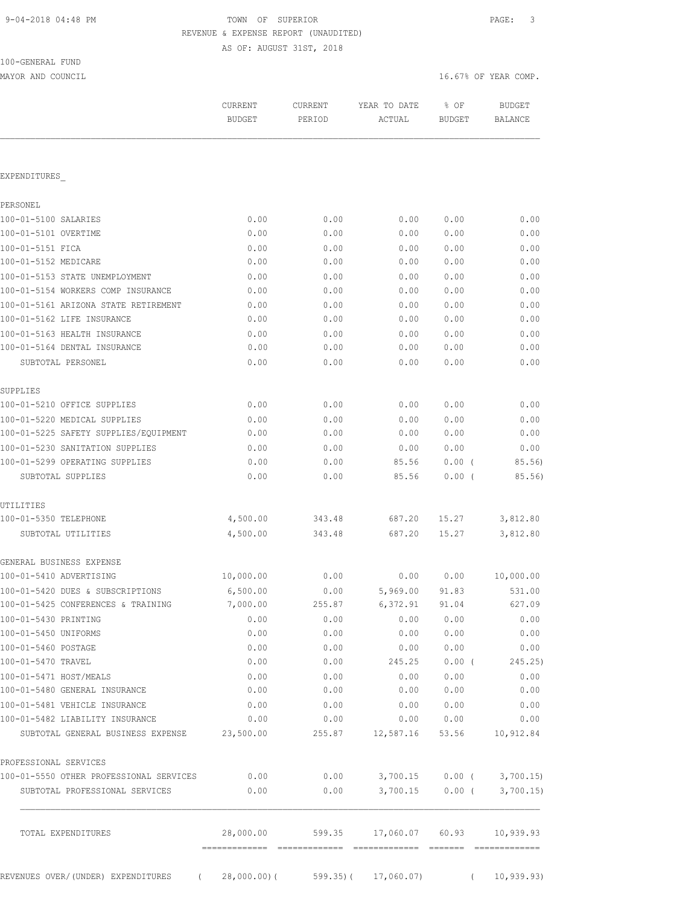TOWN OF SUPERIOR
REVENUE & EXPENSE REPORT (UNAUDITED)
AS OF: AUGUST 31ST, 2018

100-GENERAL FUND
MAYOR AND COUNCIL

16.67% OF YEAR COMP.

| | CURRENT BUDGET | CURRENT PERIOD | YEAR TO DATE ACTUAL | % OF BUDGET | BUDGET BALANCE |
|---|---|---|---|---|---|
| **EXPENDITURES** | | | | | |
| **PERSONEL** | | | | | |
| 100-01-5100 SALARIES | 0.00 | 0.00 | 0.00 | 0.00 | 0.00 |
| 100-01-5101 OVERTIME | 0.00 | 0.00 | 0.00 | 0.00 | 0.00 |
| 100-01-5151 FICA | 0.00 | 0.00 | 0.00 | 0.00 | 0.00 |
| 100-01-5152 MEDICARE | 0.00 | 0.00 | 0.00 | 0.00 | 0.00 |
| 100-01-5153 STATE UNEMPLOYMENT | 0.00 | 0.00 | 0.00 | 0.00 | 0.00 |
| 100-01-5154 WORKERS COMP INSURANCE | 0.00 | 0.00 | 0.00 | 0.00 | 0.00 |
| 100-01-5161 ARIZONA STATE RETIREMENT | 0.00 | 0.00 | 0.00 | 0.00 | 0.00 |
| 100-01-5162 LIFE INSURANCE | 0.00 | 0.00 | 0.00 | 0.00 | 0.00 |
| 100-01-5163 HEALTH INSURANCE | 0.00 | 0.00 | 0.00 | 0.00 | 0.00 |
| 100-01-5164 DENTAL INSURANCE | 0.00 | 0.00 | 0.00 | 0.00 | 0.00 |
| SUBTOTAL PERSONEL | 0.00 | 0.00 | 0.00 | 0.00 | 0.00 |
| **SUPPLIES** | | | | | |
| 100-01-5210 OFFICE SUPPLIES | 0.00 | 0.00 | 0.00 | 0.00 | 0.00 |
| 100-01-5220 MEDICAL SUPPLIES | 0.00 | 0.00 | 0.00 | 0.00 | 0.00 |
| 100-01-5225 SAFETY SUPPLIES/EQUIPMENT | 0.00 | 0.00 | 0.00 | 0.00 | 0.00 |
| 100-01-5230 SANITATION SUPPLIES | 0.00 | 0.00 | 0.00 | 0.00 | 0.00 |
| 100-01-5299 OPERATING SUPPLIES | 0.00 | 0.00 | 85.56 | 0.00 | ( 85.56) |
| SUBTOTAL SUPPLIES | 0.00 | 0.00 | 85.56 | 0.00 | ( 85.56) |
| **UTILITIES** | | | | | |
| 100-01-5350 TELEPHONE | 4,500.00 | 343.48 | 687.20 | 15.27 | 3,812.80 |
| SUBTOTAL UTILITIES | 4,500.00 | 343.48 | 687.20 | 15.27 | 3,812.80 |
| **GENERAL BUSINESS EXPENSE** | | | | | |
| 100-01-5410 ADVERTISING | 10,000.00 | 0.00 | 0.00 | 0.00 | 10,000.00 |
| 100-01-5420 DUES & SUBSCRIPTIONS | 6,500.00 | 0.00 | 5,969.00 | 91.83 | 531.00 |
| 100-01-5425 CONFERENCES & TRAINING | 7,000.00 | 255.87 | 6,372.91 | 91.04 | 627.09 |
| 100-01-5430 PRINTING | 0.00 | 0.00 | 0.00 | 0.00 | 0.00 |
| 100-01-5450 UNIFORMS | 0.00 | 0.00 | 0.00 | 0.00 | 0.00 |
| 100-01-5460 POSTAGE | 0.00 | 0.00 | 0.00 | 0.00 | 0.00 |
| 100-01-5470 TRAVEL | 0.00 | 0.00 | 245.25 | 0.00 | ( 245.25) |
| 100-01-5471 HOST/MEALS | 0.00 | 0.00 | 0.00 | 0.00 | 0.00 |
| 100-01-5480 GENERAL INSURANCE | 0.00 | 0.00 | 0.00 | 0.00 | 0.00 |
| 100-01-5481 VEHICLE INSURANCE | 0.00 | 0.00 | 0.00 | 0.00 | 0.00 |
| 100-01-5482 LIABILITY INSURANCE | 0.00 | 0.00 | 0.00 | 0.00 | 0.00 |
| SUBTOTAL GENERAL BUSINESS EXPENSE | 23,500.00 | 255.87 | 12,587.16 | 53.56 | 10,912.84 |
| **PROFESSIONAL SERVICES** | | | | | |
| 100-01-5550 OTHER PROFESSIONAL SERVICES | 0.00 | 0.00 | 3,700.15 | 0.00 | ( 3,700.15) |
| SUBTOTAL PROFESSIONAL SERVICES | 0.00 | 0.00 | 3,700.15 | 0.00 | ( 3,700.15) |
| TOTAL EXPENDITURES | 28,000.00 | 599.35 | 17,060.07 | 60.93 | 10,939.93 |
| REVENUES OVER/(UNDER) EXPENDITURES | ( 28,000.00) | ( 599.35) | ( 17,060.07) | | ( 10,939.93) |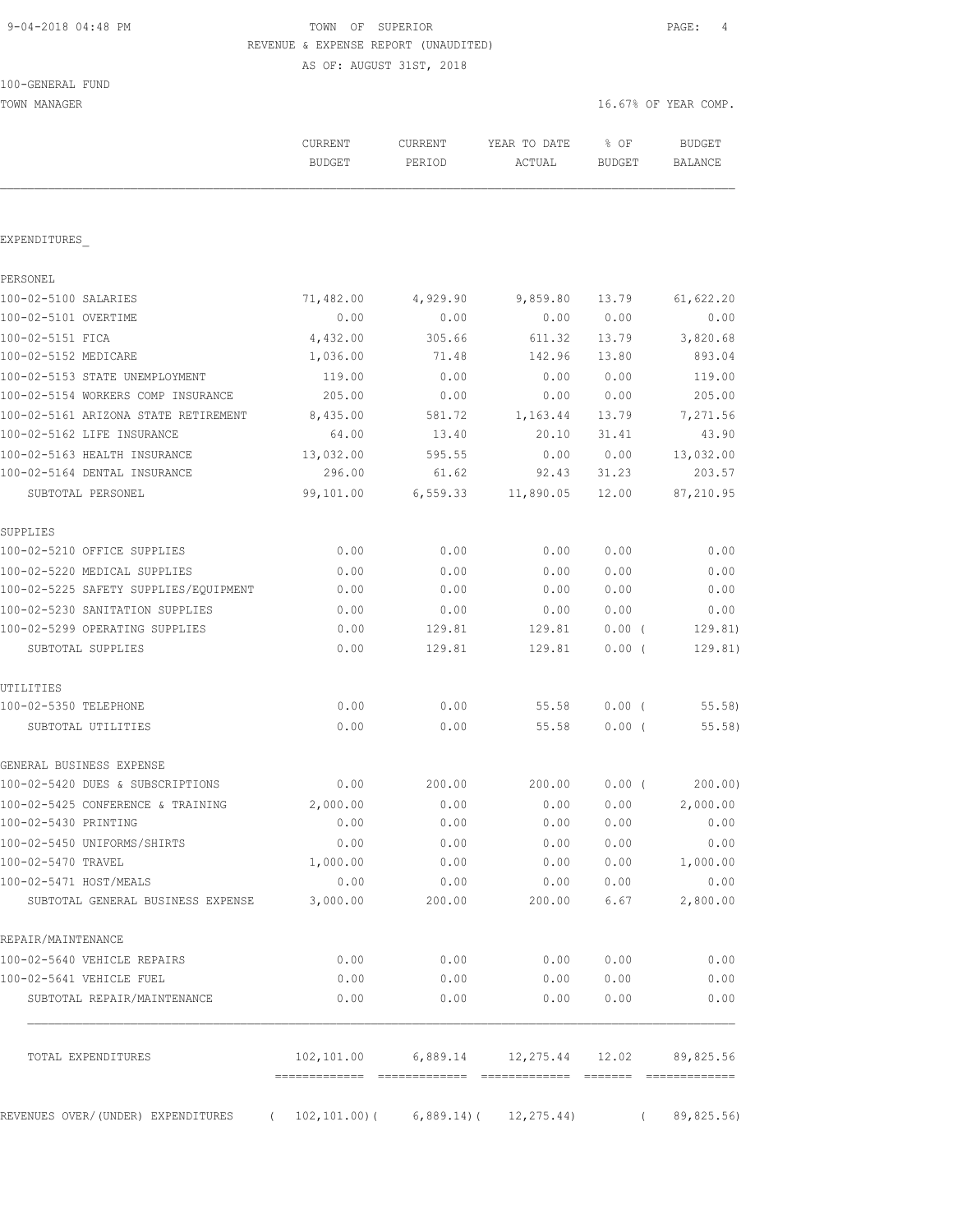9-04-2018 04:48 PM TOWN OF SUPERIOR PAGE: 4

REVENUE & EXPENSE REPORT (UNAUDITED)

AS OF: AUGUST 31ST, 2018

100-GENERAL FUND

TOWN MANAGER 16.67% OF YEAR COMP.

| | CURRENT BUDGET | CURRENT PERIOD | YEAR TO DATE ACTUAL | % OF BUDGET | BUDGET BALANCE |
|---|---|---|---|---|---|
| EXPENDITURES_ | | | | | |
| PERSONEL | | | | | |
| 100-02-5100 SALARIES | 71,482.00 | 4,929.90 | 9,859.80 | 13.79 | 61,622.20 |
| 100-02-5101 OVERTIME | 0.00 | 0.00 | 0.00 | 0.00 | 0.00 |
| 100-02-5151 FICA | 4,432.00 | 305.66 | 611.32 | 13.79 | 3,820.68 |
| 100-02-5152 MEDICARE | 1,036.00 | 71.48 | 142.96 | 13.80 | 893.04 |
| 100-02-5153 STATE UNEMPLOYMENT | 119.00 | 0.00 | 0.00 | 0.00 | 119.00 |
| 100-02-5154 WORKERS COMP INSURANCE | 205.00 | 0.00 | 0.00 | 0.00 | 205.00 |
| 100-02-5161 ARIZONA STATE RETIREMENT | 8,435.00 | 581.72 | 1,163.44 | 13.79 | 7,271.56 |
| 100-02-5162 LIFE INSURANCE | 64.00 | 13.40 | 20.10 | 31.41 | 43.90 |
| 100-02-5163 HEALTH INSURANCE | 13,032.00 | 595.55 | 0.00 | 0.00 | 13,032.00 |
| 100-02-5164 DENTAL INSURANCE | 296.00 | 61.62 | 92.43 | 31.23 | 203.57 |
| SUBTOTAL PERSONEL | 99,101.00 | 6,559.33 | 11,890.05 | 12.00 | 87,210.95 |
| SUPPLIES | | | | | |
| 100-02-5210 OFFICE SUPPLIES | 0.00 | 0.00 | 0.00 | 0.00 | 0.00 |
| 100-02-5220 MEDICAL SUPPLIES | 0.00 | 0.00 | 0.00 | 0.00 | 0.00 |
| 100-02-5225 SAFETY SUPPLIES/EQUIPMENT | 0.00 | 0.00 | 0.00 | 0.00 | 0.00 |
| 100-02-5230 SANITATION SUPPLIES | 0.00 | 0.00 | 0.00 | 0.00 | 0.00 |
| 100-02-5299 OPERATING SUPPLIES | 0.00 | 129.81 | 129.81 | 0.00 ( | 129.81) |
| SUBTOTAL SUPPLIES | 0.00 | 129.81 | 129.81 | 0.00 ( | 129.81) |
| UTILITIES | | | | | |
| 100-02-5350 TELEPHONE | 0.00 | 0.00 | 55.58 | 0.00 ( | 55.58) |
| SUBTOTAL UTILITIES | 0.00 | 0.00 | 55.58 | 0.00 ( | 55.58) |
| GENERAL BUSINESS EXPENSE | | | | | |
| 100-02-5420 DUES & SUBSCRIPTIONS | 0.00 | 200.00 | 200.00 | 0.00 ( | 200.00) |
| 100-02-5425 CONFERENCE & TRAINING | 2,000.00 | 0.00 | 0.00 | 0.00 | 2,000.00 |
| 100-02-5430 PRINTING | 0.00 | 0.00 | 0.00 | 0.00 | 0.00 |
| 100-02-5450 UNIFORMS/SHIRTS | 0.00 | 0.00 | 0.00 | 0.00 | 0.00 |
| 100-02-5470 TRAVEL | 1,000.00 | 0.00 | 0.00 | 0.00 | 1,000.00 |
| 100-02-5471 HOST/MEALS | 0.00 | 0.00 | 0.00 | 0.00 | 0.00 |
| SUBTOTAL GENERAL BUSINESS EXPENSE | 3,000.00 | 200.00 | 200.00 | 6.67 | 2,800.00 |
| REPAIR/MAINTENANCE | | | | | |
| 100-02-5640 VEHICLE REPAIRS | 0.00 | 0.00 | 0.00 | 0.00 | 0.00 |
| 100-02-5641 VEHICLE FUEL | 0.00 | 0.00 | 0.00 | 0.00 | 0.00 |
| SUBTOTAL REPAIR/MAINTENANCE | 0.00 | 0.00 | 0.00 | 0.00 | 0.00 |
| TOTAL EXPENDITURES | 102,101.00 | 6,889.14 | 12,275.44 | 12.02 | 89,825.56 |
| REVENUES OVER/(UNDER) EXPENDITURES | ( 102,101.00)( | 6,889.14)( | 12,275.44) | ( | 89,825.56) |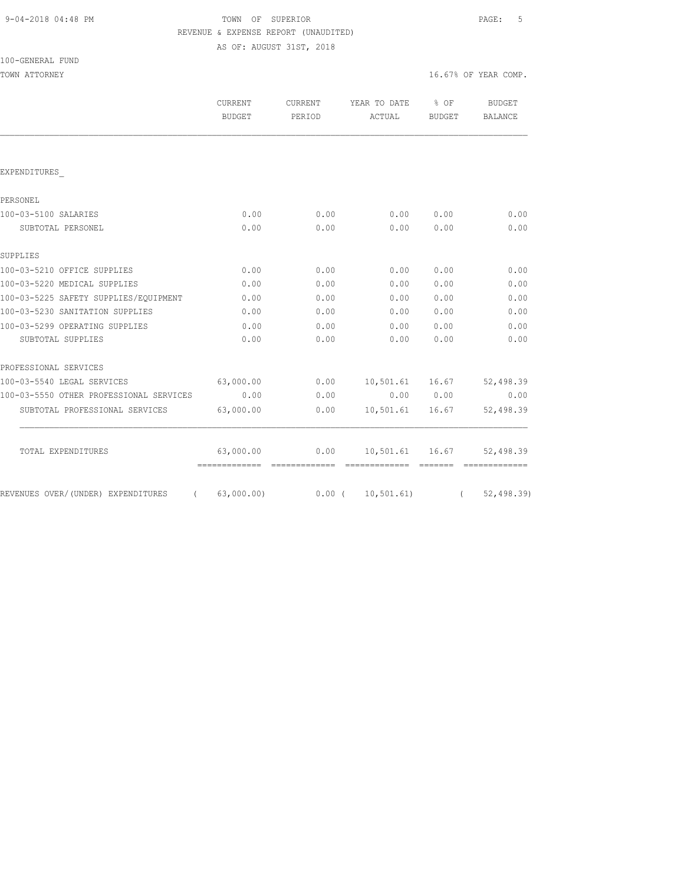TOWN OF SUPERIOR

REVENUE & EXPENSE REPORT (UNAUDITED)

AS OF: AUGUST 31ST, 2018

100-GENERAL FUND

TOWN ATTORNEY

16.67% OF YEAR COMP.

| | CURRENT BUDGET | CURRENT PERIOD | YEAR TO DATE ACTUAL | % OF BUDGET | BUDGET BALANCE |
|---|---|---|---|---|---|
| EXPENDITURES_ | | | | | |
| PERSONEL | | | | | |
| 100-03-5100 SALARIES | 0.00 | 0.00 | 0.00 | 0.00 | 0.00 |
| SUBTOTAL PERSONEL | 0.00 | 0.00 | 0.00 | 0.00 | 0.00 |
| SUPPLIES | | | | | |
| 100-03-5210 OFFICE SUPPLIES | 0.00 | 0.00 | 0.00 | 0.00 | 0.00 |
| 100-03-5220 MEDICAL SUPPLIES | 0.00 | 0.00 | 0.00 | 0.00 | 0.00 |
| 100-03-5225 SAFETY SUPPLIES/EQUIPMENT | 0.00 | 0.00 | 0.00 | 0.00 | 0.00 |
| 100-03-5230 SANITATION SUPPLIES | 0.00 | 0.00 | 0.00 | 0.00 | 0.00 |
| 100-03-5299 OPERATING SUPPLIES | 0.00 | 0.00 | 0.00 | 0.00 | 0.00 |
| SUBTOTAL SUPPLIES | 0.00 | 0.00 | 0.00 | 0.00 | 0.00 |
| PROFESSIONAL SERVICES | | | | | |
| 100-03-5540 LEGAL SERVICES | 63,000.00 | 0.00 | 10,501.61 | 16.67 | 52,498.39 |
| 100-03-5550 OTHER PROFESSIONAL SERVICES | 0.00 | 0.00 | 0.00 | 0.00 | 0.00 |
| SUBTOTAL PROFESSIONAL SERVICES | 63,000.00 | 0.00 | 10,501.61 | 16.67 | 52,498.39 |
| TOTAL EXPENDITURES | 63,000.00 | 0.00 | 10,501.61 | 16.67 | 52,498.39 |
| REVENUES OVER/(UNDER) EXPENDITURES | ( 63,000.00) | 0.00 | ( 10,501.61) | | ( 52,498.39) |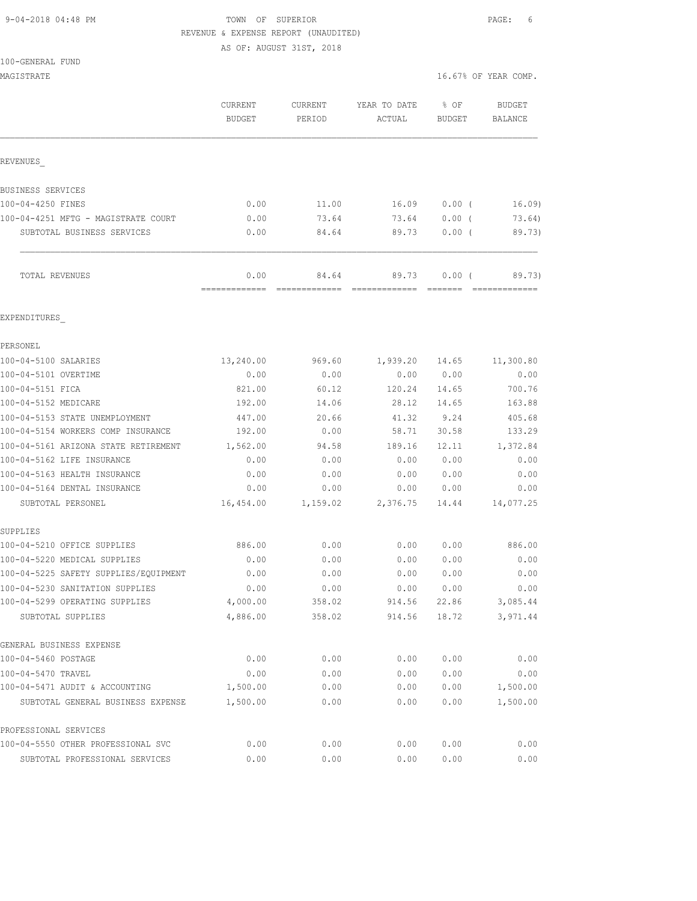9-04-2018 04:48 PM TOWN OF SUPERIOR PAGE: 6

REVENUE & EXPENSE REPORT (UNAUDITED)

AS OF: AUGUST 31ST, 2018

100-GENERAL FUND

MAGISTRATE 16.67% OF YEAR COMP.

| | CURRENT BUDGET | CURRENT PERIOD | YEAR TO DATE ACTUAL | % OF BUDGET | BUDGET BALANCE |
|---|---|---|---|---|---|
| REVENUES_ | | | | | |
| BUSINESS SERVICES | | | | | |
| 100-04-4250 FINES | 0.00 | 11.00 | 16.09 | 0.00 ( | 16.09) |
| 100-04-4251 MFTG - MAGISTRATE COURT | 0.00 | 73.64 | 73.64 | 0.00 ( | 73.64) |
| SUBTOTAL BUSINESS SERVICES | 0.00 | 84.64 | 89.73 | 0.00 ( | 89.73) |
| TOTAL REVENUES | 0.00 | 84.64 | 89.73 | 0.00 ( | 89.73) |
| EXPENDITURES_ | | | | | |
| PERSONEL | | | | | |
| 100-04-5100 SALARIES | 13,240.00 | 969.60 | 1,939.20 | 14.65 | 11,300.80 |
| 100-04-5101 OVERTIME | 0.00 | 0.00 | 0.00 | 0.00 | 0.00 |
| 100-04-5151 FICA | 821.00 | 60.12 | 120.24 | 14.65 | 700.76 |
| 100-04-5152 MEDICARE | 192.00 | 14.06 | 28.12 | 14.65 | 163.88 |
| 100-04-5153 STATE UNEMPLOYMENT | 447.00 | 20.66 | 41.32 | 9.24 | 405.68 |
| 100-04-5154 WORKERS COMP INSURANCE | 192.00 | 0.00 | 58.71 | 30.58 | 133.29 |
| 100-04-5161 ARIZONA STATE RETIREMENT | 1,562.00 | 94.58 | 189.16 | 12.11 | 1,372.84 |
| 100-04-5162 LIFE INSURANCE | 0.00 | 0.00 | 0.00 | 0.00 | 0.00 |
| 100-04-5163 HEALTH INSURANCE | 0.00 | 0.00 | 0.00 | 0.00 | 0.00 |
| 100-04-5164 DENTAL INSURANCE | 0.00 | 0.00 | 0.00 | 0.00 | 0.00 |
| SUBTOTAL PERSONEL | 16,454.00 | 1,159.02 | 2,376.75 | 14.44 | 14,077.25 |
| SUPPLIES | | | | | |
| 100-04-5210 OFFICE SUPPLIES | 886.00 | 0.00 | 0.00 | 0.00 | 886.00 |
| 100-04-5220 MEDICAL SUPPLIES | 0.00 | 0.00 | 0.00 | 0.00 | 0.00 |
| 100-04-5225 SAFETY SUPPLIES/EQUIPMENT | 0.00 | 0.00 | 0.00 | 0.00 | 0.00 |
| 100-04-5230 SANITATION SUPPLIES | 0.00 | 0.00 | 0.00 | 0.00 | 0.00 |
| 100-04-5299 OPERATING SUPPLIES | 4,000.00 | 358.02 | 914.56 | 22.86 | 3,085.44 |
| SUBTOTAL SUPPLIES | 4,886.00 | 358.02 | 914.56 | 18.72 | 3,971.44 |
| GENERAL BUSINESS EXPENSE | | | | | |
| 100-04-5460 POSTAGE | 0.00 | 0.00 | 0.00 | 0.00 | 0.00 |
| 100-04-5470 TRAVEL | 0.00 | 0.00 | 0.00 | 0.00 | 0.00 |
| 100-04-5471 AUDIT & ACCOUNTING | 1,500.00 | 0.00 | 0.00 | 0.00 | 1,500.00 |
| SUBTOTAL GENERAL BUSINESS EXPENSE | 1,500.00 | 0.00 | 0.00 | 0.00 | 1,500.00 |
| PROFESSIONAL SERVICES | | | | | |
| 100-04-5550 OTHER PROFESSIONAL SVC | 0.00 | 0.00 | 0.00 | 0.00 | 0.00 |
| SUBTOTAL PROFESSIONAL SERVICES | 0.00 | 0.00 | 0.00 | 0.00 | 0.00 |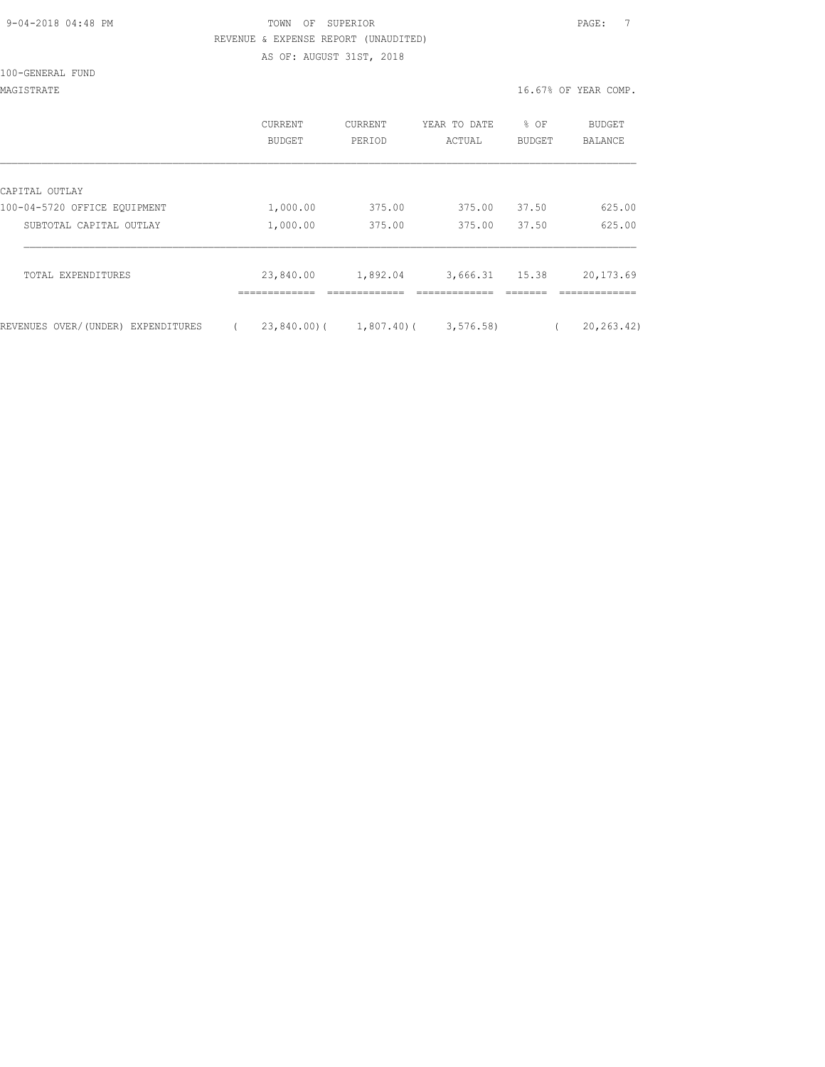TOWN OF SUPERIOR

REVENUE & EXPENSE REPORT (UNAUDITED)

AS OF: AUGUST 31ST, 2018

100-GENERAL FUND

MAGISTRATE

16.67% OF YEAR COMP.

| | CURRENT BUDGET | CURRENT PERIOD | YEAR TO DATE ACTUAL | % OF BUDGET | BUDGET BALANCE |
|---|---|---|---|---|---|
| CAPITAL OUTLAY | | | | | |
| 100-04-5720 OFFICE EQUIPMENT | 1,000.00 | 375.00 | 375.00 | 37.50 | 625.00 |
| SUBTOTAL CAPITAL OUTLAY | 1,000.00 | 375.00 | 375.00 | 37.50 | 625.00 |
| TOTAL EXPENDITURES | 23,840.00 | 1,892.04 | 3,666.31 | 15.38 | 20,173.69 |
| REVENUES OVER/(UNDER) EXPENDITURES | ( 23,840.00) | ( 1,807.40) | ( 3,576.58) | | ( 20,263.42) |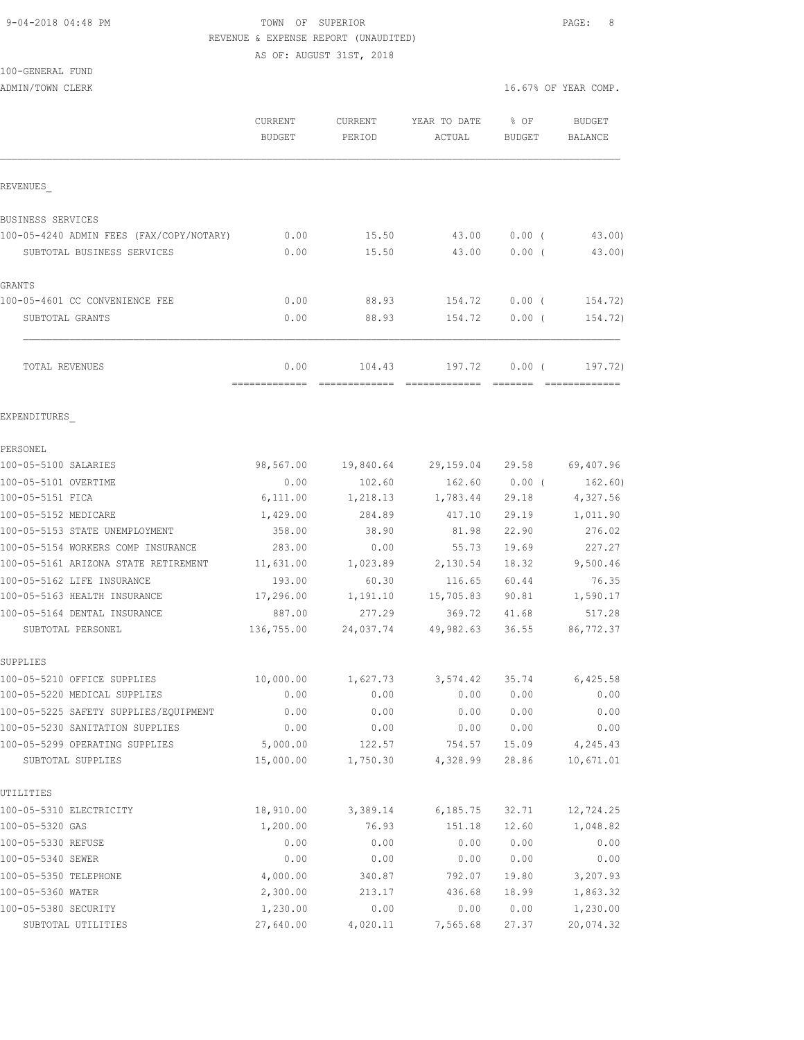9-04-2018 04:48 PM

TOWN OF SUPERIOR

REVENUE & EXPENSE REPORT (UNAUDITED)

AS OF: AUGUST 31ST, 2018

100-GENERAL FUND

ADMIN/TOWN CLERK

16.67% OF YEAR COMP.

| | CURRENT BUDGET | CURRENT PERIOD | YEAR TO DATE ACTUAL | % OF BUDGET | BUDGET BALANCE |
|---|---|---|---|---|---|
| REVENUES_ | | | | | |
| BUSINESS SERVICES | | | | | |
| 100-05-4240 ADMIN FEES (FAX/COPY/NOTARY) | 0.00 | 15.50 | 43.00 | 0.00 ( | 43.00) |
| SUBTOTAL BUSINESS SERVICES | 0.00 | 15.50 | 43.00 | 0.00 ( | 43.00) |
| GRANTS | | | | | |
| 100-05-4601 CC CONVENIENCE FEE | 0.00 | 88.93 | 154.72 | 0.00 ( | 154.72) |
| SUBTOTAL GRANTS | 0.00 | 88.93 | 154.72 | 0.00 ( | 154.72) |
| TOTAL REVENUES | 0.00 | 104.43 | 197.72 | 0.00 ( | 197.72) |
| EXPENDITURES_ | | | | | |
| PERSONEL | | | | | |
| 100-05-5100 SALARIES | 98,567.00 | 19,840.64 | 29,159.04 | 29.58 | 69,407.96 |
| 100-05-5101 OVERTIME | 0.00 | 102.60 | 162.60 | 0.00 ( | 162.60) |
| 100-05-5151 FICA | 6,111.00 | 1,218.13 | 1,783.44 | 29.18 | 4,327.56 |
| 100-05-5152 MEDICARE | 1,429.00 | 284.89 | 417.10 | 29.19 | 1,011.90 |
| 100-05-5153 STATE UNEMPLOYMENT | 358.00 | 38.90 | 81.98 | 22.90 | 276.02 |
| 100-05-5154 WORKERS COMP INSURANCE | 283.00 | 0.00 | 55.73 | 19.69 | 227.27 |
| 100-05-5161 ARIZONA STATE RETIREMENT | 11,631.00 | 1,023.89 | 2,130.54 | 18.32 | 9,500.46 |
| 100-05-5162 LIFE INSURANCE | 193.00 | 60.30 | 116.65 | 60.44 | 76.35 |
| 100-05-5163 HEALTH INSURANCE | 17,296.00 | 1,191.10 | 15,705.83 | 90.81 | 1,590.17 |
| 100-05-5164 DENTAL INSURANCE | 887.00 | 277.29 | 369.72 | 41.68 | 517.28 |
| SUBTOTAL PERSONEL | 136,755.00 | 24,037.74 | 49,982.63 | 36.55 | 86,772.37 |
| SUPPLIES | | | | | |
| 100-05-5210 OFFICE SUPPLIES | 10,000.00 | 1,627.73 | 3,574.42 | 35.74 | 6,425.58 |
| 100-05-5220 MEDICAL SUPPLIES | 0.00 | 0.00 | 0.00 | 0.00 | 0.00 |
| 100-05-5225 SAFETY SUPPLIES/EQUIPMENT | 0.00 | 0.00 | 0.00 | 0.00 | 0.00 |
| 100-05-5230 SANITATION SUPPLIES | 0.00 | 0.00 | 0.00 | 0.00 | 0.00 |
| 100-05-5299 OPERATING SUPPLIES | 5,000.00 | 122.57 | 754.57 | 15.09 | 4,245.43 |
| SUBTOTAL SUPPLIES | 15,000.00 | 1,750.30 | 4,328.99 | 28.86 | 10,671.01 |
| UTILITIES | | | | | |
| 100-05-5310 ELECTRICITY | 18,910.00 | 3,389.14 | 6,185.75 | 32.71 | 12,724.25 |
| 100-05-5320 GAS | 1,200.00 | 76.93 | 151.18 | 12.60 | 1,048.82 |
| 100-05-5330 REFUSE | 0.00 | 0.00 | 0.00 | 0.00 | 0.00 |
| 100-05-5340 SEWER | 0.00 | 0.00 | 0.00 | 0.00 | 0.00 |
| 100-05-5350 TELEPHONE | 4,000.00 | 340.87 | 792.07 | 19.80 | 3,207.93 |
| 100-05-5360 WATER | 2,300.00 | 213.17 | 436.68 | 18.99 | 1,863.32 |
| 100-05-5380 SECURITY | 1,230.00 | 0.00 | 0.00 | 0.00 | 1,230.00 |
| SUBTOTAL UTILITIES | 27,640.00 | 4,020.11 | 7,565.68 | 27.37 | 20,074.32 |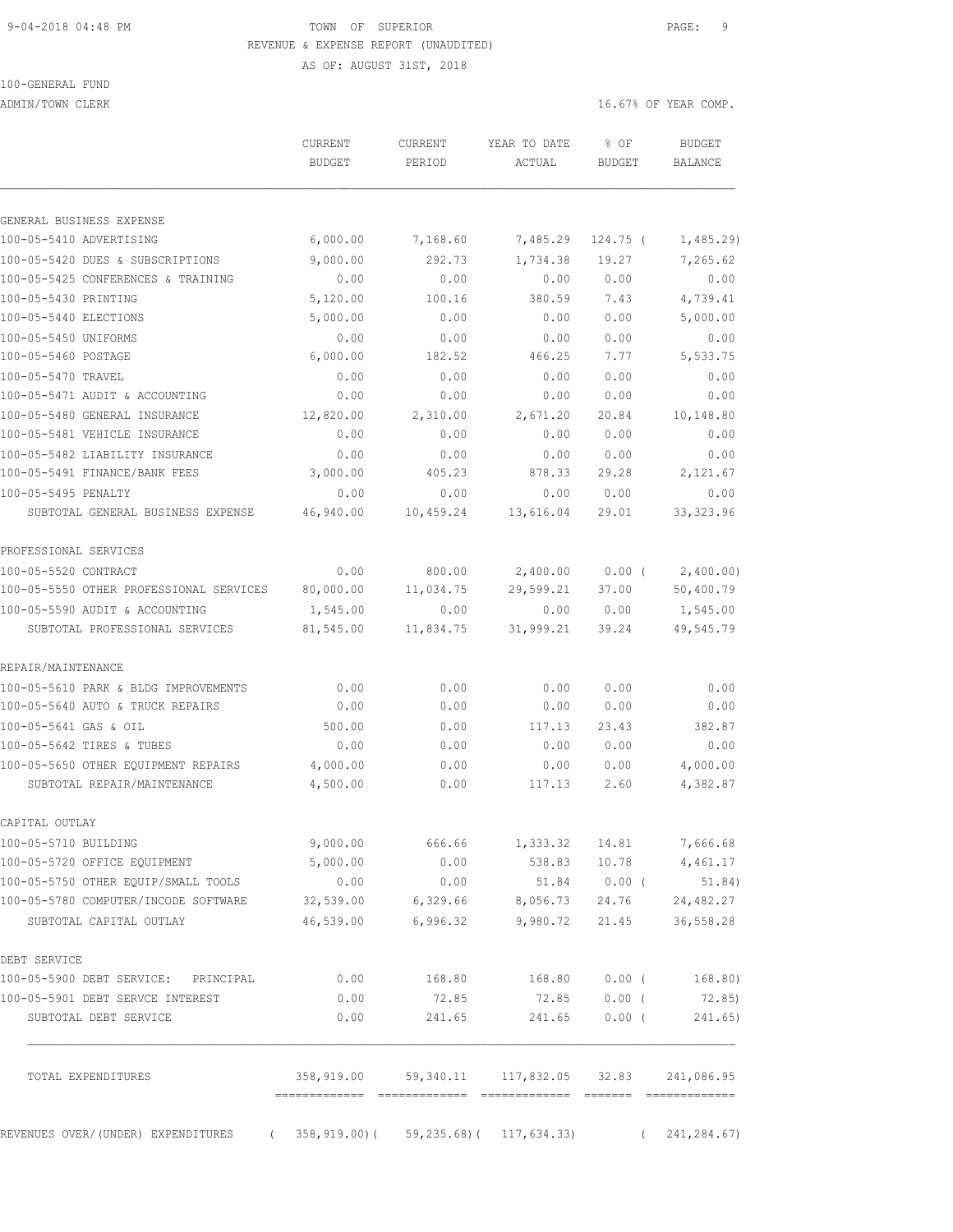TOWN OF SUPERIOR
REVENUE & EXPENSE REPORT (UNAUDITED)
AS OF: AUGUST 31ST, 2018

100-GENERAL FUND
ADMIN/TOWN CLERK

16.67% OF YEAR COMP.

| | CURRENT BUDGET | CURRENT PERIOD | YEAR TO DATE ACTUAL | % OF BUDGET | BUDGET BALANCE |
|---|---|---|---|---|---|
| **GENERAL BUSINESS EXPENSE** | | | | | |
| 100-05-5410 ADVERTISING | 6,000.00 | 7,168.60 | 7,485.29 | 124.75 ( | 1,485.29) |
| 100-05-5420 DUES & SUBSCRIPTIONS | 9,000.00 | 292.73 | 1,734.38 | 19.27 | 7,265.62 |
| 100-05-5425 CONFERENCES & TRAINING | 0.00 | 0.00 | 0.00 | 0.00 | 0.00 |
| 100-05-5430 PRINTING | 5,120.00 | 100.16 | 380.59 | 7.43 | 4,739.41 |
| 100-05-5440 ELECTIONS | 5,000.00 | 0.00 | 0.00 | 0.00 | 5,000.00 |
| 100-05-5450 UNIFORMS | 0.00 | 0.00 | 0.00 | 0.00 | 0.00 |
| 100-05-5460 POSTAGE | 6,000.00 | 182.52 | 466.25 | 7.77 | 5,533.75 |
| 100-05-5470 TRAVEL | 0.00 | 0.00 | 0.00 | 0.00 | 0.00 |
| 100-05-5471 AUDIT & ACCOUNTING | 0.00 | 0.00 | 0.00 | 0.00 | 0.00 |
| 100-05-5480 GENERAL INSURANCE | 12,820.00 | 2,310.00 | 2,671.20 | 20.84 | 10,148.80 |
| 100-05-5481 VEHICLE INSURANCE | 0.00 | 0.00 | 0.00 | 0.00 | 0.00 |
| 100-05-5482 LIABILITY INSURANCE | 0.00 | 0.00 | 0.00 | 0.00 | 0.00 |
| 100-05-5491 FINANCE/BANK FEES | 3,000.00 | 405.23 | 878.33 | 29.28 | 2,121.67 |
| 100-05-5495 PENALTY | 0.00 | 0.00 | 0.00 | 0.00 | 0.00 |
| SUBTOTAL GENERAL BUSINESS EXPENSE | 46,940.00 | 10,459.24 | 13,616.04 | 29.01 | 33,323.96 |
| **PROFESSIONAL SERVICES** | | | | | |
| 100-05-5520 CONTRACT | 0.00 | 800.00 | 2,400.00 | 0.00 ( | 2,400.00) |
| 100-05-5550 OTHER PROFESSIONAL SERVICES | 80,000.00 | 11,034.75 | 29,599.21 | 37.00 | 50,400.79 |
| 100-05-5590 AUDIT & ACCOUNTING | 1,545.00 | 0.00 | 0.00 | 0.00 | 1,545.00 |
| SUBTOTAL PROFESSIONAL SERVICES | 81,545.00 | 11,834.75 | 31,999.21 | 39.24 | 49,545.79 |
| **REPAIR/MAINTENANCE** | | | | | |
| 100-05-5610 PARK & BLDG IMPROVEMENTS | 0.00 | 0.00 | 0.00 | 0.00 | 0.00 |
| 100-05-5640 AUTO & TRUCK REPAIRS | 0.00 | 0.00 | 0.00 | 0.00 | 0.00 |
| 100-05-5641 GAS & OIL | 500.00 | 0.00 | 117.13 | 23.43 | 382.87 |
| 100-05-5642 TIRES & TUBES | 0.00 | 0.00 | 0.00 | 0.00 | 0.00 |
| 100-05-5650 OTHER EQUIPMENT REPAIRS | 4,000.00 | 0.00 | 0.00 | 0.00 | 4,000.00 |
| SUBTOTAL REPAIR/MAINTENANCE | 4,500.00 | 0.00 | 117.13 | 2.60 | 4,382.87 |
| **CAPITAL OUTLAY** | | | | | |
| 100-05-5710 BUILDING | 9,000.00 | 666.66 | 1,333.32 | 14.81 | 7,666.68 |
| 100-05-5720 OFFICE EQUIPMENT | 5,000.00 | 0.00 | 538.83 | 10.78 | 4,461.17 |
| 100-05-5750 OTHER EQUIP/SMALL TOOLS | 0.00 | 0.00 | 51.84 | 0.00 ( | 51.84) |
| 100-05-5780 COMPUTER/INCODE SOFTWARE | 32,539.00 | 6,329.66 | 8,056.73 | 24.76 | 24,482.27 |
| SUBTOTAL CAPITAL OUTLAY | 46,539.00 | 6,996.32 | 9,980.72 | 21.45 | 36,558.28 |
| **DEBT SERVICE** | | | | | |
| 100-05-5900 DEBT SERVICE: PRINCIPAL | 0.00 | 168.80 | 168.80 | 0.00 ( | 168.80) |
| 100-05-5901 DEBT SERVCE INTEREST | 0.00 | 72.85 | 72.85 | 0.00 ( | 72.85) |
| SUBTOTAL DEBT SERVICE | 0.00 | 241.65 | 241.65 | 0.00 ( | 241.65) |
| TOTAL EXPENDITURES | 358,919.00 | 59,340.11 | 117,832.05 | 32.83 | 241,086.95 |
| REVENUES OVER/(UNDER) EXPENDITURES | ( 358,919.00)( | 59,235.68)( | 117,634.33) | | ( 241,284.67) |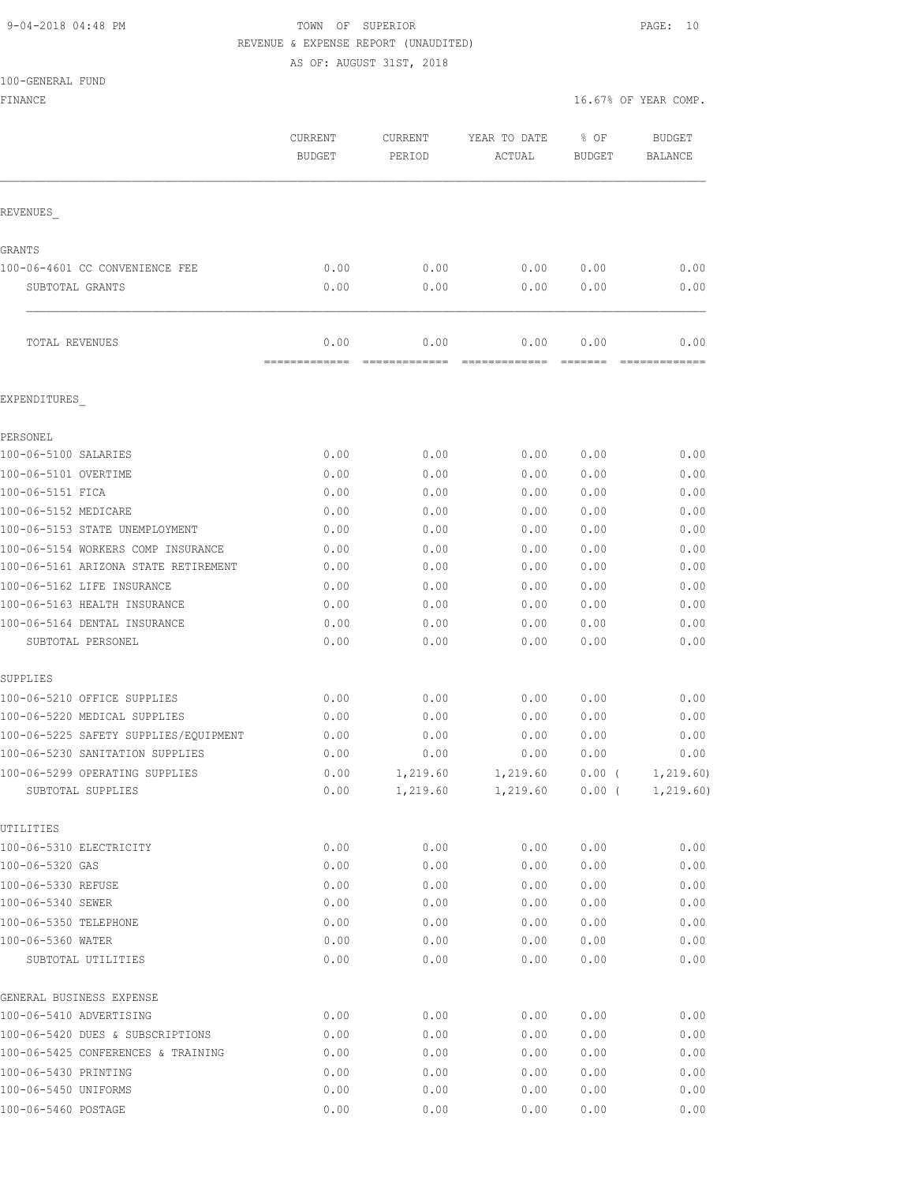9-04-2018 04:48 PM

# TOWN OF SUPERIOR
REVENUE & EXPENSE REPORT (UNAUDITED)
AS OF: AUGUST 31ST, 2018

100-GENERAL FUND
FINANCE

16.67% OF YEAR COMP.

| | CURRENT BUDGET | CURRENT PERIOD | YEAR TO DATE ACTUAL | % OF BUDGET | BUDGET BALANCE |
|---|---|---|---|---|---|
| **REVENUES** | | | | | |
| **GRANTS** | | | | | |
| 100-06-4601 CC CONVENIENCE FEE | 0.00 | 0.00 | 0.00 | 0.00 | 0.00 |
| SUBTOTAL GRANTS | 0.00 | 0.00 | 0.00 | 0.00 | 0.00 |
| TOTAL REVENUES | 0.00 | 0.00 | 0.00 | 0.00 | 0.00 |
| **EXPENDITURES** | | | | | |
| **PERSONEL** | | | | | |
| 100-06-5100 SALARIES | 0.00 | 0.00 | 0.00 | 0.00 | 0.00 |
| 100-06-5101 OVERTIME | 0.00 | 0.00 | 0.00 | 0.00 | 0.00 |
| 100-06-5151 FICA | 0.00 | 0.00 | 0.00 | 0.00 | 0.00 |
| 100-06-5152 MEDICARE | 0.00 | 0.00 | 0.00 | 0.00 | 0.00 |
| 100-06-5153 STATE UNEMPLOYMENT | 0.00 | 0.00 | 0.00 | 0.00 | 0.00 |
| 100-06-5154 WORKERS COMP INSURANCE | 0.00 | 0.00 | 0.00 | 0.00 | 0.00 |
| 100-06-5161 ARIZONA STATE RETIREMENT | 0.00 | 0.00 | 0.00 | 0.00 | 0.00 |
| 100-06-5162 LIFE INSURANCE | 0.00 | 0.00 | 0.00 | 0.00 | 0.00 |
| 100-06-5163 HEALTH INSURANCE | 0.00 | 0.00 | 0.00 | 0.00 | 0.00 |
| 100-06-5164 DENTAL INSURANCE | 0.00 | 0.00 | 0.00 | 0.00 | 0.00 |
| SUBTOTAL PERSONEL | 0.00 | 0.00 | 0.00 | 0.00 | 0.00 |
| **SUPPLIES** | | | | | |
| 100-06-5210 OFFICE SUPPLIES | 0.00 | 0.00 | 0.00 | 0.00 | 0.00 |
| 100-06-5220 MEDICAL SUPPLIES | 0.00 | 0.00 | 0.00 | 0.00 | 0.00 |
| 100-06-5225 SAFETY SUPPLIES/EQUIPMENT | 0.00 | 0.00 | 0.00 | 0.00 | 0.00 |
| 100-06-5230 SANITATION SUPPLIES | 0.00 | 0.00 | 0.00 | 0.00 | 0.00 |
| 100-06-5299 OPERATING SUPPLIES | 0.00 | 1,219.60 | 1,219.60 | 0.00 | ( 1,219.60) |
| SUBTOTAL SUPPLIES | 0.00 | 1,219.60 | 1,219.60 | 0.00 | ( 1,219.60) |
| **UTILITIES** | | | | | |
| 100-06-5310 ELECTRICITY | 0.00 | 0.00 | 0.00 | 0.00 | 0.00 |
| 100-06-5320 GAS | 0.00 | 0.00 | 0.00 | 0.00 | 0.00 |
| 100-06-5330 REFUSE | 0.00 | 0.00 | 0.00 | 0.00 | 0.00 |
| 100-06-5340 SEWER | 0.00 | 0.00 | 0.00 | 0.00 | 0.00 |
| 100-06-5350 TELEPHONE | 0.00 | 0.00 | 0.00 | 0.00 | 0.00 |
| 100-06-5360 WATER | 0.00 | 0.00 | 0.00 | 0.00 | 0.00 |
| SUBTOTAL UTILITIES | 0.00 | 0.00 | 0.00 | 0.00 | 0.00 |
| **GENERAL BUSINESS EXPENSE** | | | | | |
| 100-06-5410 ADVERTISING | 0.00 | 0.00 | 0.00 | 0.00 | 0.00 |
| 100-06-5420 DUES & SUBSCRIPTIONS | 0.00 | 0.00 | 0.00 | 0.00 | 0.00 |
| 100-06-5425 CONFERENCES & TRAINING | 0.00 | 0.00 | 0.00 | 0.00 | 0.00 |
| 100-06-5430 PRINTING | 0.00 | 0.00 | 0.00 | 0.00 | 0.00 |
| 100-06-5450 UNIFORMS | 0.00 | 0.00 | 0.00 | 0.00 | 0.00 |
| 100-06-5460 POSTAGE | 0.00 | 0.00 | 0.00 | 0.00 | 0.00 |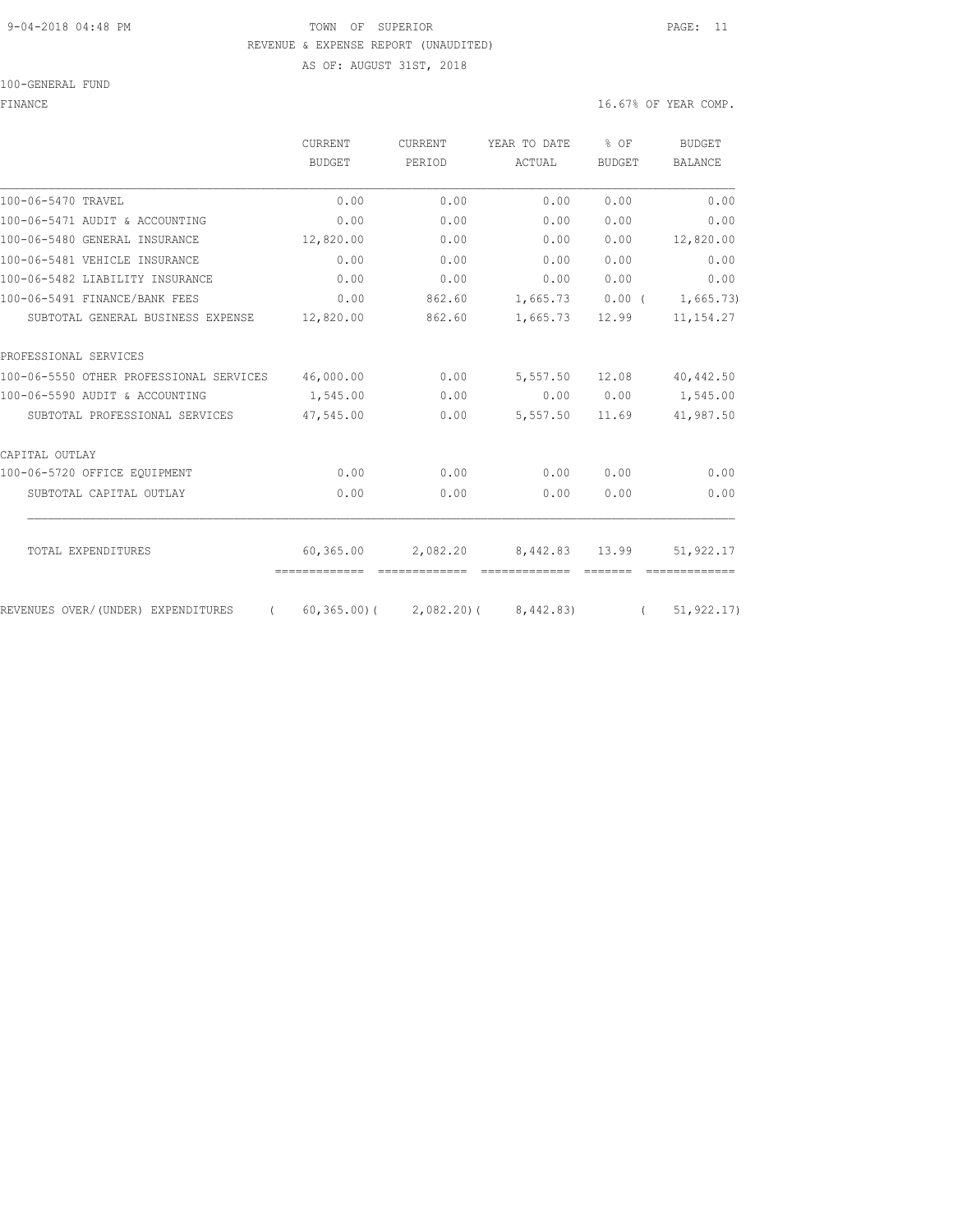TOWN OF SUPERIOR

REVENUE & EXPENSE REPORT (UNAUDITED)

AS OF: AUGUST 31ST, 2018

100-GENERAL FUND

FINANCE

16.67% OF YEAR COMP.

| | CURRENT BUDGET | CURRENT PERIOD | YEAR TO DATE ACTUAL | % OF BUDGET | BUDGET BALANCE |
|---|---|---|---|---|---|
| 100-06-5470 TRAVEL | 0.00 | 0.00 | 0.00 | 0.00 | 0.00 |
| 100-06-5471 AUDIT & ACCOUNTING | 0.00 | 0.00 | 0.00 | 0.00 | 0.00 |
| 100-06-5480 GENERAL INSURANCE | 12,820.00 | 0.00 | 0.00 | 0.00 | 12,820.00 |
| 100-06-5481 VEHICLE INSURANCE | 0.00 | 0.00 | 0.00 | 0.00 | 0.00 |
| 100-06-5482 LIABILITY INSURANCE | 0.00 | 0.00 | 0.00 | 0.00 | 0.00 |
| 100-06-5491 FINANCE/BANK FEES | 0.00 | 862.60 | 1,665.73 | 0.00 | ( 1,665.73) |
| SUBTOTAL GENERAL BUSINESS EXPENSE | 12,820.00 | 862.60 | 1,665.73 | 12.99 | 11,154.27 |
| PROFESSIONAL SERVICES | | | | | |
| 100-06-5550 OTHER PROFESSIONAL SERVICES | 46,000.00 | 0.00 | 5,557.50 | 12.08 | 40,442.50 |
| 100-06-5590 AUDIT & ACCOUNTING | 1,545.00 | 0.00 | 0.00 | 0.00 | 1,545.00 |
| SUBTOTAL PROFESSIONAL SERVICES | 47,545.00 | 0.00 | 5,557.50 | 11.69 | 41,987.50 |
| CAPITAL OUTLAY | | | | | |
| 100-06-5720 OFFICE EQUIPMENT | 0.00 | 0.00 | 0.00 | 0.00 | 0.00 |
| SUBTOTAL CAPITAL OUTLAY | 0.00 | 0.00 | 0.00 | 0.00 | 0.00 |
| TOTAL EXPENDITURES | 60,365.00 | 2,082.20 | 8,442.83 | 13.99 | 51,922.17 |
| REVENUES OVER/(UNDER) EXPENDITURES | ( 60,365.00) | ( 2,082.20) | ( 8,442.83) | | ( 51,922.17) |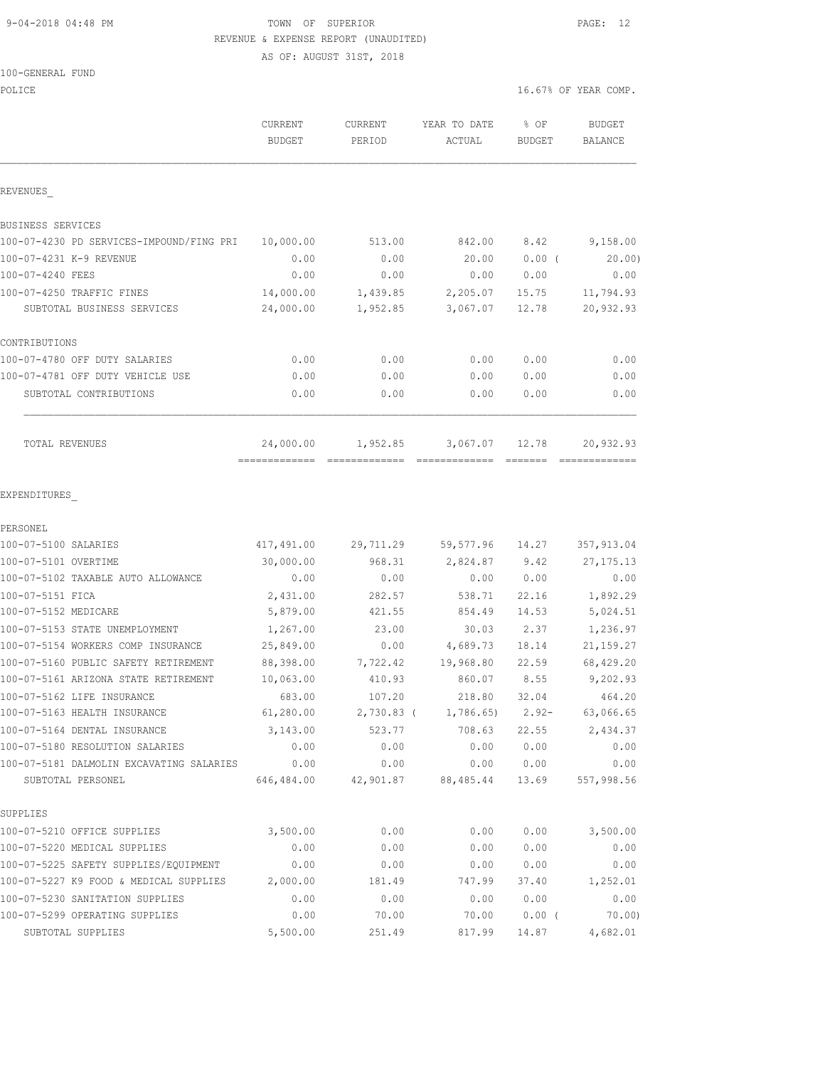9-04-2018 04:48 PM

TOWN OF SUPERIOR
REVENUE & EXPENSE REPORT (UNAUDITED)
AS OF: AUGUST 31ST, 2018

100-GENERAL FUND
POLICE

16.67% OF YEAR COMP.

| | CURRENT BUDGET | CURRENT PERIOD | YEAR TO DATE ACTUAL | % OF BUDGET | BUDGET BALANCE |
|---|---|---|---|---|---|
| REVENUES | | | | | |
| BUSINESS SERVICES | | | | | |
| 100-07-4230 PD SERVICES-IMPOUND/FING PRI | 10,000.00 | 513.00 | 842.00 | 8.42 | 9,158.00 |
| 100-07-4231 K-9 REVENUE | 0.00 | 0.00 | 20.00 | 0.00 ( | 20.00) |
| 100-07-4240 FEES | 0.00 | 0.00 | 0.00 | 0.00 | 0.00 |
| 100-07-4250 TRAFFIC FINES | 14,000.00 | 1,439.85 | 2,205.07 | 15.75 | 11,794.93 |
| SUBTOTAL BUSINESS SERVICES | 24,000.00 | 1,952.85 | 3,067.07 | 12.78 | 20,932.93 |
| CONTRIBUTIONS | | | | | |
| 100-07-4780 OFF DUTY SALARIES | 0.00 | 0.00 | 0.00 | 0.00 | 0.00 |
| 100-07-4781 OFF DUTY VEHICLE USE | 0.00 | 0.00 | 0.00 | 0.00 | 0.00 |
| SUBTOTAL CONTRIBUTIONS | 0.00 | 0.00 | 0.00 | 0.00 | 0.00 |
| TOTAL REVENUES | 24,000.00 | 1,952.85 | 3,067.07 | 12.78 | 20,932.93 |
| EXPENDITURES | | | | | |
| PERSONEL | | | | | |
| 100-07-5100 SALARIES | 417,491.00 | 29,711.29 | 59,577.96 | 14.27 | 357,913.04 |
| 100-07-5101 OVERTIME | 30,000.00 | 968.31 | 2,824.87 | 9.42 | 27,175.13 |
| 100-07-5102 TAXABLE AUTO ALLOWANCE | 0.00 | 0.00 | 0.00 | 0.00 | 0.00 |
| 100-07-5151 FICA | 2,431.00 | 282.57 | 538.71 | 22.16 | 1,892.29 |
| 100-07-5152 MEDICARE | 5,879.00 | 421.55 | 854.49 | 14.53 | 5,024.51 |
| 100-07-5153 STATE UNEMPLOYMENT | 1,267.00 | 23.00 | 30.03 | 2.37 | 1,236.97 |
| 100-07-5154 WORKERS COMP INSURANCE | 25,849.00 | 0.00 | 4,689.73 | 18.14 | 21,159.27 |
| 100-07-5160 PUBLIC SAFETY RETIREMENT | 88,398.00 | 7,722.42 | 19,968.80 | 22.59 | 68,429.20 |
| 100-07-5161 ARIZONA STATE RETIREMENT | 10,063.00 | 410.93 | 860.07 | 8.55 | 9,202.93 |
| 100-07-5162 LIFE INSURANCE | 683.00 | 107.20 | 218.80 | 32.04 | 464.20 |
| 100-07-5163 HEALTH INSURANCE | 61,280.00 | 2,730.83 ( | 1,786.65) | 2.92- | 63,066.65 |
| 100-07-5164 DENTAL INSURANCE | 3,143.00 | 523.77 | 708.63 | 22.55 | 2,434.37 |
| 100-07-5180 RESOLUTION SALARIES | 0.00 | 0.00 | 0.00 | 0.00 | 0.00 |
| 100-07-5181 DALMOLIN EXCAVATING SALARIES | 0.00 | 0.00 | 0.00 | 0.00 | 0.00 |
| SUBTOTAL PERSONEL | 646,484.00 | 42,901.87 | 88,485.44 | 13.69 | 557,998.56 |
| SUPPLIES | | | | | |
| 100-07-5210 OFFICE SUPPLIES | 3,500.00 | 0.00 | 0.00 | 0.00 | 3,500.00 |
| 100-07-5220 MEDICAL SUPPLIES | 0.00 | 0.00 | 0.00 | 0.00 | 0.00 |
| 100-07-5225 SAFETY SUPPLIES/EQUIPMENT | 0.00 | 0.00 | 0.00 | 0.00 | 0.00 |
| 100-07-5227 K9 FOOD & MEDICAL SUPPLIES | 2,000.00 | 181.49 | 747.99 | 37.40 | 1,252.01 |
| 100-07-5230 SANITATION SUPPLIES | 0.00 | 0.00 | 0.00 | 0.00 | 0.00 |
| 100-07-5299 OPERATING SUPPLIES | 0.00 | 70.00 | 70.00 | 0.00 ( | 70.00) |
| SUBTOTAL SUPPLIES | 5,500.00 | 251.49 | 817.99 | 14.87 | 4,682.01 |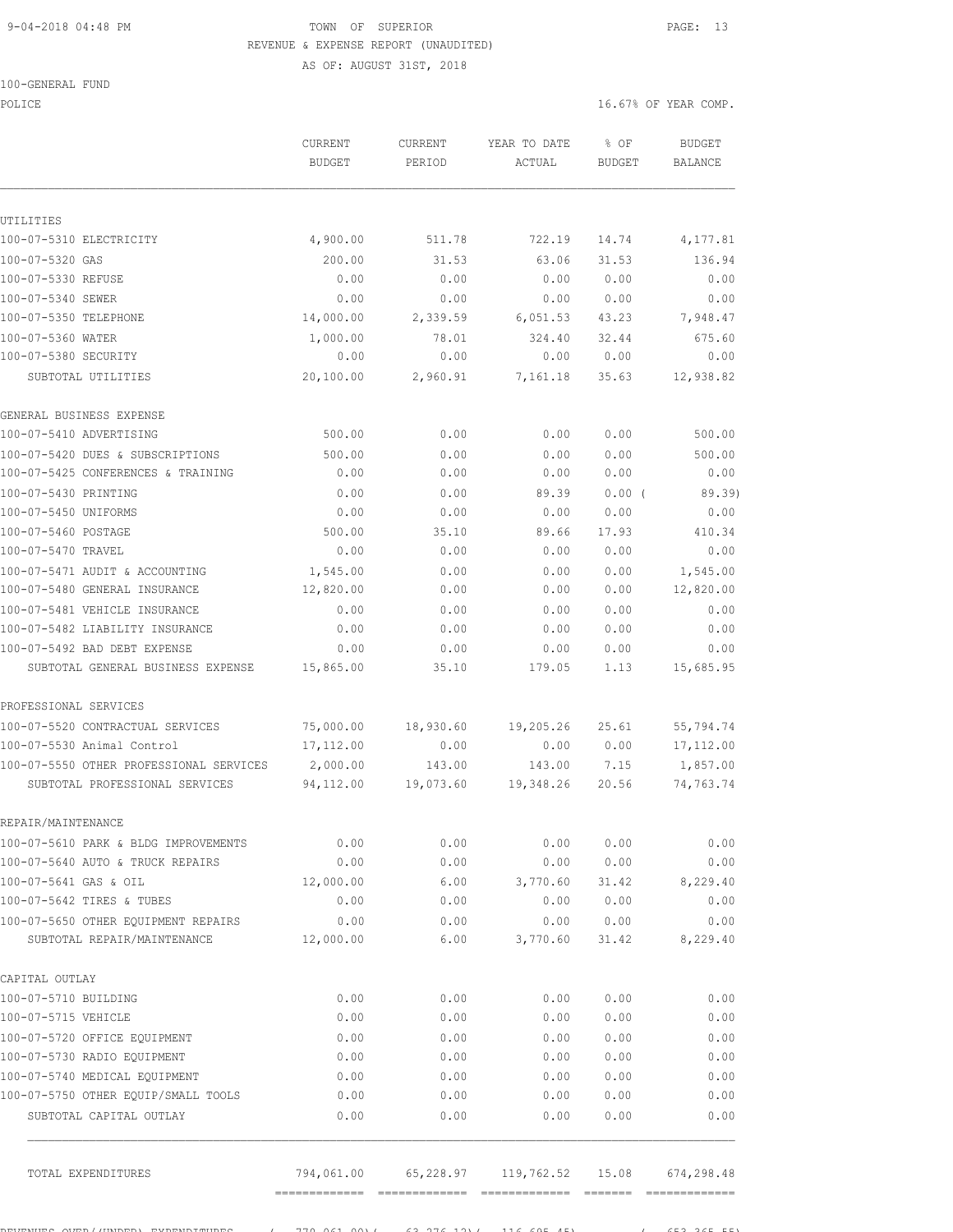TOWN OF SUPERIOR
REVENUE & EXPENSE REPORT (UNAUDITED)
AS OF: AUGUST 31ST, 2018

100-GENERAL FUND
POLICE

16.67% OF YEAR COMP.

| | CURRENT BUDGET | CURRENT PERIOD | YEAR TO DATE ACTUAL | % OF BUDGET | BUDGET BALANCE |
|---|---|---|---|---|---|
| **UTILITIES** | | | | | |
| 100-07-5310 ELECTRICITY | 4,900.00 | 511.78 | 722.19 | 14.74 | 4,177.81 |
| 100-07-5320 GAS | 200.00 | 31.53 | 63.06 | 31.53 | 136.94 |
| 100-07-5330 REFUSE | 0.00 | 0.00 | 0.00 | 0.00 | 0.00 |
| 100-07-5340 SEWER | 0.00 | 0.00 | 0.00 | 0.00 | 0.00 |
| 100-07-5350 TELEPHONE | 14,000.00 | 2,339.59 | 6,051.53 | 43.23 | 7,948.47 |
| 100-07-5360 WATER | 1,000.00 | 78.01 | 324.40 | 32.44 | 675.60 |
| 100-07-5380 SECURITY | 0.00 | 0.00 | 0.00 | 0.00 | 0.00 |
| SUBTOTAL UTILITIES | 20,100.00 | 2,960.91 | 7,161.18 | 35.63 | 12,938.82 |
| **GENERAL BUSINESS EXPENSE** | | | | | |
| 100-07-5410 ADVERTISING | 500.00 | 0.00 | 0.00 | 0.00 | 500.00 |
| 100-07-5420 DUES & SUBSCRIPTIONS | 500.00 | 0.00 | 0.00 | 0.00 | 500.00 |
| 100-07-5425 CONFERENCES & TRAINING | 0.00 | 0.00 | 0.00 | 0.00 | 0.00 |
| 100-07-5430 PRINTING | 0.00 | 0.00 | 89.39 | 0.00 | ( 89.39) |
| 100-07-5450 UNIFORMS | 0.00 | 0.00 | 0.00 | 0.00 | 0.00 |
| 100-07-5460 POSTAGE | 500.00 | 35.10 | 89.66 | 17.93 | 410.34 |
| 100-07-5470 TRAVEL | 0.00 | 0.00 | 0.00 | 0.00 | 0.00 |
| 100-07-5471 AUDIT & ACCOUNTING | 1,545.00 | 0.00 | 0.00 | 0.00 | 1,545.00 |
| 100-07-5480 GENERAL INSURANCE | 12,820.00 | 0.00 | 0.00 | 0.00 | 12,820.00 |
| 100-07-5481 VEHICLE INSURANCE | 0.00 | 0.00 | 0.00 | 0.00 | 0.00 |
| 100-07-5482 LIABILITY INSURANCE | 0.00 | 0.00 | 0.00 | 0.00 | 0.00 |
| 100-07-5492 BAD DEBT EXPENSE | 0.00 | 0.00 | 0.00 | 0.00 | 0.00 |
| SUBTOTAL GENERAL BUSINESS EXPENSE | 15,865.00 | 35.10 | 179.05 | 1.13 | 15,685.95 |
| **PROFESSIONAL SERVICES** | | | | | |
| 100-07-5520 CONTRACTUAL SERVICES | 75,000.00 | 18,930.60 | 19,205.26 | 25.61 | 55,794.74 |
| 100-07-5530 Animal Control | 17,112.00 | 0.00 | 0.00 | 0.00 | 17,112.00 |
| 100-07-5550 OTHER PROFESSIONAL SERVICES | 2,000.00 | 143.00 | 143.00 | 7.15 | 1,857.00 |
| SUBTOTAL PROFESSIONAL SERVICES | 94,112.00 | 19,073.60 | 19,348.26 | 20.56 | 74,763.74 |
| **REPAIR/MAINTENANCE** | | | | | |
| 100-07-5610 PARK & BLDG IMPROVEMENTS | 0.00 | 0.00 | 0.00 | 0.00 | 0.00 |
| 100-07-5640 AUTO & TRUCK REPAIRS | 0.00 | 0.00 | 0.00 | 0.00 | 0.00 |
| 100-07-5641 GAS & OIL | 12,000.00 | 6.00 | 3,770.60 | 31.42 | 8,229.40 |
| 100-07-5642 TIRES & TUBES | 0.00 | 0.00 | 0.00 | 0.00 | 0.00 |
| 100-07-5650 OTHER EQUIPMENT REPAIRS | 0.00 | 0.00 | 0.00 | 0.00 | 0.00 |
| SUBTOTAL REPAIR/MAINTENANCE | 12,000.00 | 6.00 | 3,770.60 | 31.42 | 8,229.40 |
| **CAPITAL OUTLAY** | | | | | |
| 100-07-5710 BUILDING | 0.00 | 0.00 | 0.00 | 0.00 | 0.00 |
| 100-07-5715 VEHICLE | 0.00 | 0.00 | 0.00 | 0.00 | 0.00 |
| 100-07-5720 OFFICE EQUIPMENT | 0.00 | 0.00 | 0.00 | 0.00 | 0.00 |
| 100-07-5730 RADIO EQUIPMENT | 0.00 | 0.00 | 0.00 | 0.00 | 0.00 |
| 100-07-5740 MEDICAL EQUIPMENT | 0.00 | 0.00 | 0.00 | 0.00 | 0.00 |
| 100-07-5750 OTHER EQUIP/SMALL TOOLS | 0.00 | 0.00 | 0.00 | 0.00 | 0.00 |
| SUBTOTAL CAPITAL OUTLAY | 0.00 | 0.00 | 0.00 | 0.00 | 0.00 |
| TOTAL EXPENDITURES | 794,061.00 | 65,228.97 | 119,762.52 | 15.08 | 674,298.48 |
| REVENUES OVER/(UNDER) EXPENDITURES | ( 770,061.00) | ( 63,276.12) | ( 116,695.45) | | ( 653,365.55) |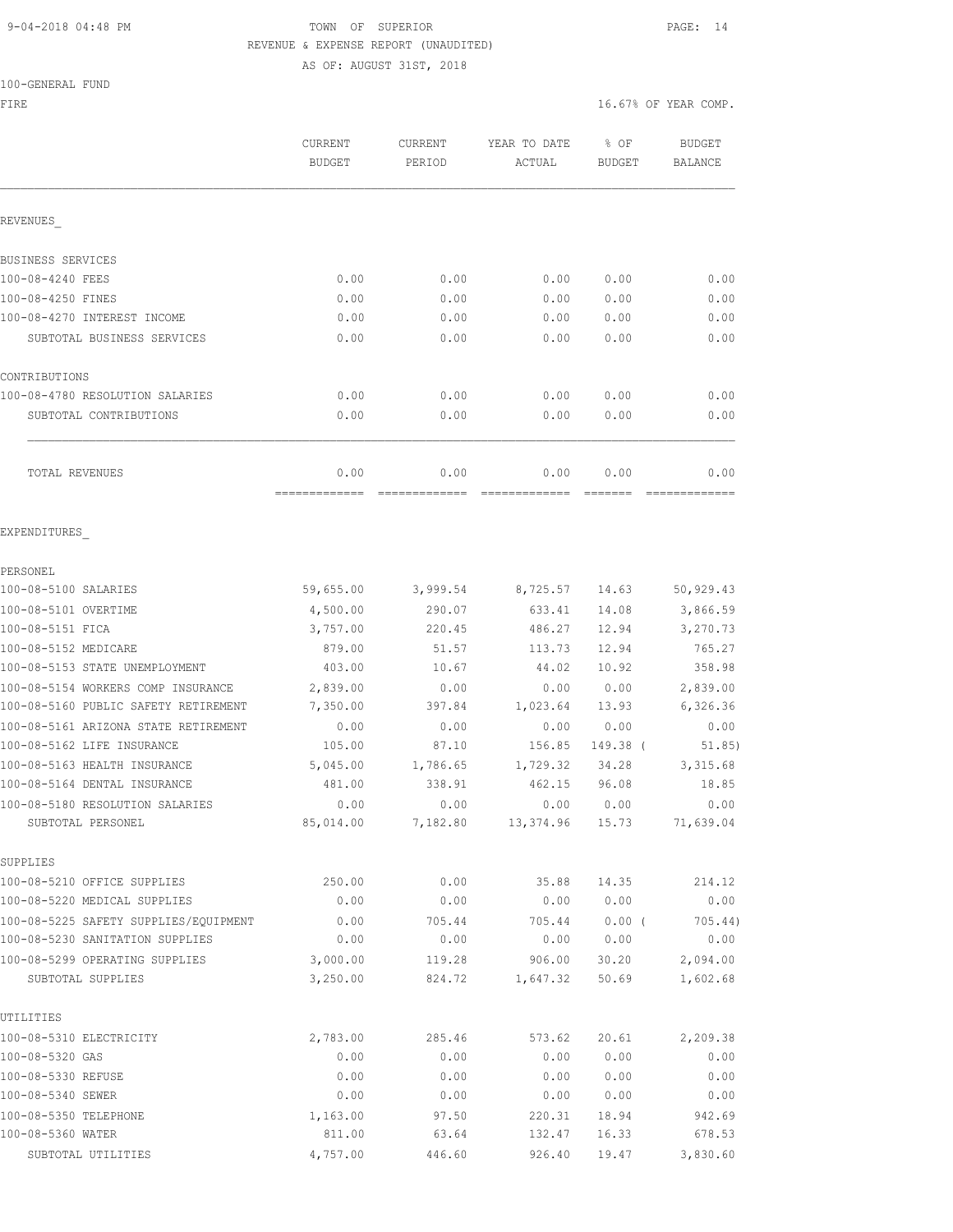9-04-2018 04:48 PM

TOWN OF SUPERIOR

REVENUE & EXPENSE REPORT (UNAUDITED)

AS OF: AUGUST 31ST, 2018

100-GENERAL FUND

FIRE

16.67% OF YEAR COMP.

| | CURRENT BUDGET | CURRENT PERIOD | YEAR TO DATE ACTUAL | % OF BUDGET | BUDGET BALANCE |
|---|---|---|---|---|---|
| **REVENUES_** | | | | | |
| BUSINESS SERVICES | | | | | |
| 100-08-4240 FEES | 0.00 | 0.00 | 0.00 | 0.00 | 0.00 |
| 100-08-4250 FINES | 0.00 | 0.00 | 0.00 | 0.00 | 0.00 |
| 100-08-4270 INTEREST INCOME | 0.00 | 0.00 | 0.00 | 0.00 | 0.00 |
| SUBTOTAL BUSINESS SERVICES | 0.00 | 0.00 | 0.00 | 0.00 | 0.00 |
| CONTRIBUTIONS | | | | | |
| 100-08-4780 RESOLUTION SALARIES | 0.00 | 0.00 | 0.00 | 0.00 | 0.00 |
| SUBTOTAL CONTRIBUTIONS | 0.00 | 0.00 | 0.00 | 0.00 | 0.00 |
| TOTAL REVENUES | 0.00 | 0.00 | 0.00 | 0.00 | 0.00 |
| **EXPENDITURES_** | | | | | |
| PERSONEL | | | | | |
| 100-08-5100 SALARIES | 59,655.00 | 3,999.54 | 8,725.57 | 14.63 | 50,929.43 |
| 100-08-5101 OVERTIME | 4,500.00 | 290.07 | 633.41 | 14.08 | 3,866.59 |
| 100-08-5151 FICA | 3,757.00 | 220.45 | 486.27 | 12.94 | 3,270.73 |
| 100-08-5152 MEDICARE | 879.00 | 51.57 | 113.73 | 12.94 | 765.27 |
| 100-08-5153 STATE UNEMPLOYMENT | 403.00 | 10.67 | 44.02 | 10.92 | 358.98 |
| 100-08-5154 WORKERS COMP INSURANCE | 2,839.00 | 0.00 | 0.00 | 0.00 | 2,839.00 |
| 100-08-5160 PUBLIC SAFETY RETIREMENT | 7,350.00 | 397.84 | 1,023.64 | 13.93 | 6,326.36 |
| 100-08-5161 ARIZONA STATE RETIREMENT | 0.00 | 0.00 | 0.00 | 0.00 | 0.00 |
| 100-08-5162 LIFE INSURANCE | 105.00 | 87.10 | 156.85 | 149.38 | ( 51.85) |
| 100-08-5163 HEALTH INSURANCE | 5,045.00 | 1,786.65 | 1,729.32 | 34.28 | 3,315.68 |
| 100-08-5164 DENTAL INSURANCE | 481.00 | 338.91 | 462.15 | 96.08 | 18.85 |
| 100-08-5180 RESOLUTION SALARIES | 0.00 | 0.00 | 0.00 | 0.00 | 0.00 |
| SUBTOTAL PERSONEL | 85,014.00 | 7,182.80 | 13,374.96 | 15.73 | 71,639.04 |
| SUPPLIES | | | | | |
| 100-08-5210 OFFICE SUPPLIES | 250.00 | 0.00 | 35.88 | 14.35 | 214.12 |
| 100-08-5220 MEDICAL SUPPLIES | 0.00 | 0.00 | 0.00 | 0.00 | 0.00 |
| 100-08-5225 SAFETY SUPPLIES/EQUIPMENT | 0.00 | 705.44 | 705.44 | 0.00 | ( 705.44) |
| 100-08-5230 SANITATION SUPPLIES | 0.00 | 0.00 | 0.00 | 0.00 | 0.00 |
| 100-08-5299 OPERATING SUPPLIES | 3,000.00 | 119.28 | 906.00 | 30.20 | 2,094.00 |
| SUBTOTAL SUPPLIES | 3,250.00 | 824.72 | 1,647.32 | 50.69 | 1,602.68 |
| UTILITIES | | | | | |
| 100-08-5310 ELECTRICITY | 2,783.00 | 285.46 | 573.62 | 20.61 | 2,209.38 |
| 100-08-5320 GAS | 0.00 | 0.00 | 0.00 | 0.00 | 0.00 |
| 100-08-5330 REFUSE | 0.00 | 0.00 | 0.00 | 0.00 | 0.00 |
| 100-08-5340 SEWER | 0.00 | 0.00 | 0.00 | 0.00 | 0.00 |
| 100-08-5350 TELEPHONE | 1,163.00 | 97.50 | 220.31 | 18.94 | 942.69 |
| 100-08-5360 WATER | 811.00 | 63.64 | 132.47 | 16.33 | 678.53 |
| SUBTOTAL UTILITIES | 4,757.00 | 446.60 | 926.40 | 19.47 | 3,830.60 |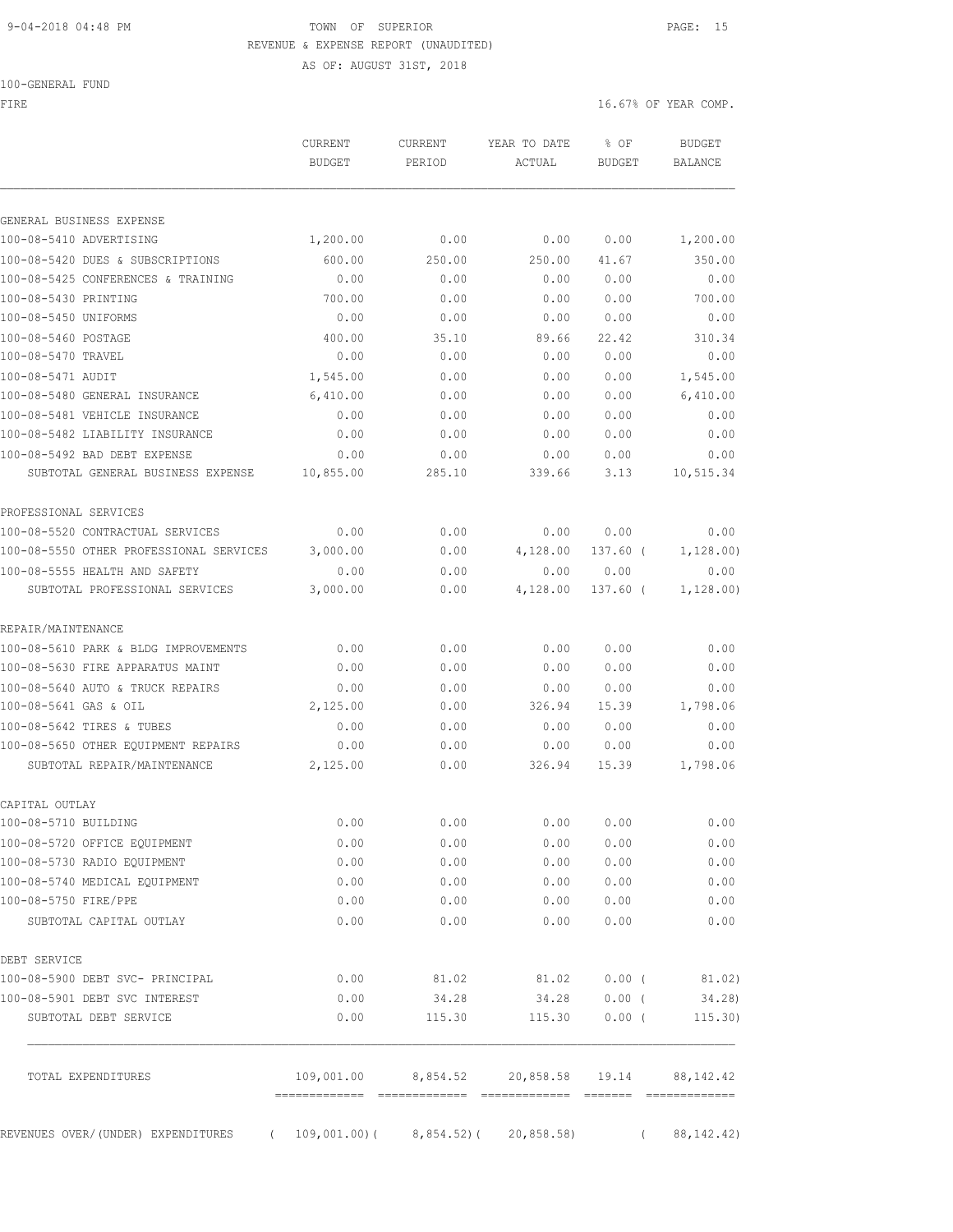9-04-2018 04:48 PM TOWN OF SUPERIOR

REVENUE & EXPENSE REPORT (UNAUDITED)

AS OF: AUGUST 31ST, 2018

100-GENERAL FUND

FIRE 16.67% OF YEAR COMP.

| | CURRENT BUDGET | CURRENT PERIOD | YEAR TO DATE ACTUAL | % OF BUDGET | BUDGET BALANCE |
|---|---|---|---|---|---|
| GENERAL BUSINESS EXPENSE | | | | | |
| 100-08-5410 ADVERTISING | 1,200.00 | 0.00 | 0.00 | 0.00 | 1,200.00 |
| 100-08-5420 DUES & SUBSCRIPTIONS | 600.00 | 250.00 | 250.00 | 41.67 | 350.00 |
| 100-08-5425 CONFERENCES & TRAINING | 0.00 | 0.00 | 0.00 | 0.00 | 0.00 |
| 100-08-5430 PRINTING | 700.00 | 0.00 | 0.00 | 0.00 | 700.00 |
| 100-08-5450 UNIFORMS | 0.00 | 0.00 | 0.00 | 0.00 | 0.00 |
| 100-08-5460 POSTAGE | 400.00 | 35.10 | 89.66 | 22.42 | 310.34 |
| 100-08-5470 TRAVEL | 0.00 | 0.00 | 0.00 | 0.00 | 0.00 |
| 100-08-5471 AUDIT | 1,545.00 | 0.00 | 0.00 | 0.00 | 1,545.00 |
| 100-08-5480 GENERAL INSURANCE | 6,410.00 | 0.00 | 0.00 | 0.00 | 6,410.00 |
| 100-08-5481 VEHICLE INSURANCE | 0.00 | 0.00 | 0.00 | 0.00 | 0.00 |
| 100-08-5482 LIABILITY INSURANCE | 0.00 | 0.00 | 0.00 | 0.00 | 0.00 |
| 100-08-5492 BAD DEBT EXPENSE | 0.00 | 0.00 | 0.00 | 0.00 | 0.00 |
| SUBTOTAL GENERAL BUSINESS EXPENSE | 10,855.00 | 285.10 | 339.66 | 3.13 | 10,515.34 |
| PROFESSIONAL SERVICES | | | | | |
| 100-08-5520 CONTRACTUAL SERVICES | 0.00 | 0.00 | 0.00 | 0.00 | 0.00 |
| 100-08-5550 OTHER PROFESSIONAL SERVICES | 3,000.00 | 0.00 | 4,128.00 | 137.60 | ( 1,128.00) |
| 100-08-5555 HEALTH AND SAFETY | 0.00 | 0.00 | 0.00 | 0.00 | 0.00 |
| SUBTOTAL PROFESSIONAL SERVICES | 3,000.00 | 0.00 | 4,128.00 | 137.60 | ( 1,128.00) |
| REPAIR/MAINTENANCE | | | | | |
| 100-08-5610 PARK & BLDG IMPROVEMENTS | 0.00 | 0.00 | 0.00 | 0.00 | 0.00 |
| 100-08-5630 FIRE APPARATUS MAINT | 0.00 | 0.00 | 0.00 | 0.00 | 0.00 |
| 100-08-5640 AUTO & TRUCK REPAIRS | 0.00 | 0.00 | 0.00 | 0.00 | 0.00 |
| 100-08-5641 GAS & OIL | 2,125.00 | 0.00 | 326.94 | 15.39 | 1,798.06 |
| 100-08-5642 TIRES & TUBES | 0.00 | 0.00 | 0.00 | 0.00 | 0.00 |
| 100-08-5650 OTHER EQUIPMENT REPAIRS | 0.00 | 0.00 | 0.00 | 0.00 | 0.00 |
| SUBTOTAL REPAIR/MAINTENANCE | 2,125.00 | 0.00 | 326.94 | 15.39 | 1,798.06 |
| CAPITAL OUTLAY | | | | | |
| 100-08-5710 BUILDING | 0.00 | 0.00 | 0.00 | 0.00 | 0.00 |
| 100-08-5720 OFFICE EQUIPMENT | 0.00 | 0.00 | 0.00 | 0.00 | 0.00 |
| 100-08-5730 RADIO EQUIPMENT | 0.00 | 0.00 | 0.00 | 0.00 | 0.00 |
| 100-08-5740 MEDICAL EQUIPMENT | 0.00 | 0.00 | 0.00 | 0.00 | 0.00 |
| 100-08-5750 FIRE/PPE | 0.00 | 0.00 | 0.00 | 0.00 | 0.00 |
| SUBTOTAL CAPITAL OUTLAY | 0.00 | 0.00 | 0.00 | 0.00 | 0.00 |
| DEBT SERVICE | | | | | |
| 100-08-5900 DEBT SVC- PRINCIPAL | 0.00 | 81.02 | 81.02 | 0.00 | ( 81.02) |
| 100-08-5901 DEBT SVC INTEREST | 0.00 | 34.28 | 34.28 | 0.00 | ( 34.28) |
| SUBTOTAL DEBT SERVICE | 0.00 | 115.30 | 115.30 | 0.00 | ( 115.30) |
| TOTAL EXPENDITURES | 109,001.00 | 8,854.52 | 20,858.58 | 19.14 | 88,142.42 |
| REVENUES OVER/(UNDER) EXPENDITURES | ( 109,001.00) | ( 8,854.52) | ( 20,858.58) | | ( 88,142.42) |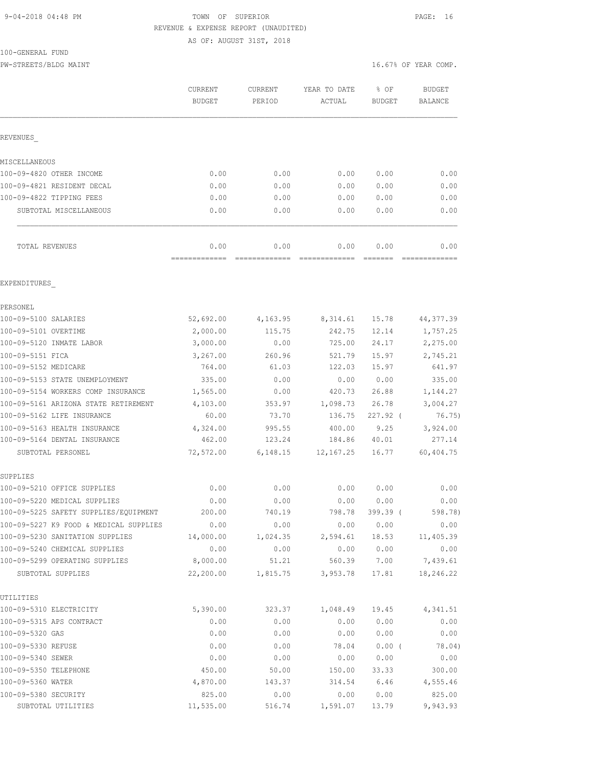9-04-2018 04:48 PM

TOWN OF SUPERIOR
REVENUE & EXPENSE REPORT (UNAUDITED)
AS OF: AUGUST 31ST, 2018

100-GENERAL FUND
PW-STREETS/BLDG MAINT

16.67% OF YEAR COMP.

| | CURRENT BUDGET | CURRENT PERIOD | YEAR TO DATE ACTUAL | % OF BUDGET | BUDGET BALANCE |
|---|---|---|---|---|---|
| **REVENUES_** | | | | | |
| MISCELLANEOUS | | | | | |
| 100-09-4820 OTHER INCOME | 0.00 | 0.00 | 0.00 | 0.00 | 0.00 |
| 100-09-4821 RESIDENT DECAL | 0.00 | 0.00 | 0.00 | 0.00 | 0.00 |
| 100-09-4822 TIPPING FEES | 0.00 | 0.00 | 0.00 | 0.00 | 0.00 |
| SUBTOTAL MISCELLANEOUS | 0.00 | 0.00 | 0.00 | 0.00 | 0.00 |
| TOTAL REVENUES | 0.00 | 0.00 | 0.00 | 0.00 | 0.00 |
| **EXPENDITURES_** | | | | | |
| PERSONEL | | | | | |
| 100-09-5100 SALARIES | 52,692.00 | 4,163.95 | 8,314.61 | 15.78 | 44,377.39 |
| 100-09-5101 OVERTIME | 2,000.00 | 115.75 | 242.75 | 12.14 | 1,757.25 |
| 100-09-5120 INMATE LABOR | 3,000.00 | 0.00 | 725.00 | 24.17 | 2,275.00 |
| 100-09-5151 FICA | 3,267.00 | 260.96 | 521.79 | 15.97 | 2,745.21 |
| 100-09-5152 MEDICARE | 764.00 | 61.03 | 122.03 | 15.97 | 641.97 |
| 100-09-5153 STATE UNEMPLOYMENT | 335.00 | 0.00 | 0.00 | 0.00 | 335.00 |
| 100-09-5154 WORKERS COMP INSURANCE | 1,565.00 | 0.00 | 420.73 | 26.88 | 1,144.27 |
| 100-09-5161 ARIZONA STATE RETIREMENT | 4,103.00 | 353.97 | 1,098.73 | 26.78 | 3,004.27 |
| 100-09-5162 LIFE INSURANCE | 60.00 | 73.70 | 136.75 | 227.92 | ( 76.75) |
| 100-09-5163 HEALTH INSURANCE | 4,324.00 | 995.55 | 400.00 | 9.25 | 3,924.00 |
| 100-09-5164 DENTAL INSURANCE | 462.00 | 123.24 | 184.86 | 40.01 | 277.14 |
| SUBTOTAL PERSONEL | 72,572.00 | 6,148.15 | 12,167.25 | 16.77 | 60,404.75 |
| SUPPLIES | | | | | |
| 100-09-5210 OFFICE SUPPLIES | 0.00 | 0.00 | 0.00 | 0.00 | 0.00 |
| 100-09-5220 MEDICAL SUPPLIES | 0.00 | 0.00 | 0.00 | 0.00 | 0.00 |
| 100-09-5225 SAFETY SUPPLIES/EQUIPMENT | 200.00 | 740.19 | 798.78 | 399.39 | ( 598.78) |
| 100-09-5227 K9 FOOD & MEDICAL SUPPLIES | 0.00 | 0.00 | 0.00 | 0.00 | 0.00 |
| 100-09-5230 SANITATION SUPPLIES | 14,000.00 | 1,024.35 | 2,594.61 | 18.53 | 11,405.39 |
| 100-09-5240 CHEMICAL SUPPLIES | 0.00 | 0.00 | 0.00 | 0.00 | 0.00 |
| 100-09-5299 OPERATING SUPPLIES | 8,000.00 | 51.21 | 560.39 | 7.00 | 7,439.61 |
| SUBTOTAL SUPPLIES | 22,200.00 | 1,815.75 | 3,953.78 | 17.81 | 18,246.22 |
| UTILITIES | | | | | |
| 100-09-5310 ELECTRICITY | 5,390.00 | 323.37 | 1,048.49 | 19.45 | 4,341.51 |
| 100-09-5315 APS CONTRACT | 0.00 | 0.00 | 0.00 | 0.00 | 0.00 |
| 100-09-5320 GAS | 0.00 | 0.00 | 0.00 | 0.00 | 0.00 |
| 100-09-5330 REFUSE | 0.00 | 0.00 | 78.04 | 0.00 | ( 78.04) |
| 100-09-5340 SEWER | 0.00 | 0.00 | 0.00 | 0.00 | 0.00 |
| 100-09-5350 TELEPHONE | 450.00 | 50.00 | 150.00 | 33.33 | 300.00 |
| 100-09-5360 WATER | 4,870.00 | 143.37 | 314.54 | 6.46 | 4,555.46 |
| 100-09-5380 SECURITY | 825.00 | 0.00 | 0.00 | 0.00 | 825.00 |
| SUBTOTAL UTILITIES | 11,535.00 | 516.74 | 1,591.07 | 13.79 | 9,943.93 |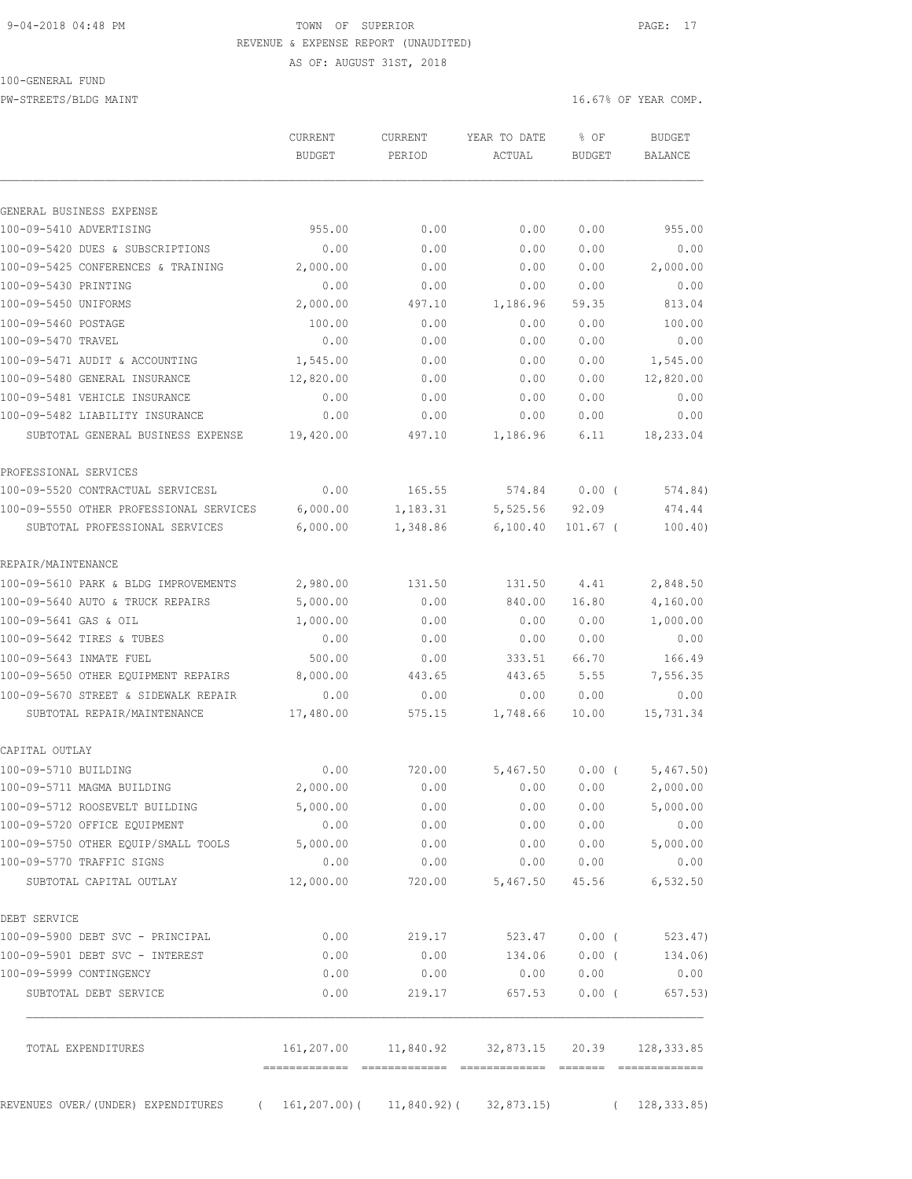TOWN OF SUPERIOR

REVENUE & EXPENSE REPORT (UNAUDITED)

AS OF: AUGUST 31ST, 2018

100-GENERAL FUND

PW-STREETS/BLDG MAINT

16.67% OF YEAR COMP.

| | CURRENT BUDGET | CURRENT PERIOD | YEAR TO DATE ACTUAL | % OF BUDGET | BUDGET BALANCE |
|---|---|---|---|---|---|
| **GENERAL BUSINESS EXPENSE** | | | | | |
| 100-09-5410 ADVERTISING | 955.00 | 0.00 | 0.00 | 0.00 | 955.00 |
| 100-09-5420 DUES & SUBSCRIPTIONS | 0.00 | 0.00 | 0.00 | 0.00 | 0.00 |
| 100-09-5425 CONFERENCES & TRAINING | 2,000.00 | 0.00 | 0.00 | 0.00 | 2,000.00 |
| 100-09-5430 PRINTING | 0.00 | 0.00 | 0.00 | 0.00 | 0.00 |
| 100-09-5450 UNIFORMS | 2,000.00 | 497.10 | 1,186.96 | 59.35 | 813.04 |
| 100-09-5460 POSTAGE | 100.00 | 0.00 | 0.00 | 0.00 | 100.00 |
| 100-09-5470 TRAVEL | 0.00 | 0.00 | 0.00 | 0.00 | 0.00 |
| 100-09-5471 AUDIT & ACCOUNTING | 1,545.00 | 0.00 | 0.00 | 0.00 | 1,545.00 |
| 100-09-5480 GENERAL INSURANCE | 12,820.00 | 0.00 | 0.00 | 0.00 | 12,820.00 |
| 100-09-5481 VEHICLE INSURANCE | 0.00 | 0.00 | 0.00 | 0.00 | 0.00 |
| 100-09-5482 LIABILITY INSURANCE | 0.00 | 0.00 | 0.00 | 0.00 | 0.00 |
| SUBTOTAL GENERAL BUSINESS EXPENSE | 19,420.00 | 497.10 | 1,186.96 | 6.11 | 18,233.04 |
| **PROFESSIONAL SERVICES** | | | | | |
| 100-09-5520 CONTRACTUAL SERVICESL | 0.00 | 165.55 | 574.84 | 0.00 ( | 574.84) |
| 100-09-5550 OTHER PROFESSIONAL SERVICES | 6,000.00 | 1,183.31 | 5,525.56 | 92.09 | 474.44 |
| SUBTOTAL PROFESSIONAL SERVICES | 6,000.00 | 1,348.86 | 6,100.40 | 101.67 ( | 100.40) |
| **REPAIR/MAINTENANCE** | | | | | |
| 100-09-5610 PARK & BLDG IMPROVEMENTS | 2,980.00 | 131.50 | 131.50 | 4.41 | 2,848.50 |
| 100-09-5640 AUTO & TRUCK REPAIRS | 5,000.00 | 0.00 | 840.00 | 16.80 | 4,160.00 |
| 100-09-5641 GAS & OIL | 1,000.00 | 0.00 | 0.00 | 0.00 | 1,000.00 |
| 100-09-5642 TIRES & TUBES | 0.00 | 0.00 | 0.00 | 0.00 | 0.00 |
| 100-09-5643 INMATE FUEL | 500.00 | 0.00 | 333.51 | 66.70 | 166.49 |
| 100-09-5650 OTHER EQUIPMENT REPAIRS | 8,000.00 | 443.65 | 443.65 | 5.55 | 7,556.35 |
| 100-09-5670 STREET & SIDEWALK REPAIR | 0.00 | 0.00 | 0.00 | 0.00 | 0.00 |
| SUBTOTAL REPAIR/MAINTENANCE | 17,480.00 | 575.15 | 1,748.66 | 10.00 | 15,731.34 |
| **CAPITAL OUTLAY** | | | | | |
| 100-09-5710 BUILDING | 0.00 | 720.00 | 5,467.50 | 0.00 ( | 5,467.50) |
| 100-09-5711 MAGMA BUILDING | 2,000.00 | 0.00 | 0.00 | 0.00 | 2,000.00 |
| 100-09-5712 ROOSEVELT BUILDING | 5,000.00 | 0.00 | 0.00 | 0.00 | 5,000.00 |
| 100-09-5720 OFFICE EQUIPMENT | 0.00 | 0.00 | 0.00 | 0.00 | 0.00 |
| 100-09-5750 OTHER EQUIP/SMALL TOOLS | 5,000.00 | 0.00 | 0.00 | 0.00 | 5,000.00 |
| 100-09-5770 TRAFFIC SIGNS | 0.00 | 0.00 | 0.00 | 0.00 | 0.00 |
| SUBTOTAL CAPITAL OUTLAY | 12,000.00 | 720.00 | 5,467.50 | 45.56 | 6,532.50 |
| **DEBT SERVICE** | | | | | |
| 100-09-5900 DEBT SVC - PRINCIPAL | 0.00 | 219.17 | 523.47 | 0.00 ( | 523.47) |
| 100-09-5901 DEBT SVC - INTEREST | 0.00 | 0.00 | 134.06 | 0.00 ( | 134.06) |
| 100-09-5999 CONTINGENCY | 0.00 | 0.00 | 0.00 | 0.00 | 0.00 |
| SUBTOTAL DEBT SERVICE | 0.00 | 219.17 | 657.53 | 0.00 ( | 657.53) |
| TOTAL EXPENDITURES | 161,207.00 | 11,840.92 | 32,873.15 | 20.39 | 128,333.85 |
| REVENUES OVER/(UNDER) EXPENDITURES | ( 161,207.00)( | 11,840.92)( | 32,873.15) | ( | 128,333.85) |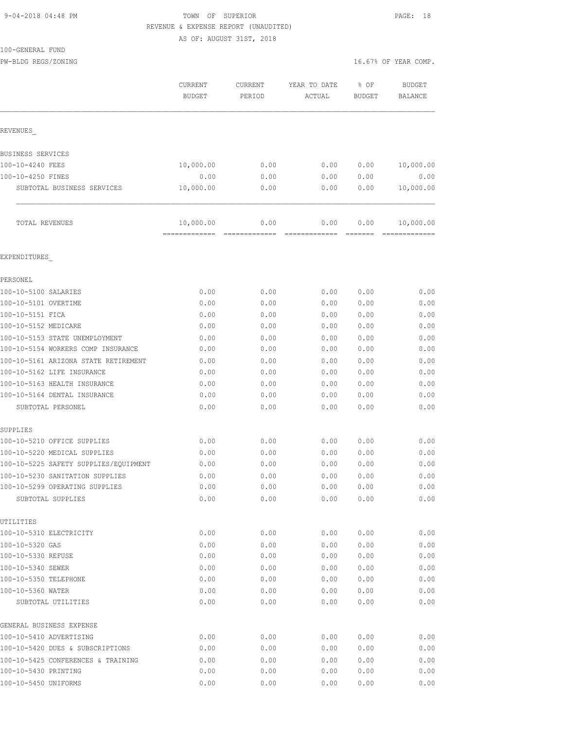9-04-2018 04:48 PM

TOWN OF SUPERIOR

REVENUE & EXPENSE REPORT (UNAUDITED)

AS OF: AUGUST 31ST, 2018

100-GENERAL FUND

PW-BLDG REGS/ZONING

16.67% OF YEAR COMP.

| | CURRENT BUDGET | CURRENT PERIOD | YEAR TO DATE ACTUAL | % OF BUDGET | BUDGET BALANCE |
|---|---|---|---|---|---|
| REVENUES_ | | | | | |
| BUSINESS SERVICES | | | | | |
| 100-10-4240 FEES | 10,000.00 | 0.00 | 0.00 | 0.00 | 10,000.00 |
| 100-10-4250 FINES | 0.00 | 0.00 | 0.00 | 0.00 | 0.00 |
| SUBTOTAL BUSINESS SERVICES | 10,000.00 | 0.00 | 0.00 | 0.00 | 10,000.00 |
| TOTAL REVENUES | 10,000.00 | 0.00 | 0.00 | 0.00 | 10,000.00 |
| EXPENDITURES_ | | | | | |
| PERSONEL | | | | | |
| 100-10-5100 SALARIES | 0.00 | 0.00 | 0.00 | 0.00 | 0.00 |
| 100-10-5101 OVERTIME | 0.00 | 0.00 | 0.00 | 0.00 | 0.00 |
| 100-10-5151 FICA | 0.00 | 0.00 | 0.00 | 0.00 | 0.00 |
| 100-10-5152 MEDICARE | 0.00 | 0.00 | 0.00 | 0.00 | 0.00 |
| 100-10-5153 STATE UNEMPLOYMENT | 0.00 | 0.00 | 0.00 | 0.00 | 0.00 |
| 100-10-5154 WORKERS COMP INSURANCE | 0.00 | 0.00 | 0.00 | 0.00 | 0.00 |
| 100-10-5161 ARIZONA STATE RETIREMENT | 0.00 | 0.00 | 0.00 | 0.00 | 0.00 |
| 100-10-5162 LIFE INSURANCE | 0.00 | 0.00 | 0.00 | 0.00 | 0.00 |
| 100-10-5163 HEALTH INSURANCE | 0.00 | 0.00 | 0.00 | 0.00 | 0.00 |
| 100-10-5164 DENTAL INSURANCE | 0.00 | 0.00 | 0.00 | 0.00 | 0.00 |
| SUBTOTAL PERSONEL | 0.00 | 0.00 | 0.00 | 0.00 | 0.00 |
| SUPPLIES | | | | | |
| 100-10-5210 OFFICE SUPPLIES | 0.00 | 0.00 | 0.00 | 0.00 | 0.00 |
| 100-10-5220 MEDICAL SUPPLIES | 0.00 | 0.00 | 0.00 | 0.00 | 0.00 |
| 100-10-5225 SAFETY SUPPLIES/EQUIPMENT | 0.00 | 0.00 | 0.00 | 0.00 | 0.00 |
| 100-10-5230 SANITATION SUPPLIES | 0.00 | 0.00 | 0.00 | 0.00 | 0.00 |
| 100-10-5299 OPERATING SUPPLIES | 0.00 | 0.00 | 0.00 | 0.00 | 0.00 |
| SUBTOTAL SUPPLIES | 0.00 | 0.00 | 0.00 | 0.00 | 0.00 |
| UTILITIES | | | | | |
| 100-10-5310 ELECTRICITY | 0.00 | 0.00 | 0.00 | 0.00 | 0.00 |
| 100-10-5320 GAS | 0.00 | 0.00 | 0.00 | 0.00 | 0.00 |
| 100-10-5330 REFUSE | 0.00 | 0.00 | 0.00 | 0.00 | 0.00 |
| 100-10-5340 SEWER | 0.00 | 0.00 | 0.00 | 0.00 | 0.00 |
| 100-10-5350 TELEPHONE | 0.00 | 0.00 | 0.00 | 0.00 | 0.00 |
| 100-10-5360 WATER | 0.00 | 0.00 | 0.00 | 0.00 | 0.00 |
| SUBTOTAL UTILITIES | 0.00 | 0.00 | 0.00 | 0.00 | 0.00 |
| GENERAL BUSINESS EXPENSE | | | | | |
| 100-10-5410 ADVERTISING | 0.00 | 0.00 | 0.00 | 0.00 | 0.00 |
| 100-10-5420 DUES & SUBSCRIPTIONS | 0.00 | 0.00 | 0.00 | 0.00 | 0.00 |
| 100-10-5425 CONFERENCES & TRAINING | 0.00 | 0.00 | 0.00 | 0.00 | 0.00 |
| 100-10-5430 PRINTING | 0.00 | 0.00 | 0.00 | 0.00 | 0.00 |
| 100-10-5450 UNIFORMS | 0.00 | 0.00 | 0.00 | 0.00 | 0.00 |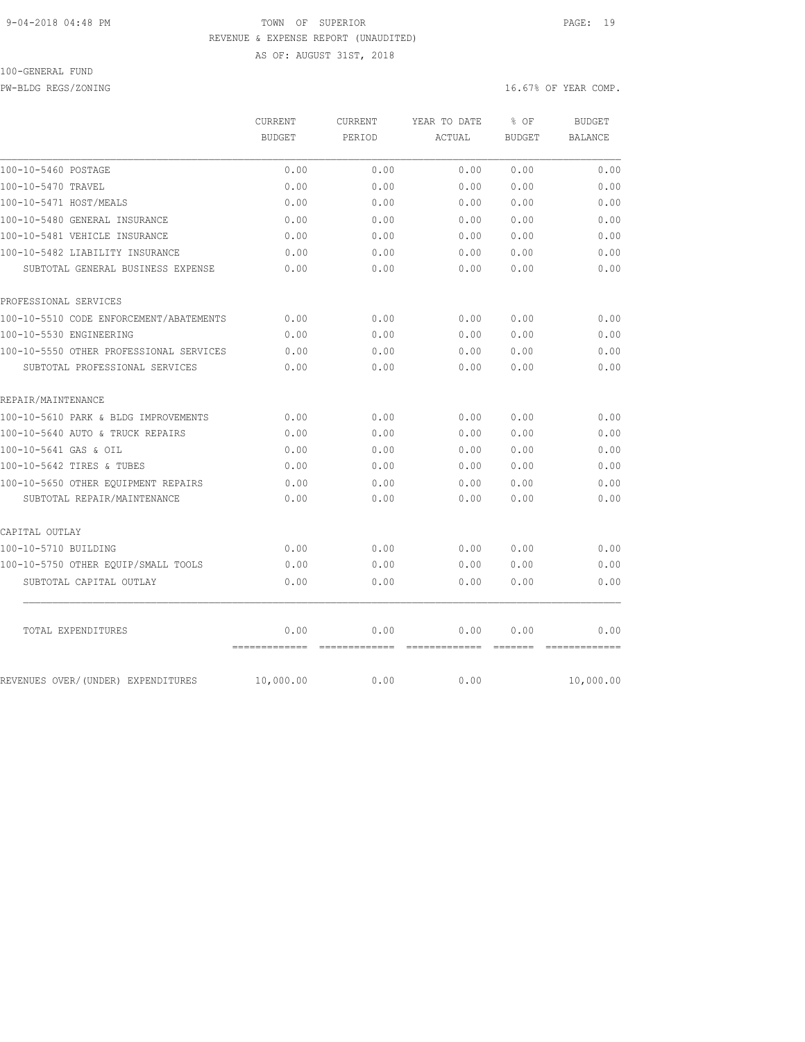9-04-2018 04:48 PM TOWN OF SUPERIOR

REVENUE & EXPENSE REPORT (UNAUDITED)

AS OF: AUGUST 31ST, 2018

100-GENERAL FUND

PW-BLDG REGS/ZONING 16.67% OF YEAR COMP.

| | CURRENT BUDGET | CURRENT PERIOD | YEAR TO DATE ACTUAL | % OF BUDGET | BUDGET BALANCE |
|---|---|---|---|---|---|
| 100-10-5460 POSTAGE | 0.00 | 0.00 | 0.00 | 0.00 | 0.00 |
| 100-10-5470 TRAVEL | 0.00 | 0.00 | 0.00 | 0.00 | 0.00 |
| 100-10-5471 HOST/MEALS | 0.00 | 0.00 | 0.00 | 0.00 | 0.00 |
| 100-10-5480 GENERAL INSURANCE | 0.00 | 0.00 | 0.00 | 0.00 | 0.00 |
| 100-10-5481 VEHICLE INSURANCE | 0.00 | 0.00 | 0.00 | 0.00 | 0.00 |
| 100-10-5482 LIABILITY INSURANCE | 0.00 | 0.00 | 0.00 | 0.00 | 0.00 |
| SUBTOTAL GENERAL BUSINESS EXPENSE | 0.00 | 0.00 | 0.00 | 0.00 | 0.00 |
| PROFESSIONAL SERVICES | | | | | |
| 100-10-5510 CODE ENFORCEMENT/ABATEMENTS | 0.00 | 0.00 | 0.00 | 0.00 | 0.00 |
| 100-10-5530 ENGINEERING | 0.00 | 0.00 | 0.00 | 0.00 | 0.00 |
| 100-10-5550 OTHER PROFESSIONAL SERVICES | 0.00 | 0.00 | 0.00 | 0.00 | 0.00 |
| SUBTOTAL PROFESSIONAL SERVICES | 0.00 | 0.00 | 0.00 | 0.00 | 0.00 |
| REPAIR/MAINTENANCE | | | | | |
| 100-10-5610 PARK & BLDG IMPROVEMENTS | 0.00 | 0.00 | 0.00 | 0.00 | 0.00 |
| 100-10-5640 AUTO & TRUCK REPAIRS | 0.00 | 0.00 | 0.00 | 0.00 | 0.00 |
| 100-10-5641 GAS & OIL | 0.00 | 0.00 | 0.00 | 0.00 | 0.00 |
| 100-10-5642 TIRES & TUBES | 0.00 | 0.00 | 0.00 | 0.00 | 0.00 |
| 100-10-5650 OTHER EQUIPMENT REPAIRS | 0.00 | 0.00 | 0.00 | 0.00 | 0.00 |
| SUBTOTAL REPAIR/MAINTENANCE | 0.00 | 0.00 | 0.00 | 0.00 | 0.00 |
| CAPITAL OUTLAY | | | | | |
| 100-10-5710 BUILDING | 0.00 | 0.00 | 0.00 | 0.00 | 0.00 |
| 100-10-5750 OTHER EQUIP/SMALL TOOLS | 0.00 | 0.00 | 0.00 | 0.00 | 0.00 |
| SUBTOTAL CAPITAL OUTLAY | 0.00 | 0.00 | 0.00 | 0.00 | 0.00 |
| TOTAL EXPENDITURES | 0.00 | 0.00 | 0.00 | 0.00 | 0.00 |
| REVENUES OVER/(UNDER) EXPENDITURES | 10,000.00 | 0.00 | 0.00 | | 10,000.00 |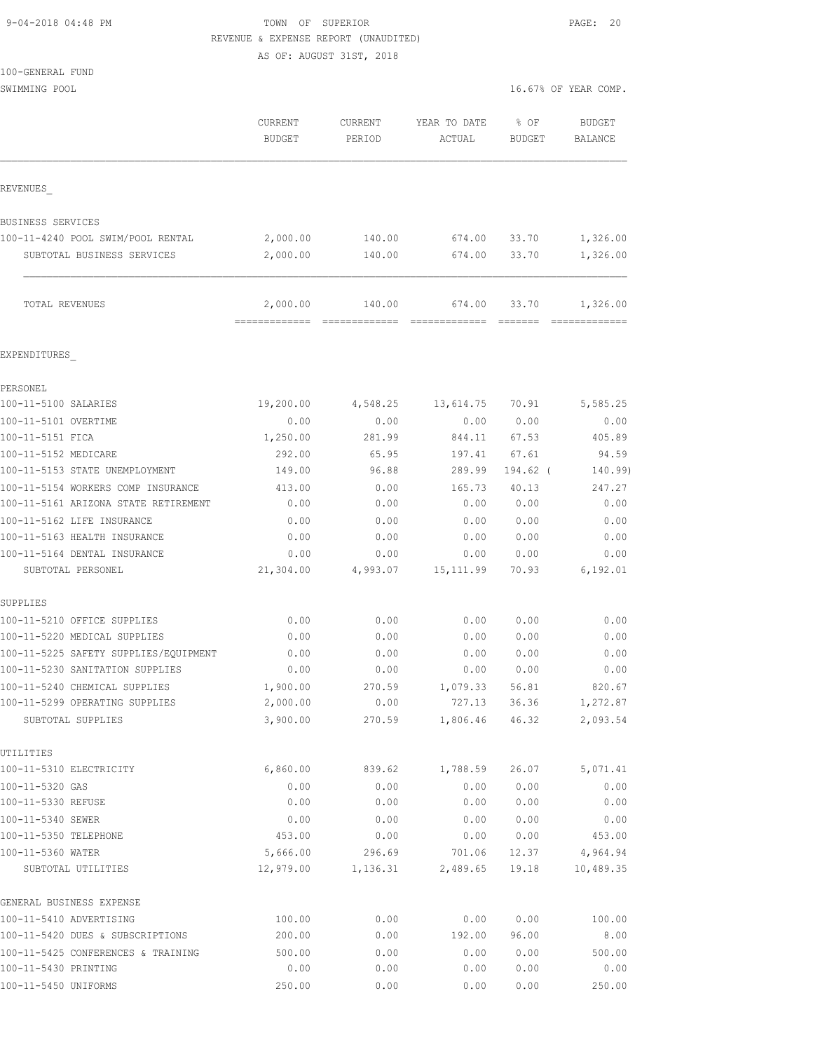9-04-2018 04:48 PM

TOWN OF SUPERIOR

REVENUE & EXPENSE REPORT (UNAUDITED)

AS OF: AUGUST 31ST, 2018

100-GENERAL FUND

SWIMMING POOL

16.67% OF YEAR COMP.

| | CURRENT BUDGET | CURRENT PERIOD | YEAR TO DATE ACTUAL | % OF BUDGET | BUDGET BALANCE |
|---|---|---|---|---|---|
| REVENUES_ | | | | | |
| BUSINESS SERVICES | | | | | |
| 100-11-4240 POOL SWIM/POOL RENTAL | 2,000.00 | 140.00 | 674.00 | 33.70 | 1,326.00 |
| SUBTOTAL BUSINESS SERVICES | 2,000.00 | 140.00 | 674.00 | 33.70 | 1,326.00 |
| TOTAL REVENUES | 2,000.00 | 140.00 | 674.00 | 33.70 | 1,326.00 |
| EXPENDITURES_ | | | | | |
| PERSONEL | | | | | |
| 100-11-5100 SALARIES | 19,200.00 | 4,548.25 | 13,614.75 | 70.91 | 5,585.25 |
| 100-11-5101 OVERTIME | 0.00 | 0.00 | 0.00 | 0.00 | 0.00 |
| 100-11-5151 FICA | 1,250.00 | 281.99 | 844.11 | 67.53 | 405.89 |
| 100-11-5152 MEDICARE | 292.00 | 65.95 | 197.41 | 67.61 | 94.59 |
| 100-11-5153 STATE UNEMPLOYMENT | 149.00 | 96.88 | 289.99 | 194.62 ( | 140.99) |
| 100-11-5154 WORKERS COMP INSURANCE | 413.00 | 0.00 | 165.73 | 40.13 | 247.27 |
| 100-11-5161 ARIZONA STATE RETIREMENT | 0.00 | 0.00 | 0.00 | 0.00 | 0.00 |
| 100-11-5162 LIFE INSURANCE | 0.00 | 0.00 | 0.00 | 0.00 | 0.00 |
| 100-11-5163 HEALTH INSURANCE | 0.00 | 0.00 | 0.00 | 0.00 | 0.00 |
| 100-11-5164 DENTAL INSURANCE | 0.00 | 0.00 | 0.00 | 0.00 | 0.00 |
| SUBTOTAL PERSONEL | 21,304.00 | 4,993.07 | 15,111.99 | 70.93 | 6,192.01 |
| SUPPLIES | | | | | |
| 100-11-5210 OFFICE SUPPLIES | 0.00 | 0.00 | 0.00 | 0.00 | 0.00 |
| 100-11-5220 MEDICAL SUPPLIES | 0.00 | 0.00 | 0.00 | 0.00 | 0.00 |
| 100-11-5225 SAFETY SUPPLIES/EQUIPMENT | 0.00 | 0.00 | 0.00 | 0.00 | 0.00 |
| 100-11-5230 SANITATION SUPPLIES | 0.00 | 0.00 | 0.00 | 0.00 | 0.00 |
| 100-11-5240 CHEMICAL SUPPLIES | 1,900.00 | 270.59 | 1,079.33 | 56.81 | 820.67 |
| 100-11-5299 OPERATING SUPPLIES | 2,000.00 | 0.00 | 727.13 | 36.36 | 1,272.87 |
| SUBTOTAL SUPPLIES | 3,900.00 | 270.59 | 1,806.46 | 46.32 | 2,093.54 |
| UTILITIES | | | | | |
| 100-11-5310 ELECTRICITY | 6,860.00 | 839.62 | 1,788.59 | 26.07 | 5,071.41 |
| 100-11-5320 GAS | 0.00 | 0.00 | 0.00 | 0.00 | 0.00 |
| 100-11-5330 REFUSE | 0.00 | 0.00 | 0.00 | 0.00 | 0.00 |
| 100-11-5340 SEWER | 0.00 | 0.00 | 0.00 | 0.00 | 0.00 |
| 100-11-5350 TELEPHONE | 453.00 | 0.00 | 0.00 | 0.00 | 453.00 |
| 100-11-5360 WATER | 5,666.00 | 296.69 | 701.06 | 12.37 | 4,964.94 |
| SUBTOTAL UTILITIES | 12,979.00 | 1,136.31 | 2,489.65 | 19.18 | 10,489.35 |
| GENERAL BUSINESS EXPENSE | | | | | |
| 100-11-5410 ADVERTISING | 100.00 | 0.00 | 0.00 | 0.00 | 100.00 |
| 100-11-5420 DUES & SUBSCRIPTIONS | 200.00 | 0.00 | 192.00 | 96.00 | 8.00 |
| 100-11-5425 CONFERENCES & TRAINING | 500.00 | 0.00 | 0.00 | 0.00 | 500.00 |
| 100-11-5430 PRINTING | 0.00 | 0.00 | 0.00 | 0.00 | 0.00 |
| 100-11-5450 UNIFORMS | 250.00 | 0.00 | 0.00 | 0.00 | 250.00 |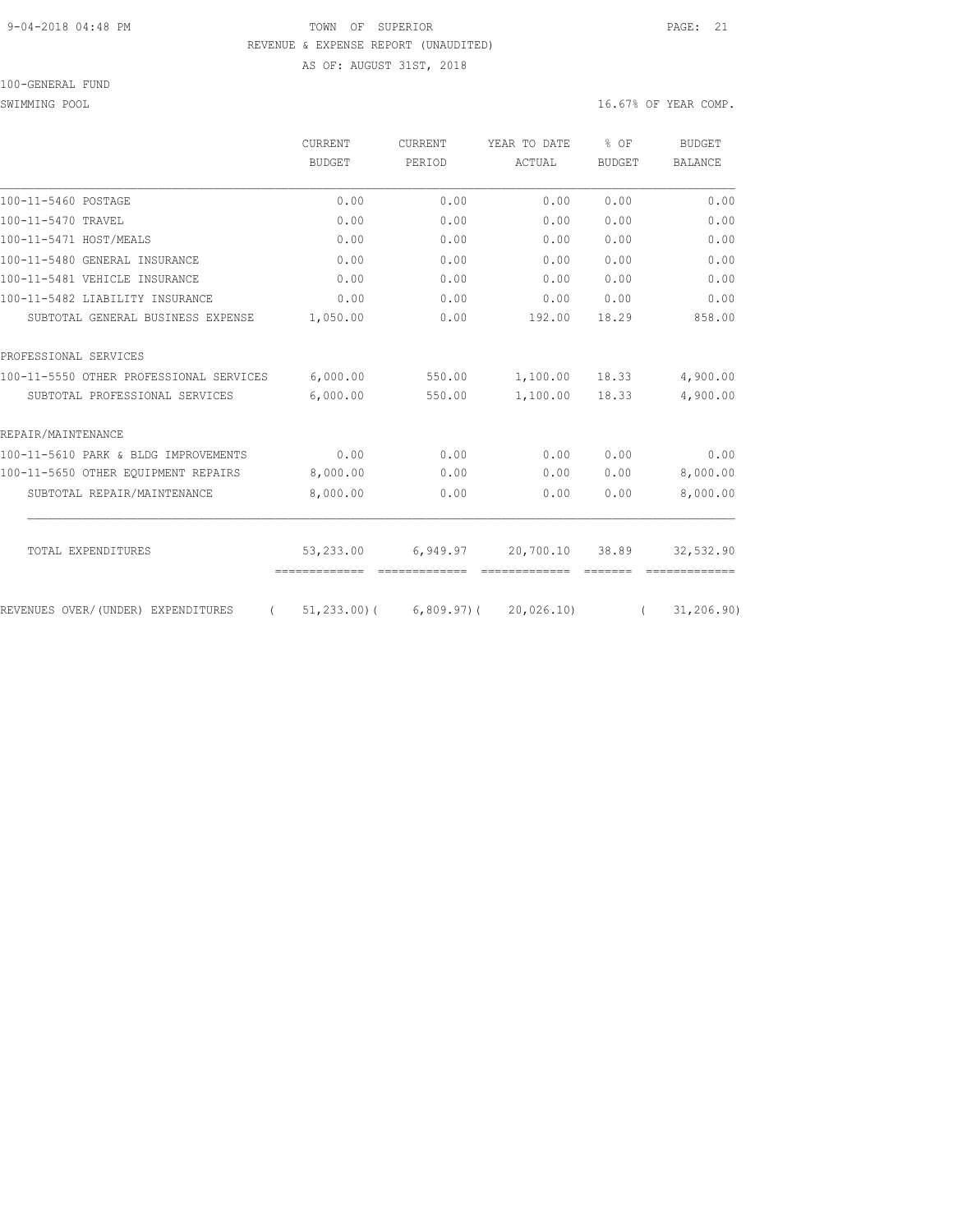9-04-2018 04:48 PM TOWN OF SUPERIOR

REVENUE & EXPENSE REPORT (UNAUDITED)

AS OF: AUGUST 31ST, 2018

100-GENERAL FUND

SWIMMING POOL 16.67% OF YEAR COMP.

| | CURRENT BUDGET | CURRENT PERIOD | YEAR TO DATE ACTUAL | % OF BUDGET | BUDGET BALANCE |
|---|---|---|---|---|---|
| 100-11-5460 POSTAGE | 0.00 | 0.00 | 0.00 | 0.00 | 0.00 |
| 100-11-5470 TRAVEL | 0.00 | 0.00 | 0.00 | 0.00 | 0.00 |
| 100-11-5471 HOST/MEALS | 0.00 | 0.00 | 0.00 | 0.00 | 0.00 |
| 100-11-5480 GENERAL INSURANCE | 0.00 | 0.00 | 0.00 | 0.00 | 0.00 |
| 100-11-5481 VEHICLE INSURANCE | 0.00 | 0.00 | 0.00 | 0.00 | 0.00 |
| 100-11-5482 LIABILITY INSURANCE | 0.00 | 0.00 | 0.00 | 0.00 | 0.00 |
| SUBTOTAL GENERAL BUSINESS EXPENSE | 1,050.00 | 0.00 | 192.00 | 18.29 | 858.00 |
| PROFESSIONAL SERVICES | | | | | |
| 100-11-5550 OTHER PROFESSIONAL SERVICES | 6,000.00 | 550.00 | 1,100.00 | 18.33 | 4,900.00 |
| SUBTOTAL PROFESSIONAL SERVICES | 6,000.00 | 550.00 | 1,100.00 | 18.33 | 4,900.00 |
| REPAIR/MAINTENANCE | | | | | |
| 100-11-5610 PARK & BLDG IMPROVEMENTS | 0.00 | 0.00 | 0.00 | 0.00 | 0.00 |
| 100-11-5650 OTHER EQUIPMENT REPAIRS | 8,000.00 | 0.00 | 0.00 | 0.00 | 8,000.00 |
| SUBTOTAL REPAIR/MAINTENANCE | 8,000.00 | 0.00 | 0.00 | 0.00 | 8,000.00 |
| TOTAL EXPENDITURES | 53,233.00 | 6,949.97 | 20,700.10 | 38.89 | 32,532.90 |
| REVENUES OVER/(UNDER) EXPENDITURES | ( 51,233.00) | ( 6,809.97) | ( 20,026.10) | | ( 31,206.90) |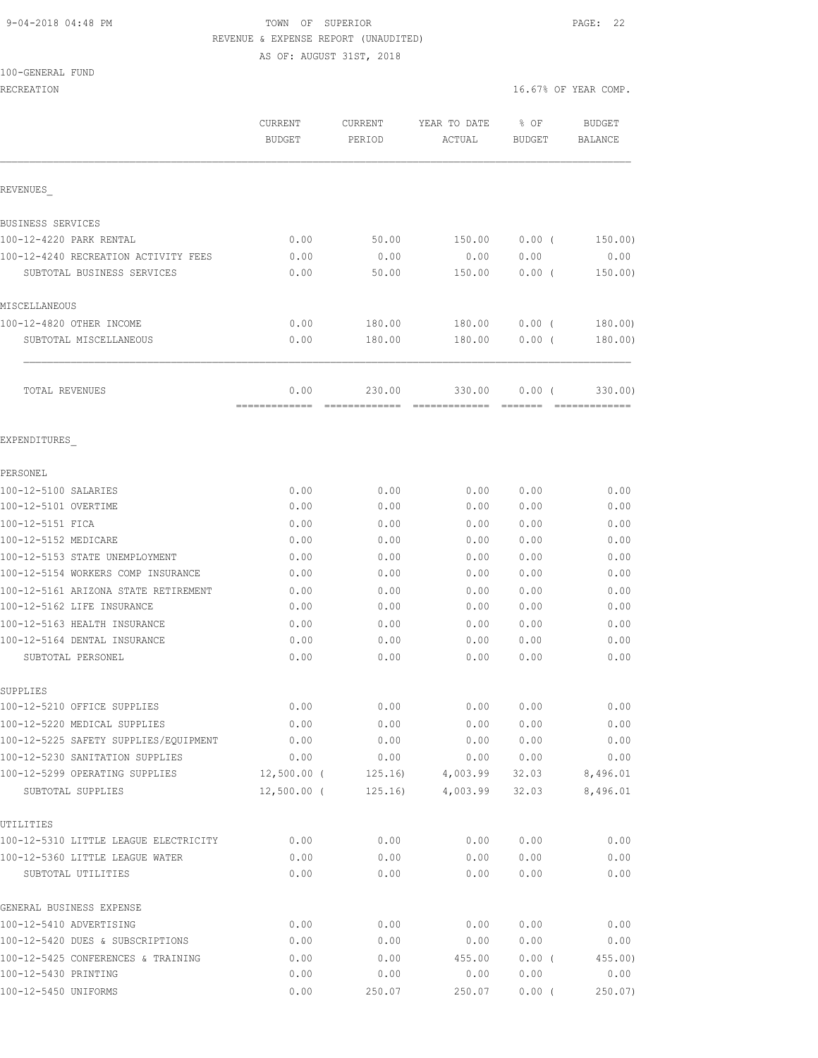9-04-2018 04:48 PM

TOWN OF SUPERIOR

REVENUE & EXPENSE REPORT (UNAUDITED)

AS OF: AUGUST 31ST, 2018

100-GENERAL FUND

RECREATION

16.67% OF YEAR COMP.

| | CURRENT BUDGET | CURRENT PERIOD | YEAR TO DATE ACTUAL | % OF BUDGET | BUDGET BALANCE |
|---|---|---|---|---|---|
| REVENUES_ | | | | | |
| BUSINESS SERVICES | | | | | |
| 100-12-4220 PARK RENTAL | 0.00 | 50.00 | 150.00 | 0.00 ( | 150.00) |
| 100-12-4240 RECREATION ACTIVITY FEES | 0.00 | 0.00 | 0.00 | 0.00 | 0.00 |
| SUBTOTAL BUSINESS SERVICES | 0.00 | 50.00 | 150.00 | 0.00 ( | 150.00) |
| MISCELLANEOUS | | | | | |
| 100-12-4820 OTHER INCOME | 0.00 | 180.00 | 180.00 | 0.00 ( | 180.00) |
| SUBTOTAL MISCELLANEOUS | 0.00 | 180.00 | 180.00 | 0.00 ( | 180.00) |
| TOTAL REVENUES | 0.00 | 230.00 | 330.00 | 0.00 ( | 330.00) |
| EXPENDITURES_ | | | | | |
| PERSONEL | | | | | |
| 100-12-5100 SALARIES | 0.00 | 0.00 | 0.00 | 0.00 | 0.00 |
| 100-12-5101 OVERTIME | 0.00 | 0.00 | 0.00 | 0.00 | 0.00 |
| 100-12-5151 FICA | 0.00 | 0.00 | 0.00 | 0.00 | 0.00 |
| 100-12-5152 MEDICARE | 0.00 | 0.00 | 0.00 | 0.00 | 0.00 |
| 100-12-5153 STATE UNEMPLOYMENT | 0.00 | 0.00 | 0.00 | 0.00 | 0.00 |
| 100-12-5154 WORKERS COMP INSURANCE | 0.00 | 0.00 | 0.00 | 0.00 | 0.00 |
| 100-12-5161 ARIZONA STATE RETIREMENT | 0.00 | 0.00 | 0.00 | 0.00 | 0.00 |
| 100-12-5162 LIFE INSURANCE | 0.00 | 0.00 | 0.00 | 0.00 | 0.00 |
| 100-12-5163 HEALTH INSURANCE | 0.00 | 0.00 | 0.00 | 0.00 | 0.00 |
| 100-12-5164 DENTAL INSURANCE | 0.00 | 0.00 | 0.00 | 0.00 | 0.00 |
| SUBTOTAL PERSONEL | 0.00 | 0.00 | 0.00 | 0.00 | 0.00 |
| SUPPLIES | | | | | |
| 100-12-5210 OFFICE SUPPLIES | 0.00 | 0.00 | 0.00 | 0.00 | 0.00 |
| 100-12-5220 MEDICAL SUPPLIES | 0.00 | 0.00 | 0.00 | 0.00 | 0.00 |
| 100-12-5225 SAFETY SUPPLIES/EQUIPMENT | 0.00 | 0.00 | 0.00 | 0.00 | 0.00 |
| 100-12-5230 SANITATION SUPPLIES | 0.00 | 0.00 | 0.00 | 0.00 | 0.00 |
| 100-12-5299 OPERATING SUPPLIES | 12,500.00 ( | 125.16) | 4,003.99 | 32.03 | 8,496.01 |
| SUBTOTAL SUPPLIES | 12,500.00 ( | 125.16) | 4,003.99 | 32.03 | 8,496.01 |
| UTILITIES | | | | | |
| 100-12-5310 LITTLE LEAGUE ELECTRICITY | 0.00 | 0.00 | 0.00 | 0.00 | 0.00 |
| 100-12-5360 LITTLE LEAGUE WATER | 0.00 | 0.00 | 0.00 | 0.00 | 0.00 |
| SUBTOTAL UTILITIES | 0.00 | 0.00 | 0.00 | 0.00 | 0.00 |
| GENERAL BUSINESS EXPENSE | | | | | |
| 100-12-5410 ADVERTISING | 0.00 | 0.00 | 0.00 | 0.00 | 0.00 |
| 100-12-5420 DUES & SUBSCRIPTIONS | 0.00 | 0.00 | 0.00 | 0.00 | 0.00 |
| 100-12-5425 CONFERENCES & TRAINING | 0.00 | 0.00 | 455.00 | 0.00 ( | 455.00) |
| 100-12-5430 PRINTING | 0.00 | 0.00 | 0.00 | 0.00 | 0.00 |
| 100-12-5450 UNIFORMS | 0.00 | 250.07 | 250.07 | 0.00 ( | 250.07) |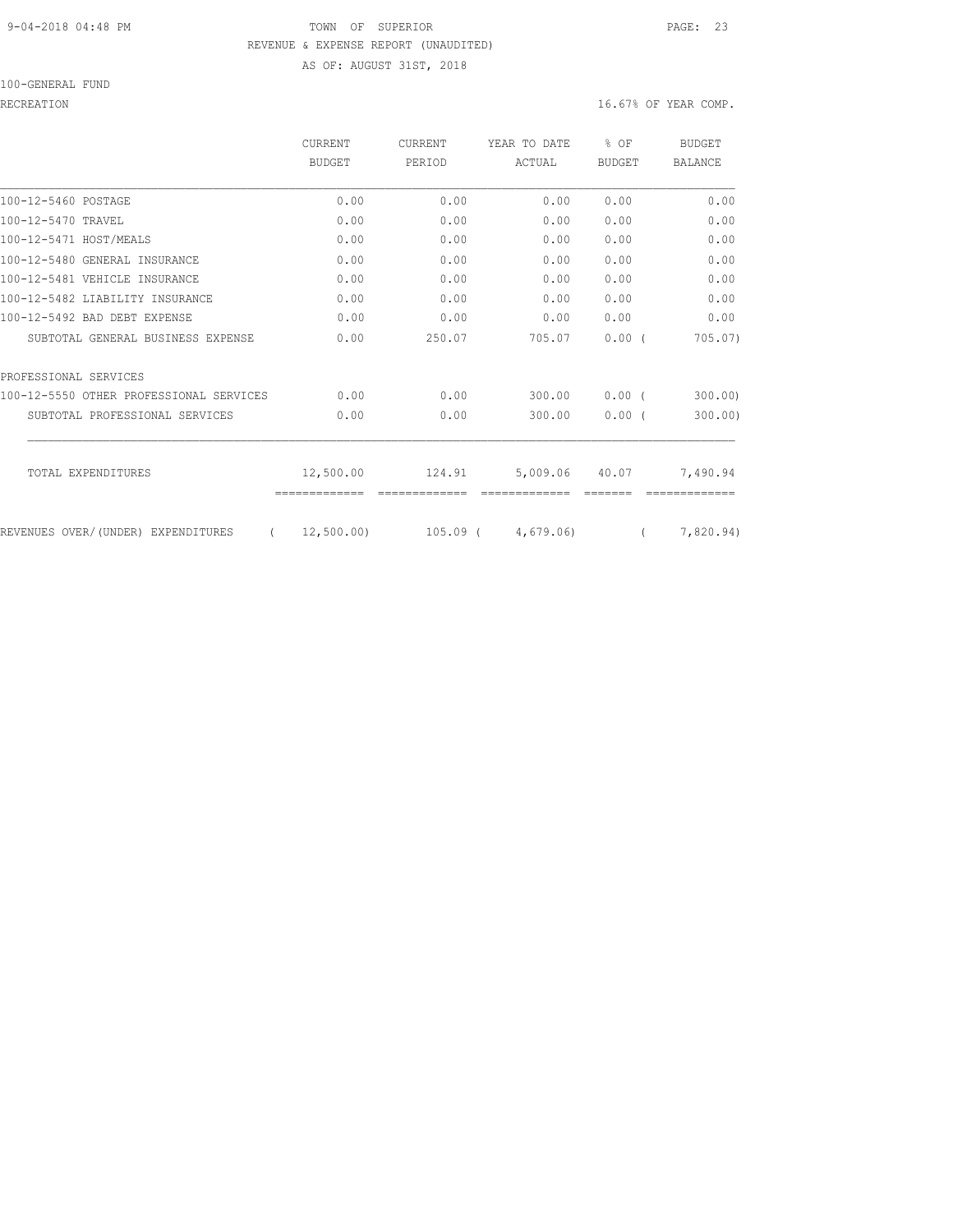9-04-2018 04:48 PM TOWN OF SUPERIOR

REVENUE & EXPENSE REPORT (UNAUDITED)

AS OF: AUGUST 31ST, 2018

100-GENERAL FUND

RECREATION 16.67% OF YEAR COMP.

| | CURRENT BUDGET | CURRENT PERIOD | YEAR TO DATE ACTUAL | % OF BUDGET | BUDGET BALANCE |
|---|---|---|---|---|---|
| 100-12-5460 POSTAGE | 0.00 | 0.00 | 0.00 | 0.00 | 0.00 |
| 100-12-5470 TRAVEL | 0.00 | 0.00 | 0.00 | 0.00 | 0.00 |
| 100-12-5471 HOST/MEALS | 0.00 | 0.00 | 0.00 | 0.00 | 0.00 |
| 100-12-5480 GENERAL INSURANCE | 0.00 | 0.00 | 0.00 | 0.00 | 0.00 |
| 100-12-5481 VEHICLE INSURANCE | 0.00 | 0.00 | 0.00 | 0.00 | 0.00 |
| 100-12-5482 LIABILITY INSURANCE | 0.00 | 0.00 | 0.00 | 0.00 | 0.00 |
| 100-12-5492 BAD DEBT EXPENSE | 0.00 | 0.00 | 0.00 | 0.00 | 0.00 |
| SUBTOTAL GENERAL BUSINESS EXPENSE | 0.00 | 250.07 | 705.07 | 0.00 ( | 705.07) |
| PROFESSIONAL SERVICES | | | | | |
| 100-12-5550 OTHER PROFESSIONAL SERVICES | 0.00 | 0.00 | 300.00 | 0.00 ( | 300.00) |
| SUBTOTAL PROFESSIONAL SERVICES | 0.00 | 0.00 | 300.00 | 0.00 ( | 300.00) |
| TOTAL EXPENDITURES | 12,500.00 | 124.91 | 5,009.06 | 40.07 | 7,490.94 |
| REVENUES OVER/(UNDER) EXPENDITURES | ( 12,500.00) | 105.09 ( | 4,679.06) | ( | 7,820.94) |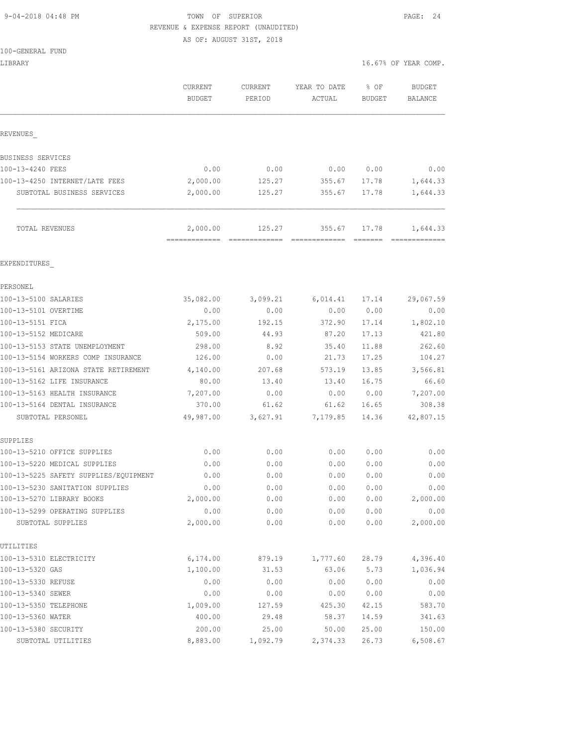9-04-2018 04:48 PM TOWN OF SUPERIOR

REVENUE & EXPENSE REPORT (UNAUDITED)

AS OF: AUGUST 31ST, 2018

100-GENERAL FUND

LIBRARY 16.67% OF YEAR COMP.

| | CURRENT BUDGET | CURRENT PERIOD | YEAR TO DATE ACTUAL | % OF BUDGET | BUDGET BALANCE |
|---|---|---|---|---|---|
| REVENUES_ | | | | | |
| BUSINESS SERVICES | | | | | |
| 100-13-4240 FEES | 0.00 | 0.00 | 0.00 | 0.00 | 0.00 |
| 100-13-4250 INTERNET/LATE FEES | 2,000.00 | 125.27 | 355.67 | 17.78 | 1,644.33 |
| SUBTOTAL BUSINESS SERVICES | 2,000.00 | 125.27 | 355.67 | 17.78 | 1,644.33 |
| TOTAL REVENUES | 2,000.00 | 125.27 | 355.67 | 17.78 | 1,644.33 |
| EXPENDITURES_ | | | | | |
| PERSONEL | | | | | |
| 100-13-5100 SALARIES | 35,082.00 | 3,099.21 | 6,014.41 | 17.14 | 29,067.59 |
| 100-13-5101 OVERTIME | 0.00 | 0.00 | 0.00 | 0.00 | 0.00 |
| 100-13-5151 FICA | 2,175.00 | 192.15 | 372.90 | 17.14 | 1,802.10 |
| 100-13-5152 MEDICARE | 509.00 | 44.93 | 87.20 | 17.13 | 421.80 |
| 100-13-5153 STATE UNEMPLOYMENT | 298.00 | 8.92 | 35.40 | 11.88 | 262.60 |
| 100-13-5154 WORKERS COMP INSURANCE | 126.00 | 0.00 | 21.73 | 17.25 | 104.27 |
| 100-13-5161 ARIZONA STATE RETIREMENT | 4,140.00 | 207.68 | 573.19 | 13.85 | 3,566.81 |
| 100-13-5162 LIFE INSURANCE | 80.00 | 13.40 | 13.40 | 16.75 | 66.60 |
| 100-13-5163 HEALTH INSURANCE | 7,207.00 | 0.00 | 0.00 | 0.00 | 7,207.00 |
| 100-13-5164 DENTAL INSURANCE | 370.00 | 61.62 | 61.62 | 16.65 | 308.38 |
| SUBTOTAL PERSONEL | 49,987.00 | 3,627.91 | 7,179.85 | 14.36 | 42,807.15 |
| SUPPLIES | | | | | |
| 100-13-5210 OFFICE SUPPLIES | 0.00 | 0.00 | 0.00 | 0.00 | 0.00 |
| 100-13-5220 MEDICAL SUPPLIES | 0.00 | 0.00 | 0.00 | 0.00 | 0.00 |
| 100-13-5225 SAFETY SUPPLIES/EQUIPMENT | 0.00 | 0.00 | 0.00 | 0.00 | 0.00 |
| 100-13-5230 SANITATION SUPPLIES | 0.00 | 0.00 | 0.00 | 0.00 | 0.00 |
| 100-13-5270 LIBRARY BOOKS | 2,000.00 | 0.00 | 0.00 | 0.00 | 2,000.00 |
| 100-13-5299 OPERATING SUPPLIES | 0.00 | 0.00 | 0.00 | 0.00 | 0.00 |
| SUBTOTAL SUPPLIES | 2,000.00 | 0.00 | 0.00 | 0.00 | 2,000.00 |
| UTILITIES | | | | | |
| 100-13-5310 ELECTRICITY | 6,174.00 | 879.19 | 1,777.60 | 28.79 | 4,396.40 |
| 100-13-5320 GAS | 1,100.00 | 31.53 | 63.06 | 5.73 | 1,036.94 |
| 100-13-5330 REFUSE | 0.00 | 0.00 | 0.00 | 0.00 | 0.00 |
| 100-13-5340 SEWER | 0.00 | 0.00 | 0.00 | 0.00 | 0.00 |
| 100-13-5350 TELEPHONE | 1,009.00 | 127.59 | 425.30 | 42.15 | 583.70 |
| 100-13-5360 WATER | 400.00 | 29.48 | 58.37 | 14.59 | 341.63 |
| 100-13-5380 SECURITY | 200.00 | 25.00 | 50.00 | 25.00 | 150.00 |
| SUBTOTAL UTILITIES | 8,883.00 | 1,092.79 | 2,374.33 | 26.73 | 6,508.67 |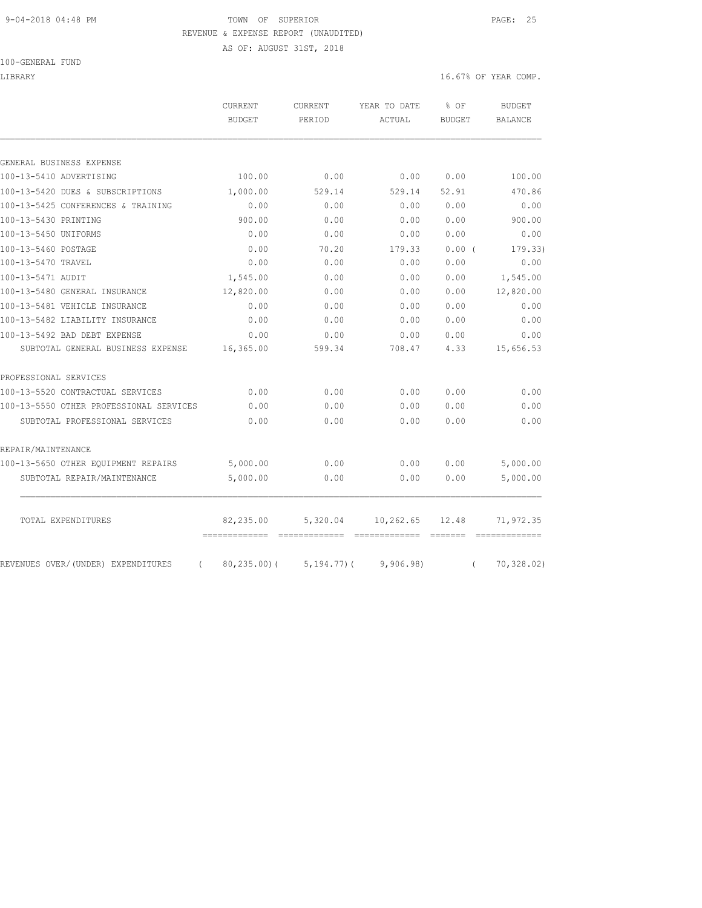9-04-2018 04:48 PM TOWN OF SUPERIOR

REVENUE & EXPENSE REPORT (UNAUDITED)

AS OF: AUGUST 31ST, 2018

100-GENERAL FUND

LIBRARY 16.67% OF YEAR COMP.

| | CURRENT BUDGET | CURRENT PERIOD | YEAR TO DATE ACTUAL | % OF BUDGET | BUDGET BALANCE |
|---|---|---|---|---|---|
| GENERAL BUSINESS EXPENSE | | | | | |
| 100-13-5410 ADVERTISING | 100.00 | 0.00 | 0.00 | 0.00 | 100.00 |
| 100-13-5420 DUES & SUBSCRIPTIONS | 1,000.00 | 529.14 | 529.14 | 52.91 | 470.86 |
| 100-13-5425 CONFERENCES & TRAINING | 0.00 | 0.00 | 0.00 | 0.00 | 0.00 |
| 100-13-5430 PRINTING | 900.00 | 0.00 | 0.00 | 0.00 | 900.00 |
| 100-13-5450 UNIFORMS | 0.00 | 0.00 | 0.00 | 0.00 | 0.00 |
| 100-13-5460 POSTAGE | 0.00 | 70.20 | 179.33 | 0.00 | ( 179.33) |
| 100-13-5470 TRAVEL | 0.00 | 0.00 | 0.00 | 0.00 | 0.00 |
| 100-13-5471 AUDIT | 1,545.00 | 0.00 | 0.00 | 0.00 | 1,545.00 |
| 100-13-5480 GENERAL INSURANCE | 12,820.00 | 0.00 | 0.00 | 0.00 | 12,820.00 |
| 100-13-5481 VEHICLE INSURANCE | 0.00 | 0.00 | 0.00 | 0.00 | 0.00 |
| 100-13-5482 LIABILITY INSURANCE | 0.00 | 0.00 | 0.00 | 0.00 | 0.00 |
| 100-13-5492 BAD DEBT EXPENSE | 0.00 | 0.00 | 0.00 | 0.00 | 0.00 |
| SUBTOTAL GENERAL BUSINESS EXPENSE | 16,365.00 | 599.34 | 708.47 | 4.33 | 15,656.53 |
| PROFESSIONAL SERVICES | | | | | |
| 100-13-5520 CONTRACTUAL SERVICES | 0.00 | 0.00 | 0.00 | 0.00 | 0.00 |
| 100-13-5550 OTHER PROFESSIONAL SERVICES | 0.00 | 0.00 | 0.00 | 0.00 | 0.00 |
| SUBTOTAL PROFESSIONAL SERVICES | 0.00 | 0.00 | 0.00 | 0.00 | 0.00 |
| REPAIR/MAINTENANCE | | | | | |
| 100-13-5650 OTHER EQUIPMENT REPAIRS | 5,000.00 | 0.00 | 0.00 | 0.00 | 5,000.00 |
| SUBTOTAL REPAIR/MAINTENANCE | 5,000.00 | 0.00 | 0.00 | 0.00 | 5,000.00 |
| TOTAL EXPENDITURES | 82,235.00 | 5,320.04 | 10,262.65 | 12.48 | 71,972.35 |
| REVENUES OVER/(UNDER) EXPENDITURES | ( 80,235.00) | ( 5,194.77) | ( 9,906.98) | | ( 70,328.02) |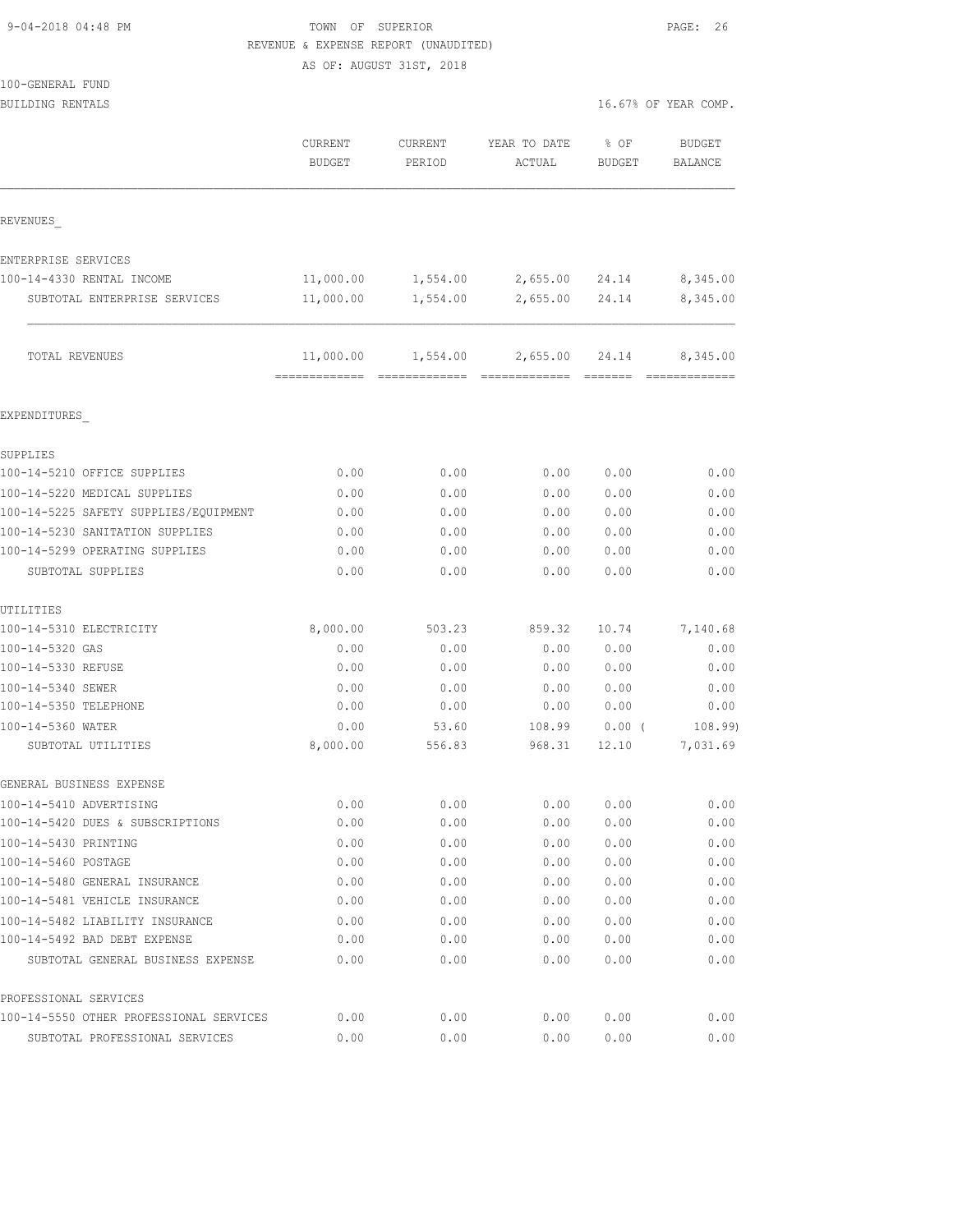9-04-2018 04:48 PM

TOWN OF SUPERIOR
REVENUE & EXPENSE REPORT (UNAUDITED)
AS OF: AUGUST 31ST, 2018

100-GENERAL FUND
BUILDING RENTALS

16.67% OF YEAR COMP.

| | CURRENT BUDGET | CURRENT PERIOD | YEAR TO DATE ACTUAL | % OF BUDGET | BUDGET BALANCE |
|---|---|---|---|---|---|
| REVENUES_ | | | | | |
| ENTERPRISE SERVICES | | | | | |
| 100-14-4330 RENTAL INCOME | 11,000.00 | 1,554.00 | 2,655.00 | 24.14 | 8,345.00 |
| SUBTOTAL ENTERPRISE SERVICES | 11,000.00 | 1,554.00 | 2,655.00 | 24.14 | 8,345.00 |
| TOTAL REVENUES | 11,000.00 | 1,554.00 | 2,655.00 | 24.14 | 8,345.00 |
| EXPENDITURES_ | | | | | |
| SUPPLIES | | | | | |
| 100-14-5210 OFFICE SUPPLIES | 0.00 | 0.00 | 0.00 | 0.00 | 0.00 |
| 100-14-5220 MEDICAL SUPPLIES | 0.00 | 0.00 | 0.00 | 0.00 | 0.00 |
| 100-14-5225 SAFETY SUPPLIES/EQUIPMENT | 0.00 | 0.00 | 0.00 | 0.00 | 0.00 |
| 100-14-5230 SANITATION SUPPLIES | 0.00 | 0.00 | 0.00 | 0.00 | 0.00 |
| 100-14-5299 OPERATING SUPPLIES | 0.00 | 0.00 | 0.00 | 0.00 | 0.00 |
| SUBTOTAL SUPPLIES | 0.00 | 0.00 | 0.00 | 0.00 | 0.00 |
| UTILITIES | | | | | |
| 100-14-5310 ELECTRICITY | 8,000.00 | 503.23 | 859.32 | 10.74 | 7,140.68 |
| 100-14-5320 GAS | 0.00 | 0.00 | 0.00 | 0.00 | 0.00 |
| 100-14-5330 REFUSE | 0.00 | 0.00 | 0.00 | 0.00 | 0.00 |
| 100-14-5340 SEWER | 0.00 | 0.00 | 0.00 | 0.00 | 0.00 |
| 100-14-5350 TELEPHONE | 0.00 | 0.00 | 0.00 | 0.00 | 0.00 |
| 100-14-5360 WATER | 0.00 | 53.60 | 108.99 | 0.00 | ( 108.99) |
| SUBTOTAL UTILITIES | 8,000.00 | 556.83 | 968.31 | 12.10 | 7,031.69 |
| GENERAL BUSINESS EXPENSE | | | | | |
| 100-14-5410 ADVERTISING | 0.00 | 0.00 | 0.00 | 0.00 | 0.00 |
| 100-14-5420 DUES & SUBSCRIPTIONS | 0.00 | 0.00 | 0.00 | 0.00 | 0.00 |
| 100-14-5430 PRINTING | 0.00 | 0.00 | 0.00 | 0.00 | 0.00 |
| 100-14-5460 POSTAGE | 0.00 | 0.00 | 0.00 | 0.00 | 0.00 |
| 100-14-5480 GENERAL INSURANCE | 0.00 | 0.00 | 0.00 | 0.00 | 0.00 |
| 100-14-5481 VEHICLE INSURANCE | 0.00 | 0.00 | 0.00 | 0.00 | 0.00 |
| 100-14-5482 LIABILITY INSURANCE | 0.00 | 0.00 | 0.00 | 0.00 | 0.00 |
| 100-14-5492 BAD DEBT EXPENSE | 0.00 | 0.00 | 0.00 | 0.00 | 0.00 |
| SUBTOTAL GENERAL BUSINESS EXPENSE | 0.00 | 0.00 | 0.00 | 0.00 | 0.00 |
| PROFESSIONAL SERVICES | | | | | |
| 100-14-5550 OTHER PROFESSIONAL SERVICES | 0.00 | 0.00 | 0.00 | 0.00 | 0.00 |
| SUBTOTAL PROFESSIONAL SERVICES | 0.00 | 0.00 | 0.00 | 0.00 | 0.00 |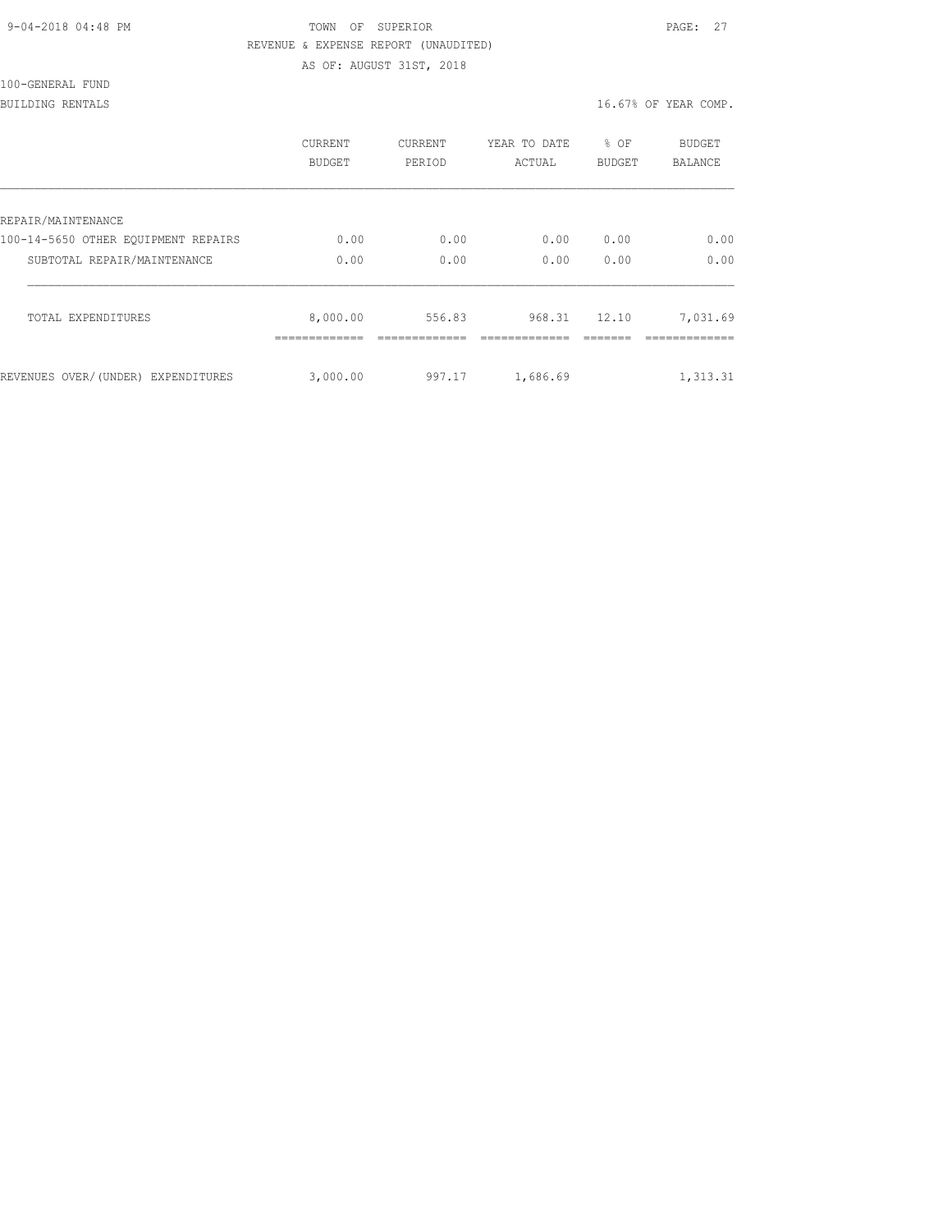TOWN OF SUPERIOR

REVENUE & EXPENSE REPORT (UNAUDITED)

AS OF: AUGUST 31ST, 2018

100-GENERAL FUND

BUILDING RENTALS

16.67% OF YEAR COMP.

| | CURRENT BUDGET | CURRENT PERIOD | YEAR TO DATE ACTUAL | % OF BUDGET | BUDGET BALANCE |
|---|---|---|---|---|---|
| REPAIR/MAINTENANCE | | | | | |
| 100-14-5650 OTHER EQUIPMENT REPAIRS | 0.00 | 0.00 | 0.00 | 0.00 | 0.00 |
| SUBTOTAL REPAIR/MAINTENANCE | 0.00 | 0.00 | 0.00 | 0.00 | 0.00 |
| TOTAL EXPENDITURES | 8,000.00 | 556.83 | 968.31 | 12.10 | 7,031.69 |
| REVENUES OVER/(UNDER) EXPENDITURES | 3,000.00 | 997.17 | 1,686.69 | | 1,313.31 |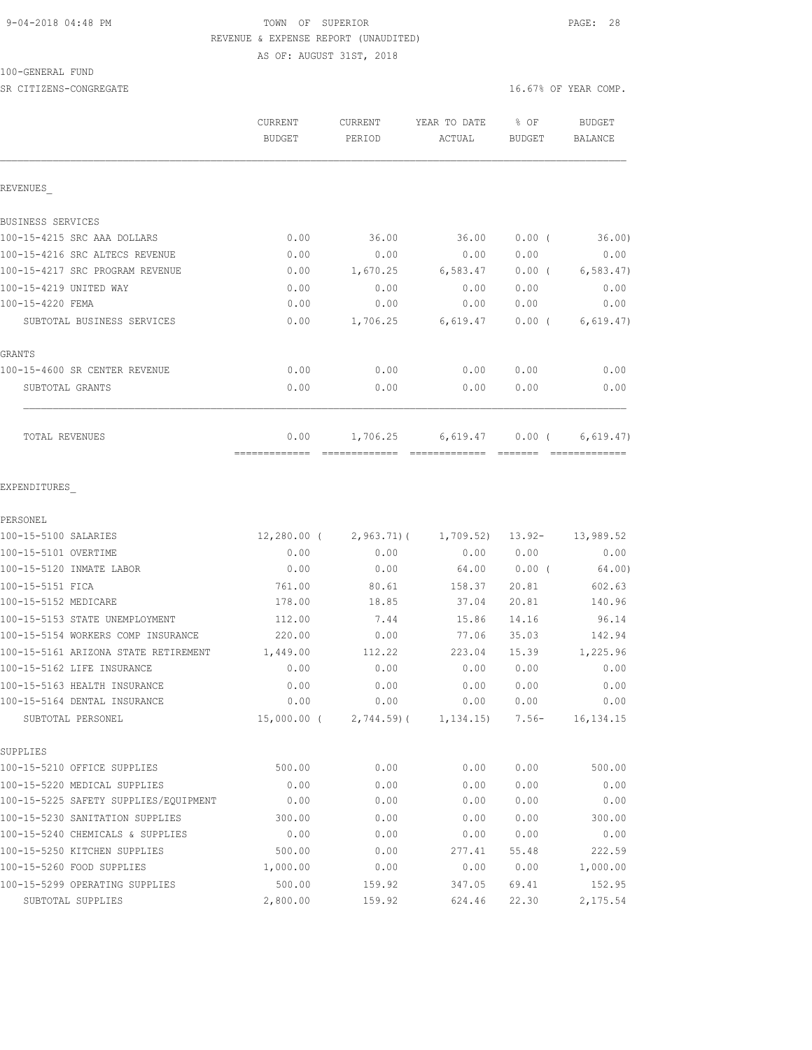TOWN OF SUPERIOR
REVENUE & EXPENSE REPORT (UNAUDITED)
AS OF: AUGUST 31ST, 2018

100-GENERAL FUND
SR CITIZENS-CONGREGATE — 16.67% OF YEAR COMP.

| | CURRENT BUDGET | CURRENT PERIOD | YEAR TO DATE ACTUAL | % OF BUDGET | BUDGET BALANCE |
|---|---|---|---|---|---|
| **REVENUES** | | | | | |
| BUSINESS SERVICES | | | | | |
| 100-15-4215 SRC AAA DOLLARS | 0.00 | 36.00 | 36.00 | 0.00 ( | 36.00) |
| 100-15-4216 SRC ALTECS REVENUE | 0.00 | 0.00 | 0.00 | 0.00 | 0.00 |
| 100-15-4217 SRC PROGRAM REVENUE | 0.00 | 1,670.25 | 6,583.47 | 0.00 ( | 6,583.47) |
| 100-15-4219 UNITED WAY | 0.00 | 0.00 | 0.00 | 0.00 | 0.00 |
| 100-15-4220 FEMA | 0.00 | 0.00 | 0.00 | 0.00 | 0.00 |
| SUBTOTAL BUSINESS SERVICES | 0.00 | 1,706.25 | 6,619.47 | 0.00 ( | 6,619.47) |
| GRANTS | | | | | |
| 100-15-4600 SR CENTER REVENUE | 0.00 | 0.00 | 0.00 | 0.00 | 0.00 |
| SUBTOTAL GRANTS | 0.00 | 0.00 | 0.00 | 0.00 | 0.00 |
| TOTAL REVENUES | 0.00 | 1,706.25 | 6,619.47 | 0.00 ( | 6,619.47) |
| **EXPENDITURES** | | | | | |
| PERSONEL | | | | | |
| 100-15-5100 SALARIES | 12,280.00 ( | 2,963.71)( | 1,709.52) | 13.92- | 13,989.52 |
| 100-15-5101 OVERTIME | 0.00 | 0.00 | 0.00 | 0.00 | 0.00 |
| 100-15-5120 INMATE LABOR | 0.00 | 0.00 | 64.00 | 0.00 ( | 64.00) |
| 100-15-5151 FICA | 761.00 | 80.61 | 158.37 | 20.81 | 602.63 |
| 100-15-5152 MEDICARE | 178.00 | 18.85 | 37.04 | 20.81 | 140.96 |
| 100-15-5153 STATE UNEMPLOYMENT | 112.00 | 7.44 | 15.86 | 14.16 | 96.14 |
| 100-15-5154 WORKERS COMP INSURANCE | 220.00 | 0.00 | 77.06 | 35.03 | 142.94 |
| 100-15-5161 ARIZONA STATE RETIREMENT | 1,449.00 | 112.22 | 223.04 | 15.39 | 1,225.96 |
| 100-15-5162 LIFE INSURANCE | 0.00 | 0.00 | 0.00 | 0.00 | 0.00 |
| 100-15-5163 HEALTH INSURANCE | 0.00 | 0.00 | 0.00 | 0.00 | 0.00 |
| 100-15-5164 DENTAL INSURANCE | 0.00 | 0.00 | 0.00 | 0.00 | 0.00 |
| SUBTOTAL PERSONEL | 15,000.00 ( | 2,744.59)( | 1,134.15) | 7.56- | 16,134.15 |
| SUPPLIES | | | | | |
| 100-15-5210 OFFICE SUPPLIES | 500.00 | 0.00 | 0.00 | 0.00 | 500.00 |
| 100-15-5220 MEDICAL SUPPLIES | 0.00 | 0.00 | 0.00 | 0.00 | 0.00 |
| 100-15-5225 SAFETY SUPPLIES/EQUIPMENT | 0.00 | 0.00 | 0.00 | 0.00 | 0.00 |
| 100-15-5230 SANITATION SUPPLIES | 300.00 | 0.00 | 0.00 | 0.00 | 300.00 |
| 100-15-5240 CHEMICALS & SUPPLIES | 0.00 | 0.00 | 0.00 | 0.00 | 0.00 |
| 100-15-5250 KITCHEN SUPPLIES | 500.00 | 0.00 | 277.41 | 55.48 | 222.59 |
| 100-15-5260 FOOD SUPPLIES | 1,000.00 | 0.00 | 0.00 | 0.00 | 1,000.00 |
| 100-15-5299 OPERATING SUPPLIES | 500.00 | 159.92 | 347.05 | 69.41 | 152.95 |
| SUBTOTAL SUPPLIES | 2,800.00 | 159.92 | 624.46 | 22.30 | 2,175.54 |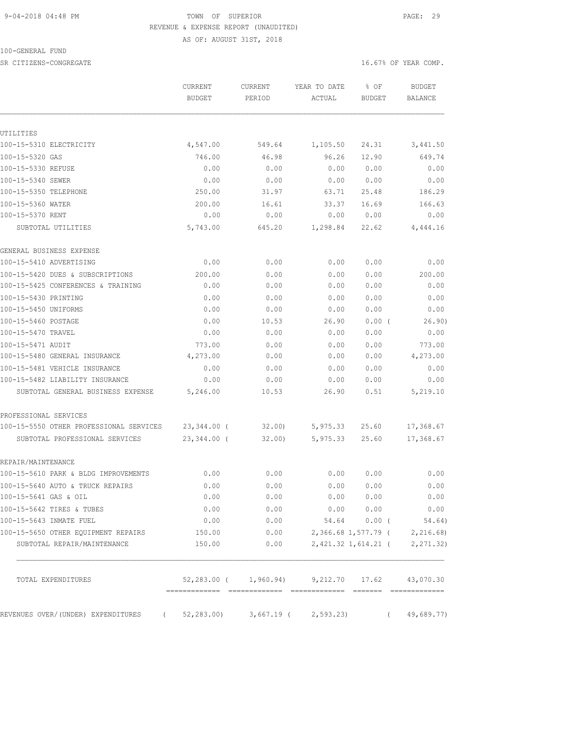9-04-2018 04:48 PM TOWN OF SUPERIOR

REVENUE & EXPENSE REPORT (UNAUDITED)

AS OF: AUGUST 31ST, 2018

100-GENERAL FUND

SR CITIZENS-CONGREGATE 16.67% OF YEAR COMP.

| | CURRENT BUDGET | CURRENT PERIOD | YEAR TO DATE ACTUAL | % OF BUDGET | BUDGET BALANCE |
|---|---|---|---|---|---|
| UTILITIES | | | | | |
| 100-15-5310 ELECTRICITY | 4,547.00 | 549.64 | 1,105.50 | 24.31 | 3,441.50 |
| 100-15-5320 GAS | 746.00 | 46.98 | 96.26 | 12.90 | 649.74 |
| 100-15-5330 REFUSE | 0.00 | 0.00 | 0.00 | 0.00 | 0.00 |
| 100-15-5340 SEWER | 0.00 | 0.00 | 0.00 | 0.00 | 0.00 |
| 100-15-5350 TELEPHONE | 250.00 | 31.97 | 63.71 | 25.48 | 186.29 |
| 100-15-5360 WATER | 200.00 | 16.61 | 33.37 | 16.69 | 166.63 |
| 100-15-5370 RENT | 0.00 | 0.00 | 0.00 | 0.00 | 0.00 |
| SUBTOTAL UTILITIES | 5,743.00 | 645.20 | 1,298.84 | 22.62 | 4,444.16 |
| GENERAL BUSINESS EXPENSE | | | | | |
| 100-15-5410 ADVERTISING | 0.00 | 0.00 | 0.00 | 0.00 | 0.00 |
| 100-15-5420 DUES & SUBSCRIPTIONS | 200.00 | 0.00 | 0.00 | 0.00 | 200.00 |
| 100-15-5425 CONFERENCES & TRAINING | 0.00 | 0.00 | 0.00 | 0.00 | 0.00 |
| 100-15-5430 PRINTING | 0.00 | 0.00 | 0.00 | 0.00 | 0.00 |
| 100-15-5450 UNIFORMS | 0.00 | 0.00 | 0.00 | 0.00 | 0.00 |
| 100-15-5460 POSTAGE | 0.00 | 10.53 | 26.90 | 0.00 ( | 26.90) |
| 100-15-5470 TRAVEL | 0.00 | 0.00 | 0.00 | 0.00 | 0.00 |
| 100-15-5471 AUDIT | 773.00 | 0.00 | 0.00 | 0.00 | 773.00 |
| 100-15-5480 GENERAL INSURANCE | 4,273.00 | 0.00 | 0.00 | 0.00 | 4,273.00 |
| 100-15-5481 VEHICLE INSURANCE | 0.00 | 0.00 | 0.00 | 0.00 | 0.00 |
| 100-15-5482 LIABILITY INSURANCE | 0.00 | 0.00 | 0.00 | 0.00 | 0.00 |
| SUBTOTAL GENERAL BUSINESS EXPENSE | 5,246.00 | 10.53 | 26.90 | 0.51 | 5,219.10 |
| PROFESSIONAL SERVICES | | | | | |
| 100-15-5550 OTHER PROFESSIONAL SERVICES | 23,344.00 ( | 32.00) | 5,975.33 | 25.60 | 17,368.67 |
| SUBTOTAL PROFESSIONAL SERVICES | 23,344.00 ( | 32.00) | 5,975.33 | 25.60 | 17,368.67 |
| REPAIR/MAINTENANCE | | | | | |
| 100-15-5610 PARK & BLDG IMPROVEMENTS | 0.00 | 0.00 | 0.00 | 0.00 | 0.00 |
| 100-15-5640 AUTO & TRUCK REPAIRS | 0.00 | 0.00 | 0.00 | 0.00 | 0.00 |
| 100-15-5641 GAS & OIL | 0.00 | 0.00 | 0.00 | 0.00 | 0.00 |
| 100-15-5642 TIRES & TUBES | 0.00 | 0.00 | 0.00 | 0.00 | 0.00 |
| 100-15-5643 INMATE FUEL | 0.00 | 0.00 | 54.64 | 0.00 ( | 54.64) |
| 100-15-5650 OTHER EQUIPMENT REPAIRS | 150.00 | 0.00 | 2,366.68 | 1,577.79 ( | 2,216.68) |
| SUBTOTAL REPAIR/MAINTENANCE | 150.00 | 0.00 | 2,421.32 | 1,614.21 ( | 2,271.32) |
| TOTAL EXPENDITURES | 52,283.00 ( | 1,960.94) | 9,212.70 | 17.62 | 43,070.30 |
| REVENUES OVER/(UNDER) EXPENDITURES | ( 52,283.00) | 3,667.19 ( | 2,593.23) | ( | 49,689.77) |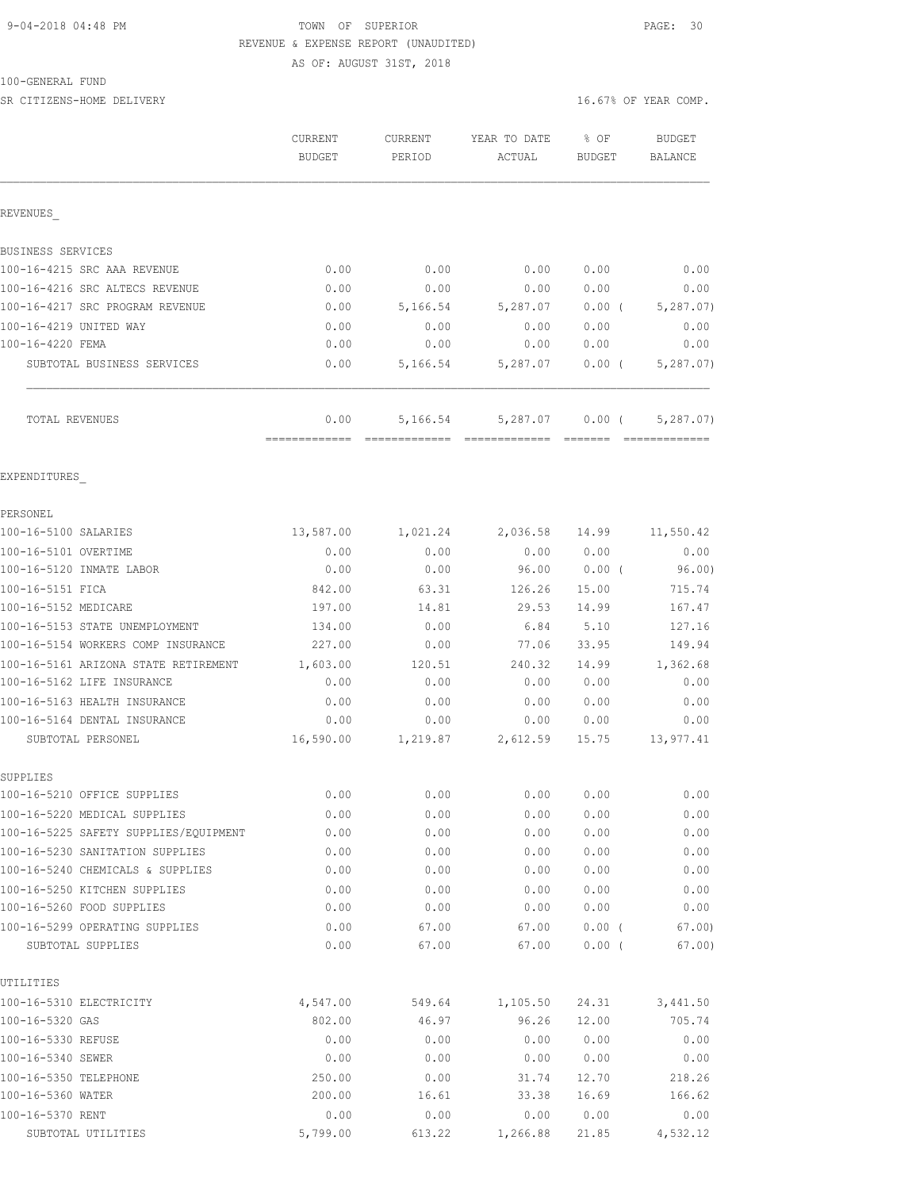9-04-2018 04:48 PM — TOWN OF SUPERIOR

REVENUE & EXPENSE REPORT (UNAUDITED)

AS OF: AUGUST 31ST, 2018

100-GENERAL FUND

SR CITIZENS-HOME DELIVERY — 16.67% OF YEAR COMP.

| | CURRENT BUDGET | CURRENT PERIOD | YEAR TO DATE ACTUAL | % OF BUDGET | BUDGET BALANCE |
|---|---|---|---|---|---|
| **REVENUES** | | | | | |
| BUSINESS SERVICES | | | | | |
| 100-16-4215 SRC AAA REVENUE | 0.00 | 0.00 | 0.00 | 0.00 | 0.00 |
| 100-16-4216 SRC ALTECS REVENUE | 0.00 | 0.00 | 0.00 | 0.00 | 0.00 |
| 100-16-4217 SRC PROGRAM REVENUE | 0.00 | 5,166.54 | 5,287.07 | 0.00 ( | 5,287.07) |
| 100-16-4219 UNITED WAY | 0.00 | 0.00 | 0.00 | 0.00 | 0.00 |
| 100-16-4220 FEMA | 0.00 | 0.00 | 0.00 | 0.00 | 0.00 |
| SUBTOTAL BUSINESS SERVICES | 0.00 | 5,166.54 | 5,287.07 | 0.00 ( | 5,287.07) |
| TOTAL REVENUES | 0.00 | 5,166.54 | 5,287.07 | 0.00 ( | 5,287.07) |
| **EXPENDITURES** | | | | | |
| PERSONEL | | | | | |
| 100-16-5100 SALARIES | 13,587.00 | 1,021.24 | 2,036.58 | 14.99 | 11,550.42 |
| 100-16-5101 OVERTIME | 0.00 | 0.00 | 0.00 | 0.00 | 0.00 |
| 100-16-5120 INMATE LABOR | 0.00 | 0.00 | 96.00 | 0.00 ( | 96.00) |
| 100-16-5151 FICA | 842.00 | 63.31 | 126.26 | 15.00 | 715.74 |
| 100-16-5152 MEDICARE | 197.00 | 14.81 | 29.53 | 14.99 | 167.47 |
| 100-16-5153 STATE UNEMPLOYMENT | 134.00 | 0.00 | 6.84 | 5.10 | 127.16 |
| 100-16-5154 WORKERS COMP INSURANCE | 227.00 | 0.00 | 77.06 | 33.95 | 149.94 |
| 100-16-5161 ARIZONA STATE RETIREMENT | 1,603.00 | 120.51 | 240.32 | 14.99 | 1,362.68 |
| 100-16-5162 LIFE INSURANCE | 0.00 | 0.00 | 0.00 | 0.00 | 0.00 |
| 100-16-5163 HEALTH INSURANCE | 0.00 | 0.00 | 0.00 | 0.00 | 0.00 |
| 100-16-5164 DENTAL INSURANCE | 0.00 | 0.00 | 0.00 | 0.00 | 0.00 |
| SUBTOTAL PERSONEL | 16,590.00 | 1,219.87 | 2,612.59 | 15.75 | 13,977.41 |
| SUPPLIES | | | | | |
| 100-16-5210 OFFICE SUPPLIES | 0.00 | 0.00 | 0.00 | 0.00 | 0.00 |
| 100-16-5220 MEDICAL SUPPLIES | 0.00 | 0.00 | 0.00 | 0.00 | 0.00 |
| 100-16-5225 SAFETY SUPPLIES/EQUIPMENT | 0.00 | 0.00 | 0.00 | 0.00 | 0.00 |
| 100-16-5230 SANITATION SUPPLIES | 0.00 | 0.00 | 0.00 | 0.00 | 0.00 |
| 100-16-5240 CHEMICALS & SUPPLIES | 0.00 | 0.00 | 0.00 | 0.00 | 0.00 |
| 100-16-5250 KITCHEN SUPPLIES | 0.00 | 0.00 | 0.00 | 0.00 | 0.00 |
| 100-16-5260 FOOD SUPPLIES | 0.00 | 0.00 | 0.00 | 0.00 | 0.00 |
| 100-16-5299 OPERATING SUPPLIES | 0.00 | 67.00 | 67.00 | 0.00 ( | 67.00) |
| SUBTOTAL SUPPLIES | 0.00 | 67.00 | 67.00 | 0.00 ( | 67.00) |
| UTILITIES | | | | | |
| 100-16-5310 ELECTRICITY | 4,547.00 | 549.64 | 1,105.50 | 24.31 | 3,441.50 |
| 100-16-5320 GAS | 802.00 | 46.97 | 96.26 | 12.00 | 705.74 |
| 100-16-5330 REFUSE | 0.00 | 0.00 | 0.00 | 0.00 | 0.00 |
| 100-16-5340 SEWER | 0.00 | 0.00 | 0.00 | 0.00 | 0.00 |
| 100-16-5350 TELEPHONE | 250.00 | 0.00 | 31.74 | 12.70 | 218.26 |
| 100-16-5360 WATER | 200.00 | 16.61 | 33.38 | 16.69 | 166.62 |
| 100-16-5370 RENT | 0.00 | 0.00 | 0.00 | 0.00 | 0.00 |
| SUBTOTAL UTILITIES | 5,799.00 | 613.22 | 1,266.88 | 21.85 | 4,532.12 |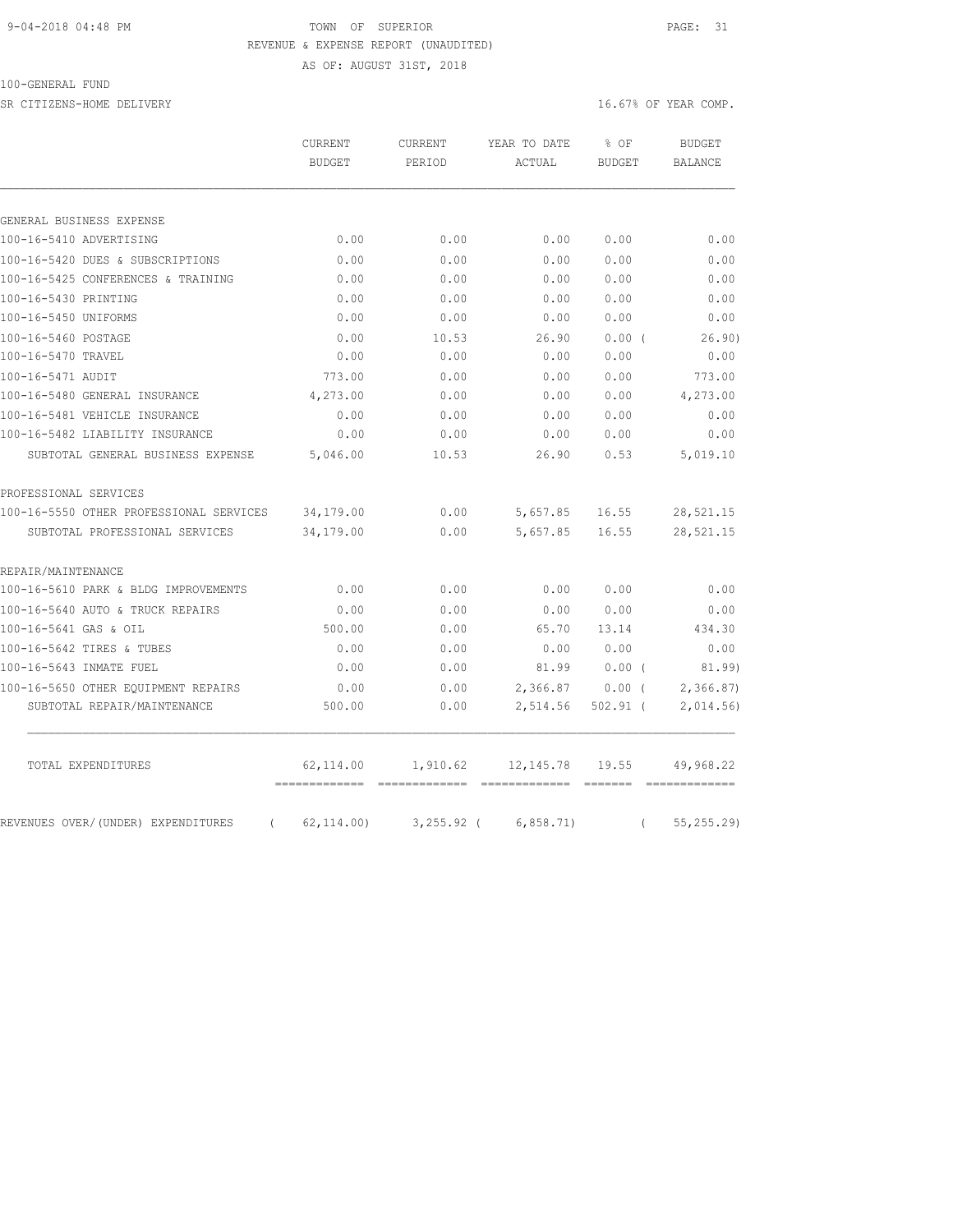TOWN OF SUPERIOR
REVENUE & EXPENSE REPORT (UNAUDITED)
AS OF: AUGUST 31ST, 2018

100-GENERAL FUND
SR CITIZENS-HOME DELIVERY

16.67% OF YEAR COMP.

| | CURRENT BUDGET | CURRENT PERIOD | YEAR TO DATE ACTUAL | % OF BUDGET | BUDGET BALANCE |
|---|---|---|---|---|---|
| GENERAL BUSINESS EXPENSE | | | | | |
| 100-16-5410 ADVERTISING | 0.00 | 0.00 | 0.00 | 0.00 | 0.00 |
| 100-16-5420 DUES & SUBSCRIPTIONS | 0.00 | 0.00 | 0.00 | 0.00 | 0.00 |
| 100-16-5425 CONFERENCES & TRAINING | 0.00 | 0.00 | 0.00 | 0.00 | 0.00 |
| 100-16-5430 PRINTING | 0.00 | 0.00 | 0.00 | 0.00 | 0.00 |
| 100-16-5450 UNIFORMS | 0.00 | 0.00 | 0.00 | 0.00 | 0.00 |
| 100-16-5460 POSTAGE | 0.00 | 10.53 | 26.90 | 0.00 ( | 26.90) |
| 100-16-5470 TRAVEL | 0.00 | 0.00 | 0.00 | 0.00 | 0.00 |
| 100-16-5471 AUDIT | 773.00 | 0.00 | 0.00 | 0.00 | 773.00 |
| 100-16-5480 GENERAL INSURANCE | 4,273.00 | 0.00 | 0.00 | 0.00 | 4,273.00 |
| 100-16-5481 VEHICLE INSURANCE | 0.00 | 0.00 | 0.00 | 0.00 | 0.00 |
| 100-16-5482 LIABILITY INSURANCE | 0.00 | 0.00 | 0.00 | 0.00 | 0.00 |
| SUBTOTAL GENERAL BUSINESS EXPENSE | 5,046.00 | 10.53 | 26.90 | 0.53 | 5,019.10 |
| PROFESSIONAL SERVICES | | | | | |
| 100-16-5550 OTHER PROFESSIONAL SERVICES | 34,179.00 | 0.00 | 5,657.85 | 16.55 | 28,521.15 |
| SUBTOTAL PROFESSIONAL SERVICES | 34,179.00 | 0.00 | 5,657.85 | 16.55 | 28,521.15 |
| REPAIR/MAINTENANCE | | | | | |
| 100-16-5610 PARK & BLDG IMPROVEMENTS | 0.00 | 0.00 | 0.00 | 0.00 | 0.00 |
| 100-16-5640 AUTO & TRUCK REPAIRS | 0.00 | 0.00 | 0.00 | 0.00 | 0.00 |
| 100-16-5641 GAS & OIL | 500.00 | 0.00 | 65.70 | 13.14 | 434.30 |
| 100-16-5642 TIRES & TUBES | 0.00 | 0.00 | 0.00 | 0.00 | 0.00 |
| 100-16-5643 INMATE FUEL | 0.00 | 0.00 | 81.99 | 0.00 ( | 81.99) |
| 100-16-5650 OTHER EQUIPMENT REPAIRS | 0.00 | 0.00 | 2,366.87 | 0.00 ( | 2,366.87) |
| SUBTOTAL REPAIR/MAINTENANCE | 500.00 | 0.00 | 2,514.56 | 502.91 ( | 2,014.56) |
| TOTAL EXPENDITURES | 62,114.00 | 1,910.62 | 12,145.78 | 19.55 | 49,968.22 |
| REVENUES OVER/(UNDER) EXPENDITURES | ( 62,114.00) | 3,255.92 ( | 6,858.71) | ( | 55,255.29) |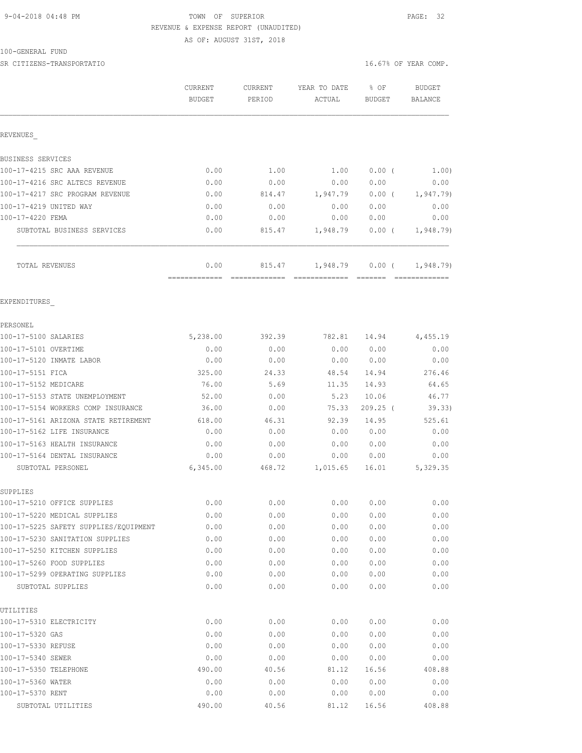TOWN OF SUPERIOR
REVENUE & EXPENSE REPORT (UNAUDITED)
AS OF: AUGUST 31ST, 2018

100-GENERAL FUND
SR CITIZENS-TRANSPORTATIO — 16.67% OF YEAR COMP.

| | CURRENT BUDGET | CURRENT PERIOD | YEAR TO DATE ACTUAL | % OF BUDGET | BUDGET BALANCE |
|---|---|---|---|---|---|
| **REVENUES** | | | | | |
| BUSINESS SERVICES | | | | | |
| 100-17-4215 SRC AAA REVENUE | 0.00 | 1.00 | 1.00 | 0.00 ( | 1.00) |
| 100-17-4216 SRC ALTECS REVENUE | 0.00 | 0.00 | 0.00 | 0.00 | 0.00 |
| 100-17-4217 SRC PROGRAM REVENUE | 0.00 | 814.47 | 1,947.79 | 0.00 ( | 1,947.79) |
| 100-17-4219 UNITED WAY | 0.00 | 0.00 | 0.00 | 0.00 | 0.00 |
| 100-17-4220 FEMA | 0.00 | 0.00 | 0.00 | 0.00 | 0.00 |
| SUBTOTAL BUSINESS SERVICES | 0.00 | 815.47 | 1,948.79 | 0.00 ( | 1,948.79) |
| TOTAL REVENUES | 0.00 | 815.47 | 1,948.79 | 0.00 ( | 1,948.79) |
| **EXPENDITURES** | | | | | |
| PERSONEL | | | | | |
| 100-17-5100 SALARIES | 5,238.00 | 392.39 | 782.81 | 14.94 | 4,455.19 |
| 100-17-5101 OVERTIME | 0.00 | 0.00 | 0.00 | 0.00 | 0.00 |
| 100-17-5120 INMATE LABOR | 0.00 | 0.00 | 0.00 | 0.00 | 0.00 |
| 100-17-5151 FICA | 325.00 | 24.33 | 48.54 | 14.94 | 276.46 |
| 100-17-5152 MEDICARE | 76.00 | 5.69 | 11.35 | 14.93 | 64.65 |
| 100-17-5153 STATE UNEMPLOYMENT | 52.00 | 0.00 | 5.23 | 10.06 | 46.77 |
| 100-17-5154 WORKERS COMP INSURANCE | 36.00 | 0.00 | 75.33 | 209.25 ( | 39.33) |
| 100-17-5161 ARIZONA STATE RETIREMENT | 618.00 | 46.31 | 92.39 | 14.95 | 525.61 |
| 100-17-5162 LIFE INSURANCE | 0.00 | 0.00 | 0.00 | 0.00 | 0.00 |
| 100-17-5163 HEALTH INSURANCE | 0.00 | 0.00 | 0.00 | 0.00 | 0.00 |
| 100-17-5164 DENTAL INSURANCE | 0.00 | 0.00 | 0.00 | 0.00 | 0.00 |
| SUBTOTAL PERSONEL | 6,345.00 | 468.72 | 1,015.65 | 16.01 | 5,329.35 |
| SUPPLIES | | | | | |
| 100-17-5210 OFFICE SUPPLIES | 0.00 | 0.00 | 0.00 | 0.00 | 0.00 |
| 100-17-5220 MEDICAL SUPPLIES | 0.00 | 0.00 | 0.00 | 0.00 | 0.00 |
| 100-17-5225 SAFETY SUPPLIES/EQUIPMENT | 0.00 | 0.00 | 0.00 | 0.00 | 0.00 |
| 100-17-5230 SANITATION SUPPLIES | 0.00 | 0.00 | 0.00 | 0.00 | 0.00 |
| 100-17-5250 KITCHEN SUPPLIES | 0.00 | 0.00 | 0.00 | 0.00 | 0.00 |
| 100-17-5260 FOOD SUPPLIES | 0.00 | 0.00 | 0.00 | 0.00 | 0.00 |
| 100-17-5299 OPERATING SUPPLIES | 0.00 | 0.00 | 0.00 | 0.00 | 0.00 |
| SUBTOTAL SUPPLIES | 0.00 | 0.00 | 0.00 | 0.00 | 0.00 |
| UTILITIES | | | | | |
| 100-17-5310 ELECTRICITY | 0.00 | 0.00 | 0.00 | 0.00 | 0.00 |
| 100-17-5320 GAS | 0.00 | 0.00 | 0.00 | 0.00 | 0.00 |
| 100-17-5330 REFUSE | 0.00 | 0.00 | 0.00 | 0.00 | 0.00 |
| 100-17-5340 SEWER | 0.00 | 0.00 | 0.00 | 0.00 | 0.00 |
| 100-17-5350 TELEPHONE | 490.00 | 40.56 | 81.12 | 16.56 | 408.88 |
| 100-17-5360 WATER | 0.00 | 0.00 | 0.00 | 0.00 | 0.00 |
| 100-17-5370 RENT | 0.00 | 0.00 | 0.00 | 0.00 | 0.00 |
| SUBTOTAL UTILITIES | 490.00 | 40.56 | 81.12 | 16.56 | 408.88 |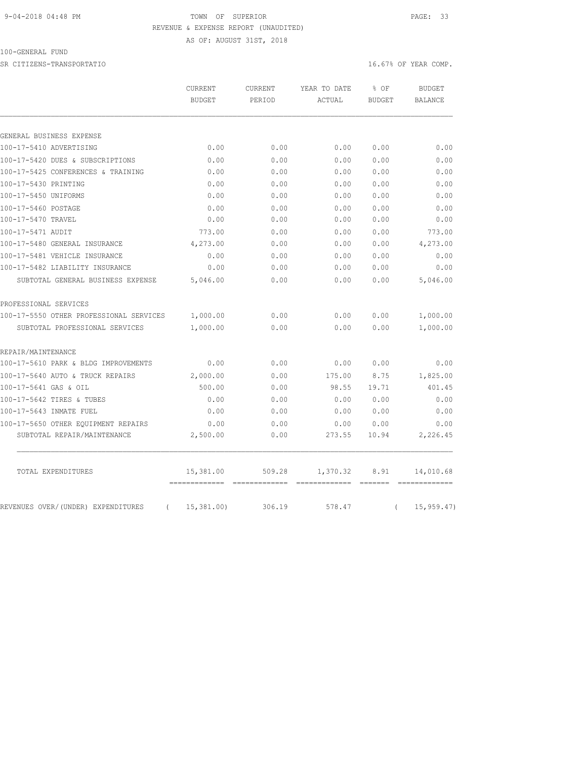9-04-2018 04:48 PM TOWN OF SUPERIOR

REVENUE & EXPENSE REPORT (UNAUDITED)

AS OF: AUGUST 31ST, 2018

100-GENERAL FUND

SR CITIZENS-TRANSPORTATIO 16.67% OF YEAR COMP.

| | CURRENT BUDGET | CURRENT PERIOD | YEAR TO DATE ACTUAL | % OF BUDGET | BUDGET BALANCE |
|---|---|---|---|---|---|
| GENERAL BUSINESS EXPENSE | | | | | |
| 100-17-5410 ADVERTISING | 0.00 | 0.00 | 0.00 | 0.00 | 0.00 |
| 100-17-5420 DUES & SUBSCRIPTIONS | 0.00 | 0.00 | 0.00 | 0.00 | 0.00 |
| 100-17-5425 CONFERENCES & TRAINING | 0.00 | 0.00 | 0.00 | 0.00 | 0.00 |
| 100-17-5430 PRINTING | 0.00 | 0.00 | 0.00 | 0.00 | 0.00 |
| 100-17-5450 UNIFORMS | 0.00 | 0.00 | 0.00 | 0.00 | 0.00 |
| 100-17-5460 POSTAGE | 0.00 | 0.00 | 0.00 | 0.00 | 0.00 |
| 100-17-5470 TRAVEL | 0.00 | 0.00 | 0.00 | 0.00 | 0.00 |
| 100-17-5471 AUDIT | 773.00 | 0.00 | 0.00 | 0.00 | 773.00 |
| 100-17-5480 GENERAL INSURANCE | 4,273.00 | 0.00 | 0.00 | 0.00 | 4,273.00 |
| 100-17-5481 VEHICLE INSURANCE | 0.00 | 0.00 | 0.00 | 0.00 | 0.00 |
| 100-17-5482 LIABILITY INSURANCE | 0.00 | 0.00 | 0.00 | 0.00 | 0.00 |
| SUBTOTAL GENERAL BUSINESS EXPENSE | 5,046.00 | 0.00 | 0.00 | 0.00 | 5,046.00 |
| PROFESSIONAL SERVICES | | | | | |
| 100-17-5550 OTHER PROFESSIONAL SERVICES | 1,000.00 | 0.00 | 0.00 | 0.00 | 1,000.00 |
| SUBTOTAL PROFESSIONAL SERVICES | 1,000.00 | 0.00 | 0.00 | 0.00 | 1,000.00 |
| REPAIR/MAINTENANCE | | | | | |
| 100-17-5610 PARK & BLDG IMPROVEMENTS | 0.00 | 0.00 | 0.00 | 0.00 | 0.00 |
| 100-17-5640 AUTO & TRUCK REPAIRS | 2,000.00 | 0.00 | 175.00 | 8.75 | 1,825.00 |
| 100-17-5641 GAS & OIL | 500.00 | 0.00 | 98.55 | 19.71 | 401.45 |
| 100-17-5642 TIRES & TUBES | 0.00 | 0.00 | 0.00 | 0.00 | 0.00 |
| 100-17-5643 INMATE FUEL | 0.00 | 0.00 | 0.00 | 0.00 | 0.00 |
| 100-17-5650 OTHER EQUIPMENT REPAIRS | 0.00 | 0.00 | 0.00 | 0.00 | 0.00 |
| SUBTOTAL REPAIR/MAINTENANCE | 2,500.00 | 0.00 | 273.55 | 10.94 | 2,226.45 |
| TOTAL EXPENDITURES | 15,381.00 | 509.28 | 1,370.32 | 8.91 | 14,010.68 |
| REVENUES OVER/(UNDER) EXPENDITURES | ( 15,381.00) | 306.19 | 578.47 | | ( 15,959.47) |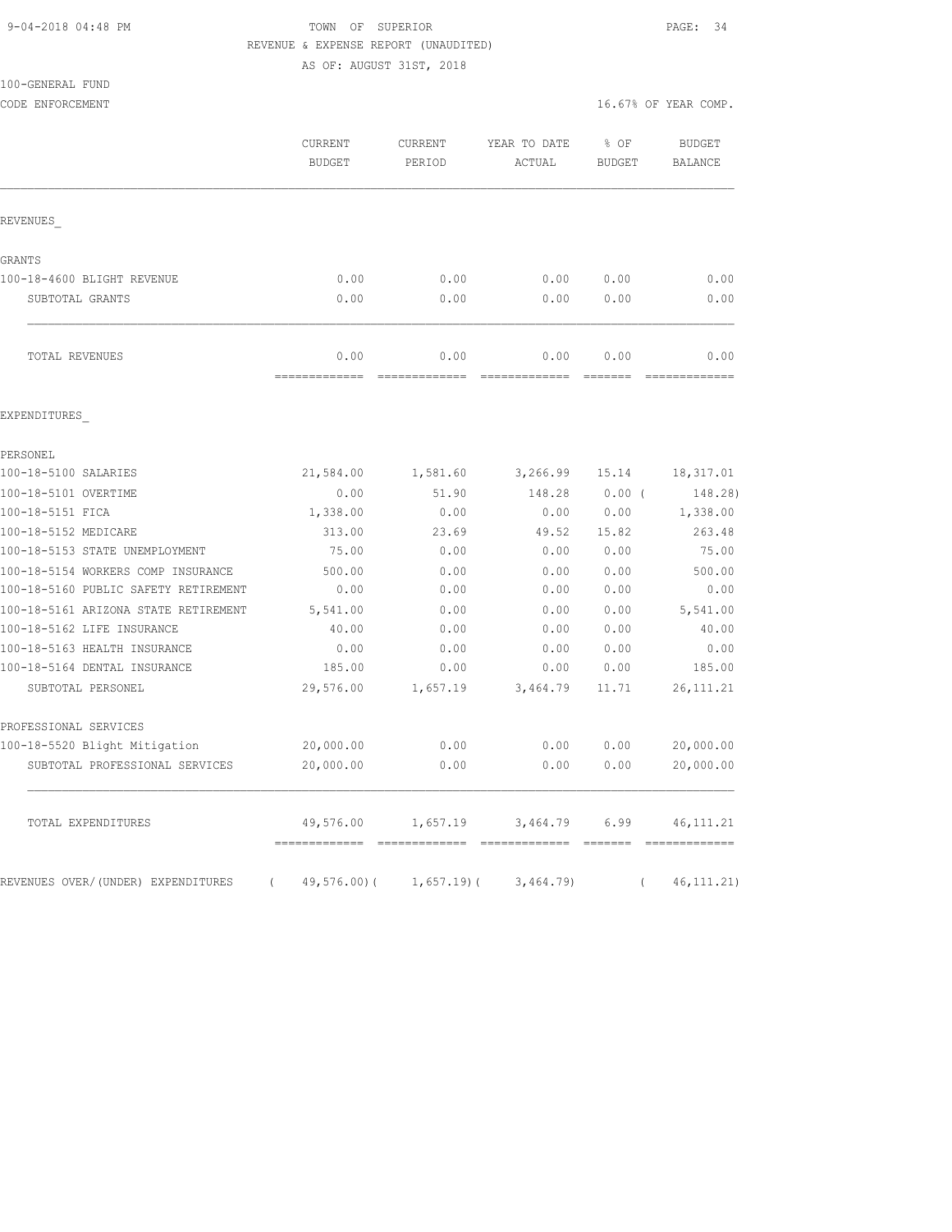TOWN OF SUPERIOR
REVENUE & EXPENSE REPORT (UNAUDITED)
AS OF: AUGUST 31ST, 2018

100-GENERAL FUND
CODE ENFORCEMENT

16.67% OF YEAR COMP.

| | CURRENT BUDGET | CURRENT PERIOD | YEAR TO DATE ACTUAL | % OF BUDGET | BUDGET BALANCE |
|---|---|---|---|---|---|
| REVENUES_ | | | | | |
| GRANTS | | | | | |
| 100-18-4600 BLIGHT REVENUE | 0.00 | 0.00 | 0.00 | 0.00 | 0.00 |
| SUBTOTAL GRANTS | 0.00 | 0.00 | 0.00 | 0.00 | 0.00 |
| TOTAL REVENUES | 0.00 | 0.00 | 0.00 | 0.00 | 0.00 |
| EXPENDITURES_ | | | | | |
| PERSONEL | | | | | |
| 100-18-5100 SALARIES | 21,584.00 | 1,581.60 | 3,266.99 | 15.14 | 18,317.01 |
| 100-18-5101 OVERTIME | 0.00 | 51.90 | 148.28 | 0.00 ( | 148.28) |
| 100-18-5151 FICA | 1,338.00 | 0.00 | 0.00 | 0.00 | 1,338.00 |
| 100-18-5152 MEDICARE | 313.00 | 23.69 | 49.52 | 15.82 | 263.48 |
| 100-18-5153 STATE UNEMPLOYMENT | 75.00 | 0.00 | 0.00 | 0.00 | 75.00 |
| 100-18-5154 WORKERS COMP INSURANCE | 500.00 | 0.00 | 0.00 | 0.00 | 500.00 |
| 100-18-5160 PUBLIC SAFETY RETIREMENT | 0.00 | 0.00 | 0.00 | 0.00 | 0.00 |
| 100-18-5161 ARIZONA STATE RETIREMENT | 5,541.00 | 0.00 | 0.00 | 0.00 | 5,541.00 |
| 100-18-5162 LIFE INSURANCE | 40.00 | 0.00 | 0.00 | 0.00 | 40.00 |
| 100-18-5163 HEALTH INSURANCE | 0.00 | 0.00 | 0.00 | 0.00 | 0.00 |
| 100-18-5164 DENTAL INSURANCE | 185.00 | 0.00 | 0.00 | 0.00 | 185.00 |
| SUBTOTAL PERSONEL | 29,576.00 | 1,657.19 | 3,464.79 | 11.71 | 26,111.21 |
| PROFESSIONAL SERVICES | | | | | |
| 100-18-5520 Blight Mitigation | 20,000.00 | 0.00 | 0.00 | 0.00 | 20,000.00 |
| SUBTOTAL PROFESSIONAL SERVICES | 20,000.00 | 0.00 | 0.00 | 0.00 | 20,000.00 |
| TOTAL EXPENDITURES | 49,576.00 | 1,657.19 | 3,464.79 | 6.99 | 46,111.21 |
| REVENUES OVER/(UNDER) EXPENDITURES | ( 49,576.00)( | 1,657.19)( | 3,464.79) | ( | 46,111.21) |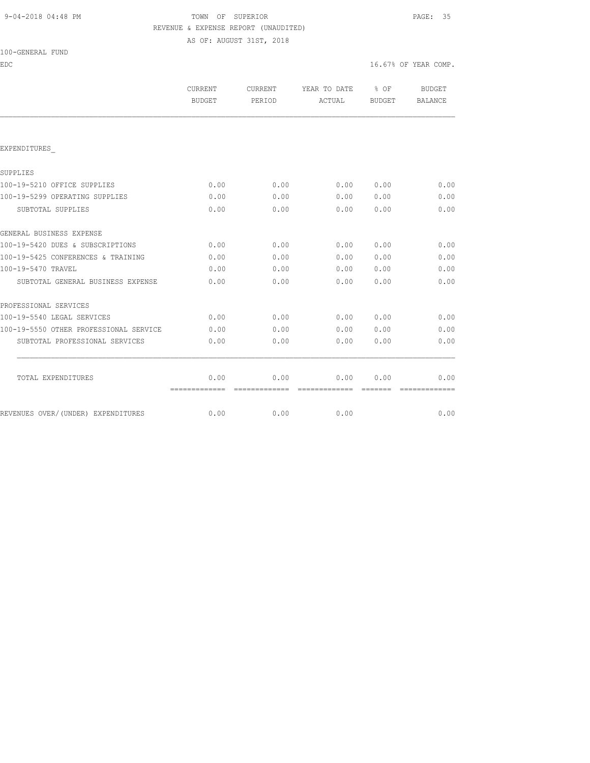TOWN OF SUPERIOR

REVENUE & EXPENSE REPORT (UNAUDITED)

AS OF: AUGUST 31ST, 2018

100-GENERAL FUND

EDC

16.67% OF YEAR COMP.

| | CURRENT BUDGET | CURRENT PERIOD | YEAR TO DATE ACTUAL | % OF BUDGET | BUDGET BALANCE |
|---|---|---|---|---|---|
| EXPENDITURES_ | | | | | |
| SUPPLIES | | | | | |
| 100-19-5210 OFFICE SUPPLIES | 0.00 | 0.00 | 0.00 | 0.00 | 0.00 |
| 100-19-5299 OPERATING SUPPLIES | 0.00 | 0.00 | 0.00 | 0.00 | 0.00 |
| SUBTOTAL SUPPLIES | 0.00 | 0.00 | 0.00 | 0.00 | 0.00 |
| GENERAL BUSINESS EXPENSE | | | | | |
| 100-19-5420 DUES & SUBSCRIPTIONS | 0.00 | 0.00 | 0.00 | 0.00 | 0.00 |
| 100-19-5425 CONFERENCES & TRAINING | 0.00 | 0.00 | 0.00 | 0.00 | 0.00 |
| 100-19-5470 TRAVEL | 0.00 | 0.00 | 0.00 | 0.00 | 0.00 |
| SUBTOTAL GENERAL BUSINESS EXPENSE | 0.00 | 0.00 | 0.00 | 0.00 | 0.00 |
| PROFESSIONAL SERVICES | | | | | |
| 100-19-5540 LEGAL SERVICES | 0.00 | 0.00 | 0.00 | 0.00 | 0.00 |
| 100-19-5550 OTHER PROFESSIONAL SERVICE | 0.00 | 0.00 | 0.00 | 0.00 | 0.00 |
| SUBTOTAL PROFESSIONAL SERVICES | 0.00 | 0.00 | 0.00 | 0.00 | 0.00 |
| TOTAL EXPENDITURES | 0.00 | 0.00 | 0.00 | 0.00 | 0.00 |
| REVENUES OVER/(UNDER) EXPENDITURES | 0.00 | 0.00 | 0.00 | | 0.00 |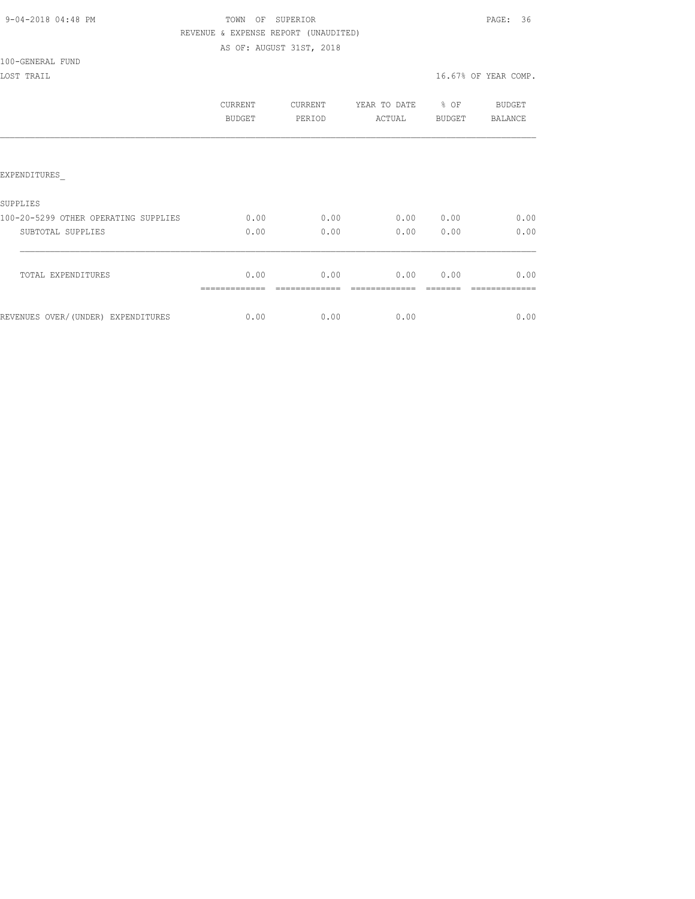9-04-2018 04:48 PM

TOWN OF SUPERIOR

REVENUE & EXPENSE REPORT (UNAUDITED)

AS OF: AUGUST 31ST, 2018

100-GENERAL FUND

LOST TRAIL

16.67% OF YEAR COMP.

| | CURRENT BUDGET | CURRENT PERIOD | YEAR TO DATE ACTUAL | % OF BUDGET | BUDGET BALANCE |
|---|---|---|---|---|---|
| EXPENDITURES_ | | | | | |
| SUPPLIES | | | | | |
| 100-20-5299 OTHER OPERATING SUPPLIES | 0.00 | 0.00 | 0.00 | 0.00 | 0.00 |
| SUBTOTAL SUPPLIES | 0.00 | 0.00 | 0.00 | 0.00 | 0.00 |
| TOTAL EXPENDITURES | 0.00 | 0.00 | 0.00 | 0.00 | 0.00 |
| REVENUES OVER/(UNDER) EXPENDITURES | 0.00 | 0.00 | 0.00 | | 0.00 |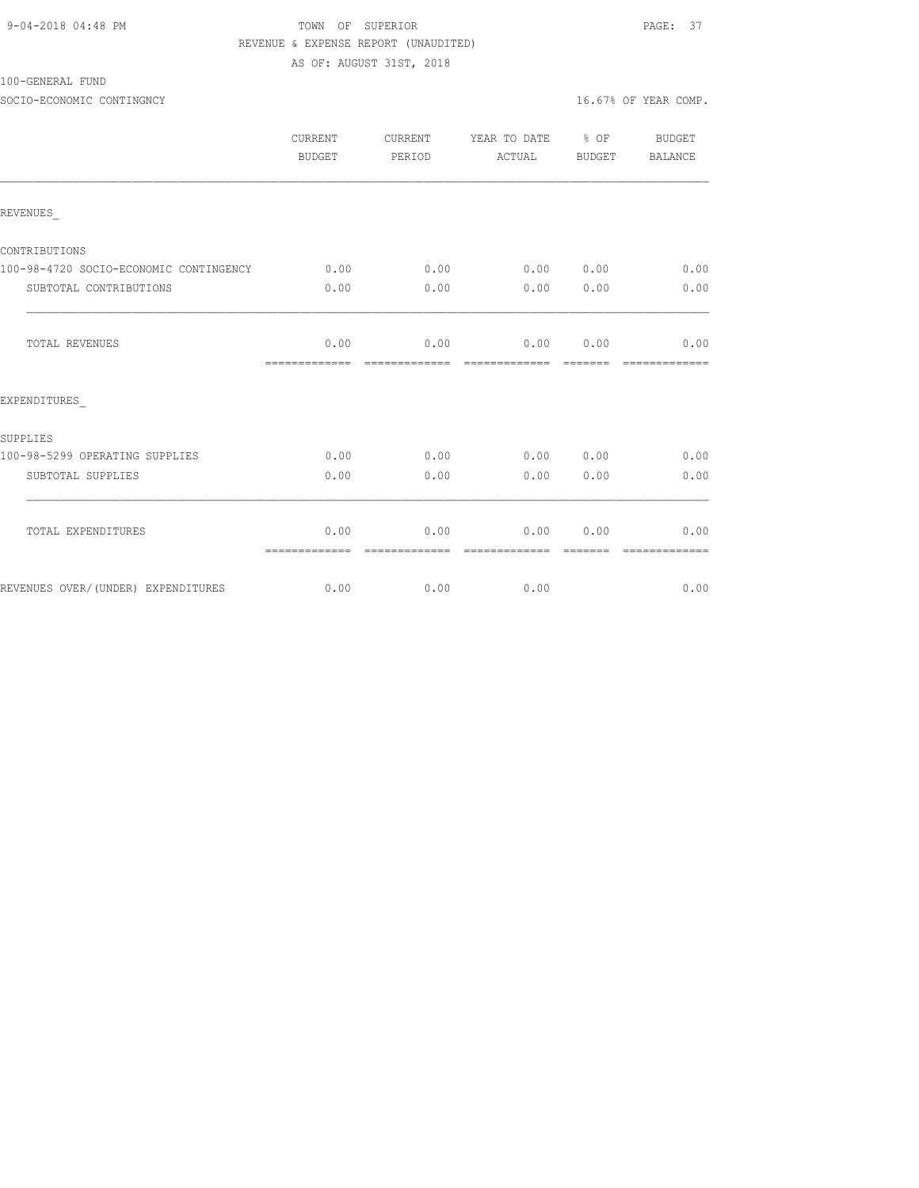TOWN OF SUPERIOR
REVENUE & EXPENSE REPORT (UNAUDITED)
AS OF: AUGUST 31ST, 2018

100-GENERAL FUND
SOCIO-ECONOMIC CONTINGNCY

16.67% OF YEAR COMP.

| | CURRENT BUDGET | CURRENT PERIOD | YEAR TO DATE ACTUAL | % OF BUDGET | BUDGET BALANCE |
|---|---|---|---|---|---|
| REVENUES_ | | | | | |
| CONTRIBUTIONS | | | | | |
| 100-98-4720 SOCIO-ECONOMIC CONTINGENCY | 0.00 | 0.00 | 0.00 | 0.00 | 0.00 |
| SUBTOTAL CONTRIBUTIONS | 0.00 | 0.00 | 0.00 | 0.00 | 0.00 |
| TOTAL REVENUES | 0.00 | 0.00 | 0.00 | 0.00 | 0.00 |
| EXPENDITURES_ | | | | | |
| SUPPLIES | | | | | |
| 100-98-5299 OPERATING SUPPLIES | 0.00 | 0.00 | 0.00 | 0.00 | 0.00 |
| SUBTOTAL SUPPLIES | 0.00 | 0.00 | 0.00 | 0.00 | 0.00 |
| TOTAL EXPENDITURES | 0.00 | 0.00 | 0.00 | 0.00 | 0.00 |
| REVENUES OVER/(UNDER) EXPENDITURES | 0.00 | 0.00 | 0.00 | | 0.00 |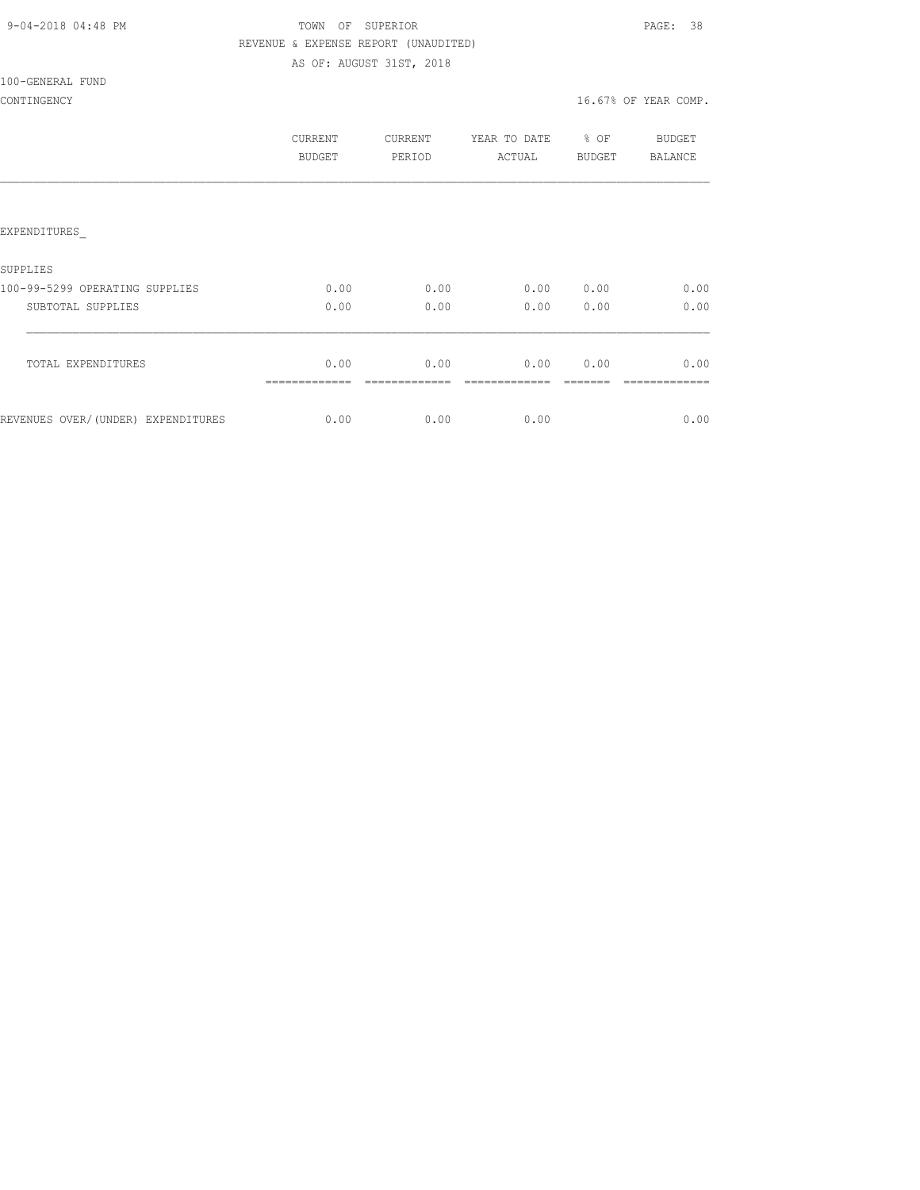TOWN OF SUPERIOR

REVENUE & EXPENSE REPORT (UNAUDITED)

AS OF: AUGUST 31ST, 2018

100-GENERAL FUND

CONTINGENCY — 16.67% OF YEAR COMP.

| | CURRENT BUDGET | CURRENT PERIOD | YEAR TO DATE ACTUAL | % OF BUDGET | BUDGET BALANCE |
|---|---|---|---|---|---|
| EXPENDITURES_ | | | | | |
| SUPPLIES | | | | | |
| 100-99-5299 OPERATING SUPPLIES | 0.00 | 0.00 | 0.00 | 0.00 | 0.00 |
| SUBTOTAL SUPPLIES | 0.00 | 0.00 | 0.00 | 0.00 | 0.00 |
| TOTAL EXPENDITURES | 0.00 | 0.00 | 0.00 | 0.00 | 0.00 |
| REVENUES OVER/(UNDER) EXPENDITURES | 0.00 | 0.00 | 0.00 | | 0.00 |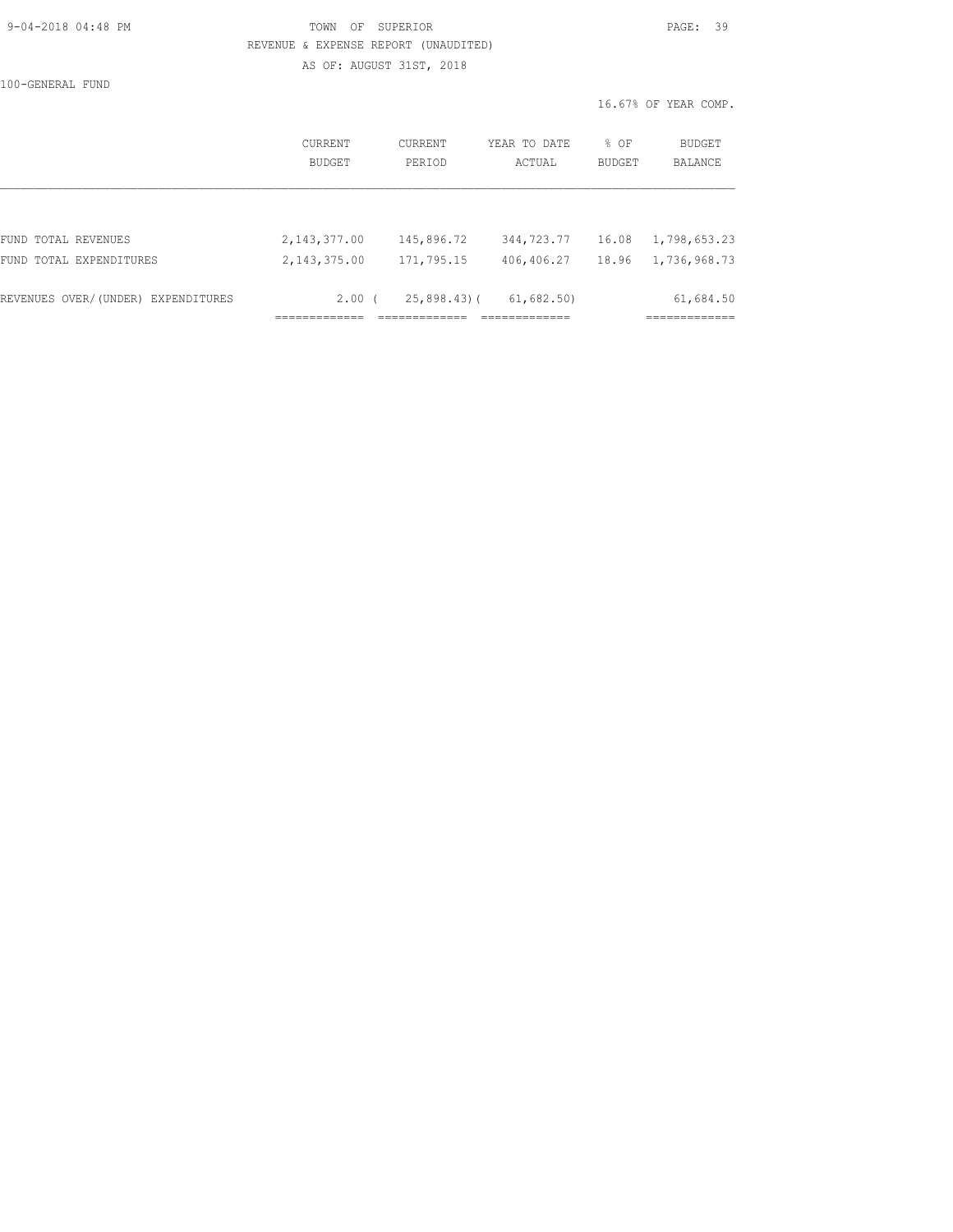TOWN OF SUPERIOR

REVENUE & EXPENSE REPORT (UNAUDITED)

AS OF: AUGUST 31ST, 2018

100-GENERAL FUND

16.67% OF YEAR COMP.

| | CURRENT BUDGET | CURRENT PERIOD | YEAR TO DATE ACTUAL | % OF BUDGET | BUDGET BALANCE |
|---|---|---|---|---|---|
| FUND TOTAL REVENUES | 2,143,377.00 | 145,896.72 | 344,723.77 | 16.08 | 1,798,653.23 |
| FUND TOTAL EXPENDITURES | 2,143,375.00 | 171,795.15 | 406,406.27 | 18.96 | 1,736,968.73 |
| REVENUES OVER/(UNDER) EXPENDITURES | 2.00 | ( 25,898.43) | ( 61,682.50) | | 61,684.50 |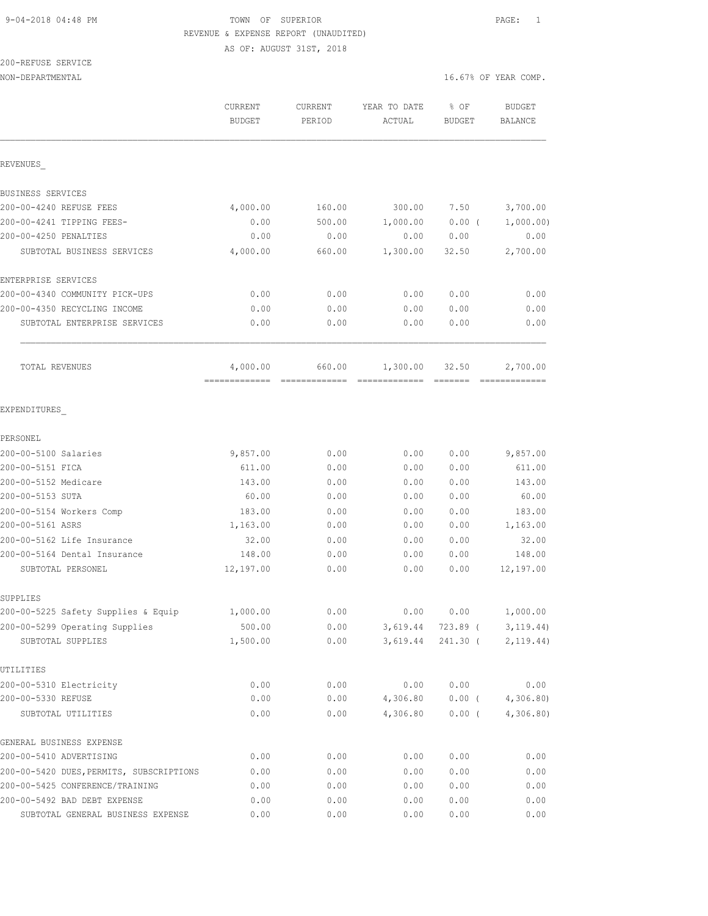TOWN OF SUPERIOR
REVENUE & EXPENSE REPORT (UNAUDITED)
AS OF: AUGUST 31ST, 2018

200-REFUSE SERVICE
NON-DEPARTMENTAL — 16.67% OF YEAR COMP.

| | CURRENT BUDGET | CURRENT PERIOD | YEAR TO DATE ACTUAL | % OF BUDGET | BUDGET BALANCE |
|---|---|---|---|---|---|
| **REVENUES** | | | | | |
| BUSINESS SERVICES | | | | | |
| 200-00-4240 REFUSE FEES | 4,000.00 | 160.00 | 300.00 | 7.50 | 3,700.00 |
| 200-00-4241 TIPPING FEES- | 0.00 | 500.00 | 1,000.00 | 0.00 ( | 1,000.00) |
| 200-00-4250 PENALTIES | 0.00 | 0.00 | 0.00 | 0.00 | 0.00 |
| SUBTOTAL BUSINESS SERVICES | 4,000.00 | 660.00 | 1,300.00 | 32.50 | 2,700.00 |
| ENTERPRISE SERVICES | | | | | |
| 200-00-4340 COMMUNITY PICK-UPS | 0.00 | 0.00 | 0.00 | 0.00 | 0.00 |
| 200-00-4350 RECYCLING INCOME | 0.00 | 0.00 | 0.00 | 0.00 | 0.00 |
| SUBTOTAL ENTERPRISE SERVICES | 0.00 | 0.00 | 0.00 | 0.00 | 0.00 |
| TOTAL REVENUES | 4,000.00 | 660.00 | 1,300.00 | 32.50 | 2,700.00 |
| **EXPENDITURES** | | | | | |
| PERSONEL | | | | | |
| 200-00-5100 Salaries | 9,857.00 | 0.00 | 0.00 | 0.00 | 9,857.00 |
| 200-00-5151 FICA | 611.00 | 0.00 | 0.00 | 0.00 | 611.00 |
| 200-00-5152 Medicare | 143.00 | 0.00 | 0.00 | 0.00 | 143.00 |
| 200-00-5153 SUTA | 60.00 | 0.00 | 0.00 | 0.00 | 60.00 |
| 200-00-5154 Workers Comp | 183.00 | 0.00 | 0.00 | 0.00 | 183.00 |
| 200-00-5161 ASRS | 1,163.00 | 0.00 | 0.00 | 0.00 | 1,163.00 |
| 200-00-5162 Life Insurance | 32.00 | 0.00 | 0.00 | 0.00 | 32.00 |
| 200-00-5164 Dental Insurance | 148.00 | 0.00 | 0.00 | 0.00 | 148.00 |
| SUBTOTAL PERSONEL | 12,197.00 | 0.00 | 0.00 | 0.00 | 12,197.00 |
| SUPPLIES | | | | | |
| 200-00-5225 Safety Supplies & Equip | 1,000.00 | 0.00 | 0.00 | 0.00 | 1,000.00 |
| 200-00-5299 Operating Supplies | 500.00 | 0.00 | 3,619.44 | 723.89 ( | 3,119.44) |
| SUBTOTAL SUPPLIES | 1,500.00 | 0.00 | 3,619.44 | 241.30 ( | 2,119.44) |
| UTILITIES | | | | | |
| 200-00-5310 Electricity | 0.00 | 0.00 | 0.00 | 0.00 | 0.00 |
| 200-00-5330 REFUSE | 0.00 | 0.00 | 4,306.80 | 0.00 ( | 4,306.80) |
| SUBTOTAL UTILITIES | 0.00 | 0.00 | 4,306.80 | 0.00 ( | 4,306.80) |
| GENERAL BUSINESS EXPENSE | | | | | |
| 200-00-5410 ADVERTISING | 0.00 | 0.00 | 0.00 | 0.00 | 0.00 |
| 200-00-5420 DUES,PERMITS, SUBSCRIPTIONS | 0.00 | 0.00 | 0.00 | 0.00 | 0.00 |
| 200-00-5425 CONFERENCE/TRAINING | 0.00 | 0.00 | 0.00 | 0.00 | 0.00 |
| 200-00-5492 BAD DEBT EXPENSE | 0.00 | 0.00 | 0.00 | 0.00 | 0.00 |
| SUBTOTAL GENERAL BUSINESS EXPENSE | 0.00 | 0.00 | 0.00 | 0.00 | 0.00 |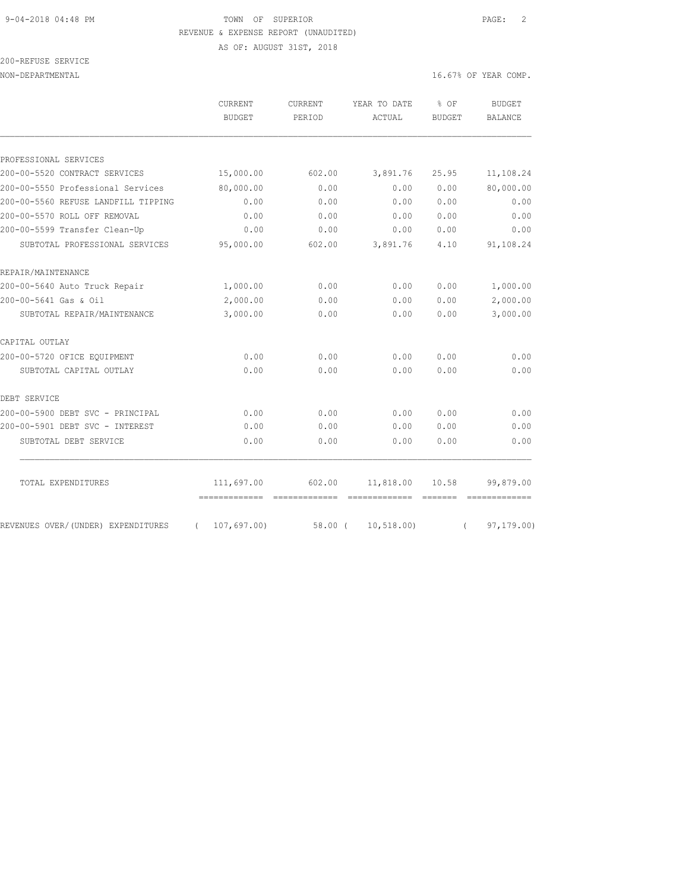TOWN OF SUPERIOR

REVENUE & EXPENSE REPORT (UNAUDITED)

AS OF: AUGUST 31ST, 2018

200-REFUSE SERVICE

NON-DEPARTMENTAL — 16.67% OF YEAR COMP.

| | CURRENT BUDGET | CURRENT PERIOD | YEAR TO DATE ACTUAL | % OF BUDGET | BUDGET BALANCE |
|---|---|---|---|---|---|
| PROFESSIONAL SERVICES | | | | | |
| 200-00-5520 CONTRACT SERVICES | 15,000.00 | 602.00 | 3,891.76 | 25.95 | 11,108.24 |
| 200-00-5550 Professional Services | 80,000.00 | 0.00 | 0.00 | 0.00 | 80,000.00 |
| 200-00-5560 REFUSE LANDFILL TIPPING | 0.00 | 0.00 | 0.00 | 0.00 | 0.00 |
| 200-00-5570 ROLL OFF REMOVAL | 0.00 | 0.00 | 0.00 | 0.00 | 0.00 |
| 200-00-5599 Transfer Clean-Up | 0.00 | 0.00 | 0.00 | 0.00 | 0.00 |
| SUBTOTAL PROFESSIONAL SERVICES | 95,000.00 | 602.00 | 3,891.76 | 4.10 | 91,108.24 |
| REPAIR/MAINTENANCE | | | | | |
| 200-00-5640 Auto Truck Repair | 1,000.00 | 0.00 | 0.00 | 0.00 | 1,000.00 |
| 200-00-5641 Gas & Oil | 2,000.00 | 0.00 | 0.00 | 0.00 | 2,000.00 |
| SUBTOTAL REPAIR/MAINTENANCE | 3,000.00 | 0.00 | 0.00 | 0.00 | 3,000.00 |
| CAPITAL OUTLAY | | | | | |
| 200-00-5720 OFICE EQUIPMENT | 0.00 | 0.00 | 0.00 | 0.00 | 0.00 |
| SUBTOTAL CAPITAL OUTLAY | 0.00 | 0.00 | 0.00 | 0.00 | 0.00 |
| DEBT SERVICE | | | | | |
| 200-00-5900 DEBT SVC - PRINCIPAL | 0.00 | 0.00 | 0.00 | 0.00 | 0.00 |
| 200-00-5901 DEBT SVC - INTEREST | 0.00 | 0.00 | 0.00 | 0.00 | 0.00 |
| SUBTOTAL DEBT SERVICE | 0.00 | 0.00 | 0.00 | 0.00 | 0.00 |
| TOTAL EXPENDITURES | 111,697.00 | 602.00 | 11,818.00 | 10.58 | 99,879.00 |
| REVENUES OVER/(UNDER) EXPENDITURES | ( 107,697.00) | 58.00 | ( 10,518.00) | | ( 97,179.00) |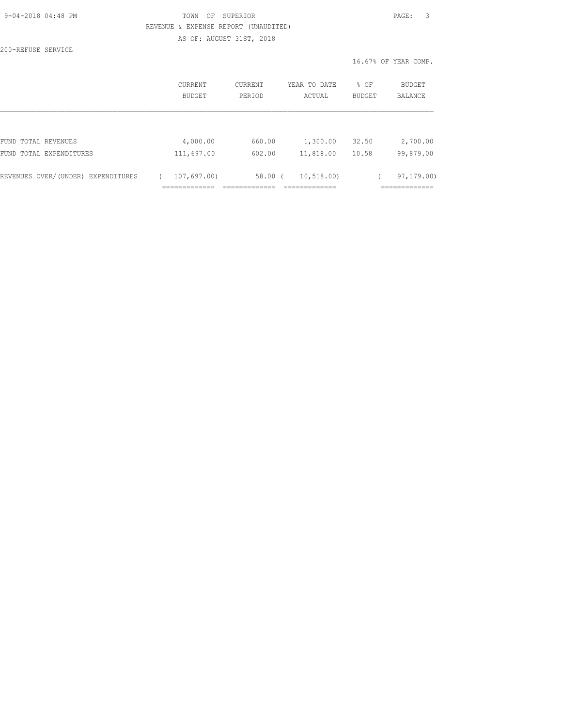TOWN OF SUPERIOR

REVENUE & EXPENSE REPORT (UNAUDITED)

AS OF: AUGUST 31ST, 2018

200-REFUSE SERVICE

16.67% OF YEAR COMP.

| | CURRENT BUDGET | CURRENT PERIOD | YEAR TO DATE ACTUAL | % OF BUDGET | BUDGET BALANCE |
|---|---|---|---|---|---|
| FUND TOTAL REVENUES | 4,000.00 | 660.00 | 1,300.00 | 32.50 | 2,700.00 |
| FUND TOTAL EXPENDITURES | 111,697.00 | 602.00 | 11,818.00 | 10.58 | 99,879.00 |
| REVENUES OVER/(UNDER) EXPENDITURES | ( 107,697.00) | 58.00 | ( 10,518.00) | | ( 97,179.00) |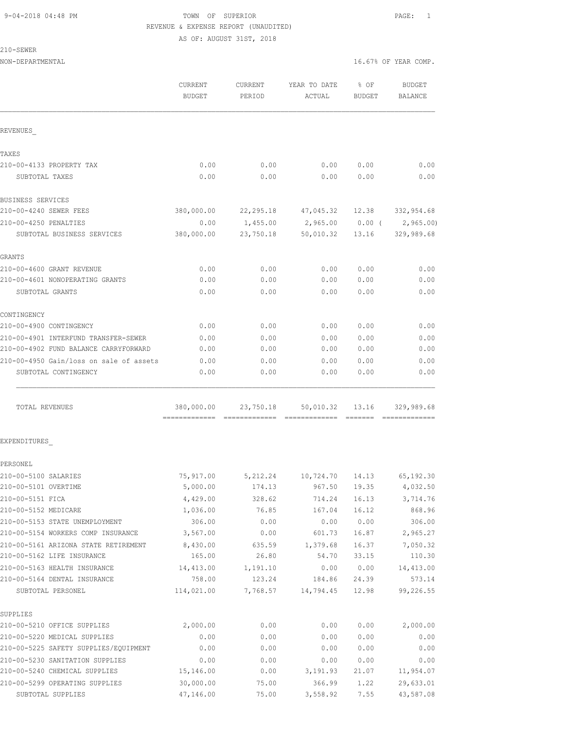9-04-2018 04:48 PM TOWN OF SUPERIOR

REVENUE & EXPENSE REPORT (UNAUDITED)

AS OF: AUGUST 31ST, 2018

210-SEWER

NON-DEPARTMENTAL 16.67% OF YEAR COMP.

| | CURRENT BUDGET | CURRENT PERIOD | YEAR TO DATE ACTUAL | % OF BUDGET | BUDGET BALANCE |
|---|---|---|---|---|---|
| REVENUES_ | | | | | |
| TAXES | | | | | |
| 210-00-4133 PROPERTY TAX | 0.00 | 0.00 | 0.00 | 0.00 | 0.00 |
| SUBTOTAL TAXES | 0.00 | 0.00 | 0.00 | 0.00 | 0.00 |
| BUSINESS SERVICES | | | | | |
| 210-00-4240 SEWER FEES | 380,000.00 | 22,295.18 | 47,045.32 | 12.38 | 332,954.68 |
| 210-00-4250 PENALTIES | 0.00 | 1,455.00 | 2,965.00 | 0.00 ( | 2,965.00) |
| SUBTOTAL BUSINESS SERVICES | 380,000.00 | 23,750.18 | 50,010.32 | 13.16 | 329,989.68 |
| GRANTS | | | | | |
| 210-00-4600 GRANT REVENUE | 0.00 | 0.00 | 0.00 | 0.00 | 0.00 |
| 210-00-4601 NONOPERATING GRANTS | 0.00 | 0.00 | 0.00 | 0.00 | 0.00 |
| SUBTOTAL GRANTS | 0.00 | 0.00 | 0.00 | 0.00 | 0.00 |
| CONTINGENCY | | | | | |
| 210-00-4900 CONTINGENCY | 0.00 | 0.00 | 0.00 | 0.00 | 0.00 |
| 210-00-4901 INTERFUND TRANSFER-SEWER | 0.00 | 0.00 | 0.00 | 0.00 | 0.00 |
| 210-00-4902 FUND BALANCE CARRYFORWARD | 0.00 | 0.00 | 0.00 | 0.00 | 0.00 |
| 210-00-4950 Gain/loss on sale of assets | 0.00 | 0.00 | 0.00 | 0.00 | 0.00 |
| SUBTOTAL CONTINGENCY | 0.00 | 0.00 | 0.00 | 0.00 | 0.00 |
| TOTAL REVENUES | 380,000.00 | 23,750.18 | 50,010.32 | 13.16 | 329,989.68 |
| EXPENDITURES_ | | | | | |
| PERSONEL | | | | | |
| 210-00-5100 SALARIES | 75,917.00 | 5,212.24 | 10,724.70 | 14.13 | 65,192.30 |
| 210-00-5101 OVERTIME | 5,000.00 | 174.13 | 967.50 | 19.35 | 4,032.50 |
| 210-00-5151 FICA | 4,429.00 | 328.62 | 714.24 | 16.13 | 3,714.76 |
| 210-00-5152 MEDICARE | 1,036.00 | 76.85 | 167.04 | 16.12 | 868.96 |
| 210-00-5153 STATE UNEMPLOYMENT | 306.00 | 0.00 | 0.00 | 0.00 | 306.00 |
| 210-00-5154 WORKERS COMP INSURANCE | 3,567.00 | 0.00 | 601.73 | 16.87 | 2,965.27 |
| 210-00-5161 ARIZONA STATE RETIREMENT | 8,430.00 | 635.59 | 1,379.68 | 16.37 | 7,050.32 |
| 210-00-5162 LIFE INSURANCE | 165.00 | 26.80 | 54.70 | 33.15 | 110.30 |
| 210-00-5163 HEALTH INSURANCE | 14,413.00 | 1,191.10 | 0.00 | 0.00 | 14,413.00 |
| 210-00-5164 DENTAL INSURANCE | 758.00 | 123.24 | 184.86 | 24.39 | 573.14 |
| SUBTOTAL PERSONEL | 114,021.00 | 7,768.57 | 14,794.45 | 12.98 | 99,226.55 |
| SUPPLIES | | | | | |
| 210-00-5210 OFFICE SUPPLIES | 2,000.00 | 0.00 | 0.00 | 0.00 | 2,000.00 |
| 210-00-5220 MEDICAL SUPPLIES | 0.00 | 0.00 | 0.00 | 0.00 | 0.00 |
| 210-00-5225 SAFETY SUPPLIES/EQUIPMENT | 0.00 | 0.00 | 0.00 | 0.00 | 0.00 |
| 210-00-5230 SANITATION SUPPLIES | 0.00 | 0.00 | 0.00 | 0.00 | 0.00 |
| 210-00-5240 CHEMICAL SUPPLIES | 15,146.00 | 0.00 | 3,191.93 | 21.07 | 11,954.07 |
| 210-00-5299 OPERATING SUPPLIES | 30,000.00 | 75.00 | 366.99 | 1.22 | 29,633.01 |
| SUBTOTAL SUPPLIES | 47,146.00 | 75.00 | 3,558.92 | 7.55 | 43,587.08 |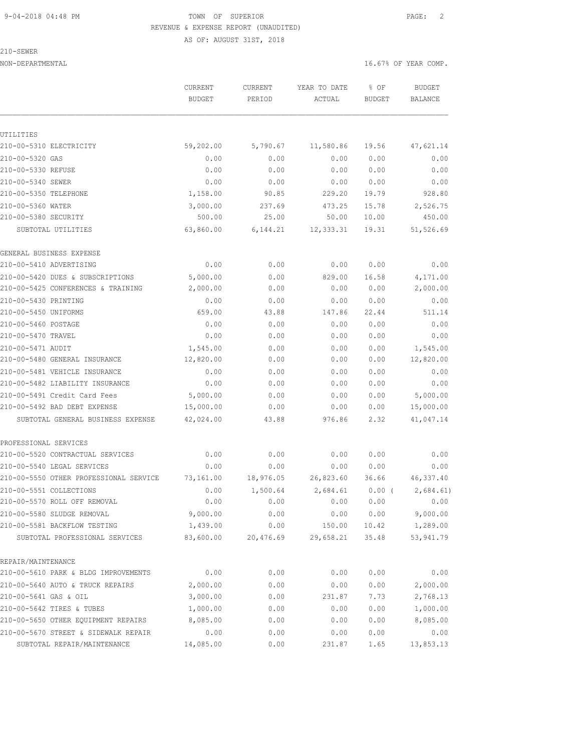TOWN OF SUPERIOR
REVENUE & EXPENSE REPORT (UNAUDITED)
AS OF: AUGUST 31ST, 2018

210-SEWER
NON-DEPARTMENTAL — 16.67% OF YEAR COMP.

| | CURRENT BUDGET | CURRENT PERIOD | YEAR TO DATE ACTUAL | % OF BUDGET | BUDGET BALANCE |
|---|---|---|---|---|---|
| **UTILITIES** | | | | | |
| 210-00-5310 ELECTRICITY | 59,202.00 | 5,790.67 | 11,580.86 | 19.56 | 47,621.14 |
| 210-00-5320 GAS | 0.00 | 0.00 | 0.00 | 0.00 | 0.00 |
| 210-00-5330 REFUSE | 0.00 | 0.00 | 0.00 | 0.00 | 0.00 |
| 210-00-5340 SEWER | 0.00 | 0.00 | 0.00 | 0.00 | 0.00 |
| 210-00-5350 TELEPHONE | 1,158.00 | 90.85 | 229.20 | 19.79 | 928.80 |
| 210-00-5360 WATER | 3,000.00 | 237.69 | 473.25 | 15.78 | 2,526.75 |
| 210-00-5380 SECURITY | 500.00 | 25.00 | 50.00 | 10.00 | 450.00 |
| SUBTOTAL UTILITIES | 63,860.00 | 6,144.21 | 12,333.31 | 19.31 | 51,526.69 |
| **GENERAL BUSINESS EXPENSE** | | | | | |
| 210-00-5410 ADVERTISING | 0.00 | 0.00 | 0.00 | 0.00 | 0.00 |
| 210-00-5420 DUES & SUBSCRIPTIONS | 5,000.00 | 0.00 | 829.00 | 16.58 | 4,171.00 |
| 210-00-5425 CONFERENCES & TRAINING | 2,000.00 | 0.00 | 0.00 | 0.00 | 2,000.00 |
| 210-00-5430 PRINTING | 0.00 | 0.00 | 0.00 | 0.00 | 0.00 |
| 210-00-5450 UNIFORMS | 659.00 | 43.88 | 147.86 | 22.44 | 511.14 |
| 210-00-5460 POSTAGE | 0.00 | 0.00 | 0.00 | 0.00 | 0.00 |
| 210-00-5470 TRAVEL | 0.00 | 0.00 | 0.00 | 0.00 | 0.00 |
| 210-00-5471 AUDIT | 1,545.00 | 0.00 | 0.00 | 0.00 | 1,545.00 |
| 210-00-5480 GENERAL INSURANCE | 12,820.00 | 0.00 | 0.00 | 0.00 | 12,820.00 |
| 210-00-5481 VEHICLE INSURANCE | 0.00 | 0.00 | 0.00 | 0.00 | 0.00 |
| 210-00-5482 LIABILITY INSURANCE | 0.00 | 0.00 | 0.00 | 0.00 | 0.00 |
| 210-00-5491 Credit Card Fees | 5,000.00 | 0.00 | 0.00 | 0.00 | 5,000.00 |
| 210-00-5492 BAD DEBT EXPENSE | 15,000.00 | 0.00 | 0.00 | 0.00 | 15,000.00 |
| SUBTOTAL GENERAL BUSINESS EXPENSE | 42,024.00 | 43.88 | 976.86 | 2.32 | 41,047.14 |
| **PROFESSIONAL SERVICES** | | | | | |
| 210-00-5520 CONTRACTUAL SERVICES | 0.00 | 0.00 | 0.00 | 0.00 | 0.00 |
| 210-00-5540 LEGAL SERVICES | 0.00 | 0.00 | 0.00 | 0.00 | 0.00 |
| 210-00-5550 OTHER PROFESSIONAL SERVICE | 73,161.00 | 18,976.05 | 26,823.60 | 36.66 | 46,337.40 |
| 210-00-5551 COLLECTIONS | 0.00 | 1,500.64 | 2,684.61 | 0.00 ( | 2,684.61) |
| 210-00-5570 ROLL OFF REMOVAL | 0.00 | 0.00 | 0.00 | 0.00 | 0.00 |
| 210-00-5580 SLUDGE REMOVAL | 9,000.00 | 0.00 | 0.00 | 0.00 | 9,000.00 |
| 210-00-5581 BACKFLOW TESTING | 1,439.00 | 0.00 | 150.00 | 10.42 | 1,289.00 |
| SUBTOTAL PROFESSIONAL SERVICES | 83,600.00 | 20,476.69 | 29,658.21 | 35.48 | 53,941.79 |
| **REPAIR/MAINTENANCE** | | | | | |
| 210-00-5610 PARK & BLDG IMPROVEMENTS | 0.00 | 0.00 | 0.00 | 0.00 | 0.00 |
| 210-00-5640 AUTO & TRUCK REPAIRS | 2,000.00 | 0.00 | 0.00 | 0.00 | 2,000.00 |
| 210-00-5641 GAS & OIL | 3,000.00 | 0.00 | 231.87 | 7.73 | 2,768.13 |
| 210-00-5642 TIRES & TUBES | 1,000.00 | 0.00 | 0.00 | 0.00 | 1,000.00 |
| 210-00-5650 OTHER EQUIPMENT REPAIRS | 8,085.00 | 0.00 | 0.00 | 0.00 | 8,085.00 |
| 210-00-5670 STREET & SIDEWALK REPAIR | 0.00 | 0.00 | 0.00 | 0.00 | 0.00 |
| SUBTOTAL REPAIR/MAINTENANCE | 14,085.00 | 0.00 | 231.87 | 1.65 | 13,853.13 |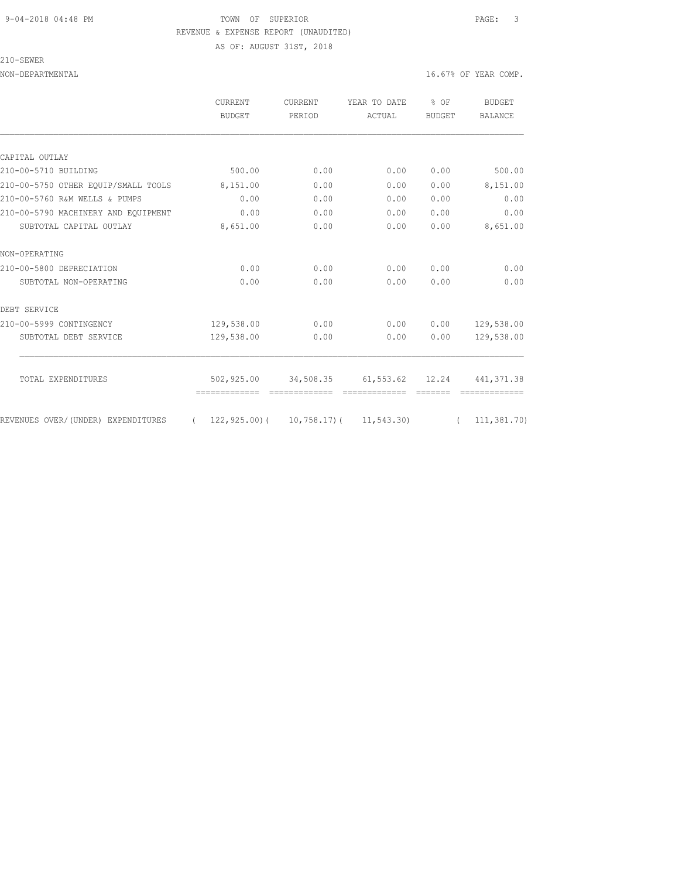TOWN OF SUPERIOR

REVENUE & EXPENSE REPORT (UNAUDITED)

AS OF: AUGUST 31ST, 2018

210-SEWER

NON-DEPARTMENTAL — 16.67% OF YEAR COMP.

| | CURRENT BUDGET | CURRENT PERIOD | YEAR TO DATE ACTUAL | % OF BUDGET | BUDGET BALANCE |
|---|---|---|---|---|---|
| CAPITAL OUTLAY | | | | | |
| 210-00-5710 BUILDING | 500.00 | 0.00 | 0.00 | 0.00 | 500.00 |
| 210-00-5750 OTHER EQUIP/SMALL TOOLS | 8,151.00 | 0.00 | 0.00 | 0.00 | 8,151.00 |
| 210-00-5760 R&M WELLS & PUMPS | 0.00 | 0.00 | 0.00 | 0.00 | 0.00 |
| 210-00-5790 MACHINERY AND EQUIPMENT | 0.00 | 0.00 | 0.00 | 0.00 | 0.00 |
| SUBTOTAL CAPITAL OUTLAY | 8,651.00 | 0.00 | 0.00 | 0.00 | 8,651.00 |
| NON-OPERATING | | | | | |
| 210-00-5800 DEPRECIATION | 0.00 | 0.00 | 0.00 | 0.00 | 0.00 |
| SUBTOTAL NON-OPERATING | 0.00 | 0.00 | 0.00 | 0.00 | 0.00 |
| DEBT SERVICE | | | | | |
| 210-00-5999 CONTINGENCY | 129,538.00 | 0.00 | 0.00 | 0.00 | 129,538.00 |
| SUBTOTAL DEBT SERVICE | 129,538.00 | 0.00 | 0.00 | 0.00 | 129,538.00 |
| TOTAL EXPENDITURES | 502,925.00 | 34,508.35 | 61,553.62 | 12.24 | 441,371.38 |
| REVENUES OVER/(UNDER) EXPENDITURES | ( 122,925.00) | ( 10,758.17) | ( 11,543.30) | | ( 111,381.70) |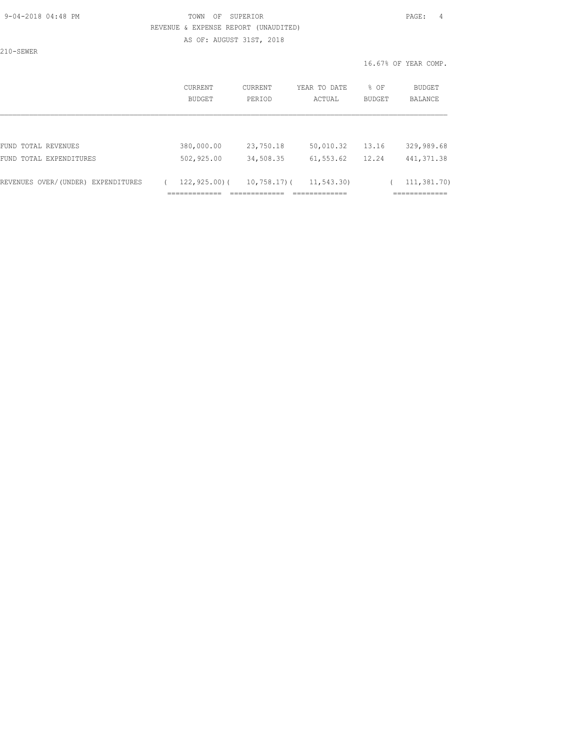TOWN OF SUPERIOR

REVENUE & EXPENSE REPORT (UNAUDITED)

AS OF: AUGUST 31ST, 2018

210-SEWER

16.67% OF YEAR COMP.

| | CURRENT BUDGET | CURRENT PERIOD | YEAR TO DATE ACTUAL | % OF BUDGET | BUDGET BALANCE |
|---|---|---|---|---|---|
| FUND TOTAL REVENUES | 380,000.00 | 23,750.18 | 50,010.32 | 13.16 | 329,989.68 |
| FUND TOTAL EXPENDITURES | 502,925.00 | 34,508.35 | 61,553.62 | 12.24 | 441,371.38 |
| REVENUES OVER/(UNDER) EXPENDITURES | ( 122,925.00) | ( 10,758.17) | ( 11,543.30) | | ( 111,381.70) |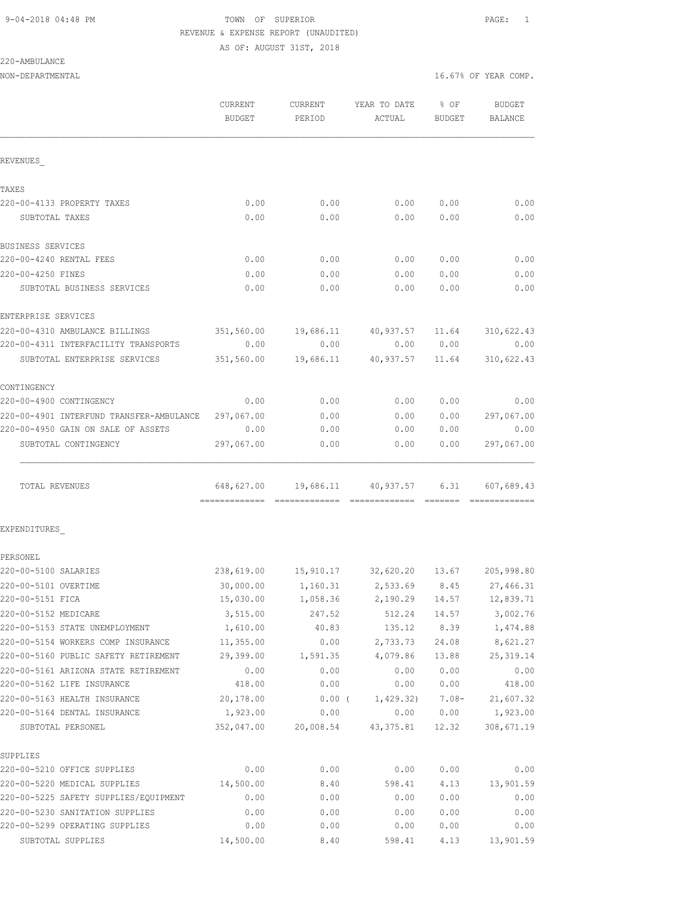9-04-2018 04:48 PM TOWN OF SUPERIOR

REVENUE & EXPENSE REPORT (UNAUDITED)

AS OF: AUGUST 31ST, 2018

220-AMBULANCE

NON-DEPARTMENTAL 16.67% OF YEAR COMP.

| | CURRENT BUDGET | CURRENT PERIOD | YEAR TO DATE ACTUAL | % OF BUDGET | BUDGET BALANCE |
|---|---|---|---|---|---|
| REVENUES_ | | | | | |
| TAXES | | | | | |
| 220-00-4133 PROPERTY TAXES | 0.00 | 0.00 | 0.00 | 0.00 | 0.00 |
| SUBTOTAL TAXES | 0.00 | 0.00 | 0.00 | 0.00 | 0.00 |
| BUSINESS SERVICES | | | | | |
| 220-00-4240 RENTAL FEES | 0.00 | 0.00 | 0.00 | 0.00 | 0.00 |
| 220-00-4250 FINES | 0.00 | 0.00 | 0.00 | 0.00 | 0.00 |
| SUBTOTAL BUSINESS SERVICES | 0.00 | 0.00 | 0.00 | 0.00 | 0.00 |
| ENTERPRISE SERVICES | | | | | |
| 220-00-4310 AMBULANCE BILLINGS | 351,560.00 | 19,686.11 | 40,937.57 | 11.64 | 310,622.43 |
| 220-00-4311 INTERFACILITY TRANSPORTS | 0.00 | 0.00 | 0.00 | 0.00 | 0.00 |
| SUBTOTAL ENTERPRISE SERVICES | 351,560.00 | 19,686.11 | 40,937.57 | 11.64 | 310,622.43 |
| CONTINGENCY | | | | | |
| 220-00-4900 CONTINGENCY | 0.00 | 0.00 | 0.00 | 0.00 | 0.00 |
| 220-00-4901 INTERFUND TRANSFER-AMBULANCE | 297,067.00 | 0.00 | 0.00 | 0.00 | 297,067.00 |
| 220-00-4950 GAIN ON SALE OF ASSETS | 0.00 | 0.00 | 0.00 | 0.00 | 0.00 |
| SUBTOTAL CONTINGENCY | 297,067.00 | 0.00 | 0.00 | 0.00 | 297,067.00 |
| TOTAL REVENUES | 648,627.00 | 19,686.11 | 40,937.57 | 6.31 | 607,689.43 |
| EXPENDITURES_ | | | | | |
| PERSONEL | | | | | |
| 220-00-5100 SALARIES | 238,619.00 | 15,910.17 | 32,620.20 | 13.67 | 205,998.80 |
| 220-00-5101 OVERTIME | 30,000.00 | 1,160.31 | 2,533.69 | 8.45 | 27,466.31 |
| 220-00-5151 FICA | 15,030.00 | 1,058.36 | 2,190.29 | 14.57 | 12,839.71 |
| 220-00-5152 MEDICARE | 3,515.00 | 247.52 | 512.24 | 14.57 | 3,002.76 |
| 220-00-5153 STATE UNEMPLOYMENT | 1,610.00 | 40.83 | 135.12 | 8.39 | 1,474.88 |
| 220-00-5154 WORKERS COMP INSURANCE | 11,355.00 | 0.00 | 2,733.73 | 24.08 | 8,621.27 |
| 220-00-5160 PUBLIC SAFETY RETIREMENT | 29,399.00 | 1,591.35 | 4,079.86 | 13.88 | 25,319.14 |
| 220-00-5161 ARIZONA STATE RETIREMENT | 0.00 | 0.00 | 0.00 | 0.00 | 0.00 |
| 220-00-5162 LIFE INSURANCE | 418.00 | 0.00 | 0.00 | 0.00 | 418.00 |
| 220-00-5163 HEALTH INSURANCE | 20,178.00 | 0.00 | ( 1,429.32) | 7.08- | 21,607.32 |
| 220-00-5164 DENTAL INSURANCE | 1,923.00 | 0.00 | 0.00 | 0.00 | 1,923.00 |
| SUBTOTAL PERSONEL | 352,047.00 | 20,008.54 | 43,375.81 | 12.32 | 308,671.19 |
| SUPPLIES | | | | | |
| 220-00-5210 OFFICE SUPPLIES | 0.00 | 0.00 | 0.00 | 0.00 | 0.00 |
| 220-00-5220 MEDICAL SUPPLIES | 14,500.00 | 8.40 | 598.41 | 4.13 | 13,901.59 |
| 220-00-5225 SAFETY SUPPLIES/EQUIPMENT | 0.00 | 0.00 | 0.00 | 0.00 | 0.00 |
| 220-00-5230 SANITATION SUPPLIES | 0.00 | 0.00 | 0.00 | 0.00 | 0.00 |
| 220-00-5299 OPERATING SUPPLIES | 0.00 | 0.00 | 0.00 | 0.00 | 0.00 |
| SUBTOTAL SUPPLIES | 14,500.00 | 8.40 | 598.41 | 4.13 | 13,901.59 |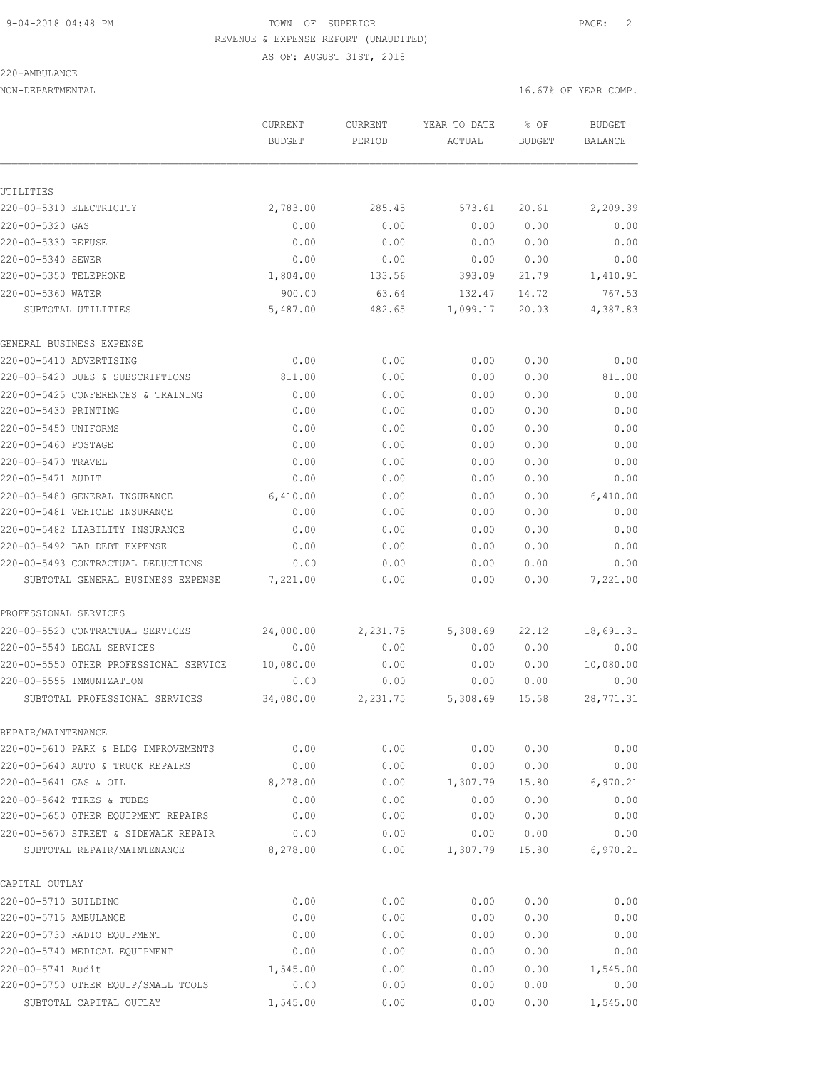TOWN OF SUPERIOR
REVENUE & EXPENSE REPORT (UNAUDITED)
AS OF: AUGUST 31ST, 2018

220-AMBULANCE
NON-DEPARTMENTAL

16.67% OF YEAR COMP.

| | CURRENT BUDGET | CURRENT PERIOD | YEAR TO DATE ACTUAL | % OF BUDGET | BUDGET BALANCE |
|---|---|---|---|---|---|
| **UTILITIES** | | | | | |
| 220-00-5310 ELECTRICITY | 2,783.00 | 285.45 | 573.61 | 20.61 | 2,209.39 |
| 220-00-5320 GAS | 0.00 | 0.00 | 0.00 | 0.00 | 0.00 |
| 220-00-5330 REFUSE | 0.00 | 0.00 | 0.00 | 0.00 | 0.00 |
| 220-00-5340 SEWER | 0.00 | 0.00 | 0.00 | 0.00 | 0.00 |
| 220-00-5350 TELEPHONE | 1,804.00 | 133.56 | 393.09 | 21.79 | 1,410.91 |
| 220-00-5360 WATER | 900.00 | 63.64 | 132.47 | 14.72 | 767.53 |
| SUBTOTAL UTILITIES | 5,487.00 | 482.65 | 1,099.17 | 20.03 | 4,387.83 |
| **GENERAL BUSINESS EXPENSE** | | | | | |
| 220-00-5410 ADVERTISING | 0.00 | 0.00 | 0.00 | 0.00 | 0.00 |
| 220-00-5420 DUES & SUBSCRIPTIONS | 811.00 | 0.00 | 0.00 | 0.00 | 811.00 |
| 220-00-5425 CONFERENCES & TRAINING | 0.00 | 0.00 | 0.00 | 0.00 | 0.00 |
| 220-00-5430 PRINTING | 0.00 | 0.00 | 0.00 | 0.00 | 0.00 |
| 220-00-5450 UNIFORMS | 0.00 | 0.00 | 0.00 | 0.00 | 0.00 |
| 220-00-5460 POSTAGE | 0.00 | 0.00 | 0.00 | 0.00 | 0.00 |
| 220-00-5470 TRAVEL | 0.00 | 0.00 | 0.00 | 0.00 | 0.00 |
| 220-00-5471 AUDIT | 0.00 | 0.00 | 0.00 | 0.00 | 0.00 |
| 220-00-5480 GENERAL INSURANCE | 6,410.00 | 0.00 | 0.00 | 0.00 | 6,410.00 |
| 220-00-5481 VEHICLE INSURANCE | 0.00 | 0.00 | 0.00 | 0.00 | 0.00 |
| 220-00-5482 LIABILITY INSURANCE | 0.00 | 0.00 | 0.00 | 0.00 | 0.00 |
| 220-00-5492 BAD DEBT EXPENSE | 0.00 | 0.00 | 0.00 | 0.00 | 0.00 |
| 220-00-5493 CONTRACTUAL DEDUCTIONS | 0.00 | 0.00 | 0.00 | 0.00 | 0.00 |
| SUBTOTAL GENERAL BUSINESS EXPENSE | 7,221.00 | 0.00 | 0.00 | 0.00 | 7,221.00 |
| **PROFESSIONAL SERVICES** | | | | | |
| 220-00-5520 CONTRACTUAL SERVICES | 24,000.00 | 2,231.75 | 5,308.69 | 22.12 | 18,691.31 |
| 220-00-5540 LEGAL SERVICES | 0.00 | 0.00 | 0.00 | 0.00 | 0.00 |
| 220-00-5550 OTHER PROFESSIONAL SERVICE | 10,080.00 | 0.00 | 0.00 | 0.00 | 10,080.00 |
| 220-00-5555 IMMUNIZATION | 0.00 | 0.00 | 0.00 | 0.00 | 0.00 |
| SUBTOTAL PROFESSIONAL SERVICES | 34,080.00 | 2,231.75 | 5,308.69 | 15.58 | 28,771.31 |
| **REPAIR/MAINTENANCE** | | | | | |
| 220-00-5610 PARK & BLDG IMPROVEMENTS | 0.00 | 0.00 | 0.00 | 0.00 | 0.00 |
| 220-00-5640 AUTO & TRUCK REPAIRS | 0.00 | 0.00 | 0.00 | 0.00 | 0.00 |
| 220-00-5641 GAS & OIL | 8,278.00 | 0.00 | 1,307.79 | 15.80 | 6,970.21 |
| 220-00-5642 TIRES & TUBES | 0.00 | 0.00 | 0.00 | 0.00 | 0.00 |
| 220-00-5650 OTHER EQUIPMENT REPAIRS | 0.00 | 0.00 | 0.00 | 0.00 | 0.00 |
| 220-00-5670 STREET & SIDEWALK REPAIR | 0.00 | 0.00 | 0.00 | 0.00 | 0.00 |
| SUBTOTAL REPAIR/MAINTENANCE | 8,278.00 | 0.00 | 1,307.79 | 15.80 | 6,970.21 |
| **CAPITAL OUTLAY** | | | | | |
| 220-00-5710 BUILDING | 0.00 | 0.00 | 0.00 | 0.00 | 0.00 |
| 220-00-5715 AMBULANCE | 0.00 | 0.00 | 0.00 | 0.00 | 0.00 |
| 220-00-5730 RADIO EQUIPMENT | 0.00 | 0.00 | 0.00 | 0.00 | 0.00 |
| 220-00-5740 MEDICAL EQUIPMENT | 0.00 | 0.00 | 0.00 | 0.00 | 0.00 |
| 220-00-5741 Audit | 1,545.00 | 0.00 | 0.00 | 0.00 | 1,545.00 |
| 220-00-5750 OTHER EQUIP/SMALL TOOLS | 0.00 | 0.00 | 0.00 | 0.00 | 0.00 |
| SUBTOTAL CAPITAL OUTLAY | 1,545.00 | 0.00 | 0.00 | 0.00 | 1,545.00 |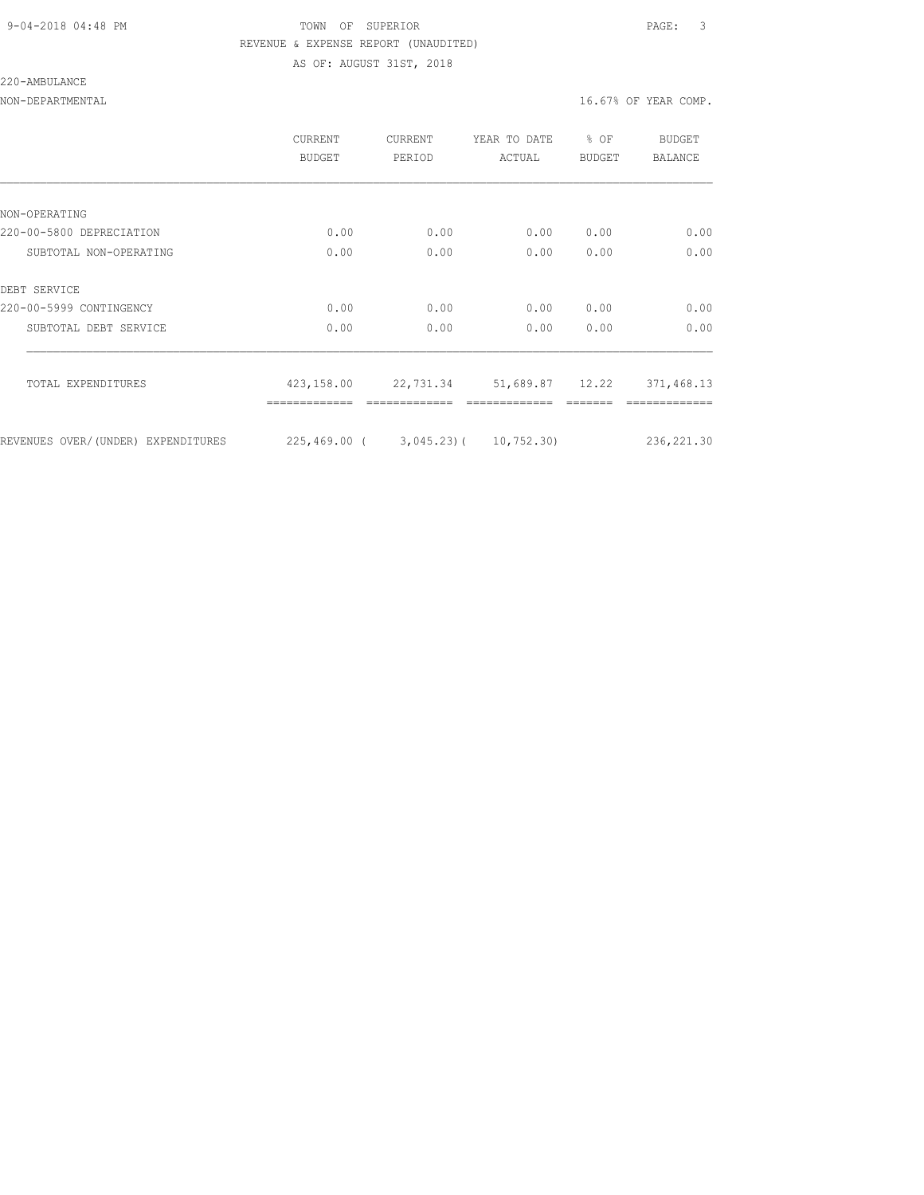9-04-2018 04:48 PM TOWN OF SUPERIOR

REVENUE & EXPENSE REPORT (UNAUDITED)

AS OF: AUGUST 31ST, 2018

220-AMBULANCE

NON-DEPARTMENTAL 16.67% OF YEAR COMP.

| | CURRENT BUDGET | CURRENT PERIOD | YEAR TO DATE ACTUAL | % OF BUDGET | BUDGET BALANCE |
|---|---|---|---|---|---|
| NON-OPERATING | | | | | |
| 220-00-5800 DEPRECIATION | 0.00 | 0.00 | 0.00 | 0.00 | 0.00 |
| SUBTOTAL NON-OPERATING | 0.00 | 0.00 | 0.00 | 0.00 | 0.00 |
| DEBT SERVICE | | | | | |
| 220-00-5999 CONTINGENCY | 0.00 | 0.00 | 0.00 | 0.00 | 0.00 |
| SUBTOTAL DEBT SERVICE | 0.00 | 0.00 | 0.00 | 0.00 | 0.00 |
| TOTAL EXPENDITURES | 423,158.00 | 22,731.34 | 51,689.87 | 12.22 | 371,468.13 |
| REVENUES OVER/(UNDER) EXPENDITURES | 225,469.00 | ( 3,045.23) | ( 10,752.30) | | 236,221.30 |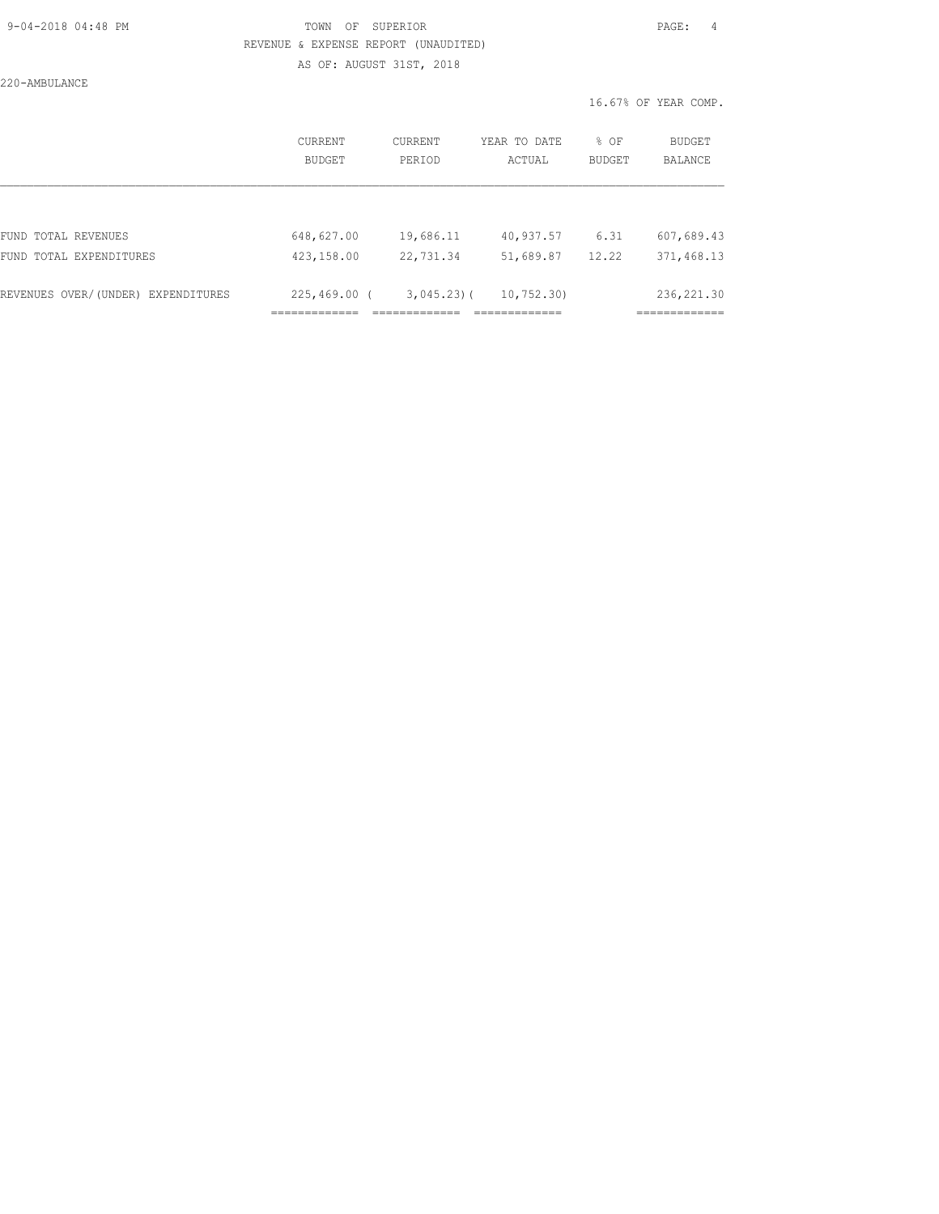TOWN OF SUPERIOR

REVENUE & EXPENSE REPORT (UNAUDITED)

AS OF: AUGUST 31ST, 2018

220-AMBULANCE

16.67% OF YEAR COMP.

| | CURRENT BUDGET | CURRENT PERIOD | YEAR TO DATE ACTUAL | % OF BUDGET | BUDGET BALANCE |
|---|---|---|---|---|---|
| FUND TOTAL REVENUES | 648,627.00 | 19,686.11 | 40,937.57 | 6.31 | 607,689.43 |
| FUND TOTAL EXPENDITURES | 423,158.00 | 22,731.34 | 51,689.87 | 12.22 | 371,468.13 |
| REVENUES OVER/(UNDER) EXPENDITURES | 225,469.00 | ( 3,045.23) | ( 10,752.30) | | 236,221.30 |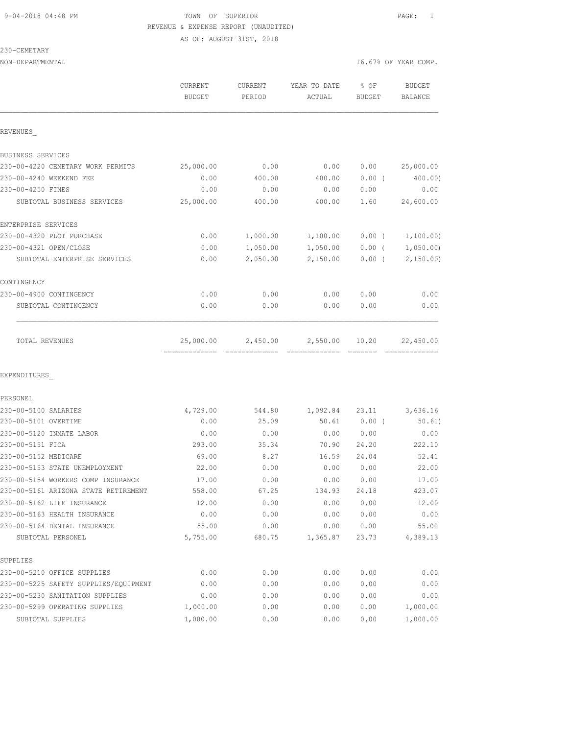TOWN OF SUPERIOR

REVENUE & EXPENSE REPORT (UNAUDITED)

AS OF: AUGUST 31ST, 2018

230-CEMETARY

NON-DEPARTMENTAL — 16.67% OF YEAR COMP.

| | CURRENT BUDGET | CURRENT PERIOD | YEAR TO DATE ACTUAL | % OF BUDGET | BUDGET BALANCE |
|---|---|---|---|---|---|
| **REVENUES** | | | | | |
| BUSINESS SERVICES | | | | | |
| 230-00-4220 CEMETARY WORK PERMITS | 25,000.00 | 0.00 | 0.00 | 0.00 | 25,000.00 |
| 230-00-4240 WEEKEND FEE | 0.00 | 400.00 | 400.00 | 0.00 ( | 400.00) |
| 230-00-4250 FINES | 0.00 | 0.00 | 0.00 | 0.00 | 0.00 |
| SUBTOTAL BUSINESS SERVICES | 25,000.00 | 400.00 | 400.00 | 1.60 | 24,600.00 |
| ENTERPRISE SERVICES | | | | | |
| 230-00-4320 PLOT PURCHASE | 0.00 | 1,000.00 | 1,100.00 | 0.00 ( | 1,100.00) |
| 230-00-4321 OPEN/CLOSE | 0.00 | 1,050.00 | 1,050.00 | 0.00 ( | 1,050.00) |
| SUBTOTAL ENTERPRISE SERVICES | 0.00 | 2,050.00 | 2,150.00 | 0.00 ( | 2,150.00) |
| CONTINGENCY | | | | | |
| 230-00-4900 CONTINGENCY | 0.00 | 0.00 | 0.00 | 0.00 | 0.00 |
| SUBTOTAL CONTINGENCY | 0.00 | 0.00 | 0.00 | 0.00 | 0.00 |
| TOTAL REVENUES | 25,000.00 | 2,450.00 | 2,550.00 | 10.20 | 22,450.00 |
| **EXPENDITURES** | | | | | |
| PERSONEL | | | | | |
| 230-00-5100 SALARIES | 4,729.00 | 544.80 | 1,092.84 | 23.11 | 3,636.16 |
| 230-00-5101 OVERTIME | 0.00 | 25.09 | 50.61 | 0.00 ( | 50.61) |
| 230-00-5120 INMATE LABOR | 0.00 | 0.00 | 0.00 | 0.00 | 0.00 |
| 230-00-5151 FICA | 293.00 | 35.34 | 70.90 | 24.20 | 222.10 |
| 230-00-5152 MEDICARE | 69.00 | 8.27 | 16.59 | 24.04 | 52.41 |
| 230-00-5153 STATE UNEMPLOYMENT | 22.00 | 0.00 | 0.00 | 0.00 | 22.00 |
| 230-00-5154 WORKERS COMP INSURANCE | 17.00 | 0.00 | 0.00 | 0.00 | 17.00 |
| 230-00-5161 ARIZONA STATE RETIREMENT | 558.00 | 67.25 | 134.93 | 24.18 | 423.07 |
| 230-00-5162 LIFE INSURANCE | 12.00 | 0.00 | 0.00 | 0.00 | 12.00 |
| 230-00-5163 HEALTH INSURANCE | 0.00 | 0.00 | 0.00 | 0.00 | 0.00 |
| 230-00-5164 DENTAL INSURANCE | 55.00 | 0.00 | 0.00 | 0.00 | 55.00 |
| SUBTOTAL PERSONEL | 5,755.00 | 680.75 | 1,365.87 | 23.73 | 4,389.13 |
| SUPPLIES | | | | | |
| 230-00-5210 OFFICE SUPPLIES | 0.00 | 0.00 | 0.00 | 0.00 | 0.00 |
| 230-00-5225 SAFETY SUPPLIES/EQUIPMENT | 0.00 | 0.00 | 0.00 | 0.00 | 0.00 |
| 230-00-5230 SANITATION SUPPLIES | 0.00 | 0.00 | 0.00 | 0.00 | 0.00 |
| 230-00-5299 OPERATING SUPPLIES | 1,000.00 | 0.00 | 0.00 | 0.00 | 1,000.00 |
| SUBTOTAL SUPPLIES | 1,000.00 | 0.00 | 0.00 | 0.00 | 1,000.00 |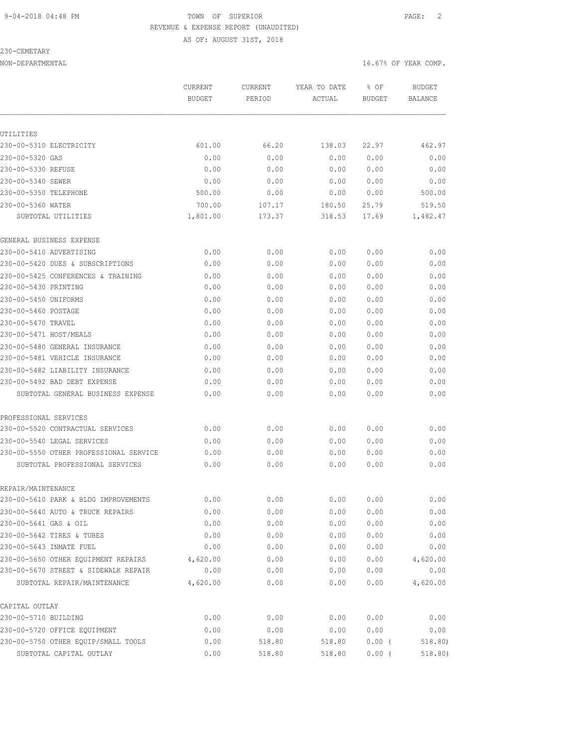TOWN OF SUPERIOR
REVENUE & EXPENSE REPORT (UNAUDITED)
AS OF: AUGUST 31ST, 2018

230-CEMETARY
NON-DEPARTMENTAL

16.67% OF YEAR COMP.

| | CURRENT BUDGET | CURRENT PERIOD | YEAR TO DATE ACTUAL | % OF BUDGET | BUDGET BALANCE |
|---|---|---|---|---|---|
| **UTILITIES** | | | | | |
| 230-00-5310 ELECTRICITY | 601.00 | 66.20 | 138.03 | 22.97 | 462.97 |
| 230-00-5320 GAS | 0.00 | 0.00 | 0.00 | 0.00 | 0.00 |
| 230-00-5330 REFUSE | 0.00 | 0.00 | 0.00 | 0.00 | 0.00 |
| 230-00-5340 SEWER | 0.00 | 0.00 | 0.00 | 0.00 | 0.00 |
| 230-00-5350 TELEPHONE | 500.00 | 0.00 | 0.00 | 0.00 | 500.00 |
| 230-00-5360 WATER | 700.00 | 107.17 | 180.50 | 25.79 | 519.50 |
| SUBTOTAL UTILITIES | 1,801.00 | 173.37 | 318.53 | 17.69 | 1,482.47 |
| **GENERAL BUSINESS EXPENSE** | | | | | |
| 230-00-5410 ADVERTISING | 0.00 | 0.00 | 0.00 | 0.00 | 0.00 |
| 230-00-5420 DUES & SUBSCRIPTIONS | 0.00 | 0.00 | 0.00 | 0.00 | 0.00 |
| 230-00-5425 CONFERENCES & TRAINING | 0.00 | 0.00 | 0.00 | 0.00 | 0.00 |
| 230-00-5430 PRINTING | 0.00 | 0.00 | 0.00 | 0.00 | 0.00 |
| 230-00-5450 UNIFORMS | 0.00 | 0.00 | 0.00 | 0.00 | 0.00 |
| 230-00-5460 POSTAGE | 0.00 | 0.00 | 0.00 | 0.00 | 0.00 |
| 230-00-5470 TRAVEL | 0.00 | 0.00 | 0.00 | 0.00 | 0.00 |
| 230-00-5471 HOST/MEALS | 0.00 | 0.00 | 0.00 | 0.00 | 0.00 |
| 230-00-5480 GENERAL INSURANCE | 0.00 | 0.00 | 0.00 | 0.00 | 0.00 |
| 230-00-5481 VEHICLE INSURANCE | 0.00 | 0.00 | 0.00 | 0.00 | 0.00 |
| 230-00-5482 LIABILITY INSURANCE | 0.00 | 0.00 | 0.00 | 0.00 | 0.00 |
| 230-00-5492 BAD DEBT EXPENSE | 0.00 | 0.00 | 0.00 | 0.00 | 0.00 |
| SUBTOTAL GENERAL BUSINESS EXPENSE | 0.00 | 0.00 | 0.00 | 0.00 | 0.00 |
| **PROFESSIONAL SERVICES** | | | | | |
| 230-00-5520 CONTRACTUAL SERVICES | 0.00 | 0.00 | 0.00 | 0.00 | 0.00 |
| 230-00-5540 LEGAL SERVICES | 0.00 | 0.00 | 0.00 | 0.00 | 0.00 |
| 230-00-5550 OTHER PROFESSIONAL SERVICE | 0.00 | 0.00 | 0.00 | 0.00 | 0.00 |
| SUBTOTAL PROFESSIONAL SERVICES | 0.00 | 0.00 | 0.00 | 0.00 | 0.00 |
| **REPAIR/MAINTENANCE** | | | | | |
| 230-00-5610 PARK & BLDG IMPROVEMENTS | 0.00 | 0.00 | 0.00 | 0.00 | 0.00 |
| 230-00-5640 AUTO & TRUCK REPAIRS | 0.00 | 0.00 | 0.00 | 0.00 | 0.00 |
| 230-00-5641 GAS & OIL | 0.00 | 0.00 | 0.00 | 0.00 | 0.00 |
| 230-00-5642 TIRES & TUBES | 0.00 | 0.00 | 0.00 | 0.00 | 0.00 |
| 230-00-5643 INMATE FUEL | 0.00 | 0.00 | 0.00 | 0.00 | 0.00 |
| 230-00-5650 OTHER EQUIPMENT REPAIRS | 4,620.00 | 0.00 | 0.00 | 0.00 | 4,620.00 |
| 230-00-5670 STREET & SIDEWALK REPAIR | 0.00 | 0.00 | 0.00 | 0.00 | 0.00 |
| SUBTOTAL REPAIR/MAINTENANCE | 4,620.00 | 0.00 | 0.00 | 0.00 | 4,620.00 |
| **CAPITAL OUTLAY** | | | | | |
| 230-00-5710 BUILDING | 0.00 | 0.00 | 0.00 | 0.00 | 0.00 |
| 230-00-5720 OFFICE EQUIPMENT | 0.00 | 0.00 | 0.00 | 0.00 | 0.00 |
| 230-00-5750 OTHER EQUIP/SMALL TOOLS | 0.00 | 518.80 | 518.80 | 0.00 | ( 518.80) |
| SUBTOTAL CAPITAL OUTLAY | 0.00 | 518.80 | 518.80 | 0.00 | ( 518.80) |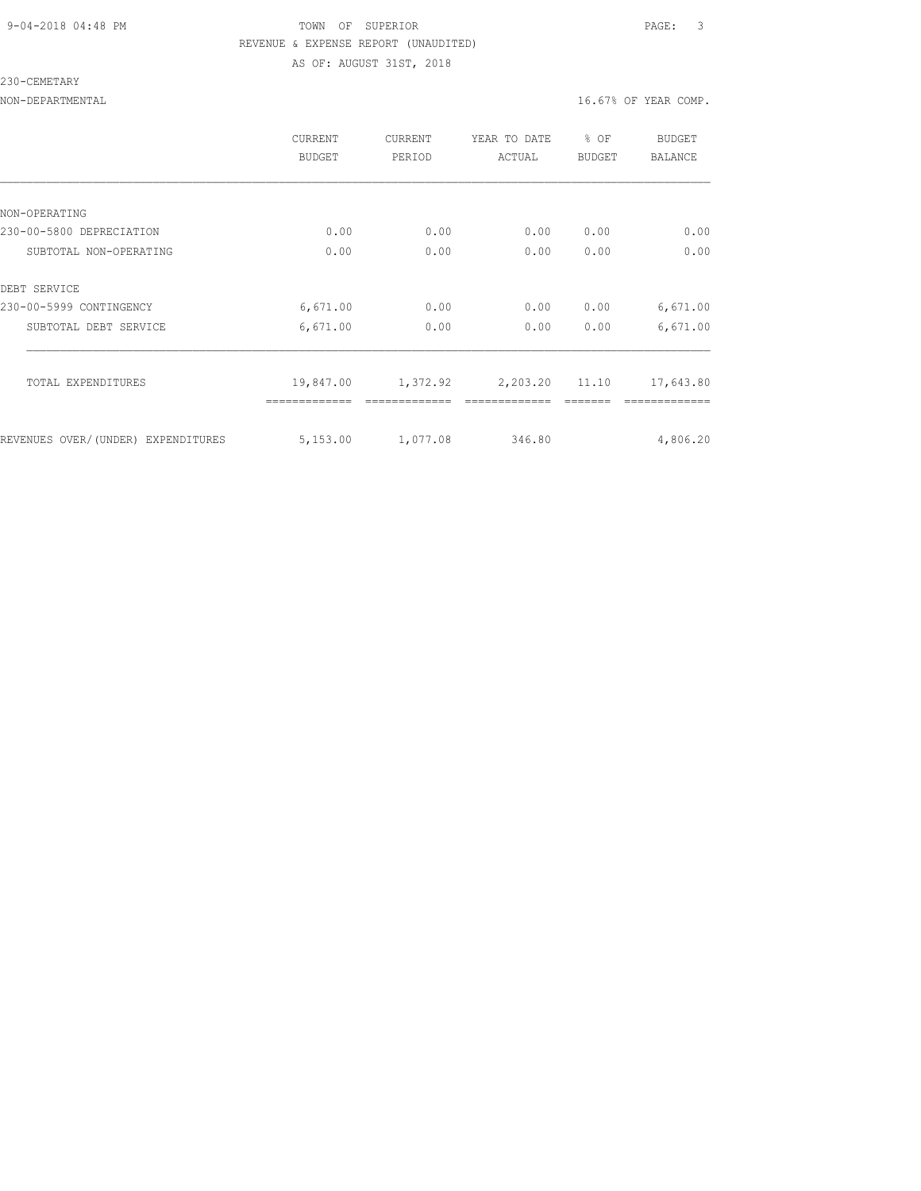TOWN OF SUPERIOR

REVENUE & EXPENSE REPORT (UNAUDITED)

AS OF: AUGUST 31ST, 2018

230-CEMETARY

NON-DEPARTMENTAL — 16.67% OF YEAR COMP.

| | CURRENT BUDGET | CURRENT PERIOD | YEAR TO DATE ACTUAL | % OF BUDGET | BUDGET BALANCE |
|---|---|---|---|---|---|
| NON-OPERATING | | | | | |
| 230-00-5800 DEPRECIATION | 0.00 | 0.00 | 0.00 | 0.00 | 0.00 |
| SUBTOTAL NON-OPERATING | 0.00 | 0.00 | 0.00 | 0.00 | 0.00 |
| DEBT SERVICE | | | | | |
| 230-00-5999 CONTINGENCY | 6,671.00 | 0.00 | 0.00 | 0.00 | 6,671.00 |
| SUBTOTAL DEBT SERVICE | 6,671.00 | 0.00 | 0.00 | 0.00 | 6,671.00 |
| TOTAL EXPENDITURES | 19,847.00 | 1,372.92 | 2,203.20 | 11.10 | 17,643.80 |
| REVENUES OVER/(UNDER) EXPENDITURES | 5,153.00 | 1,077.08 | 346.80 | | 4,806.20 |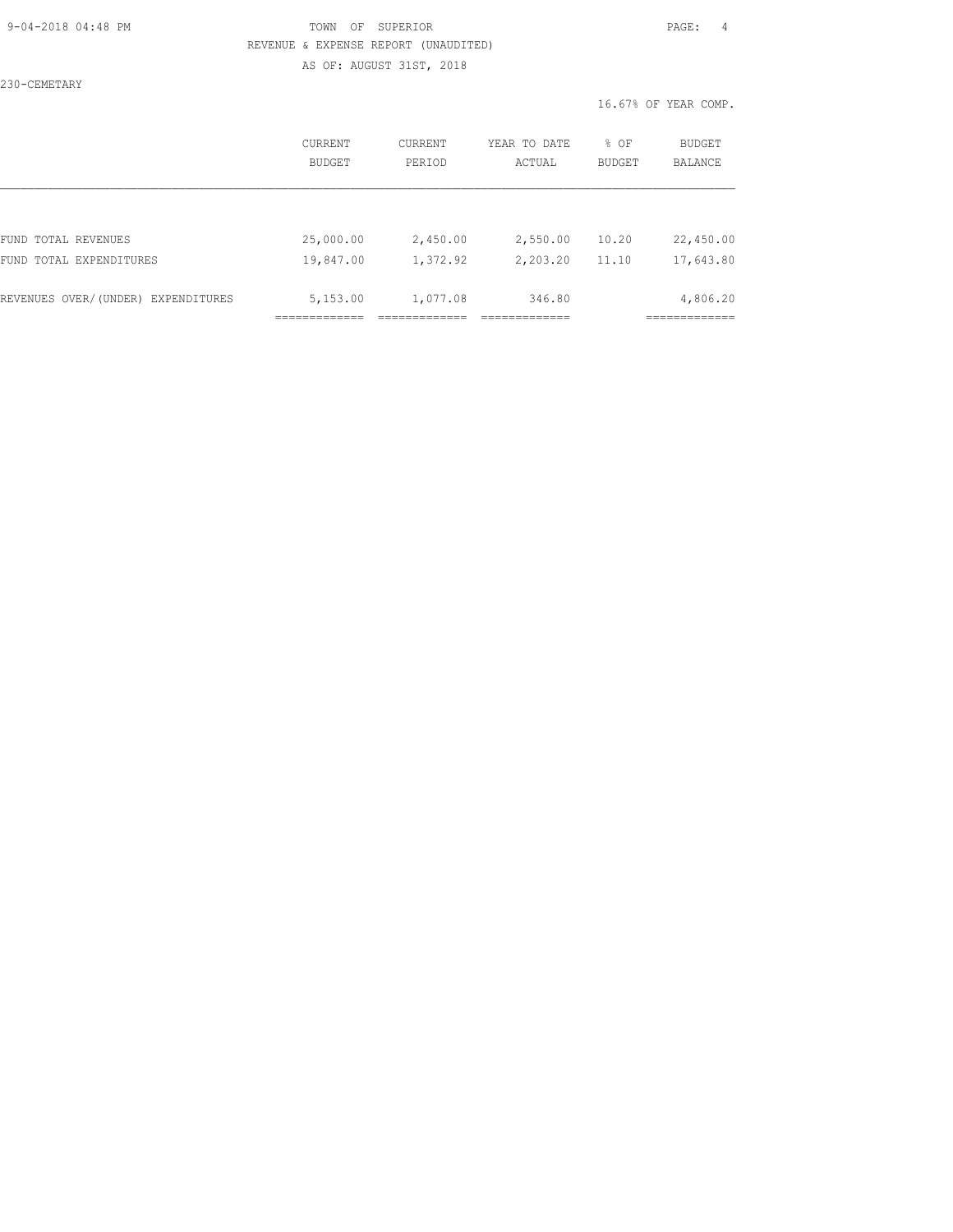TOWN OF SUPERIOR

REVENUE & EXPENSE REPORT (UNAUDITED)

AS OF: AUGUST 31ST, 2018

230-CEMETARY

16.67% OF YEAR COMP.

| | CURRENT BUDGET | CURRENT PERIOD | YEAR TO DATE ACTUAL | % OF BUDGET | BUDGET BALANCE |
|---|---|---|---|---|---|
| FUND TOTAL REVENUES | 25,000.00 | 2,450.00 | 2,550.00 | 10.20 | 22,450.00 |
| FUND TOTAL EXPENDITURES | 19,847.00 | 1,372.92 | 2,203.20 | 11.10 | 17,643.80 |
| REVENUES OVER/(UNDER) EXPENDITURES | 5,153.00 | 1,077.08 | 346.80 | | 4,806.20 |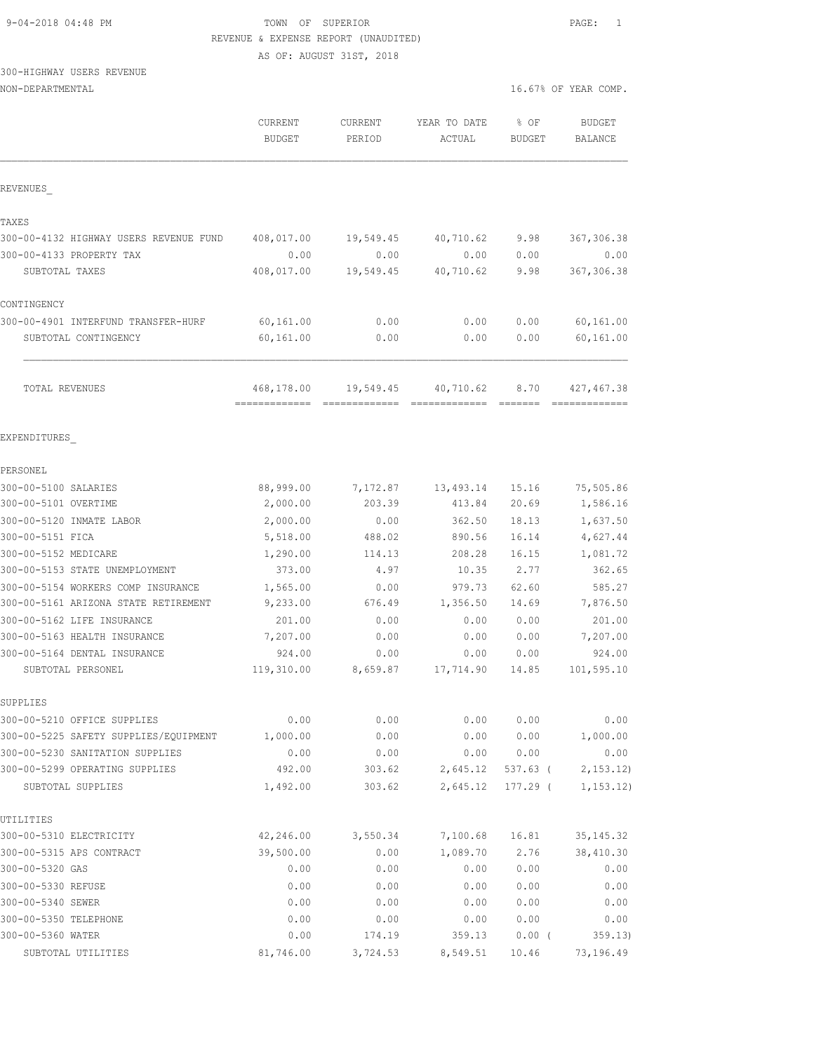9-04-2018 04:48 PM

TOWN OF SUPERIOR

REVENUE & EXPENSE REPORT (UNAUDITED)

AS OF: AUGUST 31ST, 2018

300-HIGHWAY USERS REVENUE

NON-DEPARTMENTAL

16.67% OF YEAR COMP.

| | CURRENT BUDGET | CURRENT PERIOD | YEAR TO DATE ACTUAL | % OF BUDGET | BUDGET BALANCE |
|---|---|---|---|---|---|
| REVENUES_ | | | | | |
| TAXES | | | | | |
| 300-00-4132 HIGHWAY USERS REVENUE FUND | 408,017.00 | 19,549.45 | 40,710.62 | 9.98 | 367,306.38 |
| 300-00-4133 PROPERTY TAX | 0.00 | 0.00 | 0.00 | 0.00 | 0.00 |
| SUBTOTAL TAXES | 408,017.00 | 19,549.45 | 40,710.62 | 9.98 | 367,306.38 |
| CONTINGENCY | | | | | |
| 300-00-4901 INTERFUND TRANSFER-HURF | 60,161.00 | 0.00 | 0.00 | 0.00 | 60,161.00 |
| SUBTOTAL CONTINGENCY | 60,161.00 | 0.00 | 0.00 | 0.00 | 60,161.00 |
| TOTAL REVENUES | 468,178.00 | 19,549.45 | 40,710.62 | 8.70 | 427,467.38 |
| EXPENDITURES_ | | | | | |
| PERSONEL | | | | | |
| 300-00-5100 SALARIES | 88,999.00 | 7,172.87 | 13,493.14 | 15.16 | 75,505.86 |
| 300-00-5101 OVERTIME | 2,000.00 | 203.39 | 413.84 | 20.69 | 1,586.16 |
| 300-00-5120 INMATE LABOR | 2,000.00 | 0.00 | 362.50 | 18.13 | 1,637.50 |
| 300-00-5151 FICA | 5,518.00 | 488.02 | 890.56 | 16.14 | 4,627.44 |
| 300-00-5152 MEDICARE | 1,290.00 | 114.13 | 208.28 | 16.15 | 1,081.72 |
| 300-00-5153 STATE UNEMPLOYMENT | 373.00 | 4.97 | 10.35 | 2.77 | 362.65 |
| 300-00-5154 WORKERS COMP INSURANCE | 1,565.00 | 0.00 | 979.73 | 62.60 | 585.27 |
| 300-00-5161 ARIZONA STATE RETIREMENT | 9,233.00 | 676.49 | 1,356.50 | 14.69 | 7,876.50 |
| 300-00-5162 LIFE INSURANCE | 201.00 | 0.00 | 0.00 | 0.00 | 201.00 |
| 300-00-5163 HEALTH INSURANCE | 7,207.00 | 0.00 | 0.00 | 0.00 | 7,207.00 |
| 300-00-5164 DENTAL INSURANCE | 924.00 | 0.00 | 0.00 | 0.00 | 924.00 |
| SUBTOTAL PERSONEL | 119,310.00 | 8,659.87 | 17,714.90 | 14.85 | 101,595.10 |
| SUPPLIES | | | | | |
| 300-00-5210 OFFICE SUPPLIES | 0.00 | 0.00 | 0.00 | 0.00 | 0.00 |
| 300-00-5225 SAFETY SUPPLIES/EQUIPMENT | 1,000.00 | 0.00 | 0.00 | 0.00 | 1,000.00 |
| 300-00-5230 SANITATION SUPPLIES | 0.00 | 0.00 | 0.00 | 0.00 | 0.00 |
| 300-00-5299 OPERATING SUPPLIES | 492.00 | 303.62 | 2,645.12 | 537.63 ( | 2,153.12) |
| SUBTOTAL SUPPLIES | 1,492.00 | 303.62 | 2,645.12 | 177.29 ( | 1,153.12) |
| UTILITIES | | | | | |
| 300-00-5310 ELECTRICITY | 42,246.00 | 3,550.34 | 7,100.68 | 16.81 | 35,145.32 |
| 300-00-5315 APS CONTRACT | 39,500.00 | 0.00 | 1,089.70 | 2.76 | 38,410.30 |
| 300-00-5320 GAS | 0.00 | 0.00 | 0.00 | 0.00 | 0.00 |
| 300-00-5330 REFUSE | 0.00 | 0.00 | 0.00 | 0.00 | 0.00 |
| 300-00-5340 SEWER | 0.00 | 0.00 | 0.00 | 0.00 | 0.00 |
| 300-00-5350 TELEPHONE | 0.00 | 0.00 | 0.00 | 0.00 | 0.00 |
| 300-00-5360 WATER | 0.00 | 174.19 | 359.13 | 0.00 ( | 359.13) |
| SUBTOTAL UTILITIES | 81,746.00 | 3,724.53 | 8,549.51 | 10.46 | 73,196.49 |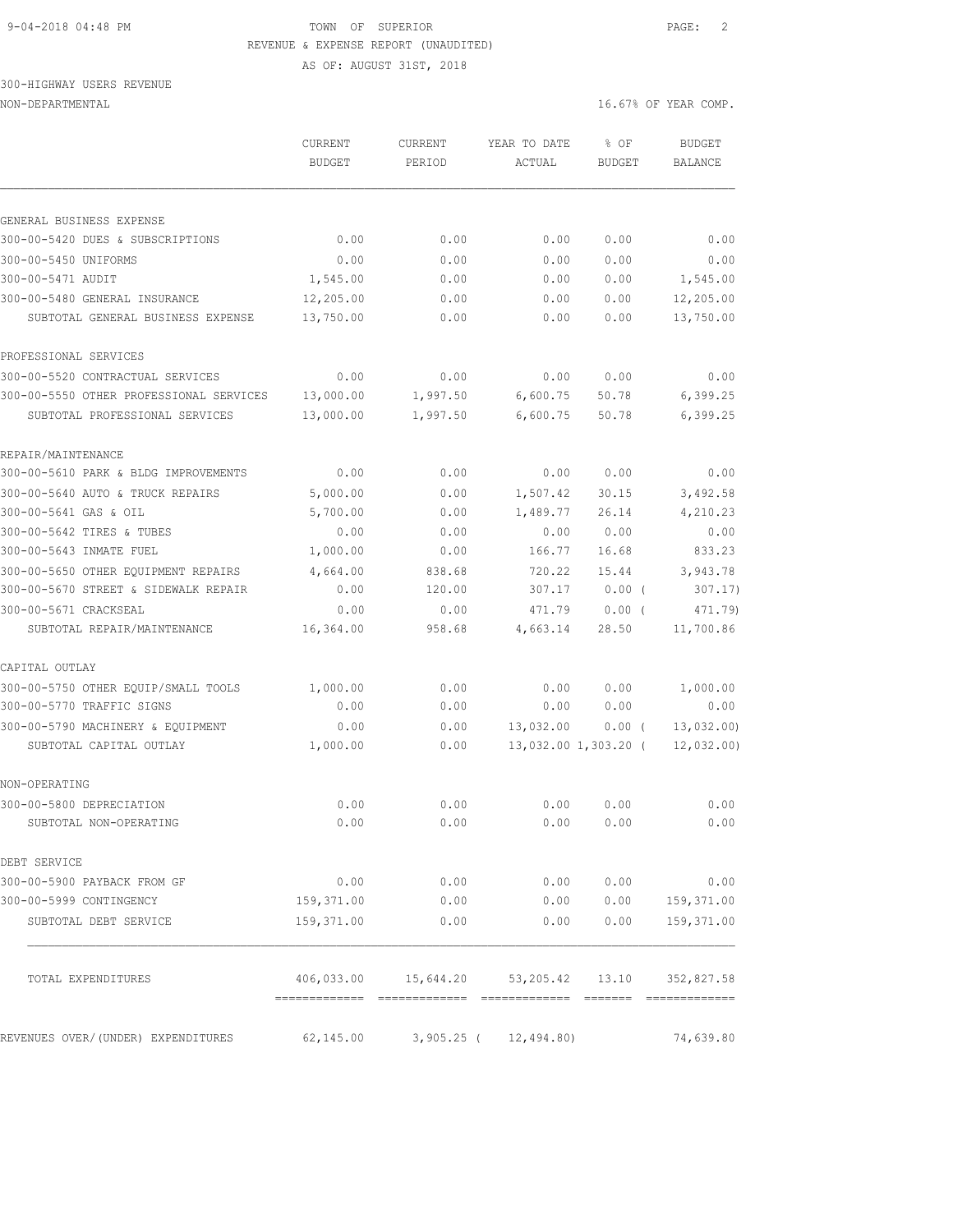9-04-2018 04:48 PM TOWN OF SUPERIOR

REVENUE & EXPENSE REPORT (UNAUDITED)

AS OF: AUGUST 31ST, 2018

300-HIGHWAY USERS REVENUE

NON-DEPARTMENTAL 16.67% OF YEAR COMP.

| | CURRENT BUDGET | CURRENT PERIOD | YEAR TO DATE ACTUAL | % OF BUDGET | BUDGET BALANCE |
|---|---|---|---|---|---|
| GENERAL BUSINESS EXPENSE | | | | | |
| 300-00-5420 DUES & SUBSCRIPTIONS | 0.00 | 0.00 | 0.00 | 0.00 | 0.00 |
| 300-00-5450 UNIFORMS | 0.00 | 0.00 | 0.00 | 0.00 | 0.00 |
| 300-00-5471 AUDIT | 1,545.00 | 0.00 | 0.00 | 0.00 | 1,545.00 |
| 300-00-5480 GENERAL INSURANCE | 12,205.00 | 0.00 | 0.00 | 0.00 | 12,205.00 |
| SUBTOTAL GENERAL BUSINESS EXPENSE | 13,750.00 | 0.00 | 0.00 | 0.00 | 13,750.00 |
| PROFESSIONAL SERVICES | | | | | |
| 300-00-5520 CONTRACTUAL SERVICES | 0.00 | 0.00 | 0.00 | 0.00 | 0.00 |
| 300-00-5550 OTHER PROFESSIONAL SERVICES | 13,000.00 | 1,997.50 | 6,600.75 | 50.78 | 6,399.25 |
| SUBTOTAL PROFESSIONAL SERVICES | 13,000.00 | 1,997.50 | 6,600.75 | 50.78 | 6,399.25 |
| REPAIR/MAINTENANCE | | | | | |
| 300-00-5610 PARK & BLDG IMPROVEMENTS | 0.00 | 0.00 | 0.00 | 0.00 | 0.00 |
| 300-00-5640 AUTO & TRUCK REPAIRS | 5,000.00 | 0.00 | 1,507.42 | 30.15 | 3,492.58 |
| 300-00-5641 GAS & OIL | 5,700.00 | 0.00 | 1,489.77 | 26.14 | 4,210.23 |
| 300-00-5642 TIRES & TUBES | 0.00 | 0.00 | 0.00 | 0.00 | 0.00 |
| 300-00-5643 INMATE FUEL | 1,000.00 | 0.00 | 166.77 | 16.68 | 833.23 |
| 300-00-5650 OTHER EQUIPMENT REPAIRS | 4,664.00 | 838.68 | 720.22 | 15.44 | 3,943.78 |
| 300-00-5670 STREET & SIDEWALK REPAIR | 0.00 | 120.00 | 307.17 | 0.00 ( | 307.17) |
| 300-00-5671 CRACKSEAL | 0.00 | 0.00 | 471.79 | 0.00 ( | 471.79) |
| SUBTOTAL REPAIR/MAINTENANCE | 16,364.00 | 958.68 | 4,663.14 | 28.50 | 11,700.86 |
| CAPITAL OUTLAY | | | | | |
| 300-00-5750 OTHER EQUIP/SMALL TOOLS | 1,000.00 | 0.00 | 0.00 | 0.00 | 1,000.00 |
| 300-00-5770 TRAFFIC SIGNS | 0.00 | 0.00 | 0.00 | 0.00 | 0.00 |
| 300-00-5790 MACHINERY & EQUIPMENT | 0.00 | 0.00 | 13,032.00 | 0.00 ( | 13,032.00) |
| SUBTOTAL CAPITAL OUTLAY | 1,000.00 | 0.00 | 13,032.00 | 1,303.20 ( | 12,032.00) |
| NON-OPERATING | | | | | |
| 300-00-5800 DEPRECIATION | 0.00 | 0.00 | 0.00 | 0.00 | 0.00 |
| SUBTOTAL NON-OPERATING | 0.00 | 0.00 | 0.00 | 0.00 | 0.00 |
| DEBT SERVICE | | | | | |
| 300-00-5900 PAYBACK FROM GF | 0.00 | 0.00 | 0.00 | 0.00 | 0.00 |
| 300-00-5999 CONTINGENCY | 159,371.00 | 0.00 | 0.00 | 0.00 | 159,371.00 |
| SUBTOTAL DEBT SERVICE | 159,371.00 | 0.00 | 0.00 | 0.00 | 159,371.00 |
| TOTAL EXPENDITURES | 406,033.00 | 15,644.20 | 53,205.42 | 13.10 | 352,827.58 |
| REVENUES OVER/(UNDER) EXPENDITURES | 62,145.00 | 3,905.25 ( | 12,494.80) | | 74,639.80 |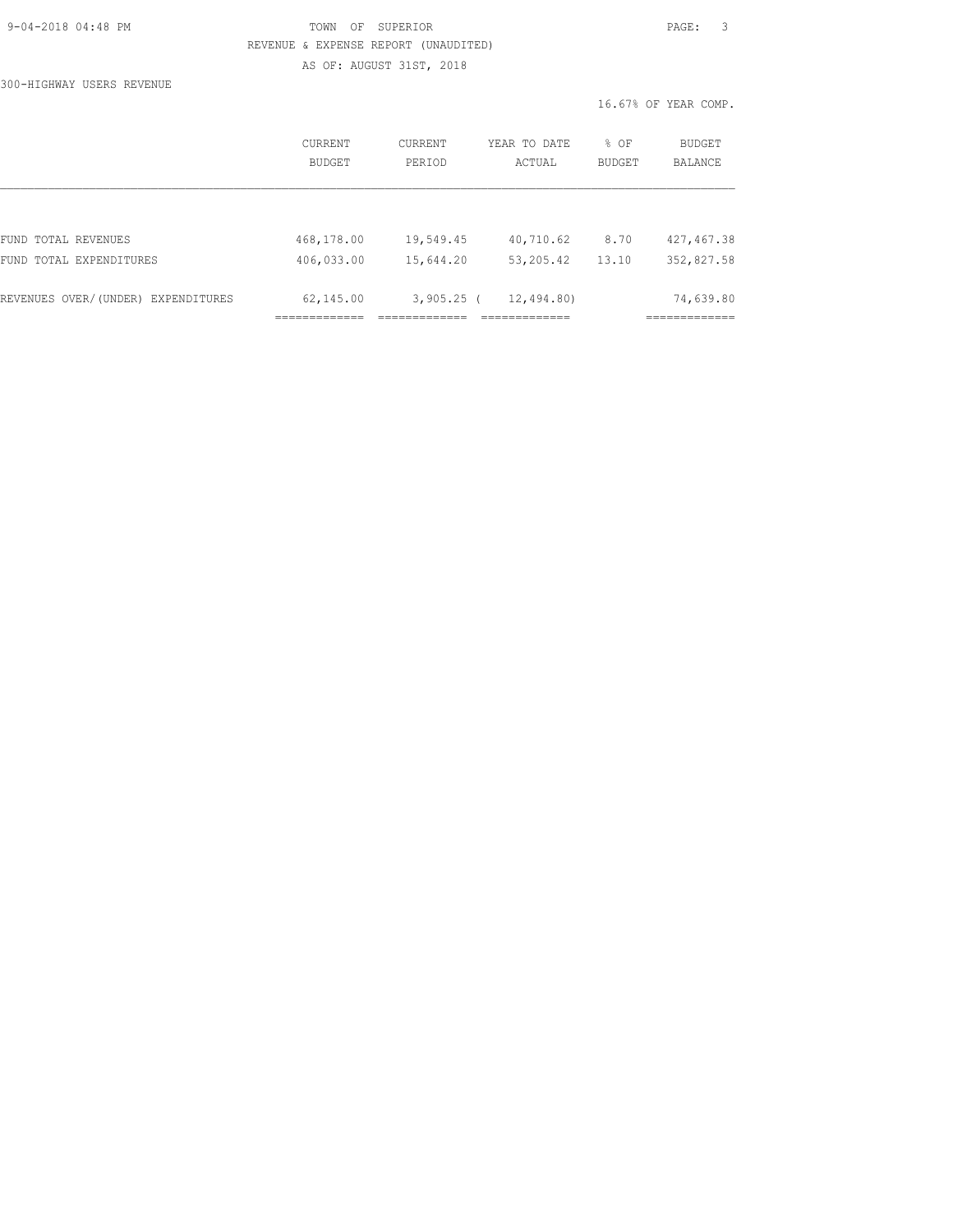TOWN OF SUPERIOR

REVENUE & EXPENSE REPORT (UNAUDITED)

AS OF: AUGUST 31ST, 2018

300-HIGHWAY USERS REVENUE

16.67% OF YEAR COMP.

| | CURRENT BUDGET | CURRENT PERIOD | YEAR TO DATE ACTUAL | % OF BUDGET | BUDGET BALANCE |
|---|---|---|---|---|---|
| FUND TOTAL REVENUES | 468,178.00 | 19,549.45 | 40,710.62 | 8.70 | 427,467.38 |
| FUND TOTAL EXPENDITURES | 406,033.00 | 15,644.20 | 53,205.42 | 13.10 | 352,827.58 |
| REVENUES OVER/(UNDER) EXPENDITURES | 62,145.00 | 3,905.25 | ( 12,494.80) | | 74,639.80 |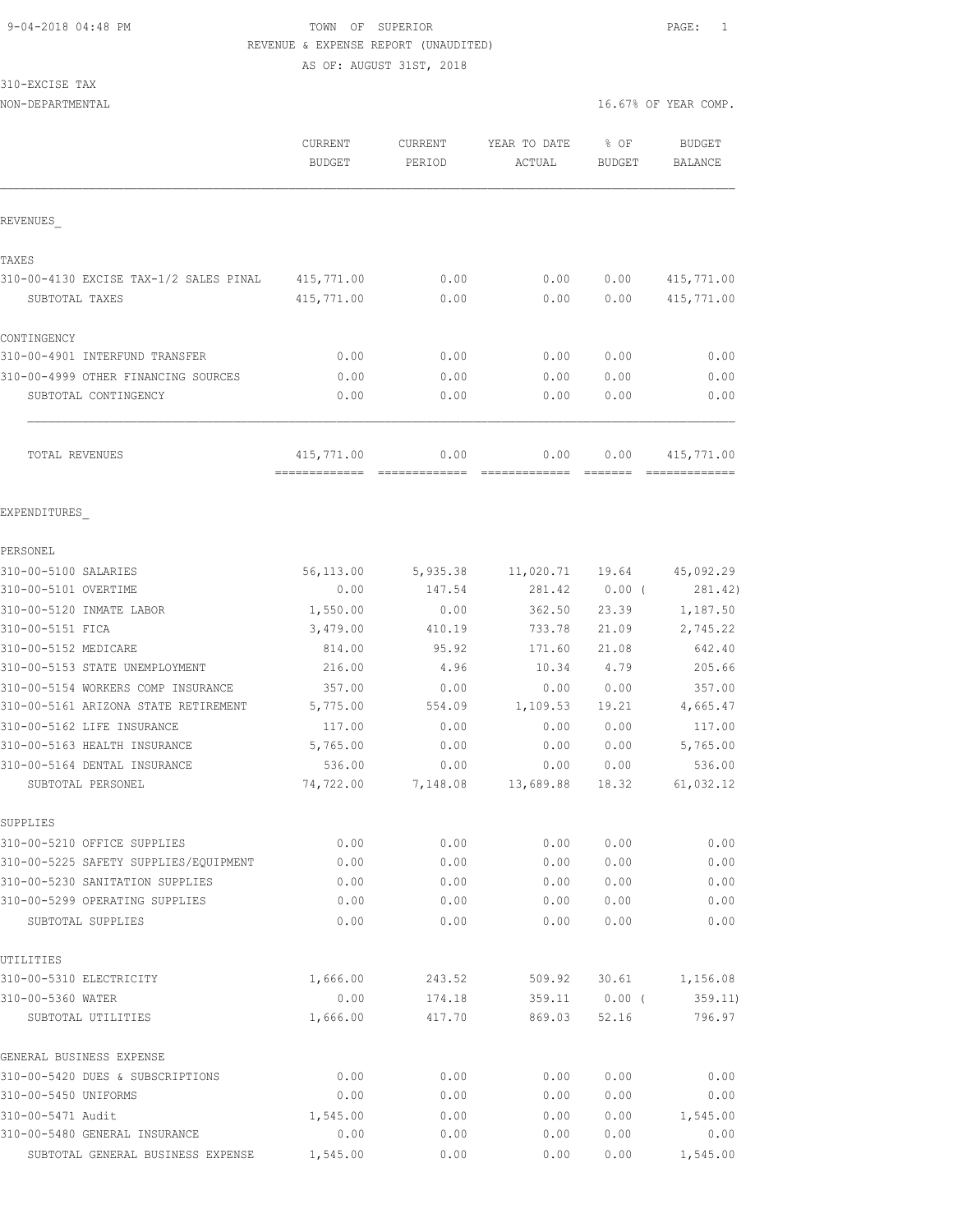TOWN OF SUPERIOR
REVENUE & EXPENSE REPORT (UNAUDITED)
AS OF: AUGUST 31ST, 2018

310-EXCISE TAX
NON-DEPARTMENTAL

16.67% OF YEAR COMP.

| | CURRENT BUDGET | CURRENT PERIOD | YEAR TO DATE ACTUAL | % OF BUDGET | BUDGET BALANCE |
|---|---|---|---|---|---|
| REVENUES_ | | | | | |
| TAXES | | | | | |
| 310-00-4130 EXCISE TAX-1/2 SALES PINAL | 415,771.00 | 0.00 | 0.00 | 0.00 | 415,771.00 |
| SUBTOTAL TAXES | 415,771.00 | 0.00 | 0.00 | 0.00 | 415,771.00 |
| CONTINGENCY | | | | | |
| 310-00-4901 INTERFUND TRANSFER | 0.00 | 0.00 | 0.00 | 0.00 | 0.00 |
| 310-00-4999 OTHER FINANCING SOURCES | 0.00 | 0.00 | 0.00 | 0.00 | 0.00 |
| SUBTOTAL CONTINGENCY | 0.00 | 0.00 | 0.00 | 0.00 | 0.00 |
| TOTAL REVENUES | 415,771.00 | 0.00 | 0.00 | 0.00 | 415,771.00 |
| EXPENDITURES_ | | | | | |
| PERSONEL | | | | | |
| 310-00-5100 SALARIES | 56,113.00 | 5,935.38 | 11,020.71 | 19.64 | 45,092.29 |
| 310-00-5101 OVERTIME | 0.00 | 147.54 | 281.42 | 0.00 ( | 281.42) |
| 310-00-5120 INMATE LABOR | 1,550.00 | 0.00 | 362.50 | 23.39 | 1,187.50 |
| 310-00-5151 FICA | 3,479.00 | 410.19 | 733.78 | 21.09 | 2,745.22 |
| 310-00-5152 MEDICARE | 814.00 | 95.92 | 171.60 | 21.08 | 642.40 |
| 310-00-5153 STATE UNEMPLOYMENT | 216.00 | 4.96 | 10.34 | 4.79 | 205.66 |
| 310-00-5154 WORKERS COMP INSURANCE | 357.00 | 0.00 | 0.00 | 0.00 | 357.00 |
| 310-00-5161 ARIZONA STATE RETIREMENT | 5,775.00 | 554.09 | 1,109.53 | 19.21 | 4,665.47 |
| 310-00-5162 LIFE INSURANCE | 117.00 | 0.00 | 0.00 | 0.00 | 117.00 |
| 310-00-5163 HEALTH INSURANCE | 5,765.00 | 0.00 | 0.00 | 0.00 | 5,765.00 |
| 310-00-5164 DENTAL INSURANCE | 536.00 | 0.00 | 0.00 | 0.00 | 536.00 |
| SUBTOTAL PERSONEL | 74,722.00 | 7,148.08 | 13,689.88 | 18.32 | 61,032.12 |
| SUPPLIES | | | | | |
| 310-00-5210 OFFICE SUPPLIES | 0.00 | 0.00 | 0.00 | 0.00 | 0.00 |
| 310-00-5225 SAFETY SUPPLIES/EQUIPMENT | 0.00 | 0.00 | 0.00 | 0.00 | 0.00 |
| 310-00-5230 SANITATION SUPPLIES | 0.00 | 0.00 | 0.00 | 0.00 | 0.00 |
| 310-00-5299 OPERATING SUPPLIES | 0.00 | 0.00 | 0.00 | 0.00 | 0.00 |
| SUBTOTAL SUPPLIES | 0.00 | 0.00 | 0.00 | 0.00 | 0.00 |
| UTILITIES | | | | | |
| 310-00-5310 ELECTRICITY | 1,666.00 | 243.52 | 509.92 | 30.61 | 1,156.08 |
| 310-00-5360 WATER | 0.00 | 174.18 | 359.11 | 0.00 ( | 359.11) |
| SUBTOTAL UTILITIES | 1,666.00 | 417.70 | 869.03 | 52.16 | 796.97 |
| GENERAL BUSINESS EXPENSE | | | | | |
| 310-00-5420 DUES & SUBSCRIPTIONS | 0.00 | 0.00 | 0.00 | 0.00 | 0.00 |
| 310-00-5450 UNIFORMS | 0.00 | 0.00 | 0.00 | 0.00 | 0.00 |
| 310-00-5471 Audit | 1,545.00 | 0.00 | 0.00 | 0.00 | 1,545.00 |
| 310-00-5480 GENERAL INSURANCE | 0.00 | 0.00 | 0.00 | 0.00 | 0.00 |
| SUBTOTAL GENERAL BUSINESS EXPENSE | 1,545.00 | 0.00 | 0.00 | 0.00 | 1,545.00 |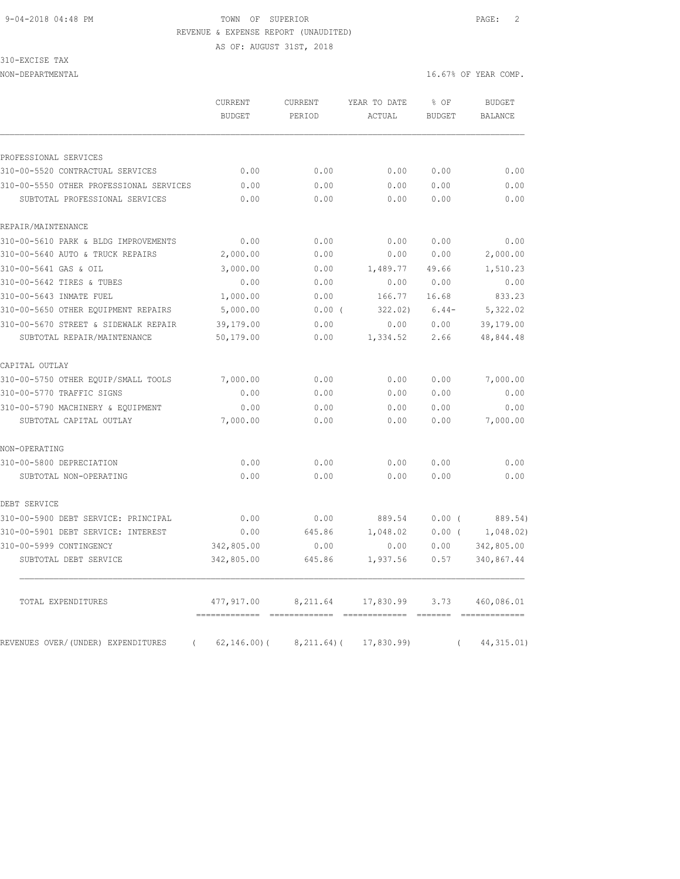TOWN OF SUPERIOR

REVENUE & EXPENSE REPORT (UNAUDITED)

AS OF: AUGUST 31ST, 2018

310-EXCISE TAX

NON-DEPARTMENTAL — 16.67% OF YEAR COMP.

| | CURRENT BUDGET | CURRENT PERIOD | YEAR TO DATE ACTUAL | % OF BUDGET | BUDGET BALANCE |
|---|---|---|---|---|---|
| PROFESSIONAL SERVICES | | | | | |
| 310-00-5520 CONTRACTUAL SERVICES | 0.00 | 0.00 | 0.00 | 0.00 | 0.00 |
| 310-00-5550 OTHER PROFESSIONAL SERVICES | 0.00 | 0.00 | 0.00 | 0.00 | 0.00 |
| SUBTOTAL PROFESSIONAL SERVICES | 0.00 | 0.00 | 0.00 | 0.00 | 0.00 |
| REPAIR/MAINTENANCE | | | | | |
| 310-00-5610 PARK & BLDG IMPROVEMENTS | 0.00 | 0.00 | 0.00 | 0.00 | 0.00 |
| 310-00-5640 AUTO & TRUCK REPAIRS | 2,000.00 | 0.00 | 0.00 | 0.00 | 2,000.00 |
| 310-00-5641 GAS & OIL | 3,000.00 | 0.00 | 1,489.77 | 49.66 | 1,510.23 |
| 310-00-5642 TIRES & TUBES | 0.00 | 0.00 | 0.00 | 0.00 | 0.00 |
| 310-00-5643 INMATE FUEL | 1,000.00 | 0.00 | 166.77 | 16.68 | 833.23 |
| 310-00-5650 OTHER EQUIPMENT REPAIRS | 5,000.00 | 0.00 | ( 322.02) | 6.44- | 5,322.02 |
| 310-00-5670 STREET & SIDEWALK REPAIR | 39,179.00 | 0.00 | 0.00 | 0.00 | 39,179.00 |
| SUBTOTAL REPAIR/MAINTENANCE | 50,179.00 | 0.00 | 1,334.52 | 2.66 | 48,844.48 |
| CAPITAL OUTLAY | | | | | |
| 310-00-5750 OTHER EQUIP/SMALL TOOLS | 7,000.00 | 0.00 | 0.00 | 0.00 | 7,000.00 |
| 310-00-5770 TRAFFIC SIGNS | 0.00 | 0.00 | 0.00 | 0.00 | 0.00 |
| 310-00-5790 MACHINERY & EQUIPMENT | 0.00 | 0.00 | 0.00 | 0.00 | 0.00 |
| SUBTOTAL CAPITAL OUTLAY | 7,000.00 | 0.00 | 0.00 | 0.00 | 7,000.00 |
| NON-OPERATING | | | | | |
| 310-00-5800 DEPRECIATION | 0.00 | 0.00 | 0.00 | 0.00 | 0.00 |
| SUBTOTAL NON-OPERATING | 0.00 | 0.00 | 0.00 | 0.00 | 0.00 |
| DEBT SERVICE | | | | | |
| 310-00-5900 DEBT SERVICE: PRINCIPAL | 0.00 | 0.00 | 889.54 | 0.00 | ( 889.54) |
| 310-00-5901 DEBT SERVICE: INTEREST | 0.00 | 645.86 | 1,048.02 | 0.00 | ( 1,048.02) |
| 310-00-5999 CONTINGENCY | 342,805.00 | 0.00 | 0.00 | 0.00 | 342,805.00 |
| SUBTOTAL DEBT SERVICE | 342,805.00 | 645.86 | 1,937.56 | 0.57 | 340,867.44 |
| TOTAL EXPENDITURES | 477,917.00 | 8,211.64 | 17,830.99 | 3.73 | 460,086.01 |
| REVENUES OVER/(UNDER) EXPENDITURES | ( 62,146.00) | ( 8,211.64) | ( 17,830.99) | | ( 44,315.01) |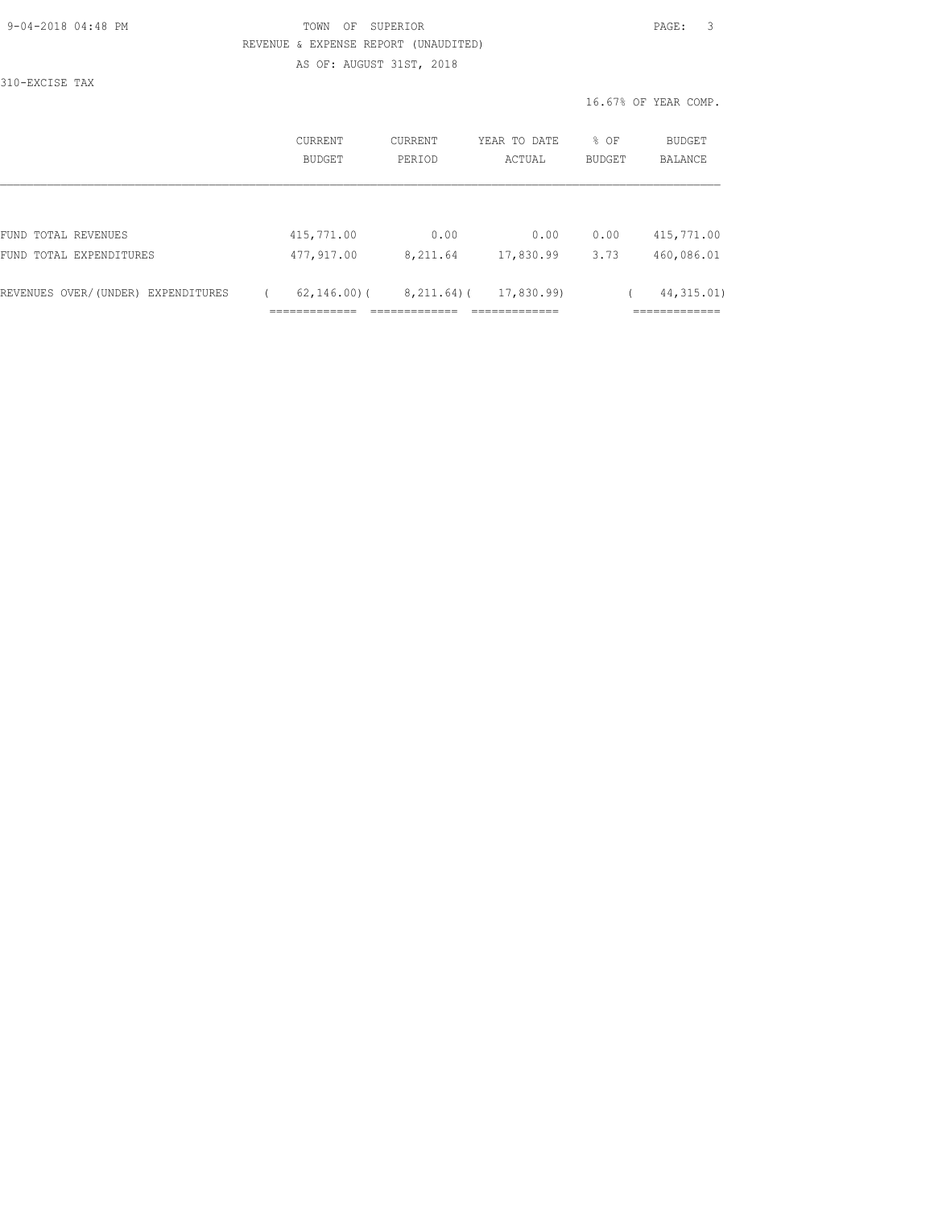TOWN OF SUPERIOR

REVENUE & EXPENSE REPORT (UNAUDITED)

AS OF: AUGUST 31ST, 2018

310-EXCISE TAX

16.67% OF YEAR COMP.

| | CURRENT BUDGET | CURRENT PERIOD | YEAR TO DATE ACTUAL | % OF BUDGET | BUDGET BALANCE |
|---|---|---|---|---|---|
| FUND TOTAL REVENUES | 415,771.00 | 0.00 | 0.00 | 0.00 | 415,771.00 |
| FUND TOTAL EXPENDITURES | 477,917.00 | 8,211.64 | 17,830.99 | 3.73 | 460,086.01 |
| REVENUES OVER/(UNDER) EXPENDITURES | ( 62,146.00) | ( 8,211.64) | ( 17,830.99) | | ( 44,315.01) |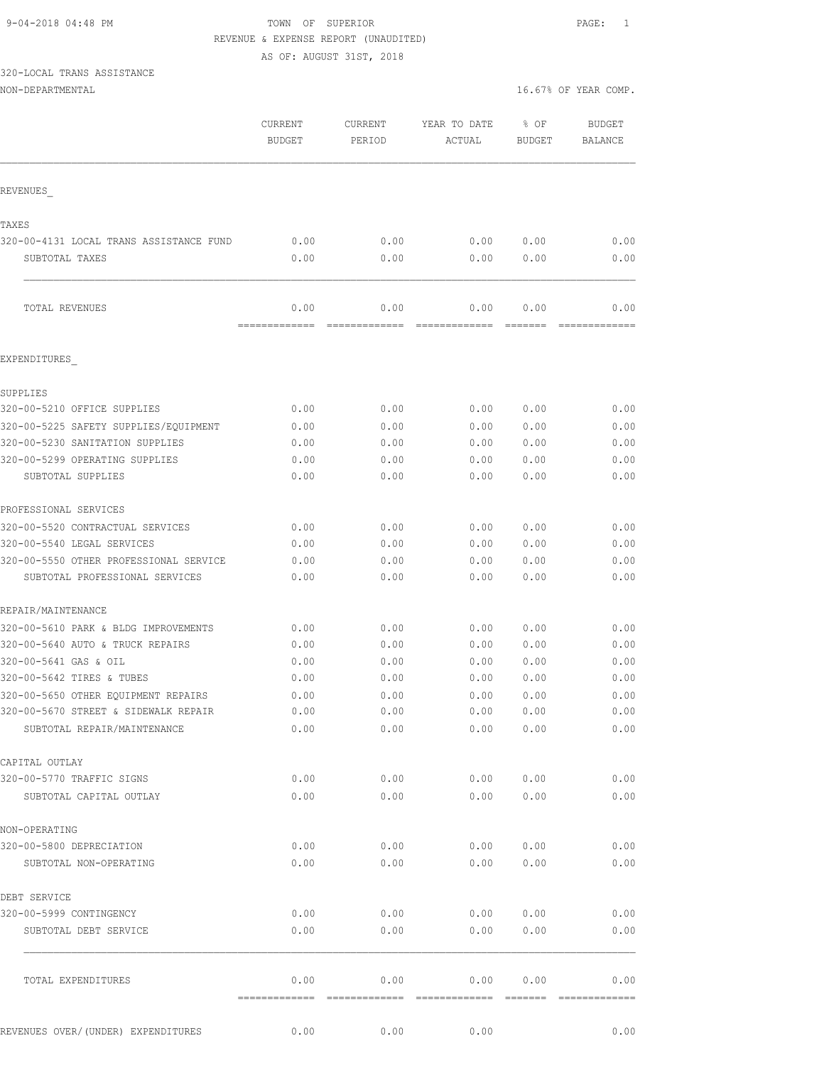9-04-2018 04:48 PM

TOWN OF SUPERIOR

REVENUE & EXPENSE REPORT (UNAUDITED)

AS OF: AUGUST 31ST, 2018

320-LOCAL TRANS ASSISTANCE

NON-DEPARTMENTAL

16.67% OF YEAR COMP.

| | CURRENT BUDGET | CURRENT PERIOD | YEAR TO DATE ACTUAL | % OF BUDGET | BUDGET BALANCE |
|---|---|---|---|---|---|
| REVENUES_ | | | | | |
| TAXES | | | | | |
| 320-00-4131 LOCAL TRANS ASSISTANCE FUND | 0.00 | 0.00 | 0.00 | 0.00 | 0.00 |
| SUBTOTAL TAXES | 0.00 | 0.00 | 0.00 | 0.00 | 0.00 |
| TOTAL REVENUES | 0.00 | 0.00 | 0.00 | 0.00 | 0.00 |
| EXPENDITURES_ | | | | | |
| SUPPLIES | | | | | |
| 320-00-5210 OFFICE SUPPLIES | 0.00 | 0.00 | 0.00 | 0.00 | 0.00 |
| 320-00-5225 SAFETY SUPPLIES/EQUIPMENT | 0.00 | 0.00 | 0.00 | 0.00 | 0.00 |
| 320-00-5230 SANITATION SUPPLIES | 0.00 | 0.00 | 0.00 | 0.00 | 0.00 |
| 320-00-5299 OPERATING SUPPLIES | 0.00 | 0.00 | 0.00 | 0.00 | 0.00 |
| SUBTOTAL SUPPLIES | 0.00 | 0.00 | 0.00 | 0.00 | 0.00 |
| PROFESSIONAL SERVICES | | | | | |
| 320-00-5520 CONTRACTUAL SERVICES | 0.00 | 0.00 | 0.00 | 0.00 | 0.00 |
| 320-00-5540 LEGAL SERVICES | 0.00 | 0.00 | 0.00 | 0.00 | 0.00 |
| 320-00-5550 OTHER PROFESSIONAL SERVICE | 0.00 | 0.00 | 0.00 | 0.00 | 0.00 |
| SUBTOTAL PROFESSIONAL SERVICES | 0.00 | 0.00 | 0.00 | 0.00 | 0.00 |
| REPAIR/MAINTENANCE | | | | | |
| 320-00-5610 PARK & BLDG IMPROVEMENTS | 0.00 | 0.00 | 0.00 | 0.00 | 0.00 |
| 320-00-5640 AUTO & TRUCK REPAIRS | 0.00 | 0.00 | 0.00 | 0.00 | 0.00 |
| 320-00-5641 GAS & OIL | 0.00 | 0.00 | 0.00 | 0.00 | 0.00 |
| 320-00-5642 TIRES & TUBES | 0.00 | 0.00 | 0.00 | 0.00 | 0.00 |
| 320-00-5650 OTHER EQUIPMENT REPAIRS | 0.00 | 0.00 | 0.00 | 0.00 | 0.00 |
| 320-00-5670 STREET & SIDEWALK REPAIR | 0.00 | 0.00 | 0.00 | 0.00 | 0.00 |
| SUBTOTAL REPAIR/MAINTENANCE | 0.00 | 0.00 | 0.00 | 0.00 | 0.00 |
| CAPITAL OUTLAY | | | | | |
| 320-00-5770 TRAFFIC SIGNS | 0.00 | 0.00 | 0.00 | 0.00 | 0.00 |
| SUBTOTAL CAPITAL OUTLAY | 0.00 | 0.00 | 0.00 | 0.00 | 0.00 |
| NON-OPERATING | | | | | |
| 320-00-5800 DEPRECIATION | 0.00 | 0.00 | 0.00 | 0.00 | 0.00 |
| SUBTOTAL NON-OPERATING | 0.00 | 0.00 | 0.00 | 0.00 | 0.00 |
| DEBT SERVICE | | | | | |
| 320-00-5999 CONTINGENCY | 0.00 | 0.00 | 0.00 | 0.00 | 0.00 |
| SUBTOTAL DEBT SERVICE | 0.00 | 0.00 | 0.00 | 0.00 | 0.00 |
| TOTAL EXPENDITURES | 0.00 | 0.00 | 0.00 | 0.00 | 0.00 |
| REVENUES OVER/(UNDER) EXPENDITURES | 0.00 | 0.00 | 0.00 | | 0.00 |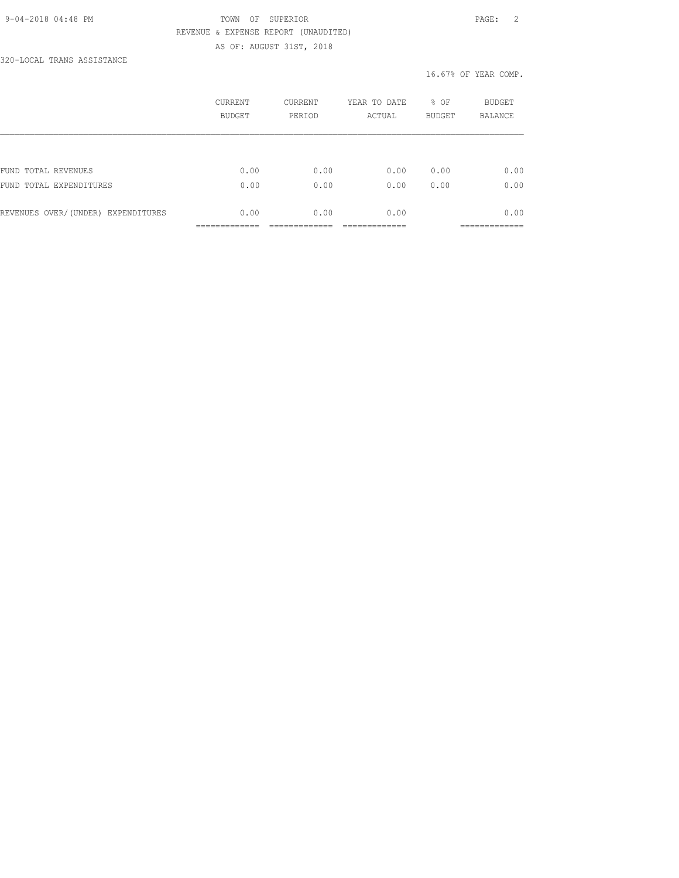TOWN OF SUPERIOR

REVENUE & EXPENSE REPORT (UNAUDITED)

AS OF: AUGUST 31ST, 2018

320-LOCAL TRANS ASSISTANCE

16.67% OF YEAR COMP.

| | CURRENT BUDGET | CURRENT PERIOD | YEAR TO DATE ACTUAL | % OF BUDGET | BUDGET BALANCE |
|---|---|---|---|---|---|
| FUND TOTAL REVENUES | 0.00 | 0.00 | 0.00 | 0.00 | 0.00 |
| FUND TOTAL EXPENDITURES | 0.00 | 0.00 | 0.00 | 0.00 | 0.00 |
| REVENUES OVER/(UNDER) EXPENDITURES | 0.00 | 0.00 | 0.00 | | 0.00 |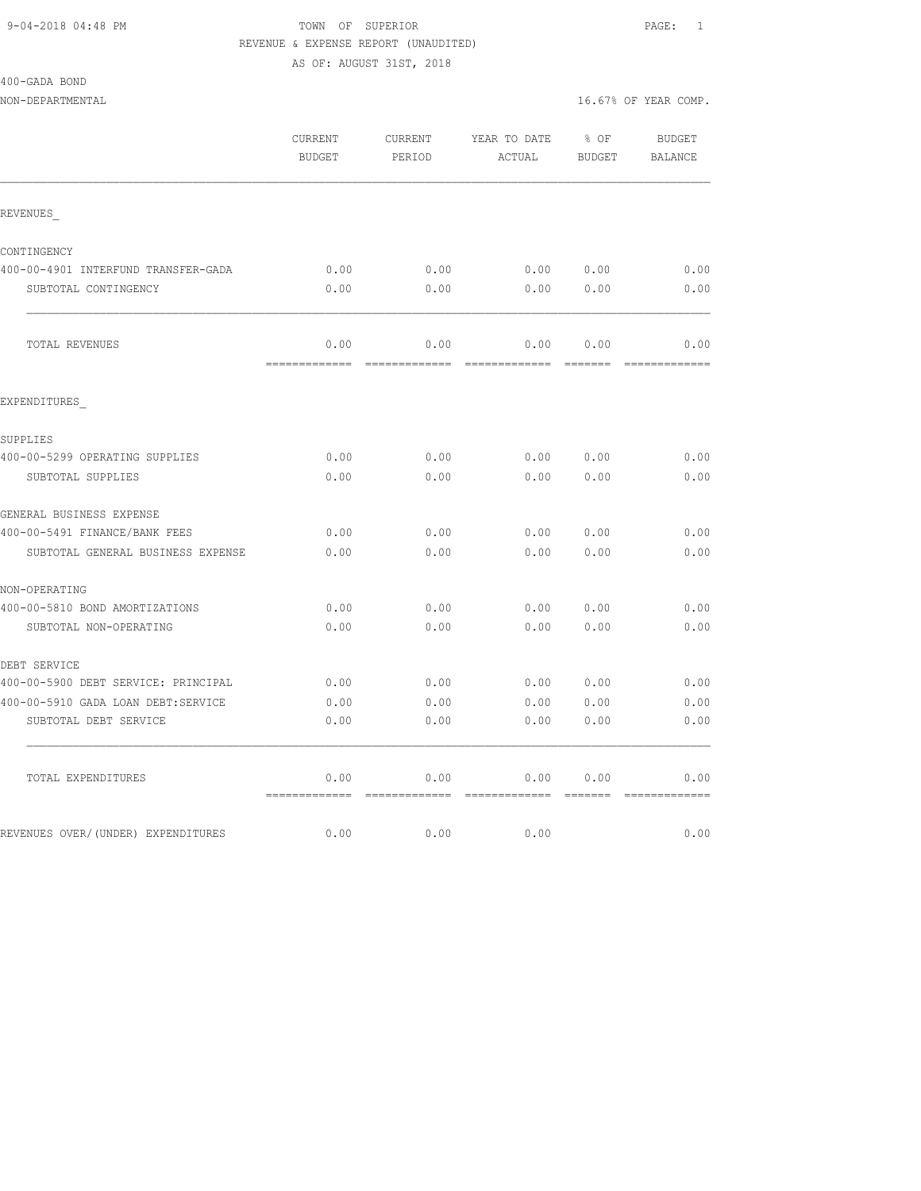9-04-2018 04:48 PM TOWN OF SUPERIOR

REVENUE & EXPENSE REPORT (UNAUDITED)

AS OF: AUGUST 31ST, 2018

400-GADA BOND

NON-DEPARTMENTAL 16.67% OF YEAR COMP.

| | CURRENT BUDGET | CURRENT PERIOD | YEAR TO DATE ACTUAL | % OF BUDGET | BUDGET BALANCE |
|---|---|---|---|---|---|
| REVENUES_ | | | | | |
| CONTINGENCY | | | | | |
| 400-00-4901 INTERFUND TRANSFER-GADA | 0.00 | 0.00 | 0.00 | 0.00 | 0.00 |
| SUBTOTAL CONTINGENCY | 0.00 | 0.00 | 0.00 | 0.00 | 0.00 |
| TOTAL REVENUES | 0.00 | 0.00 | 0.00 | 0.00 | 0.00 |
| EXPENDITURES_ | | | | | |
| SUPPLIES | | | | | |
| 400-00-5299 OPERATING SUPPLIES | 0.00 | 0.00 | 0.00 | 0.00 | 0.00 |
| SUBTOTAL SUPPLIES | 0.00 | 0.00 | 0.00 | 0.00 | 0.00 |
| GENERAL BUSINESS EXPENSE | | | | | |
| 400-00-5491 FINANCE/BANK FEES | 0.00 | 0.00 | 0.00 | 0.00 | 0.00 |
| SUBTOTAL GENERAL BUSINESS EXPENSE | 0.00 | 0.00 | 0.00 | 0.00 | 0.00 |
| NON-OPERATING | | | | | |
| 400-00-5810 BOND AMORTIZATIONS | 0.00 | 0.00 | 0.00 | 0.00 | 0.00 |
| SUBTOTAL NON-OPERATING | 0.00 | 0.00 | 0.00 | 0.00 | 0.00 |
| DEBT SERVICE | | | | | |
| 400-00-5900 DEBT SERVICE: PRINCIPAL | 0.00 | 0.00 | 0.00 | 0.00 | 0.00 |
| 400-00-5910 GADA LOAN DEBT:SERVICE | 0.00 | 0.00 | 0.00 | 0.00 | 0.00 |
| SUBTOTAL DEBT SERVICE | 0.00 | 0.00 | 0.00 | 0.00 | 0.00 |
| TOTAL EXPENDITURES | 0.00 | 0.00 | 0.00 | 0.00 | 0.00 |
| REVENUES OVER/(UNDER) EXPENDITURES | 0.00 | 0.00 | 0.00 | | 0.00 |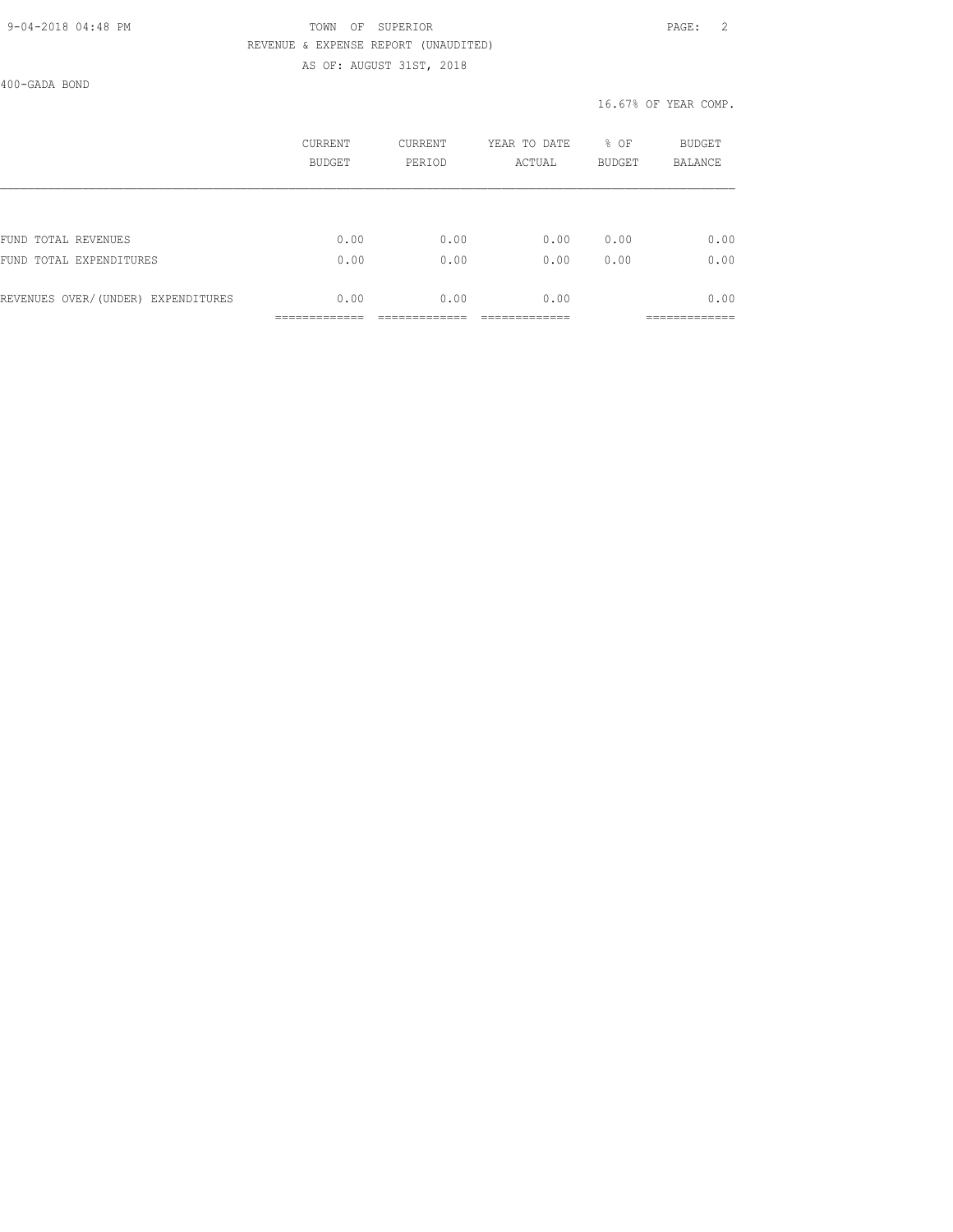TOWN OF SUPERIOR

REVENUE & EXPENSE REPORT (UNAUDITED)

AS OF: AUGUST 31ST, 2018

400-GADA BOND

16.67% OF YEAR COMP.

| | CURRENT BUDGET | CURRENT PERIOD | YEAR TO DATE ACTUAL | % OF BUDGET | BUDGET BALANCE |
|---|---|---|---|---|---|
| FUND TOTAL REVENUES | 0.00 | 0.00 | 0.00 | 0.00 | 0.00 |
| FUND TOTAL EXPENDITURES | 0.00 | 0.00 | 0.00 | 0.00 | 0.00 |
| REVENUES OVER/(UNDER) EXPENDITURES | 0.00 | 0.00 | 0.00 | | 0.00 |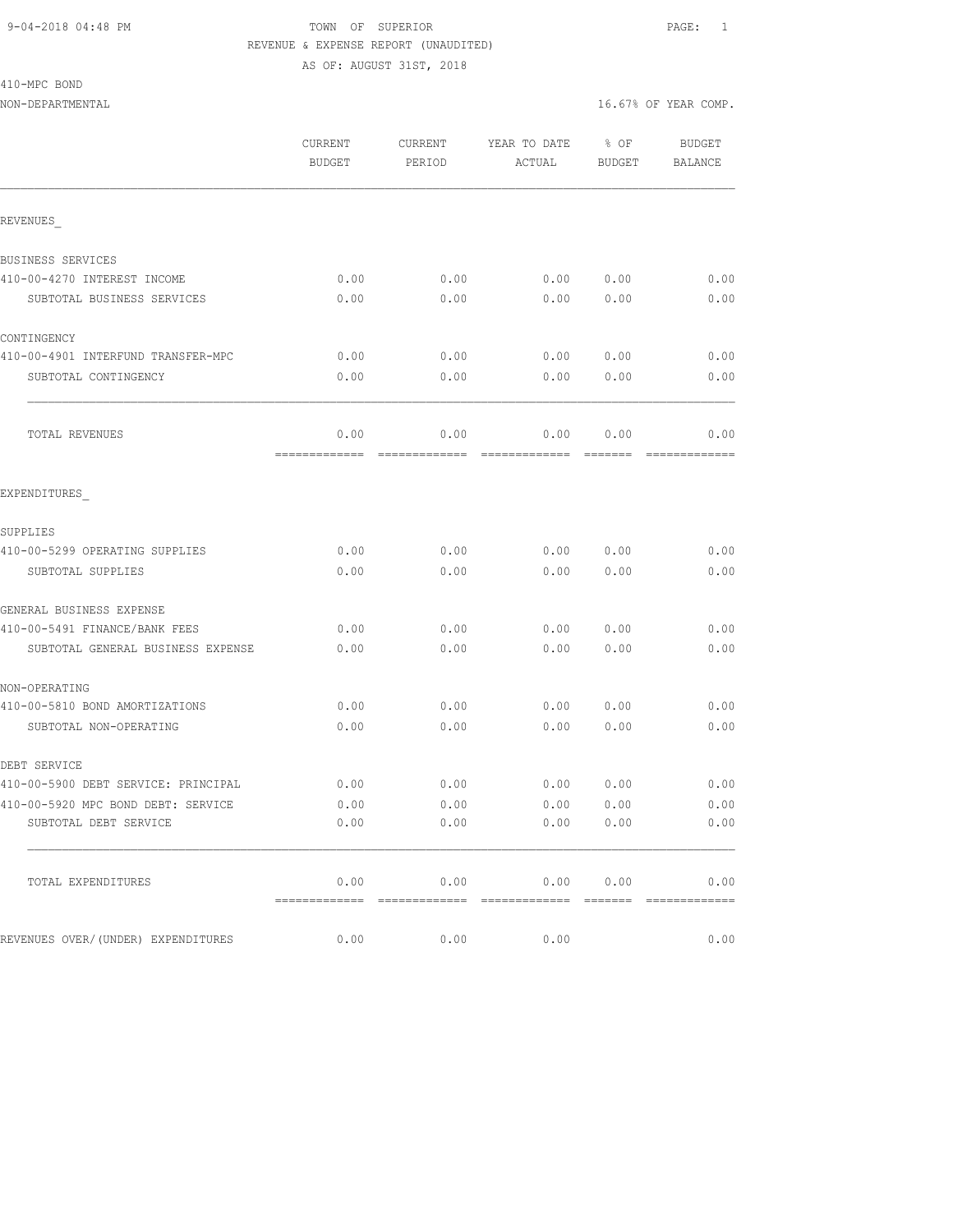9-04-2018 04:48 PM TOWN OF SUPERIOR

REVENUE & EXPENSE REPORT (UNAUDITED)

AS OF: AUGUST 31ST, 2018

410-MPC BOND

NON-DEPARTMENTAL 16.67% OF YEAR COMP.

| | CURRENT BUDGET | CURRENT PERIOD | YEAR TO DATE ACTUAL | % OF BUDGET | BUDGET BALANCE |
|---|---|---|---|---|---|
| REVENUES_ | | | | | |
| BUSINESS SERVICES | | | | | |
| 410-00-4270 INTEREST INCOME | 0.00 | 0.00 | 0.00 | 0.00 | 0.00 |
| SUBTOTAL BUSINESS SERVICES | 0.00 | 0.00 | 0.00 | 0.00 | 0.00 |
| CONTINGENCY | | | | | |
| 410-00-4901 INTERFUND TRANSFER-MPC | 0.00 | 0.00 | 0.00 | 0.00 | 0.00 |
| SUBTOTAL CONTINGENCY | 0.00 | 0.00 | 0.00 | 0.00 | 0.00 |
| TOTAL REVENUES | 0.00 | 0.00 | 0.00 | 0.00 | 0.00 |
| EXPENDITURES_ | | | | | |
| SUPPLIES | | | | | |
| 410-00-5299 OPERATING SUPPLIES | 0.00 | 0.00 | 0.00 | 0.00 | 0.00 |
| SUBTOTAL SUPPLIES | 0.00 | 0.00 | 0.00 | 0.00 | 0.00 |
| GENERAL BUSINESS EXPENSE | | | | | |
| 410-00-5491 FINANCE/BANK FEES | 0.00 | 0.00 | 0.00 | 0.00 | 0.00 |
| SUBTOTAL GENERAL BUSINESS EXPENSE | 0.00 | 0.00 | 0.00 | 0.00 | 0.00 |
| NON-OPERATING | | | | | |
| 410-00-5810 BOND AMORTIZATIONS | 0.00 | 0.00 | 0.00 | 0.00 | 0.00 |
| SUBTOTAL NON-OPERATING | 0.00 | 0.00 | 0.00 | 0.00 | 0.00 |
| DEBT SERVICE | | | | | |
| 410-00-5900 DEBT SERVICE: PRINCIPAL | 0.00 | 0.00 | 0.00 | 0.00 | 0.00 |
| 410-00-5920 MPC BOND DEBT: SERVICE | 0.00 | 0.00 | 0.00 | 0.00 | 0.00 |
| SUBTOTAL DEBT SERVICE | 0.00 | 0.00 | 0.00 | 0.00 | 0.00 |
| TOTAL EXPENDITURES | 0.00 | 0.00 | 0.00 | 0.00 | 0.00 |
| REVENUES OVER/(UNDER) EXPENDITURES | 0.00 | 0.00 | 0.00 | | 0.00 |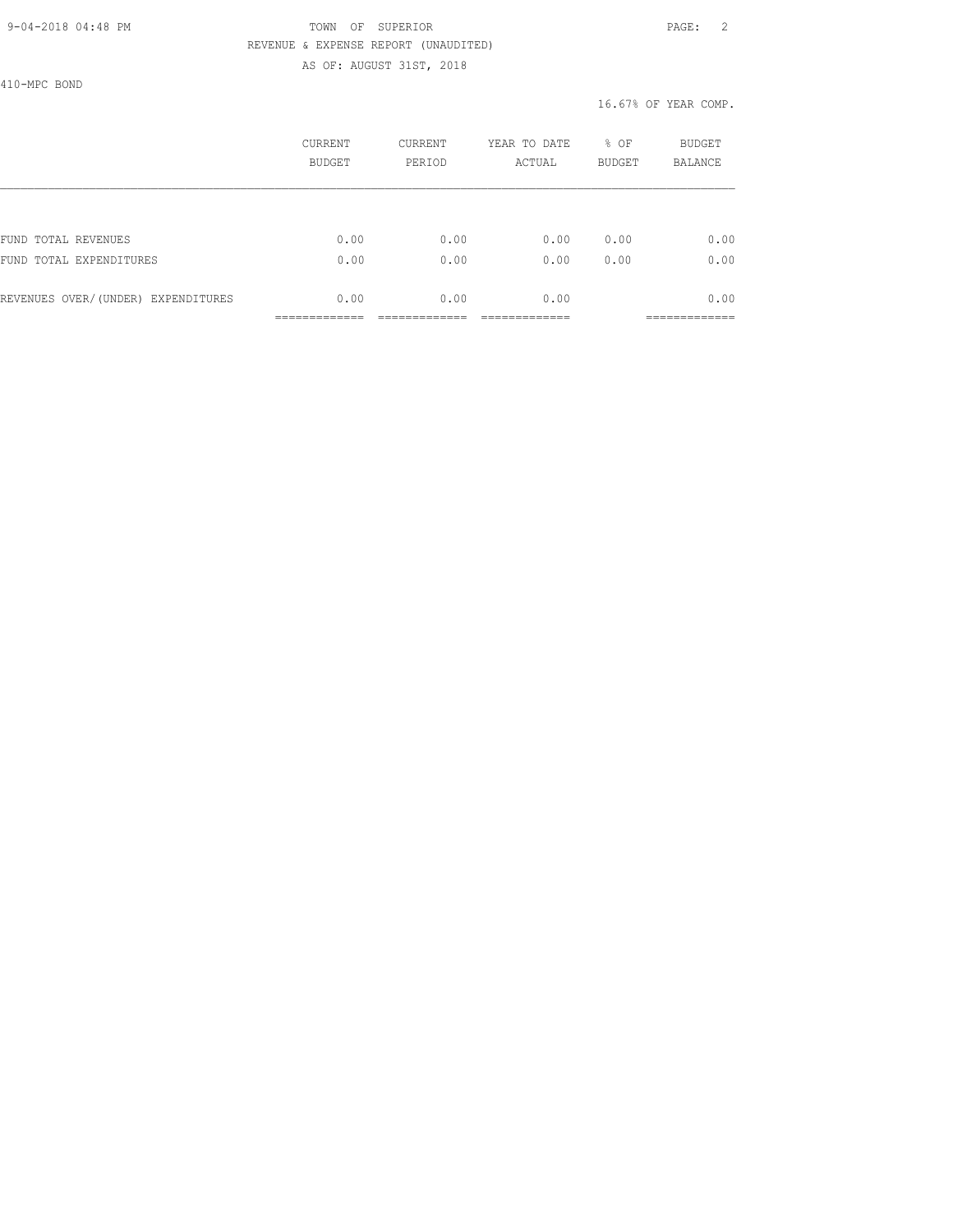TOWN OF SUPERIOR
REVENUE & EXPENSE REPORT (UNAUDITED)
AS OF: AUGUST 31ST, 2018

410-MPC BOND

16.67% OF YEAR COMP.

| | CURRENT BUDGET | CURRENT PERIOD | YEAR TO DATE ACTUAL | % OF BUDGET | BUDGET BALANCE |
|---|---|---|---|---|---|
| FUND TOTAL REVENUES | 0.00 | 0.00 | 0.00 | 0.00 | 0.00 |
| FUND TOTAL EXPENDITURES | 0.00 | 0.00 | 0.00 | 0.00 | 0.00 |
| REVENUES OVER/(UNDER) EXPENDITURES | 0.00 | 0.00 | 0.00 | | 0.00 |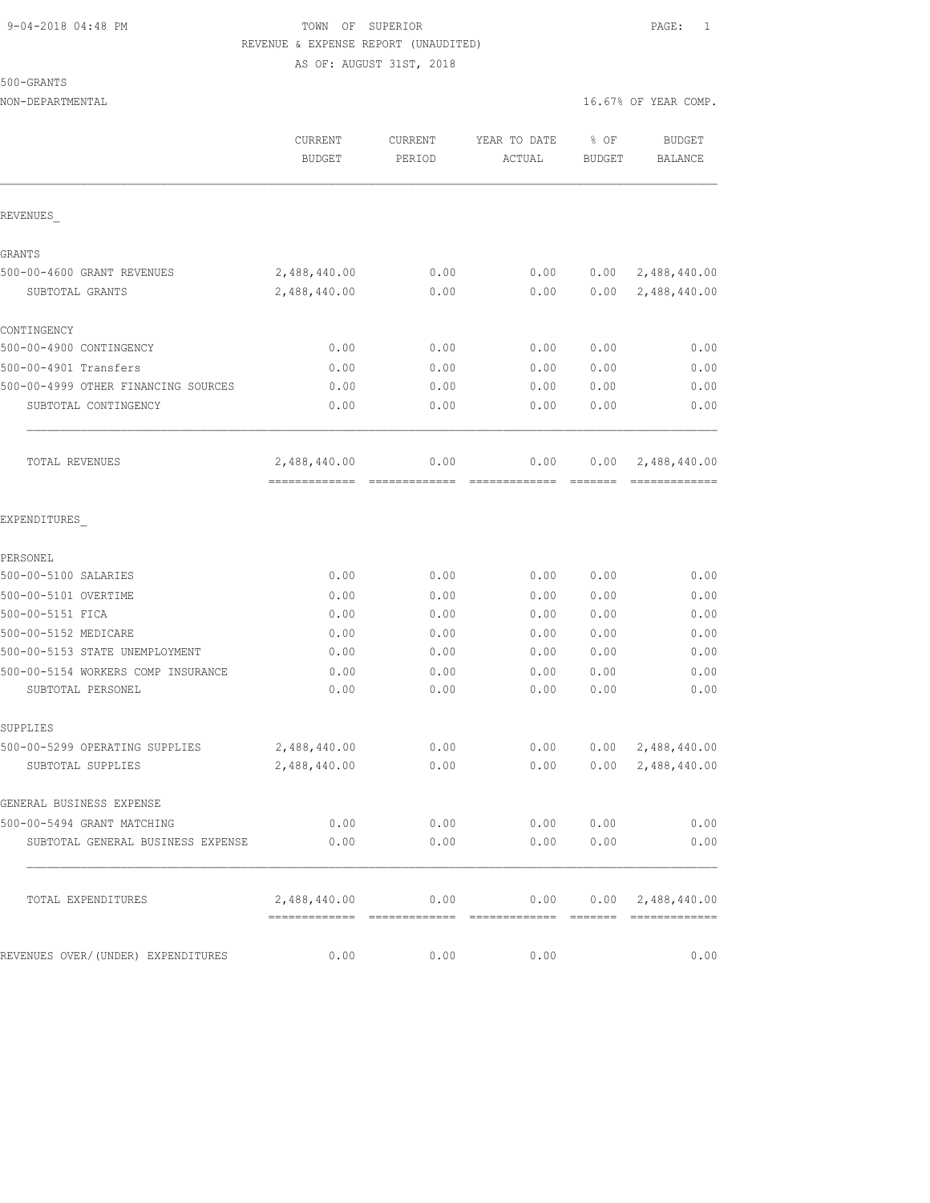9-04-2018 04:48 PM

TOWN OF SUPERIOR

REVENUE & EXPENSE REPORT (UNAUDITED)

AS OF: AUGUST 31ST, 2018

500-GRANTS

NON-DEPARTMENTAL

16.67% OF YEAR COMP.

| | CURRENT BUDGET | CURRENT PERIOD | YEAR TO DATE ACTUAL | % OF BUDGET | BUDGET BALANCE |
|---|---|---|---|---|---|
| REVENUES_ | | | | | |
| GRANTS | | | | | |
| 500-00-4600 GRANT REVENUES | 2,488,440.00 | 0.00 | 0.00 | 0.00 | 2,488,440.00 |
| SUBTOTAL GRANTS | 2,488,440.00 | 0.00 | 0.00 | 0.00 | 2,488,440.00 |
| CONTINGENCY | | | | | |
| 500-00-4900 CONTINGENCY | 0.00 | 0.00 | 0.00 | 0.00 | 0.00 |
| 500-00-4901 Transfers | 0.00 | 0.00 | 0.00 | 0.00 | 0.00 |
| 500-00-4999 OTHER FINANCING SOURCES | 0.00 | 0.00 | 0.00 | 0.00 | 0.00 |
| SUBTOTAL CONTINGENCY | 0.00 | 0.00 | 0.00 | 0.00 | 0.00 |
| TOTAL REVENUES | 2,488,440.00 | 0.00 | 0.00 | 0.00 | 2,488,440.00 |
| EXPENDITURES_ | | | | | |
| PERSONEL | | | | | |
| 500-00-5100 SALARIES | 0.00 | 0.00 | 0.00 | 0.00 | 0.00 |
| 500-00-5101 OVERTIME | 0.00 | 0.00 | 0.00 | 0.00 | 0.00 |
| 500-00-5151 FICA | 0.00 | 0.00 | 0.00 | 0.00 | 0.00 |
| 500-00-5152 MEDICARE | 0.00 | 0.00 | 0.00 | 0.00 | 0.00 |
| 500-00-5153 STATE UNEMPLOYMENT | 0.00 | 0.00 | 0.00 | 0.00 | 0.00 |
| 500-00-5154 WORKERS COMP INSURANCE | 0.00 | 0.00 | 0.00 | 0.00 | 0.00 |
| SUBTOTAL PERSONEL | 0.00 | 0.00 | 0.00 | 0.00 | 0.00 |
| SUPPLIES | | | | | |
| 500-00-5299 OPERATING SUPPLIES | 2,488,440.00 | 0.00 | 0.00 | 0.00 | 2,488,440.00 |
| SUBTOTAL SUPPLIES | 2,488,440.00 | 0.00 | 0.00 | 0.00 | 2,488,440.00 |
| GENERAL BUSINESS EXPENSE | | | | | |
| 500-00-5494 GRANT MATCHING | 0.00 | 0.00 | 0.00 | 0.00 | 0.00 |
| SUBTOTAL GENERAL BUSINESS EXPENSE | 0.00 | 0.00 | 0.00 | 0.00 | 0.00 |
| TOTAL EXPENDITURES | 2,488,440.00 | 0.00 | 0.00 | 0.00 | 2,488,440.00 |
| REVENUES OVER/(UNDER) EXPENDITURES | 0.00 | 0.00 | 0.00 | | 0.00 |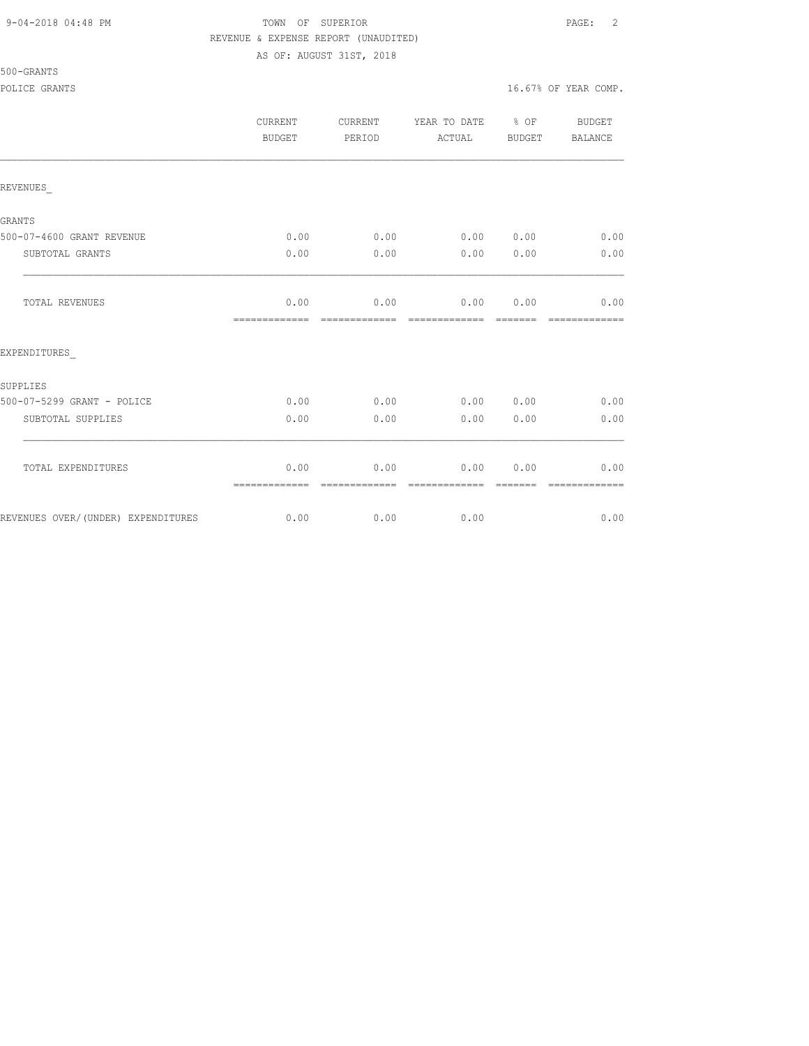TOWN OF SUPERIOR

REVENUE & EXPENSE REPORT (UNAUDITED)

AS OF: AUGUST 31ST, 2018

500-GRANTS

POLICE GRANTS

16.67% OF YEAR COMP.

| | CURRENT BUDGET | CURRENT PERIOD | YEAR TO DATE ACTUAL | % OF BUDGET | BUDGET BALANCE |
|---|---|---|---|---|---|
| REVENUES_ | | | | | |
| GRANTS | | | | | |
| 500-07-4600 GRANT REVENUE | 0.00 | 0.00 | 0.00 | 0.00 | 0.00 |
| SUBTOTAL GRANTS | 0.00 | 0.00 | 0.00 | 0.00 | 0.00 |
| TOTAL REVENUES | 0.00 | 0.00 | 0.00 | 0.00 | 0.00 |
| EXPENDITURES_ | | | | | |
| SUPPLIES | | | | | |
| 500-07-5299 GRANT - POLICE | 0.00 | 0.00 | 0.00 | 0.00 | 0.00 |
| SUBTOTAL SUPPLIES | 0.00 | 0.00 | 0.00 | 0.00 | 0.00 |
| TOTAL EXPENDITURES | 0.00 | 0.00 | 0.00 | 0.00 | 0.00 |
| REVENUES OVER/(UNDER) EXPENDITURES | 0.00 | 0.00 | 0.00 | | 0.00 |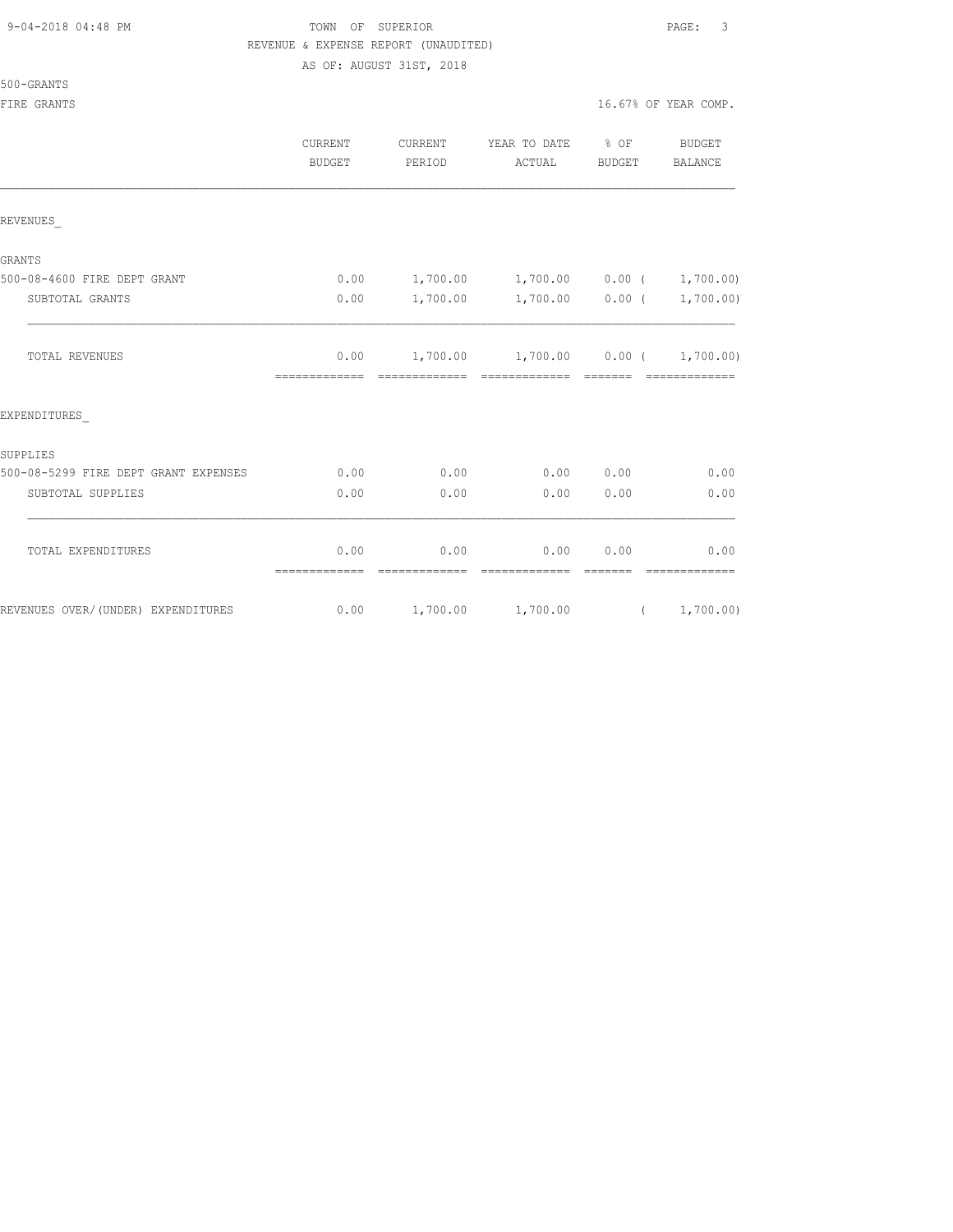TOWN OF SUPERIOR
REVENUE & EXPENSE REPORT (UNAUDITED)
AS OF: AUGUST 31ST, 2018

500-GRANTS
FIRE GRANTS — 16.67% OF YEAR COMP.

| | CURRENT BUDGET | CURRENT PERIOD | YEAR TO DATE ACTUAL | % OF BUDGET | BUDGET BALANCE |
|---|---|---|---|---|---|
| REVENUES_ | | | | | |
| GRANTS | | | | | |
| 500-08-4600 FIRE DEPT GRANT | 0.00 | 1,700.00 | 1,700.00 | 0.00 | ( 1,700.00) |
| SUBTOTAL GRANTS | 0.00 | 1,700.00 | 1,700.00 | 0.00 | ( 1,700.00) |
| TOTAL REVENUES | 0.00 | 1,700.00 | 1,700.00 | 0.00 | ( 1,700.00) |
| EXPENDITURES_ | | | | | |
| SUPPLIES | | | | | |
| 500-08-5299 FIRE DEPT GRANT EXPENSES | 0.00 | 0.00 | 0.00 | 0.00 | 0.00 |
| SUBTOTAL SUPPLIES | 0.00 | 0.00 | 0.00 | 0.00 | 0.00 |
| TOTAL EXPENDITURES | 0.00 | 0.00 | 0.00 | 0.00 | 0.00 |
| REVENUES OVER/(UNDER) EXPENDITURES | 0.00 | 1,700.00 | 1,700.00 | | ( 1,700.00) |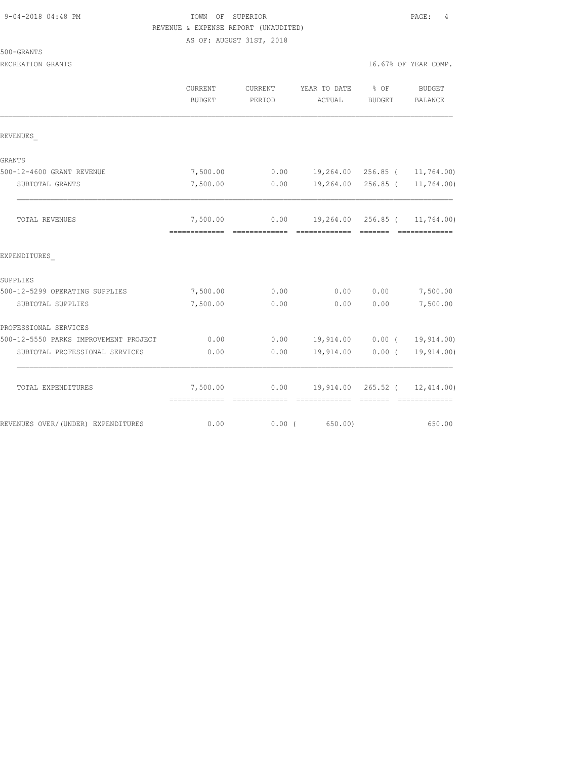9-04-2018 04:48 PM TOWN OF SUPERIOR

REVENUE & EXPENSE REPORT (UNAUDITED)

AS OF: AUGUST 31ST, 2018

500-GRANTS

RECREATION GRANTS 16.67% OF YEAR COMP.

| | CURRENT BUDGET | CURRENT PERIOD | YEAR TO DATE ACTUAL | % OF BUDGET | BUDGET BALANCE |
|---|---|---|---|---|---|
| REVENUES_ | | | | | |
| GRANTS | | | | | |
| 500-12-4600 GRANT REVENUE | 7,500.00 | 0.00 | 19,264.00 | 256.85 | ( 11,764.00) |
| SUBTOTAL GRANTS | 7,500.00 | 0.00 | 19,264.00 | 256.85 | ( 11,764.00) |
| TOTAL REVENUES | 7,500.00 | 0.00 | 19,264.00 | 256.85 | ( 11,764.00) |
| EXPENDITURES_ | | | | | |
| SUPPLIES | | | | | |
| 500-12-5299 OPERATING SUPPLIES | 7,500.00 | 0.00 | 0.00 | 0.00 | 7,500.00 |
| SUBTOTAL SUPPLIES | 7,500.00 | 0.00 | 0.00 | 0.00 | 7,500.00 |
| PROFESSIONAL SERVICES | | | | | |
| 500-12-5550 PARKS IMPROVEMENT PROJECT | 0.00 | 0.00 | 19,914.00 | 0.00 | ( 19,914.00) |
| SUBTOTAL PROFESSIONAL SERVICES | 0.00 | 0.00 | 19,914.00 | 0.00 | ( 19,914.00) |
| TOTAL EXPENDITURES | 7,500.00 | 0.00 | 19,914.00 | 265.52 | ( 12,414.00) |
| REVENUES OVER/(UNDER) EXPENDITURES | 0.00 | 0.00 | ( 650.00) | | 650.00 |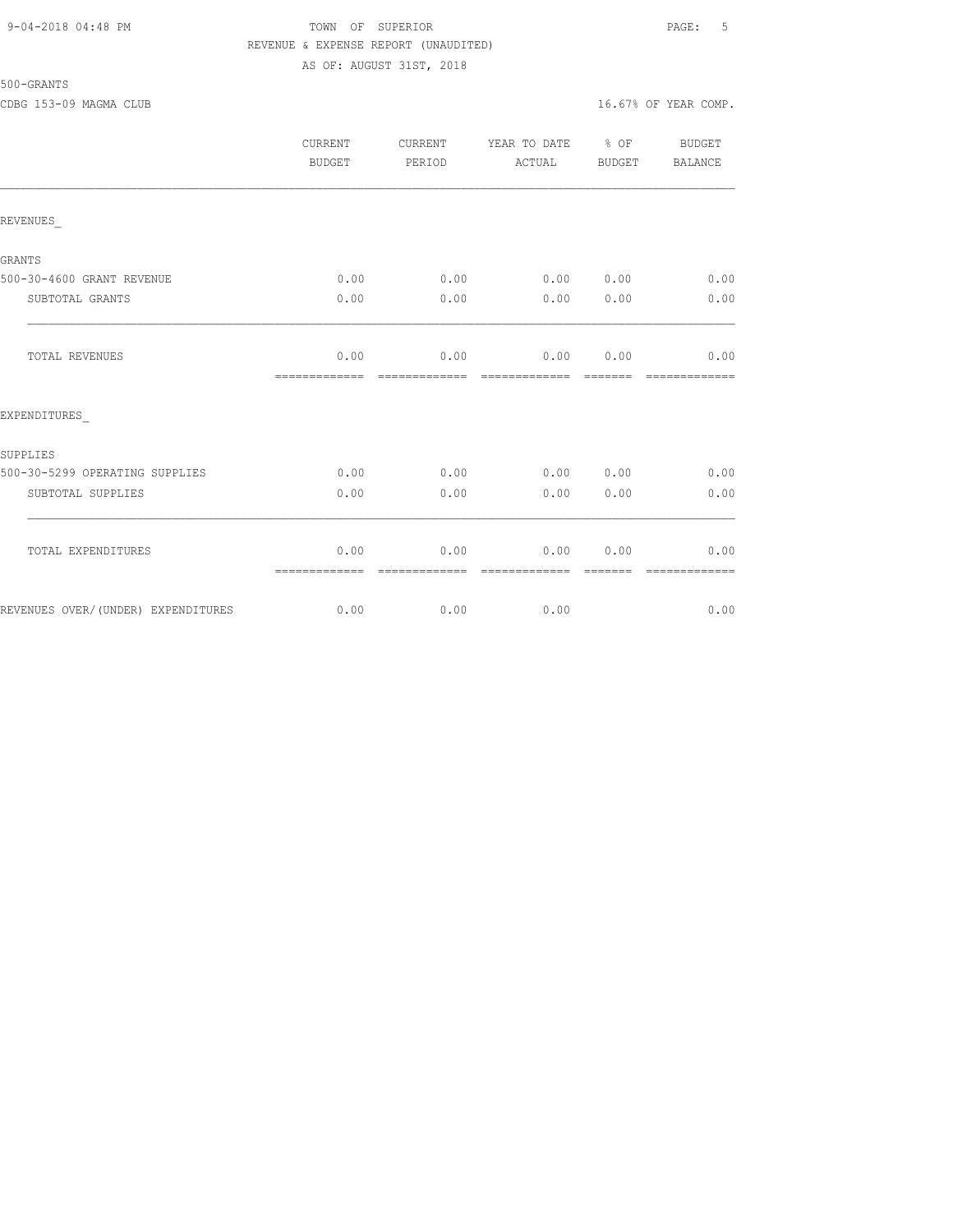TOWN OF SUPERIOR
REVENUE & EXPENSE REPORT (UNAUDITED)
AS OF: AUGUST 31ST, 2018

500-GRANTS

CDBG 153-09 MAGMA CLUB

16.67% OF YEAR COMP.

| | CURRENT BUDGET | CURRENT PERIOD | YEAR TO DATE ACTUAL | % OF BUDGET | BUDGET BALANCE |
|---|---|---|---|---|---|
| REVENUES_ | | | | | |
| GRANTS | | | | | |
| 500-30-4600 GRANT REVENUE | 0.00 | 0.00 | 0.00 | 0.00 | 0.00 |
| SUBTOTAL GRANTS | 0.00 | 0.00 | 0.00 | 0.00 | 0.00 |
| TOTAL REVENUES | 0.00 | 0.00 | 0.00 | 0.00 | 0.00 |
| EXPENDITURES_ | | | | | |
| SUPPLIES | | | | | |
| 500-30-5299 OPERATING SUPPLIES | 0.00 | 0.00 | 0.00 | 0.00 | 0.00 |
| SUBTOTAL SUPPLIES | 0.00 | 0.00 | 0.00 | 0.00 | 0.00 |
| TOTAL EXPENDITURES | 0.00 | 0.00 | 0.00 | 0.00 | 0.00 |
| REVENUES OVER/(UNDER) EXPENDITURES | 0.00 | 0.00 | 0.00 | | 0.00 |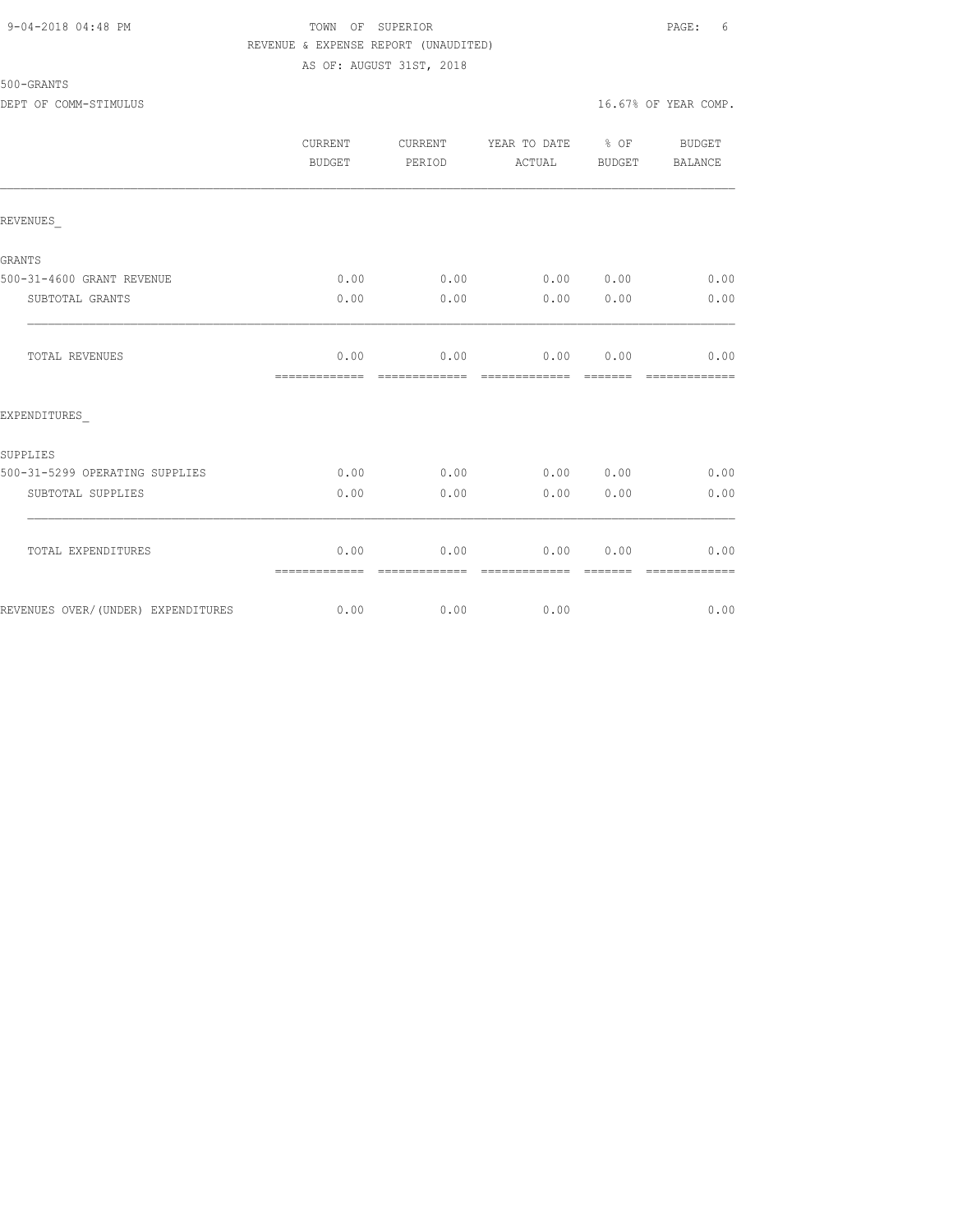TOWN OF SUPERIOR

REVENUE & EXPENSE REPORT (UNAUDITED)

AS OF: AUGUST 31ST, 2018

500-GRANTS

DEPT OF COMM-STIMULUS

16.67% OF YEAR COMP.

| | CURRENT BUDGET | CURRENT PERIOD | YEAR TO DATE ACTUAL | % OF BUDGET | BUDGET BALANCE |
|---|---|---|---|---|---|
| REVENUES_ | | | | | |
| GRANTS | | | | | |
| 500-31-4600 GRANT REVENUE | 0.00 | 0.00 | 0.00 | 0.00 | 0.00 |
| SUBTOTAL GRANTS | 0.00 | 0.00 | 0.00 | 0.00 | 0.00 |
| TOTAL REVENUES | 0.00 | 0.00 | 0.00 | 0.00 | 0.00 |
| EXPENDITURES_ | | | | | |
| SUPPLIES | | | | | |
| 500-31-5299 OPERATING SUPPLIES | 0.00 | 0.00 | 0.00 | 0.00 | 0.00 |
| SUBTOTAL SUPPLIES | 0.00 | 0.00 | 0.00 | 0.00 | 0.00 |
| TOTAL EXPENDITURES | 0.00 | 0.00 | 0.00 | 0.00 | 0.00 |
| REVENUES OVER/(UNDER) EXPENDITURES | 0.00 | 0.00 | 0.00 | | 0.00 |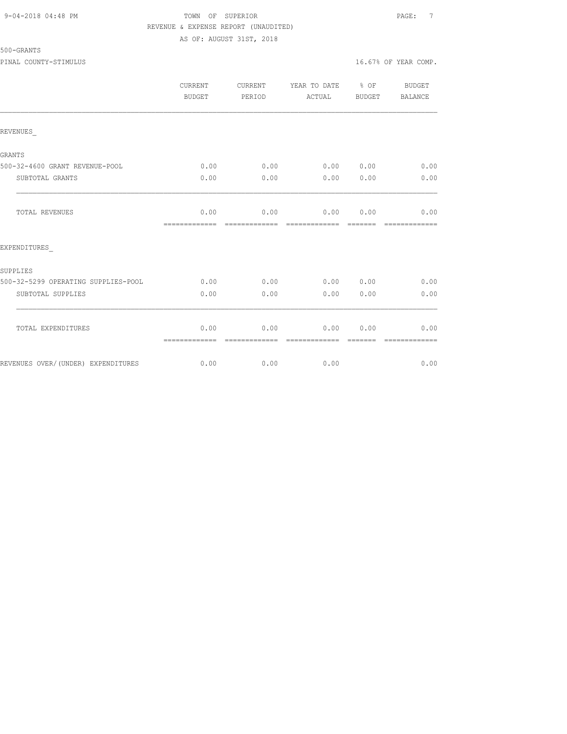TOWN OF SUPERIOR
REVENUE & EXPENSE REPORT (UNAUDITED)
AS OF: AUGUST 31ST, 2018

500-GRANTS

PINAL COUNTY-STIMULUS

16.67% OF YEAR COMP.

| | CURRENT BUDGET | CURRENT PERIOD | YEAR TO DATE ACTUAL | % OF BUDGET | BUDGET BALANCE |
|---|---|---|---|---|---|
| REVENUES_ | | | | | |
| GRANTS | | | | | |
| 500-32-4600 GRANT REVENUE-POOL | 0.00 | 0.00 | 0.00 | 0.00 | 0.00 |
| SUBTOTAL GRANTS | 0.00 | 0.00 | 0.00 | 0.00 | 0.00 |
| TOTAL REVENUES | 0.00 | 0.00 | 0.00 | 0.00 | 0.00 |
| EXPENDITURES_ | | | | | |
| SUPPLIES | | | | | |
| 500-32-5299 OPERATING SUPPLIES-POOL | 0.00 | 0.00 | 0.00 | 0.00 | 0.00 |
| SUBTOTAL SUPPLIES | 0.00 | 0.00 | 0.00 | 0.00 | 0.00 |
| TOTAL EXPENDITURES | 0.00 | 0.00 | 0.00 | 0.00 | 0.00 |
| REVENUES OVER/(UNDER) EXPENDITURES | 0.00 | 0.00 | 0.00 | | 0.00 |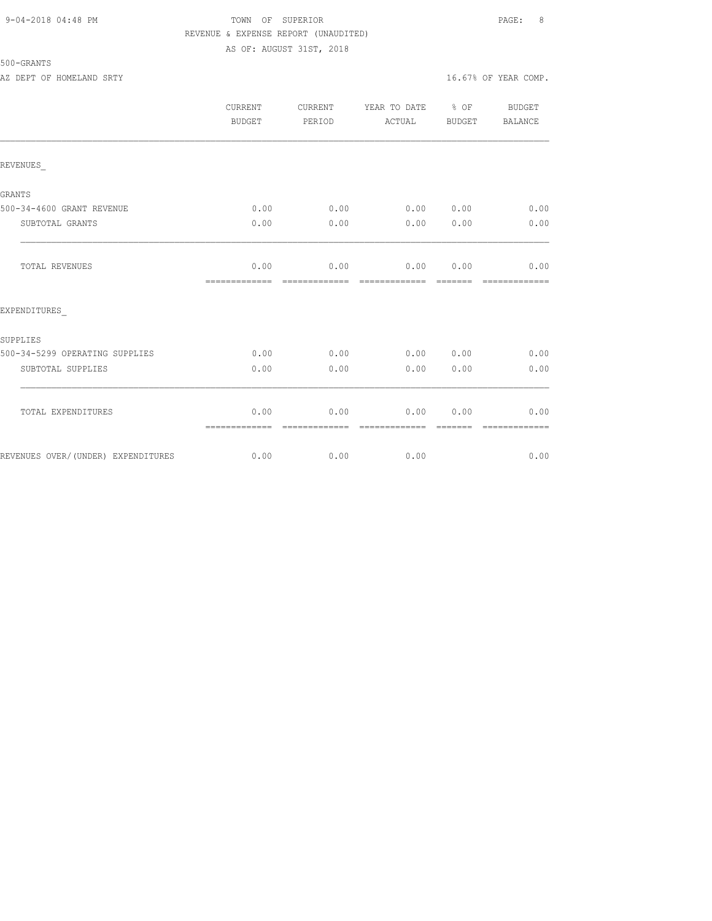9-04-2018 04:48 PM TOWN OF SUPERIOR

REVENUE & EXPENSE REPORT (UNAUDITED)

AS OF: AUGUST 31ST, 2018

500-GRANTS

AZ DEPT OF HOMELAND SRTY 16.67% OF YEAR COMP.

| | CURRENT BUDGET | CURRENT PERIOD | YEAR TO DATE ACTUAL | % OF BUDGET | BUDGET BALANCE |
|---|---|---|---|---|---|
| REVENUES_ | | | | | |
| GRANTS | | | | | |
| 500-34-4600 GRANT REVENUE | 0.00 | 0.00 | 0.00 | 0.00 | 0.00 |
| SUBTOTAL GRANTS | 0.00 | 0.00 | 0.00 | 0.00 | 0.00 |
| TOTAL REVENUES | 0.00 | 0.00 | 0.00 | 0.00 | 0.00 |
| EXPENDITURES_ | | | | | |
| SUPPLIES | | | | | |
| 500-34-5299 OPERATING SUPPLIES | 0.00 | 0.00 | 0.00 | 0.00 | 0.00 |
| SUBTOTAL SUPPLIES | 0.00 | 0.00 | 0.00 | 0.00 | 0.00 |
| TOTAL EXPENDITURES | 0.00 | 0.00 | 0.00 | 0.00 | 0.00 |
| REVENUES OVER/(UNDER) EXPENDITURES | 0.00 | 0.00 | 0.00 | | 0.00 |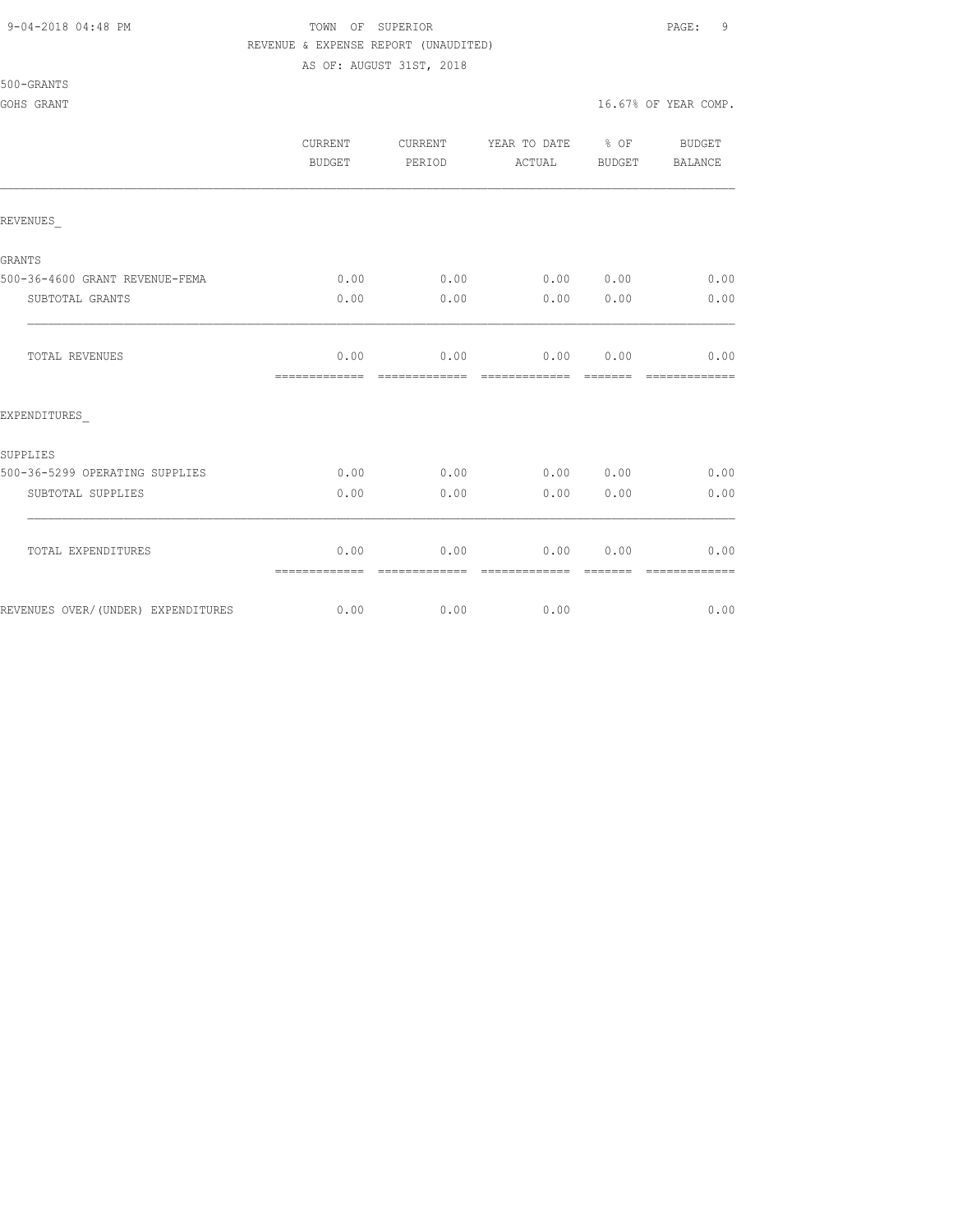TOWN OF SUPERIOR
REVENUE & EXPENSE REPORT (UNAUDITED)
AS OF: AUGUST 31ST, 2018

500-GRANTS

GOHS GRANT

16.67% OF YEAR COMP.

| | CURRENT BUDGET | CURRENT PERIOD | YEAR TO DATE ACTUAL | % OF BUDGET | BUDGET BALANCE |
|---|---|---|---|---|---|
| REVENUES_ | | | | | |
| GRANTS | | | | | |
| 500-36-4600 GRANT REVENUE-FEMA | 0.00 | 0.00 | 0.00 | 0.00 | 0.00 |
| SUBTOTAL GRANTS | 0.00 | 0.00 | 0.00 | 0.00 | 0.00 |
| TOTAL REVENUES | 0.00 | 0.00 | 0.00 | 0.00 | 0.00 |
| EXPENDITURES_ | | | | | |
| SUPPLIES | | | | | |
| 500-36-5299 OPERATING SUPPLIES | 0.00 | 0.00 | 0.00 | 0.00 | 0.00 |
| SUBTOTAL SUPPLIES | 0.00 | 0.00 | 0.00 | 0.00 | 0.00 |
| TOTAL EXPENDITURES | 0.00 | 0.00 | 0.00 | 0.00 | 0.00 |
| REVENUES OVER/(UNDER) EXPENDITURES | 0.00 | 0.00 | 0.00 | | 0.00 |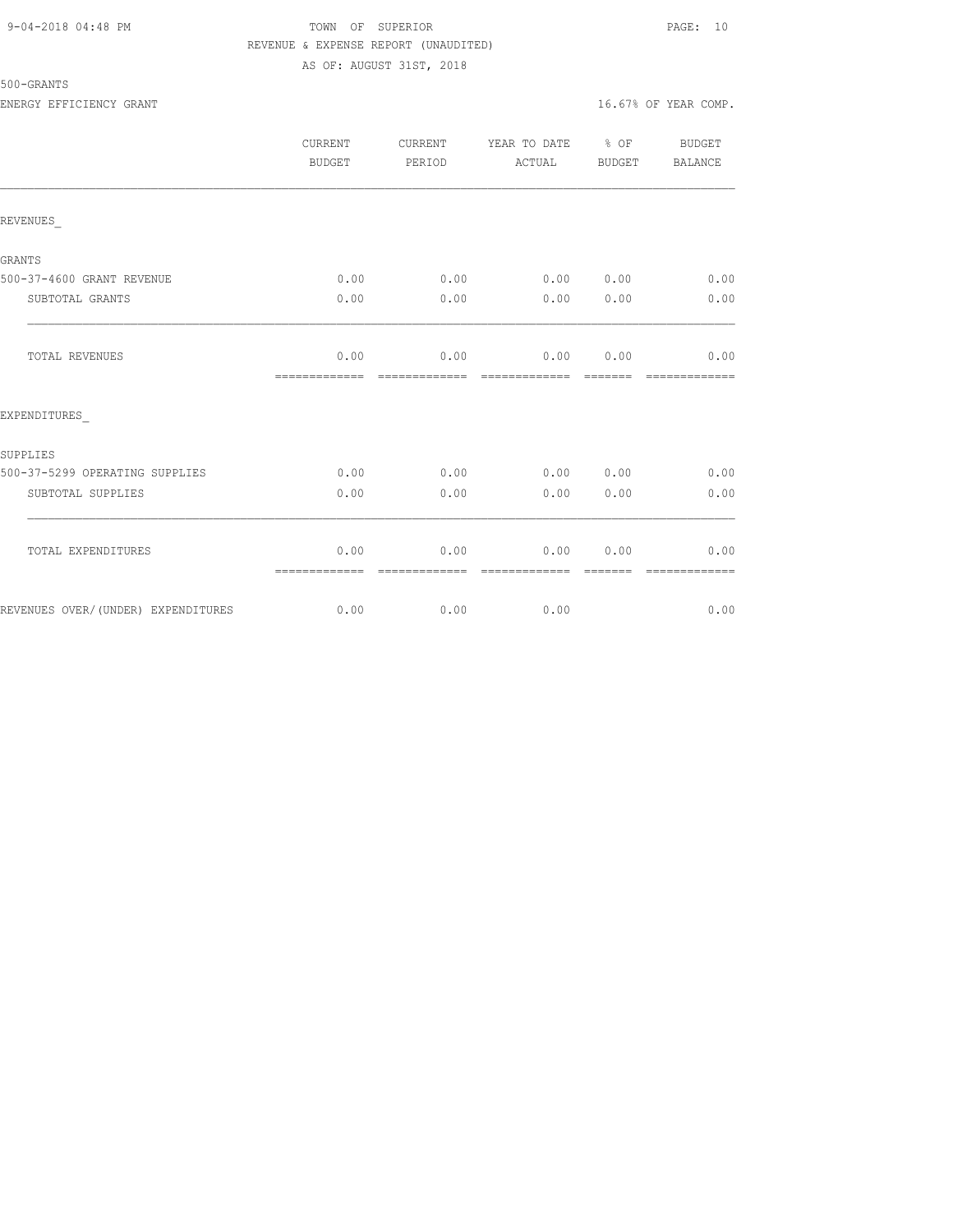TOWN OF SUPERIOR
REVENUE & EXPENSE REPORT (UNAUDITED)
AS OF: AUGUST 31ST, 2018

500-GRANTS

ENERGY EFFICIENCY GRANT — 16.67% OF YEAR COMP.

| | CURRENT BUDGET | CURRENT PERIOD | YEAR TO DATE ACTUAL | % OF BUDGET | BUDGET BALANCE |
|---|---|---|---|---|---|
| **REVENUES_** | | | | | |
| GRANTS | | | | | |
| 500-37-4600 GRANT REVENUE | 0.00 | 0.00 | 0.00 | 0.00 | 0.00 |
| SUBTOTAL GRANTS | 0.00 | 0.00 | 0.00 | 0.00 | 0.00 |
| TOTAL REVENUES | 0.00 | 0.00 | 0.00 | 0.00 | 0.00 |
| **EXPENDITURES_** | | | | | |
| SUPPLIES | | | | | |
| 500-37-5299 OPERATING SUPPLIES | 0.00 | 0.00 | 0.00 | 0.00 | 0.00 |
| SUBTOTAL SUPPLIES | 0.00 | 0.00 | 0.00 | 0.00 | 0.00 |
| TOTAL EXPENDITURES | 0.00 | 0.00 | 0.00 | 0.00 | 0.00 |
| REVENUES OVER/(UNDER) EXPENDITURES | 0.00 | 0.00 | 0.00 | | 0.00 |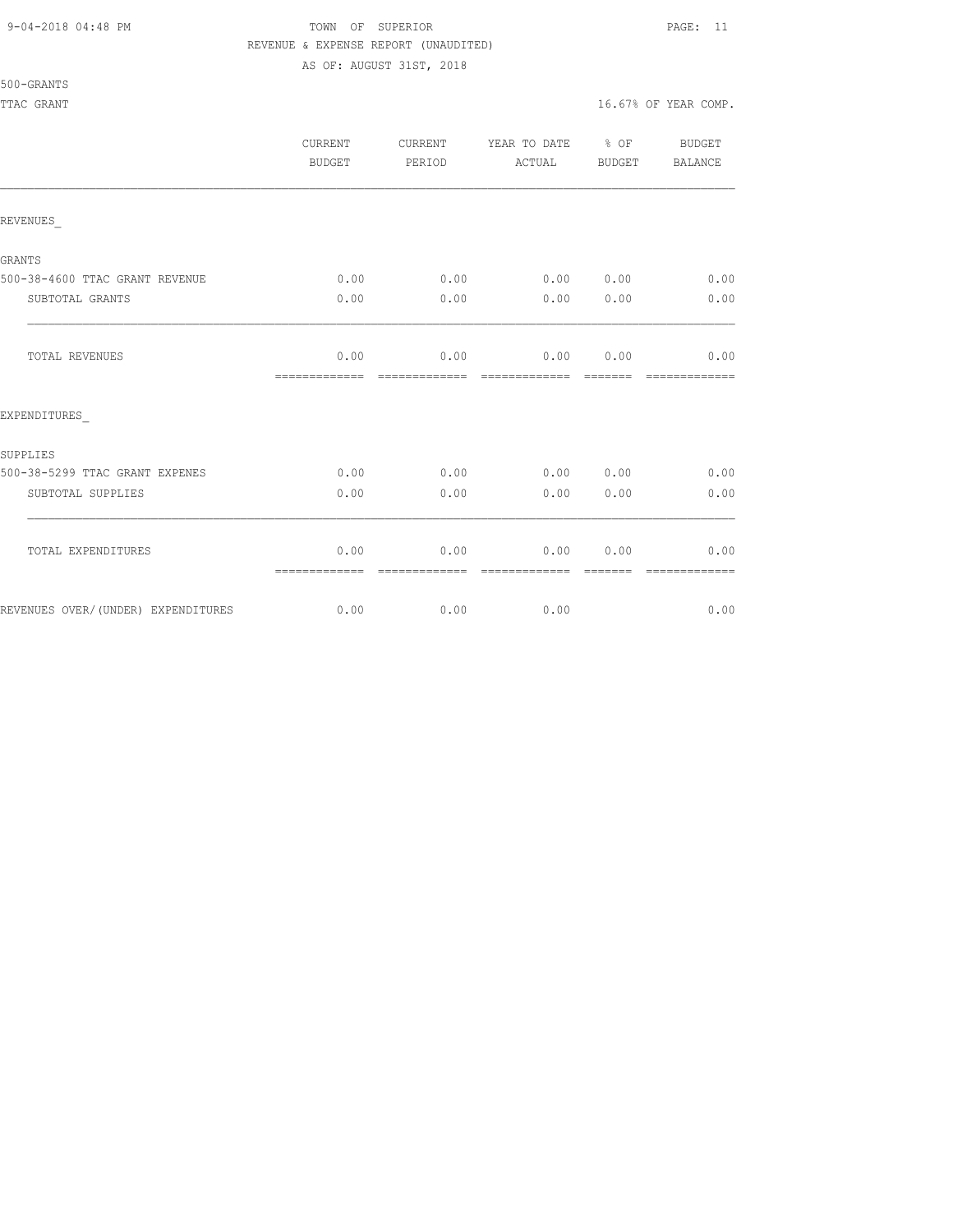TOWN OF SUPERIOR

REVENUE & EXPENSE REPORT (UNAUDITED)

AS OF: AUGUST 31ST, 2018

500-GRANTS

TTAC GRANT

16.67% OF YEAR COMP.

| | CURRENT BUDGET | CURRENT PERIOD | YEAR TO DATE ACTUAL | % OF BUDGET | BUDGET BALANCE |
|---|---|---|---|---|---|
| REVENUES_ | | | | | |
| GRANTS | | | | | |
| 500-38-4600 TTAC GRANT REVENUE | 0.00 | 0.00 | 0.00 | 0.00 | 0.00 |
| SUBTOTAL GRANTS | 0.00 | 0.00 | 0.00 | 0.00 | 0.00 |
| TOTAL REVENUES | 0.00 | 0.00 | 0.00 | 0.00 | 0.00 |
| EXPENDITURES_ | | | | | |
| SUPPLIES | | | | | |
| 500-38-5299 TTAC GRANT EXPENES | 0.00 | 0.00 | 0.00 | 0.00 | 0.00 |
| SUBTOTAL SUPPLIES | 0.00 | 0.00 | 0.00 | 0.00 | 0.00 |
| TOTAL EXPENDITURES | 0.00 | 0.00 | 0.00 | 0.00 | 0.00 |
| REVENUES OVER/(UNDER) EXPENDITURES | 0.00 | 0.00 | 0.00 | | 0.00 |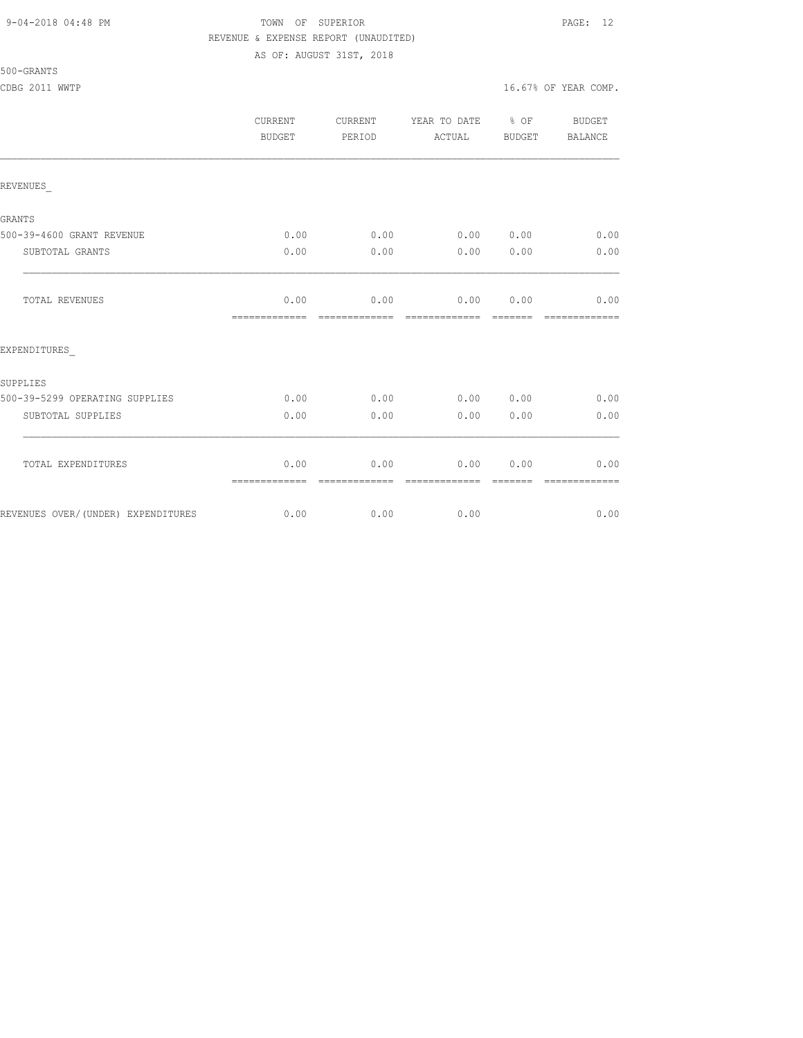TOWN OF SUPERIOR

REVENUE & EXPENSE REPORT (UNAUDITED)

AS OF: AUGUST 31ST, 2018

500-GRANTS

CDBG 2011 WWTP

16.67% OF YEAR COMP.

| | CURRENT BUDGET | CURRENT PERIOD | YEAR TO DATE ACTUAL | % OF BUDGET | BUDGET BALANCE |
|---|---|---|---|---|---|
| REVENUES_ | | | | | |
| GRANTS | | | | | |
| 500-39-4600 GRANT REVENUE | 0.00 | 0.00 | 0.00 | 0.00 | 0.00 |
| SUBTOTAL GRANTS | 0.00 | 0.00 | 0.00 | 0.00 | 0.00 |
| TOTAL REVENUES | 0.00 | 0.00 | 0.00 | 0.00 | 0.00 |
| EXPENDITURES_ | | | | | |
| SUPPLIES | | | | | |
| 500-39-5299 OPERATING SUPPLIES | 0.00 | 0.00 | 0.00 | 0.00 | 0.00 |
| SUBTOTAL SUPPLIES | 0.00 | 0.00 | 0.00 | 0.00 | 0.00 |
| TOTAL EXPENDITURES | 0.00 | 0.00 | 0.00 | 0.00 | 0.00 |
| REVENUES OVER/(UNDER) EXPENDITURES | 0.00 | 0.00 | 0.00 | | 0.00 |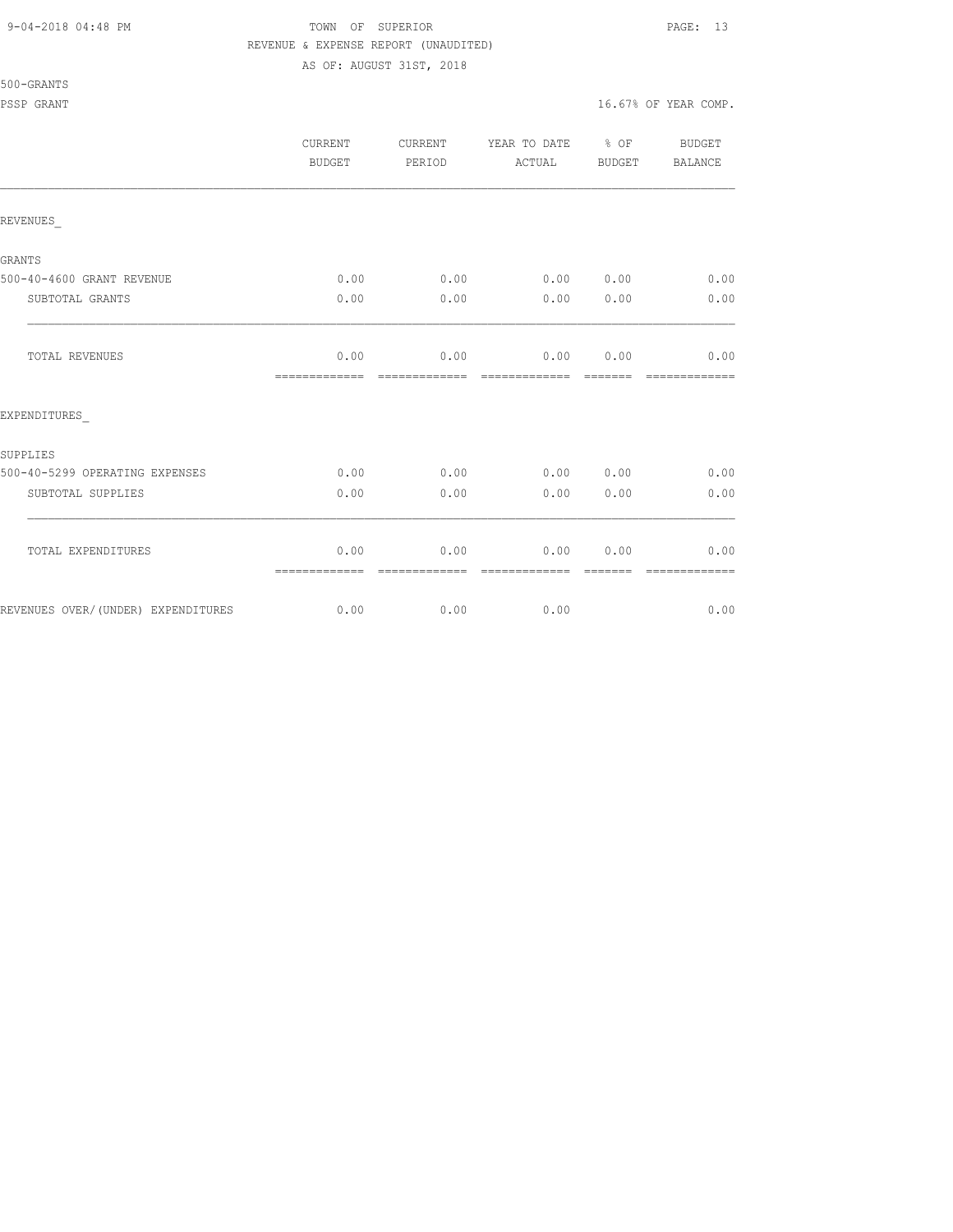TOWN OF SUPERIOR
REVENUE & EXPENSE REPORT (UNAUDITED)
AS OF: AUGUST 31ST, 2018

500-GRANTS

PSSP GRANT 16.67% OF YEAR COMP.

| | CURRENT BUDGET | CURRENT PERIOD | YEAR TO DATE ACTUAL | % OF BUDGET | BUDGET BALANCE |
|---|---|---|---|---|---|
| REVENUES_ | | | | | |
| GRANTS | | | | | |
| 500-40-4600 GRANT REVENUE | 0.00 | 0.00 | 0.00 | 0.00 | 0.00 |
| SUBTOTAL GRANTS | 0.00 | 0.00 | 0.00 | 0.00 | 0.00 |
| TOTAL REVENUES | 0.00 | 0.00 | 0.00 | 0.00 | 0.00 |
| EXPENDITURES_ | | | | | |
| SUPPLIES | | | | | |
| 500-40-5299 OPERATING EXPENSES | 0.00 | 0.00 | 0.00 | 0.00 | 0.00 |
| SUBTOTAL SUPPLIES | 0.00 | 0.00 | 0.00 | 0.00 | 0.00 |
| TOTAL EXPENDITURES | 0.00 | 0.00 | 0.00 | 0.00 | 0.00 |
| REVENUES OVER/(UNDER) EXPENDITURES | 0.00 | 0.00 | 0.00 | | 0.00 |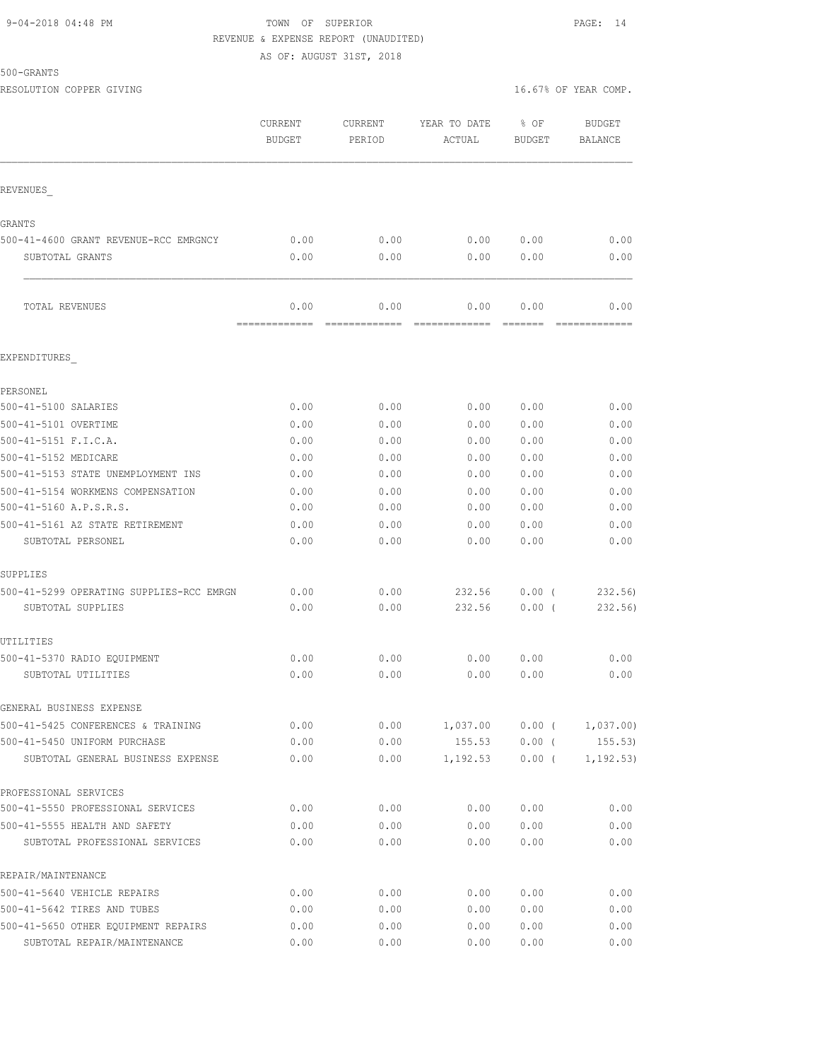9-04-2018 04:48 PM TOWN OF SUPERIOR

REVENUE & EXPENSE REPORT (UNAUDITED)

AS OF: AUGUST 31ST, 2018

500-GRANTS

RESOLUTION COPPER GIVING 16.67% OF YEAR COMP.

| | CURRENT BUDGET | CURRENT PERIOD | YEAR TO DATE ACTUAL | % OF BUDGET | BUDGET BALANCE |
|---|---|---|---|---|---|
| REVENUES_ | | | | | |
| GRANTS | | | | | |
| 500-41-4600 GRANT REVENUE-RCC EMRGNCY | 0.00 | 0.00 | 0.00 | 0.00 | 0.00 |
| SUBTOTAL GRANTS | 0.00 | 0.00 | 0.00 | 0.00 | 0.00 |
| TOTAL REVENUES | 0.00 | 0.00 | 0.00 | 0.00 | 0.00 |
| EXPENDITURES_ | | | | | |
| PERSONEL | | | | | |
| 500-41-5100 SALARIES | 0.00 | 0.00 | 0.00 | 0.00 | 0.00 |
| 500-41-5101 OVERTIME | 0.00 | 0.00 | 0.00 | 0.00 | 0.00 |
| 500-41-5151 F.I.C.A. | 0.00 | 0.00 | 0.00 | 0.00 | 0.00 |
| 500-41-5152 MEDICARE | 0.00 | 0.00 | 0.00 | 0.00 | 0.00 |
| 500-41-5153 STATE UNEMPLOYMENT INS | 0.00 | 0.00 | 0.00 | 0.00 | 0.00 |
| 500-41-5154 WORKMENS COMPENSATION | 0.00 | 0.00 | 0.00 | 0.00 | 0.00 |
| 500-41-5160 A.P.S.R.S. | 0.00 | 0.00 | 0.00 | 0.00 | 0.00 |
| 500-41-5161 AZ STATE RETIREMENT | 0.00 | 0.00 | 0.00 | 0.00 | 0.00 |
| SUBTOTAL PERSONEL | 0.00 | 0.00 | 0.00 | 0.00 | 0.00 |
| SUPPLIES | | | | | |
| 500-41-5299 OPERATING SUPPLIES-RCC EMRGN | 0.00 | 0.00 | 232.56 | 0.00 | ( 232.56) |
| SUBTOTAL SUPPLIES | 0.00 | 0.00 | 232.56 | 0.00 | ( 232.56) |
| UTILITIES | | | | | |
| 500-41-5370 RADIO EQUIPMENT | 0.00 | 0.00 | 0.00 | 0.00 | 0.00 |
| SUBTOTAL UTILITIES | 0.00 | 0.00 | 0.00 | 0.00 | 0.00 |
| GENERAL BUSINESS EXPENSE | | | | | |
| 500-41-5425 CONFERENCES & TRAINING | 0.00 | 0.00 | 1,037.00 | 0.00 | ( 1,037.00) |
| 500-41-5450 UNIFORM PURCHASE | 0.00 | 0.00 | 155.53 | 0.00 | ( 155.53) |
| SUBTOTAL GENERAL BUSINESS EXPENSE | 0.00 | 0.00 | 1,192.53 | 0.00 | ( 1,192.53) |
| PROFESSIONAL SERVICES | | | | | |
| 500-41-5550 PROFESSIONAL SERVICES | 0.00 | 0.00 | 0.00 | 0.00 | 0.00 |
| 500-41-5555 HEALTH AND SAFETY | 0.00 | 0.00 | 0.00 | 0.00 | 0.00 |
| SUBTOTAL PROFESSIONAL SERVICES | 0.00 | 0.00 | 0.00 | 0.00 | 0.00 |
| REPAIR/MAINTENANCE | | | | | |
| 500-41-5640 VEHICLE REPAIRS | 0.00 | 0.00 | 0.00 | 0.00 | 0.00 |
| 500-41-5642 TIRES AND TUBES | 0.00 | 0.00 | 0.00 | 0.00 | 0.00 |
| 500-41-5650 OTHER EQUIPMENT REPAIRS | 0.00 | 0.00 | 0.00 | 0.00 | 0.00 |
| SUBTOTAL REPAIR/MAINTENANCE | 0.00 | 0.00 | 0.00 | 0.00 | 0.00 |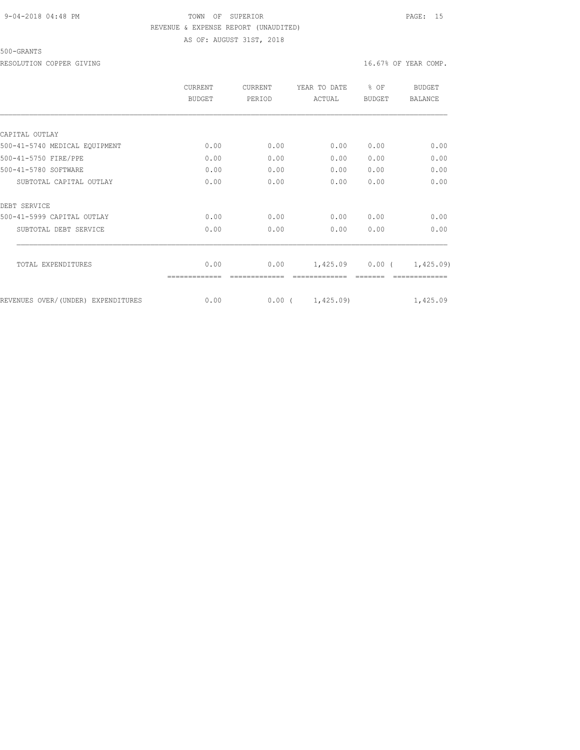9-04-2018 04:48 PM TOWN OF SUPERIOR

REVENUE & EXPENSE REPORT (UNAUDITED)

AS OF: AUGUST 31ST, 2018

500-GRANTS

RESOLUTION COPPER GIVING 16.67% OF YEAR COMP.

| | CURRENT BUDGET | CURRENT PERIOD | YEAR TO DATE ACTUAL | % OF BUDGET | BUDGET BALANCE |
|---|---|---|---|---|---|
| CAPITAL OUTLAY | | | | | |
| 500-41-5740 MEDICAL EQUIPMENT | 0.00 | 0.00 | 0.00 | 0.00 | 0.00 |
| 500-41-5750 FIRE/PPE | 0.00 | 0.00 | 0.00 | 0.00 | 0.00 |
| 500-41-5780 SOFTWARE | 0.00 | 0.00 | 0.00 | 0.00 | 0.00 |
| SUBTOTAL CAPITAL OUTLAY | 0.00 | 0.00 | 0.00 | 0.00 | 0.00 |
| DEBT SERVICE | | | | | |
| 500-41-5999 CAPITAL OUTLAY | 0.00 | 0.00 | 0.00 | 0.00 | 0.00 |
| SUBTOTAL DEBT SERVICE | 0.00 | 0.00 | 0.00 | 0.00 | 0.00 |
| TOTAL EXPENDITURES | 0.00 | 0.00 | 1,425.09 | 0.00 | ( 1,425.09) |
| REVENUES OVER/(UNDER) EXPENDITURES | 0.00 | 0.00 | ( 1,425.09) | | 1,425.09 |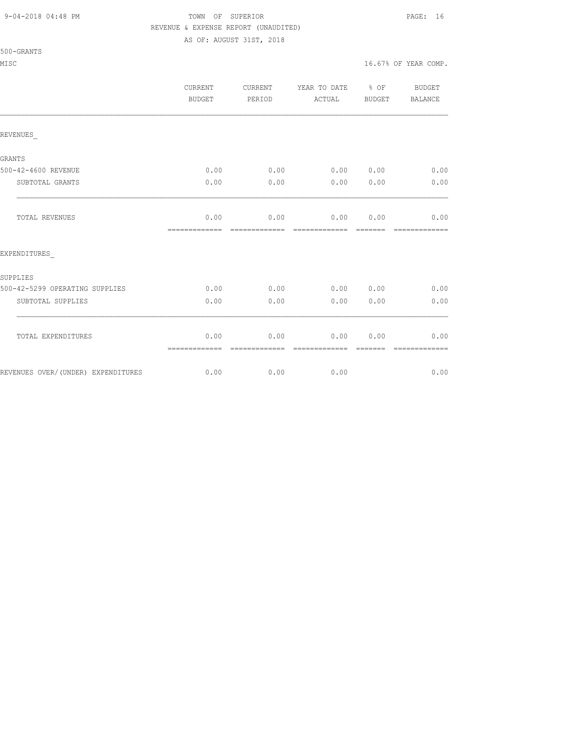TOWN OF SUPERIOR

REVENUE & EXPENSE REPORT (UNAUDITED)

AS OF: AUGUST 31ST, 2018

500-GRANTS

MISC

16.67% OF YEAR COMP.

| | CURRENT BUDGET | CURRENT PERIOD | YEAR TO DATE ACTUAL | % OF BUDGET | BUDGET BALANCE |
|---|---|---|---|---|---|
| REVENUES_ | | | | | |
| GRANTS | | | | | |
| 500-42-4600 REVENUE | 0.00 | 0.00 | 0.00 | 0.00 | 0.00 |
| SUBTOTAL GRANTS | 0.00 | 0.00 | 0.00 | 0.00 | 0.00 |
| TOTAL REVENUES | 0.00 | 0.00 | 0.00 | 0.00 | 0.00 |
| EXPENDITURES_ | | | | | |
| SUPPLIES | | | | | |
| 500-42-5299 OPERATING SUPPLIES | 0.00 | 0.00 | 0.00 | 0.00 | 0.00 |
| SUBTOTAL SUPPLIES | 0.00 | 0.00 | 0.00 | 0.00 | 0.00 |
| TOTAL EXPENDITURES | 0.00 | 0.00 | 0.00 | 0.00 | 0.00 |
| REVENUES OVER/(UNDER) EXPENDITURES | 0.00 | 0.00 | 0.00 | | 0.00 |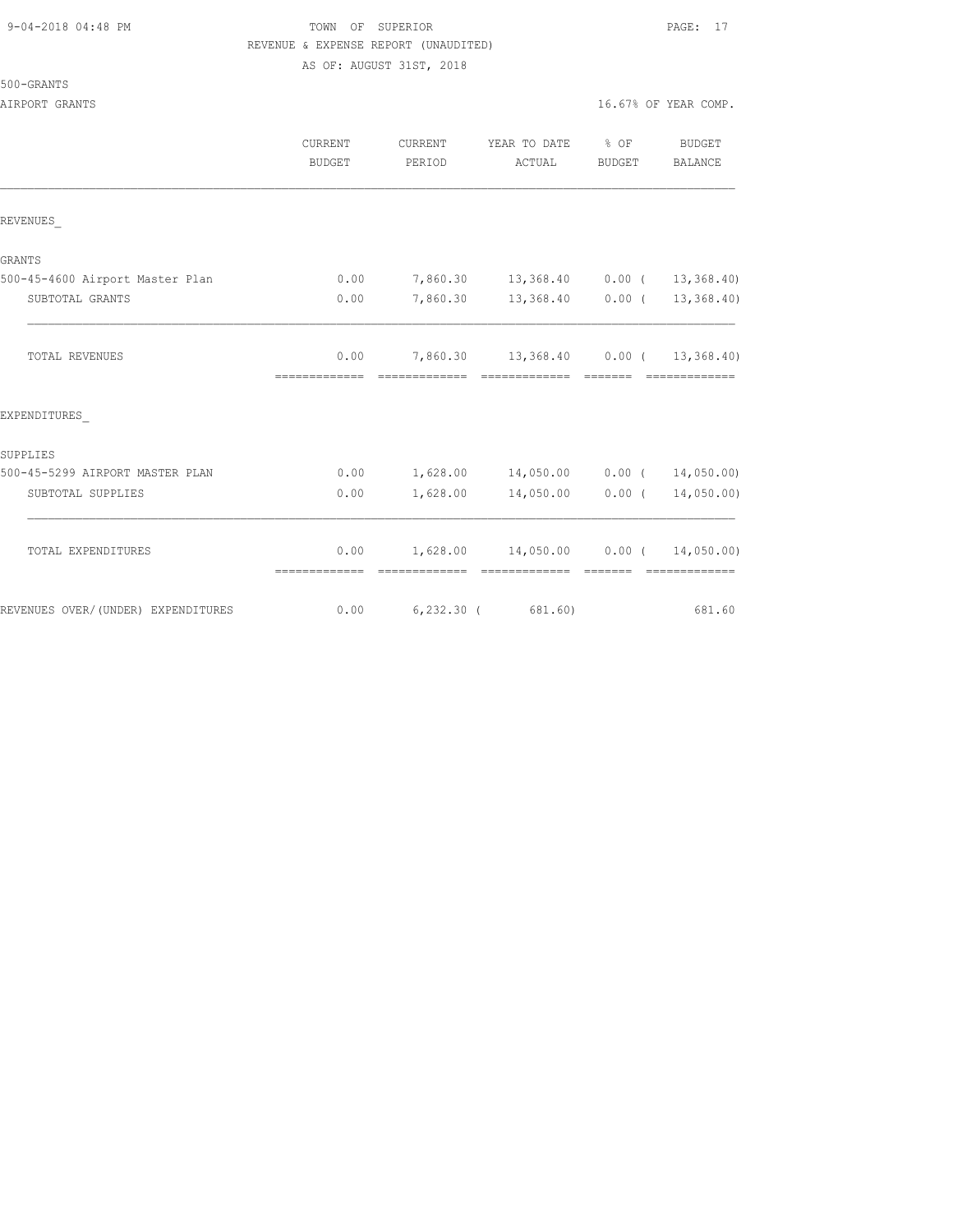TOWN OF SUPERIOR

REVENUE & EXPENSE REPORT (UNAUDITED)

AS OF: AUGUST 31ST, 2018

500-GRANTS

AIRPORT GRANTS

16.67% OF YEAR COMP.

| | CURRENT BUDGET | CURRENT PERIOD | YEAR TO DATE ACTUAL | % OF BUDGET | BUDGET BALANCE |
|---|---|---|---|---|---|
| REVENUES_ | | | | | |
| GRANTS | | | | | |
| 500-45-4600 Airport Master Plan | 0.00 | 7,860.30 | 13,368.40 | 0.00 | ( 13,368.40) |
| SUBTOTAL GRANTS | 0.00 | 7,860.30 | 13,368.40 | 0.00 | ( 13,368.40) |
| TOTAL REVENUES | 0.00 | 7,860.30 | 13,368.40 | 0.00 | ( 13,368.40) |
| EXPENDITURES_ | | | | | |
| SUPPLIES | | | | | |
| 500-45-5299 AIRPORT MASTER PLAN | 0.00 | 1,628.00 | 14,050.00 | 0.00 | ( 14,050.00) |
| SUBTOTAL SUPPLIES | 0.00 | 1,628.00 | 14,050.00 | 0.00 | ( 14,050.00) |
| TOTAL EXPENDITURES | 0.00 | 1,628.00 | 14,050.00 | 0.00 | ( 14,050.00) |
| REVENUES OVER/(UNDER) EXPENDITURES | 0.00 | 6,232.30 | ( 681.60) | | 681.60 |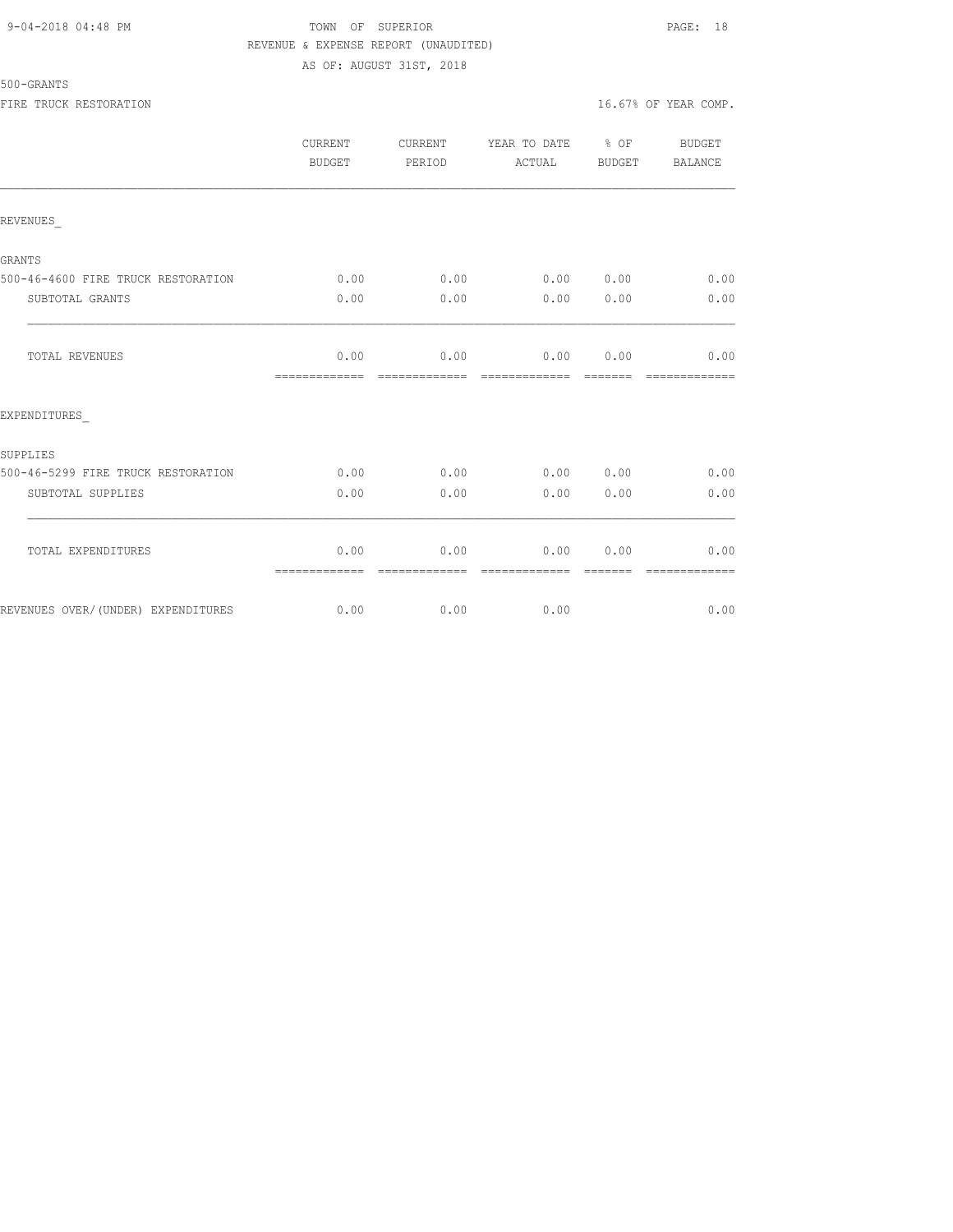TOWN OF SUPERIOR
REVENUE & EXPENSE REPORT (UNAUDITED)
AS OF: AUGUST 31ST, 2018

500-GRANTS

FIRE TRUCK RESTORATION — 16.67% OF YEAR COMP.

| | CURRENT BUDGET | CURRENT PERIOD | YEAR TO DATE ACTUAL | % OF BUDGET | BUDGET BALANCE |
|---|---|---|---|---|---|
| **REVENUES** | | | | | |
| **GRANTS** | | | | | |
| 500-46-4600 FIRE TRUCK RESTORATION | 0.00 | 0.00 | 0.00 | 0.00 | 0.00 |
| SUBTOTAL GRANTS | 0.00 | 0.00 | 0.00 | 0.00 | 0.00 |
| TOTAL REVENUES | 0.00 | 0.00 | 0.00 | 0.00 | 0.00 |
| **EXPENDITURES** | | | | | |
| **SUPPLIES** | | | | | |
| 500-46-5299 FIRE TRUCK RESTORATION | 0.00 | 0.00 | 0.00 | 0.00 | 0.00 |
| SUBTOTAL SUPPLIES | 0.00 | 0.00 | 0.00 | 0.00 | 0.00 |
| TOTAL EXPENDITURES | 0.00 | 0.00 | 0.00 | 0.00 | 0.00 |
| REVENUES OVER/(UNDER) EXPENDITURES | 0.00 | 0.00 | 0.00 | | 0.00 |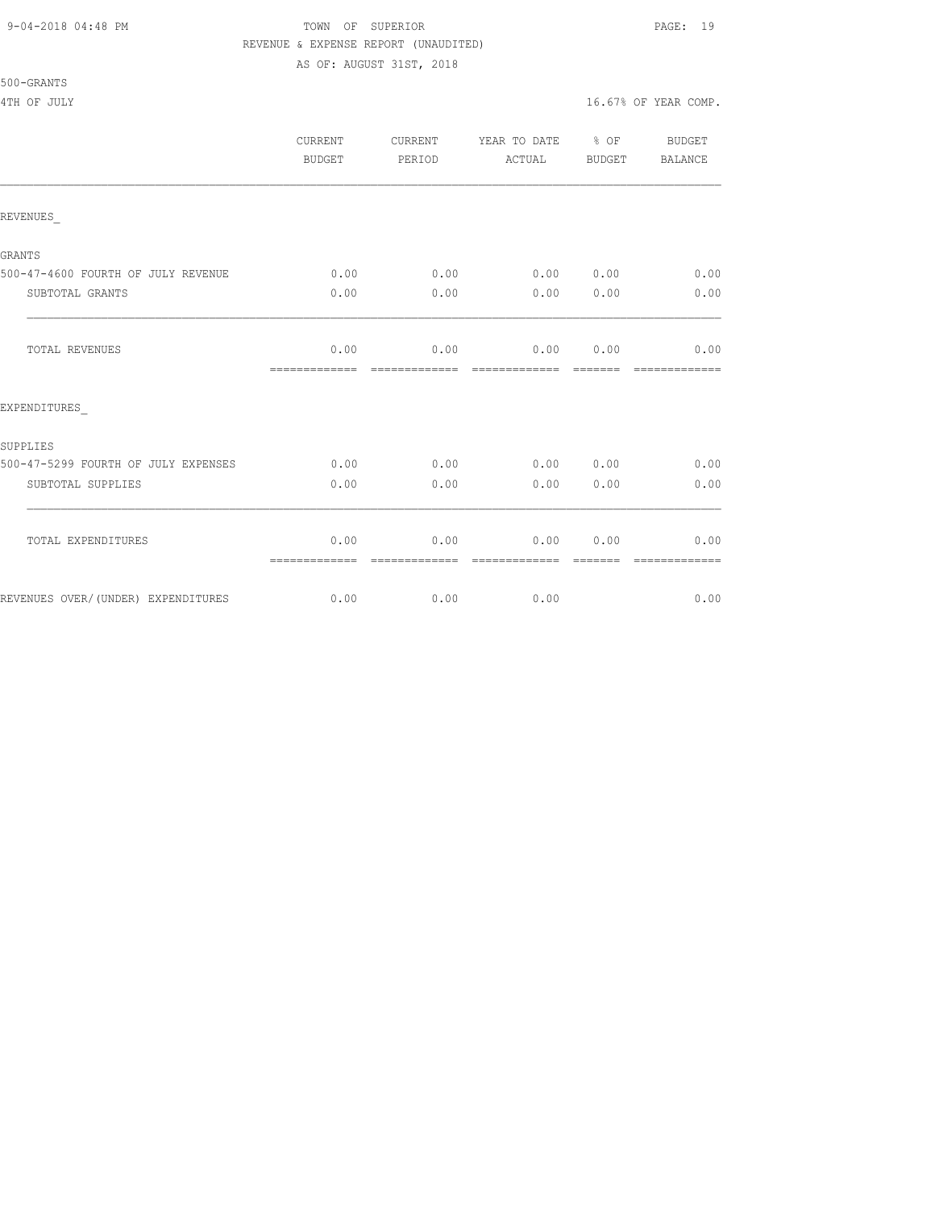TOWN OF SUPERIOR
REVENUE & EXPENSE REPORT (UNAUDITED)
AS OF: AUGUST 31ST, 2018

500-GRANTS

4TH OF JULY — 16.67% OF YEAR COMP.

| | CURRENT BUDGET | CURRENT PERIOD | YEAR TO DATE ACTUAL | % OF BUDGET | BUDGET BALANCE |
|---|---|---|---|---|---|
| REVENUES_ | | | | | |
| GRANTS | | | | | |
| 500-47-4600 FOURTH OF JULY REVENUE | 0.00 | 0.00 | 0.00 | 0.00 | 0.00 |
| SUBTOTAL GRANTS | 0.00 | 0.00 | 0.00 | 0.00 | 0.00 |
| TOTAL REVENUES | 0.00 | 0.00 | 0.00 | 0.00 | 0.00 |
| EXPENDITURES_ | | | | | |
| SUPPLIES | | | | | |
| 500-47-5299 FOURTH OF JULY EXPENSES | 0.00 | 0.00 | 0.00 | 0.00 | 0.00 |
| SUBTOTAL SUPPLIES | 0.00 | 0.00 | 0.00 | 0.00 | 0.00 |
| TOTAL EXPENDITURES | 0.00 | 0.00 | 0.00 | 0.00 | 0.00 |
| REVENUES OVER/(UNDER) EXPENDITURES | 0.00 | 0.00 | 0.00 | | 0.00 |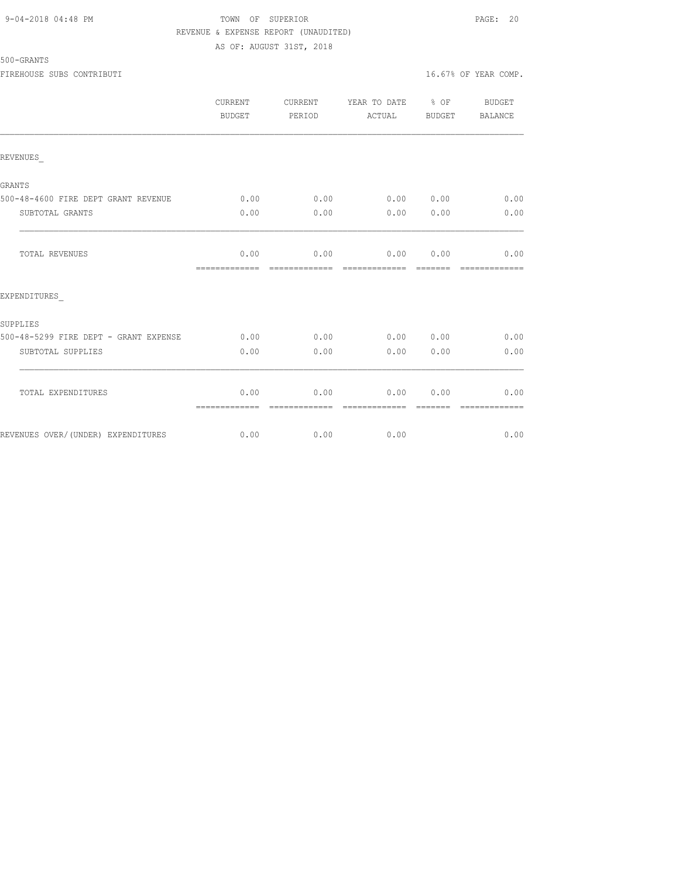TOWN OF SUPERIOR

REVENUE & EXPENSE REPORT (UNAUDITED)

AS OF: AUGUST 31ST, 2018

500-GRANTS

FIREHOUSE SUBS CONTRIBUTI — 16.67% OF YEAR COMP.

| | CURRENT BUDGET | CURRENT PERIOD | YEAR TO DATE ACTUAL | % OF BUDGET | BUDGET BALANCE |
|---|---|---|---|---|---|
| REVENUES_ | | | | | |
| GRANTS | | | | | |
| 500-48-4600 FIRE DEPT GRANT REVENUE | 0.00 | 0.00 | 0.00 | 0.00 | 0.00 |
| SUBTOTAL GRANTS | 0.00 | 0.00 | 0.00 | 0.00 | 0.00 |
| TOTAL REVENUES | 0.00 | 0.00 | 0.00 | 0.00 | 0.00 |
| EXPENDITURES_ | | | | | |
| SUPPLIES | | | | | |
| 500-48-5299 FIRE DEPT - GRANT EXPENSE | 0.00 | 0.00 | 0.00 | 0.00 | 0.00 |
| SUBTOTAL SUPPLIES | 0.00 | 0.00 | 0.00 | 0.00 | 0.00 |
| TOTAL EXPENDITURES | 0.00 | 0.00 | 0.00 | 0.00 | 0.00 |
| REVENUES OVER/(UNDER) EXPENDITURES | 0.00 | 0.00 | 0.00 | | 0.00 |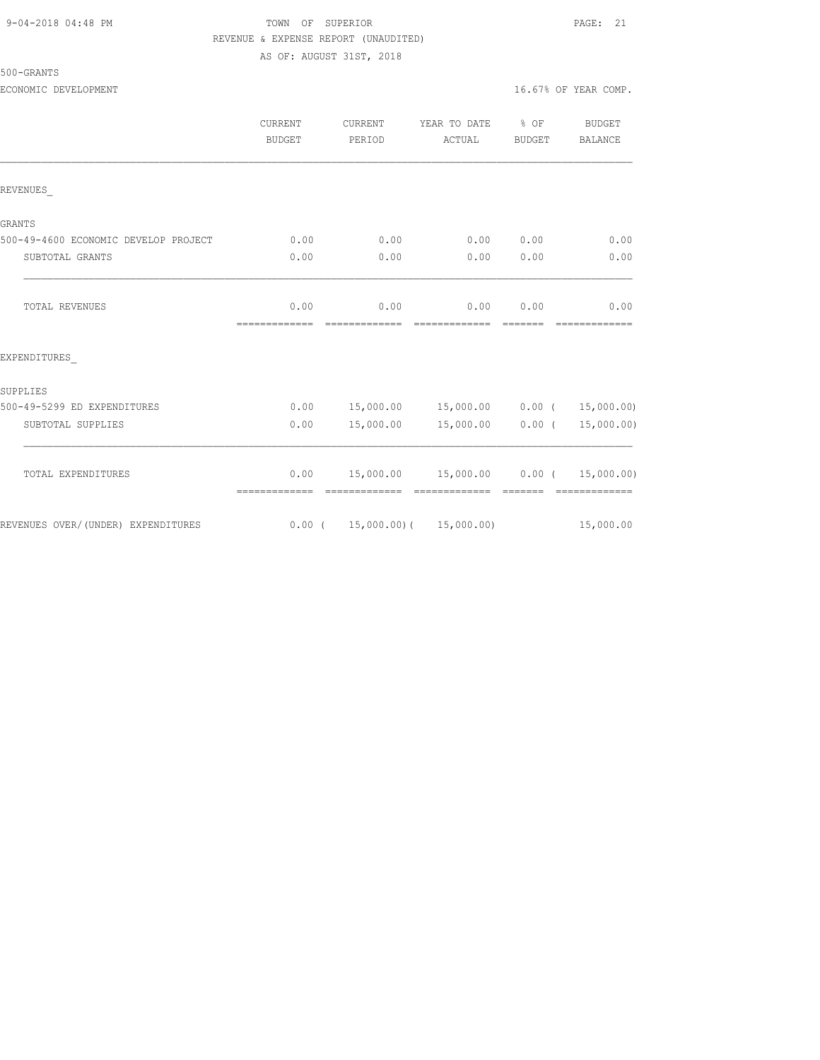TOWN OF SUPERIOR
REVENUE & EXPENSE REPORT (UNAUDITED)
AS OF: AUGUST 31ST, 2018

500-GRANTS

ECONOMIC DEVELOPMENT — 16.67% OF YEAR COMP.

| | CURRENT BUDGET | CURRENT PERIOD | YEAR TO DATE ACTUAL | % OF BUDGET | BUDGET BALANCE |
|---|---|---|---|---|---|
| **REVENUES_** | | | | | |
| **GRANTS** | | | | | |
| 500-49-4600 ECONOMIC DEVELOP PROJECT | 0.00 | 0.00 | 0.00 | 0.00 | 0.00 |
| SUBTOTAL GRANTS | 0.00 | 0.00 | 0.00 | 0.00 | 0.00 |
| TOTAL REVENUES | 0.00 | 0.00 | 0.00 | 0.00 | 0.00 |
| **EXPENDITURES_** | | | | | |
| **SUPPLIES** | | | | | |
| 500-49-5299 ED EXPENDITURES | 0.00 | 15,000.00 | 15,000.00 | 0.00 | ( 15,000.00) |
| SUBTOTAL SUPPLIES | 0.00 | 15,000.00 | 15,000.00 | 0.00 | ( 15,000.00) |
| TOTAL EXPENDITURES | 0.00 | 15,000.00 | 15,000.00 | 0.00 | ( 15,000.00) |
| REVENUES OVER/(UNDER) EXPENDITURES | 0.00 | ( 15,000.00) | ( 15,000.00) | | 15,000.00 |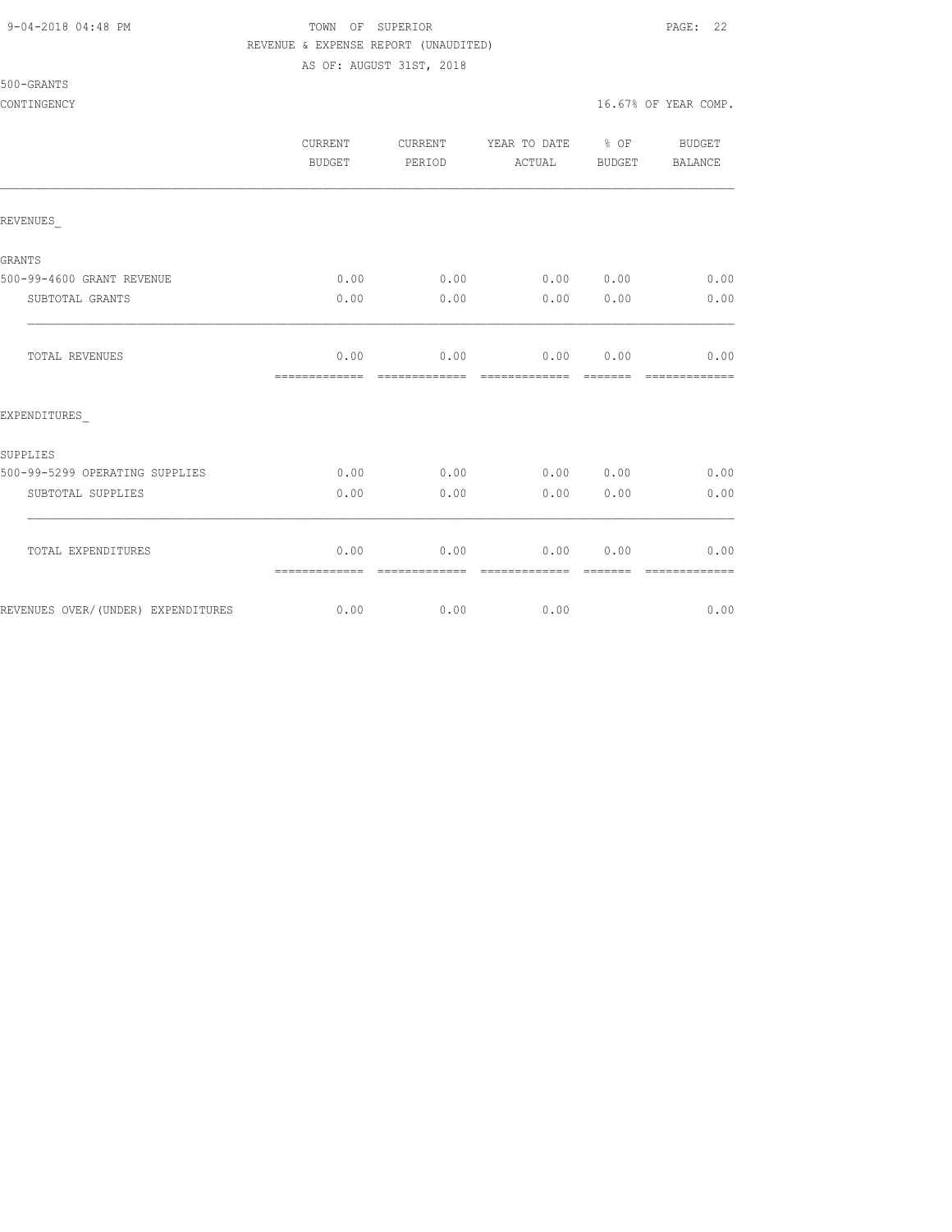TOWN OF SUPERIOR
REVENUE & EXPENSE REPORT (UNAUDITED)
AS OF: AUGUST 31ST, 2018

500-GRANTS

CONTINGENCY — 16.67% OF YEAR COMP.

| | CURRENT BUDGET | CURRENT PERIOD | YEAR TO DATE ACTUAL | % OF BUDGET | BUDGET BALANCE |
|---|---|---|---|---|---|
| REVENUES_ | | | | | |
| GRANTS | | | | | |
| 500-99-4600 GRANT REVENUE | 0.00 | 0.00 | 0.00 | 0.00 | 0.00 |
| SUBTOTAL GRANTS | 0.00 | 0.00 | 0.00 | 0.00 | 0.00 |
| TOTAL REVENUES | 0.00 | 0.00 | 0.00 | 0.00 | 0.00 |
| EXPENDITURES_ | | | | | |
| SUPPLIES | | | | | |
| 500-99-5299 OPERATING SUPPLIES | 0.00 | 0.00 | 0.00 | 0.00 | 0.00 |
| SUBTOTAL SUPPLIES | 0.00 | 0.00 | 0.00 | 0.00 | 0.00 |
| TOTAL EXPENDITURES | 0.00 | 0.00 | 0.00 | 0.00 | 0.00 |
| REVENUES OVER/(UNDER) EXPENDITURES | 0.00 | 0.00 | 0.00 | | 0.00 |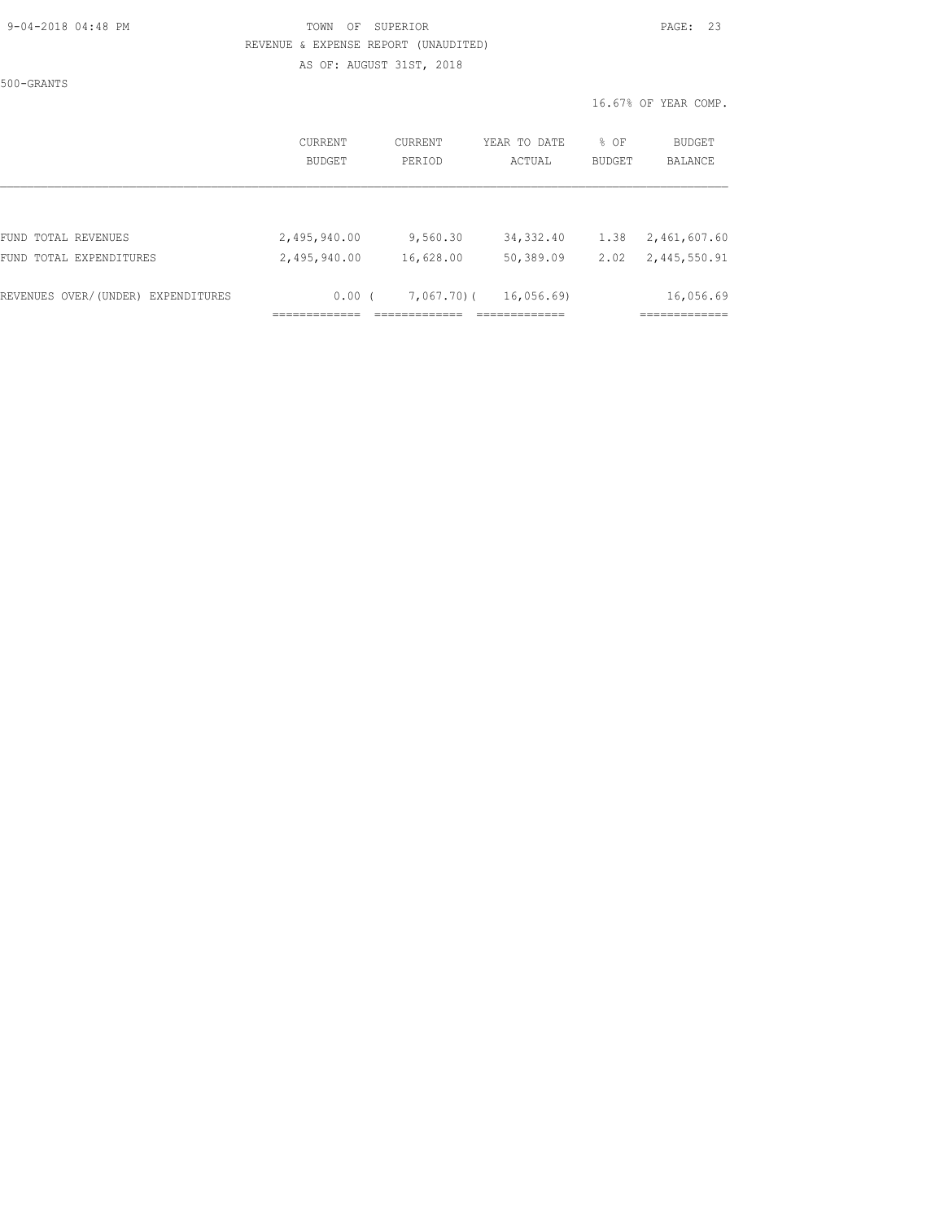500-GRANTS

16.67% OF YEAR COMP.

|  | CURRENT BUDGET | CURRENT PERIOD | YEAR TO DATE ACTUAL | % OF BUDGET | BUDGET BALANCE |
|---|---|---|---|---|---|
| FUND TOTAL REVENUES | 2,495,940.00 | 9,560.30 | 34,332.40 | 1.38 | 2,461,607.60 |
| FUND TOTAL EXPENDITURES | 2,495,940.00 | 16,628.00 | 50,389.09 | 2.02 | 2,445,550.91 |
| REVENUES OVER/(UNDER) EXPENDITURES | 0.00 | ( 7,067.70) | ( 16,056.69) |  | 16,056.69 |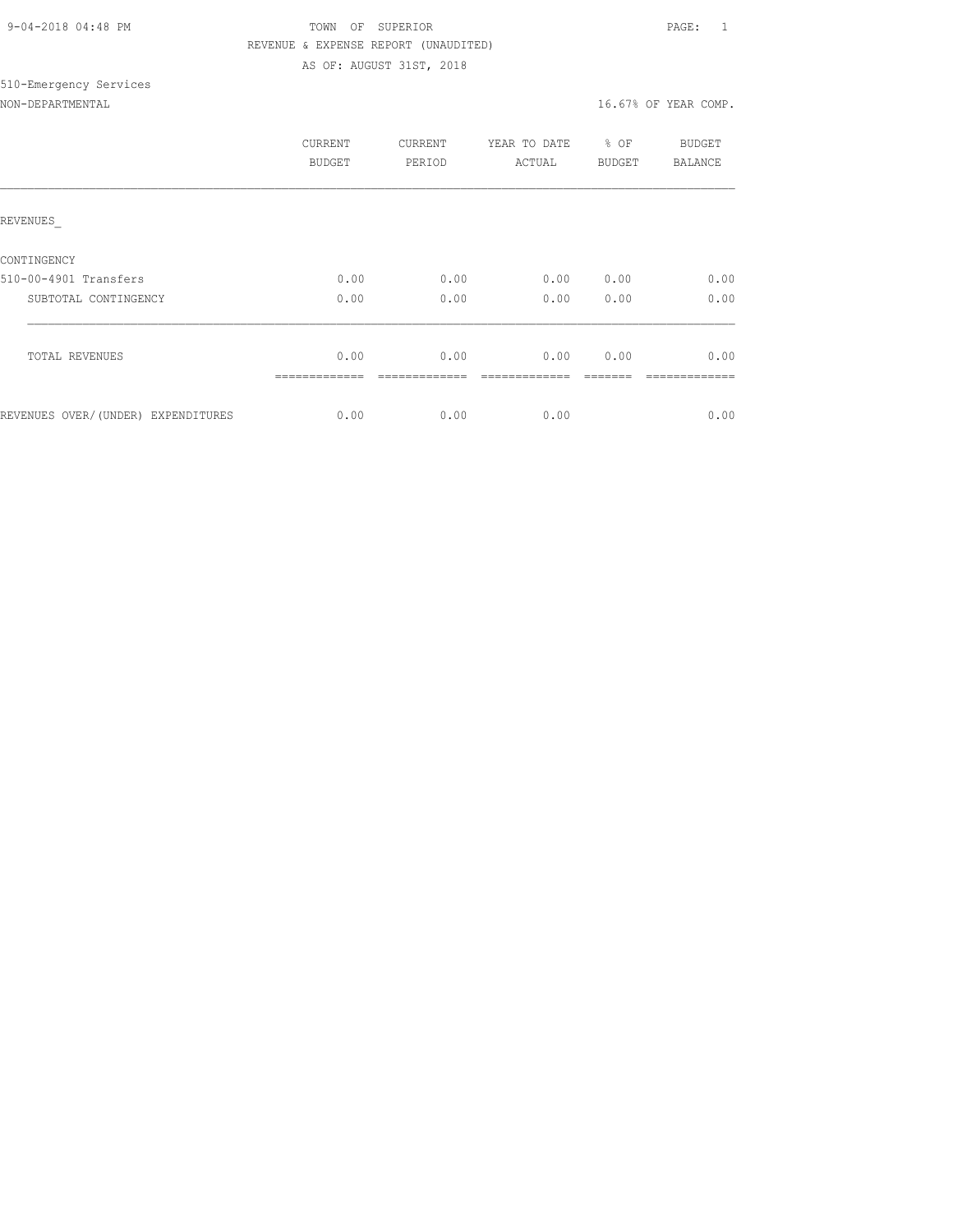9-04-2018 04:48 PM TOWN OF SUPERIOR

REVENUE & EXPENSE REPORT (UNAUDITED)

AS OF: AUGUST 31ST, 2018

510-Emergency Services

NON-DEPARTMENTAL 16.67% OF YEAR COMP.

| | CURRENT BUDGET | CURRENT PERIOD | YEAR TO DATE ACTUAL | % OF BUDGET | BUDGET BALANCE |
|---|---|---|---|---|---|
| REVENUES_ | | | | | |
| CONTINGENCY | | | | | |
| 510-00-4901 Transfers | 0.00 | 0.00 | 0.00 | 0.00 | 0.00 |
| SUBTOTAL CONTINGENCY | 0.00 | 0.00 | 0.00 | 0.00 | 0.00 |
| TOTAL REVENUES | 0.00 | 0.00 | 0.00 | 0.00 | 0.00 |
| REVENUES OVER/(UNDER) EXPENDITURES | 0.00 | 0.00 | 0.00 | | 0.00 |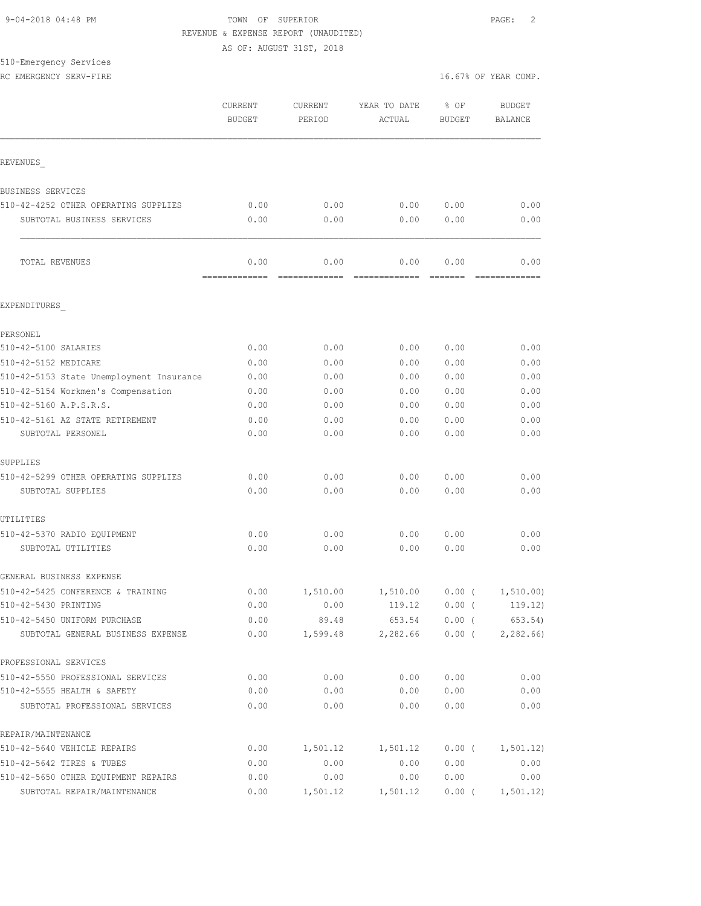9-04-2018 04:48 PM TOWN OF SUPERIOR

REVENUE & EXPENSE REPORT (UNAUDITED)

AS OF: AUGUST 31ST, 2018

510-Emergency Services

RC EMERGENCY SERV-FIRE 16.67% OF YEAR COMP.

| | CURRENT BUDGET | CURRENT PERIOD | YEAR TO DATE ACTUAL | % OF BUDGET | BUDGET BALANCE |
|---|---|---|---|---|---|
| **REVENUES** | | | | | |
| BUSINESS SERVICES | | | | | |
| 510-42-4252 OTHER OPERATING SUPPLIES | 0.00 | 0.00 | 0.00 | 0.00 | 0.00 |
| SUBTOTAL BUSINESS SERVICES | 0.00 | 0.00 | 0.00 | 0.00 | 0.00 |
| TOTAL REVENUES | 0.00 | 0.00 | 0.00 | 0.00 | 0.00 |
| **EXPENDITURES** | | | | | |
| PERSONEL | | | | | |
| 510-42-5100 SALARIES | 0.00 | 0.00 | 0.00 | 0.00 | 0.00 |
| 510-42-5152 MEDICARE | 0.00 | 0.00 | 0.00 | 0.00 | 0.00 |
| 510-42-5153 State Unemployment Insurance | 0.00 | 0.00 | 0.00 | 0.00 | 0.00 |
| 510-42-5154 Workmen's Compensation | 0.00 | 0.00 | 0.00 | 0.00 | 0.00 |
| 510-42-5160 A.P.S.R.S. | 0.00 | 0.00 | 0.00 | 0.00 | 0.00 |
| 510-42-5161 AZ STATE RETIREMENT | 0.00 | 0.00 | 0.00 | 0.00 | 0.00 |
| SUBTOTAL PERSONEL | 0.00 | 0.00 | 0.00 | 0.00 | 0.00 |
| SUPPLIES | | | | | |
| 510-42-5299 OTHER OPERATING SUPPLIES | 0.00 | 0.00 | 0.00 | 0.00 | 0.00 |
| SUBTOTAL SUPPLIES | 0.00 | 0.00 | 0.00 | 0.00 | 0.00 |
| UTILITIES | | | | | |
| 510-42-5370 RADIO EQUIPMENT | 0.00 | 0.00 | 0.00 | 0.00 | 0.00 |
| SUBTOTAL UTILITIES | 0.00 | 0.00 | 0.00 | 0.00 | 0.00 |
| GENERAL BUSINESS EXPENSE | | | | | |
| 510-42-5425 CONFERENCE & TRAINING | 0.00 | 1,510.00 | 1,510.00 | 0.00 | ( 1,510.00) |
| 510-42-5430 PRINTING | 0.00 | 0.00 | 119.12 | 0.00 | ( 119.12) |
| 510-42-5450 UNIFORM PURCHASE | 0.00 | 89.48 | 653.54 | 0.00 | ( 653.54) |
| SUBTOTAL GENERAL BUSINESS EXPENSE | 0.00 | 1,599.48 | 2,282.66 | 0.00 | ( 2,282.66) |
| PROFESSIONAL SERVICES | | | | | |
| 510-42-5550 PROFESSIONAL SERVICES | 0.00 | 0.00 | 0.00 | 0.00 | 0.00 |
| 510-42-5555 HEALTH & SAFETY | 0.00 | 0.00 | 0.00 | 0.00 | 0.00 |
| SUBTOTAL PROFESSIONAL SERVICES | 0.00 | 0.00 | 0.00 | 0.00 | 0.00 |
| REPAIR/MAINTENANCE | | | | | |
| 510-42-5640 VEHICLE REPAIRS | 0.00 | 1,501.12 | 1,501.12 | 0.00 | ( 1,501.12) |
| 510-42-5642 TIRES & TUBES | 0.00 | 0.00 | 0.00 | 0.00 | 0.00 |
| 510-42-5650 OTHER EQUIPMENT REPAIRS | 0.00 | 0.00 | 0.00 | 0.00 | 0.00 |
| SUBTOTAL REPAIR/MAINTENANCE | 0.00 | 1,501.12 | 1,501.12 | 0.00 | ( 1,501.12) |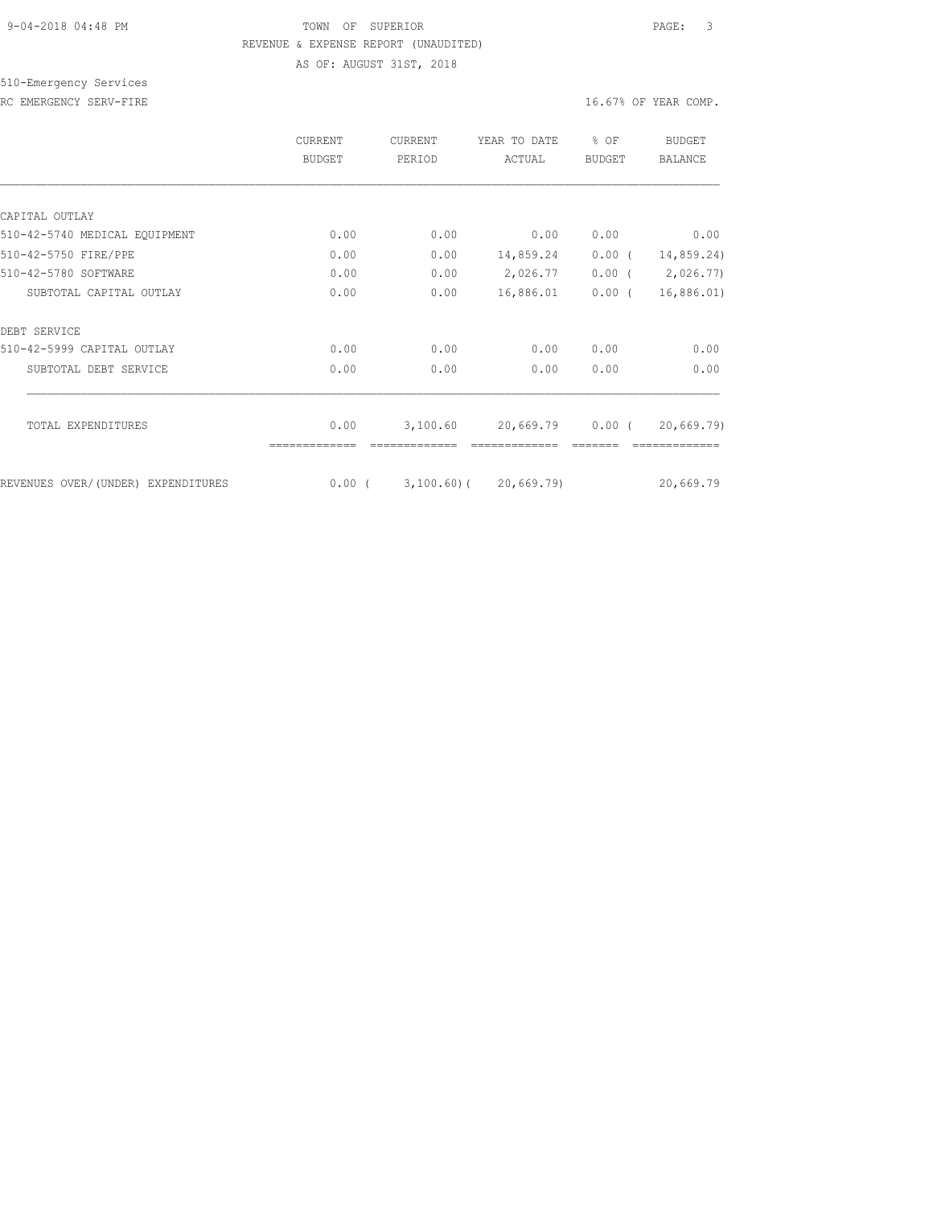TOWN OF SUPERIOR

REVENUE & EXPENSE REPORT (UNAUDITED)

AS OF: AUGUST 31ST, 2018

510-Emergency Services

RC EMERGENCY SERV-FIRE

16.67% OF YEAR COMP.

| | CURRENT BUDGET | CURRENT PERIOD | YEAR TO DATE ACTUAL | % OF BUDGET | BUDGET BALANCE |
|---|---|---|---|---|---|
| CAPITAL OUTLAY | | | | | |
| 510-42-5740 MEDICAL EQUIPMENT | 0.00 | 0.00 | 0.00 | 0.00 | 0.00 |
| 510-42-5750 FIRE/PPE | 0.00 | 0.00 | 14,859.24 | 0.00 | ( 14,859.24) |
| 510-42-5780 SOFTWARE | 0.00 | 0.00 | 2,026.77 | 0.00 | ( 2,026.77) |
| SUBTOTAL CAPITAL OUTLAY | 0.00 | 0.00 | 16,886.01 | 0.00 | ( 16,886.01) |
| DEBT SERVICE | | | | | |
| 510-42-5999 CAPITAL OUTLAY | 0.00 | 0.00 | 0.00 | 0.00 | 0.00 |
| SUBTOTAL DEBT SERVICE | 0.00 | 0.00 | 0.00 | 0.00 | 0.00 |
| TOTAL EXPENDITURES | 0.00 | 3,100.60 | 20,669.79 | 0.00 | ( 20,669.79) |
| REVENUES OVER/(UNDER) EXPENDITURES | 0.00 | ( 3,100.60) | ( 20,669.79) | | 20,669.79 |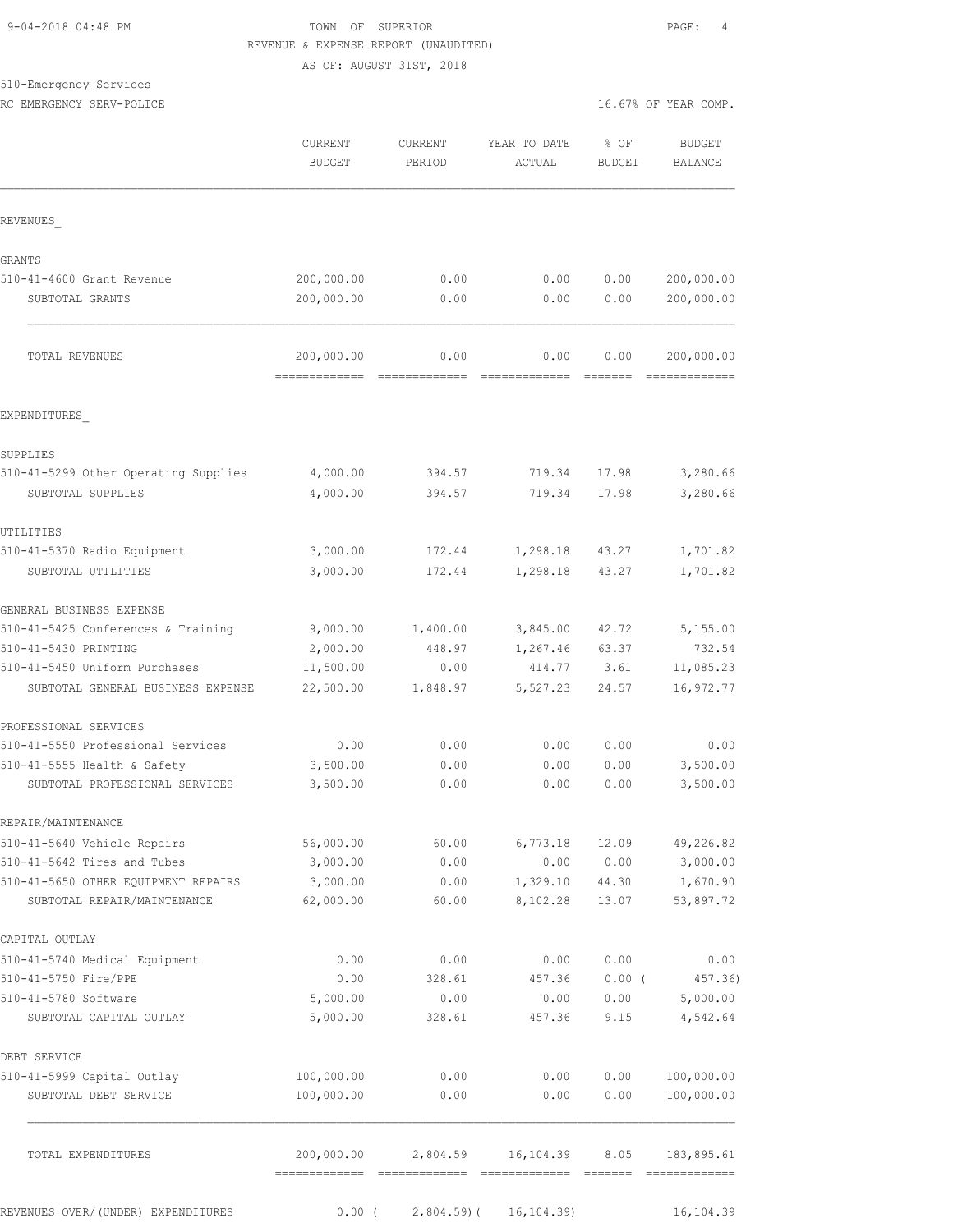9-04-2018 04:48 PM

TOWN OF SUPERIOR
REVENUE & EXPENSE REPORT (UNAUDITED)
AS OF: AUGUST 31ST, 2018

510-Emergency Services
RC EMERGENCY SERV-POLICE

16.67% OF YEAR COMP.

| | CURRENT BUDGET | CURRENT PERIOD | YEAR TO DATE ACTUAL | % OF BUDGET | BUDGET BALANCE |
|---|---|---|---|---|---|
| REVENUES_ | | | | | |
| GRANTS | | | | | |
| 510-41-4600 Grant Revenue | 200,000.00 | 0.00 | 0.00 | 0.00 | 200,000.00 |
| SUBTOTAL GRANTS | 200,000.00 | 0.00 | 0.00 | 0.00 | 200,000.00 |
| TOTAL REVENUES | 200,000.00 | 0.00 | 0.00 | 0.00 | 200,000.00 |
| EXPENDITURES_ | | | | | |
| SUPPLIES | | | | | |
| 510-41-5299 Other Operating Supplies | 4,000.00 | 394.57 | 719.34 | 17.98 | 3,280.66 |
| SUBTOTAL SUPPLIES | 4,000.00 | 394.57 | 719.34 | 17.98 | 3,280.66 |
| UTILITIES | | | | | |
| 510-41-5370 Radio Equipment | 3,000.00 | 172.44 | 1,298.18 | 43.27 | 1,701.82 |
| SUBTOTAL UTILITIES | 3,000.00 | 172.44 | 1,298.18 | 43.27 | 1,701.82 |
| GENERAL BUSINESS EXPENSE | | | | | |
| 510-41-5425 Conferences & Training | 9,000.00 | 1,400.00 | 3,845.00 | 42.72 | 5,155.00 |
| 510-41-5430 PRINTING | 2,000.00 | 448.97 | 1,267.46 | 63.37 | 732.54 |
| 510-41-5450 Uniform Purchases | 11,500.00 | 0.00 | 414.77 | 3.61 | 11,085.23 |
| SUBTOTAL GENERAL BUSINESS EXPENSE | 22,500.00 | 1,848.97 | 5,527.23 | 24.57 | 16,972.77 |
| PROFESSIONAL SERVICES | | | | | |
| 510-41-5550 Professional Services | 0.00 | 0.00 | 0.00 | 0.00 | 0.00 |
| 510-41-5555 Health & Safety | 3,500.00 | 0.00 | 0.00 | 0.00 | 3,500.00 |
| SUBTOTAL PROFESSIONAL SERVICES | 3,500.00 | 0.00 | 0.00 | 0.00 | 3,500.00 |
| REPAIR/MAINTENANCE | | | | | |
| 510-41-5640 Vehicle Repairs | 56,000.00 | 60.00 | 6,773.18 | 12.09 | 49,226.82 |
| 510-41-5642 Tires and Tubes | 3,000.00 | 0.00 | 0.00 | 0.00 | 3,000.00 |
| 510-41-5650 OTHER EQUIPMENT REPAIRS | 3,000.00 | 0.00 | 1,329.10 | 44.30 | 1,670.90 |
| SUBTOTAL REPAIR/MAINTENANCE | 62,000.00 | 60.00 | 8,102.28 | 13.07 | 53,897.72 |
| CAPITAL OUTLAY | | | | | |
| 510-41-5740 Medical Equipment | 0.00 | 0.00 | 0.00 | 0.00 | 0.00 |
| 510-41-5750 Fire/PPE | 0.00 | 328.61 | 457.36 | 0.00 ( | 457.36) |
| 510-41-5780 Software | 5,000.00 | 0.00 | 0.00 | 0.00 | 5,000.00 |
| SUBTOTAL CAPITAL OUTLAY | 5,000.00 | 328.61 | 457.36 | 9.15 | 4,542.64 |
| DEBT SERVICE | | | | | |
| 510-41-5999 Capital Outlay | 100,000.00 | 0.00 | 0.00 | 0.00 | 100,000.00 |
| SUBTOTAL DEBT SERVICE | 100,000.00 | 0.00 | 0.00 | 0.00 | 100,000.00 |
| TOTAL EXPENDITURES | 200,000.00 | 2,804.59 | 16,104.39 | 8.05 | 183,895.61 |
| REVENUES OVER/(UNDER) EXPENDITURES | 0.00 | ( 2,804.59) | ( 16,104.39) | | 16,104.39 |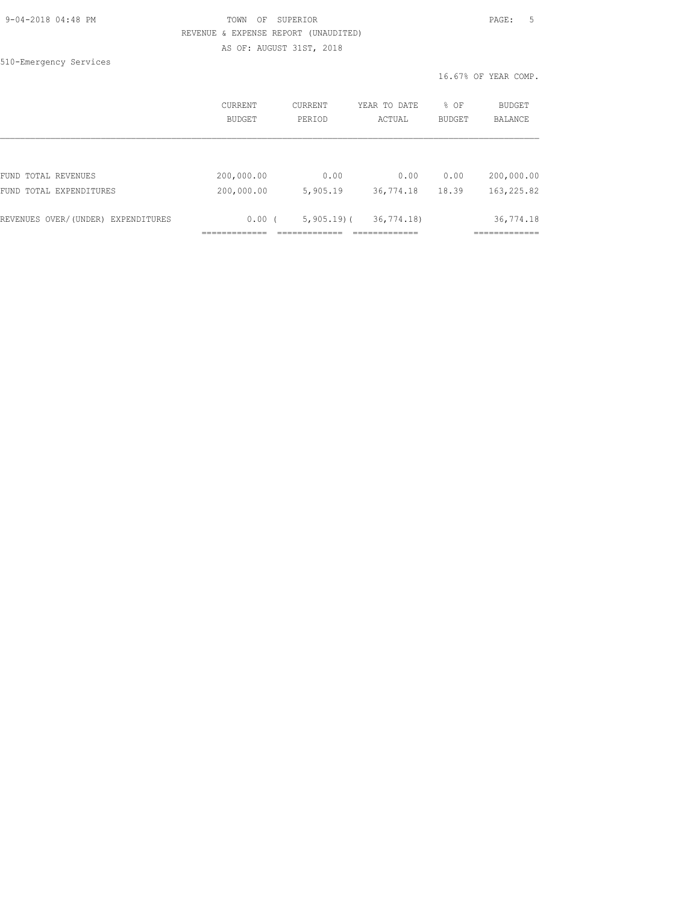TOWN OF SUPERIOR

REVENUE & EXPENSE REPORT (UNAUDITED)

AS OF: AUGUST 31ST, 2018

510-Emergency Services

16.67% OF YEAR COMP.

| | CURRENT BUDGET | CURRENT PERIOD | YEAR TO DATE ACTUAL | % OF BUDGET | BUDGET BALANCE |
|---|---|---|---|---|---|
| FUND TOTAL REVENUES | 200,000.00 | 0.00 | 0.00 | 0.00 | 200,000.00 |
| FUND TOTAL EXPENDITURES | 200,000.00 | 5,905.19 | 36,774.18 | 18.39 | 163,225.82 |
| REVENUES OVER/(UNDER) EXPENDITURES | 0.00 | ( 5,905.19) | ( 36,774.18) | | 36,774.18 |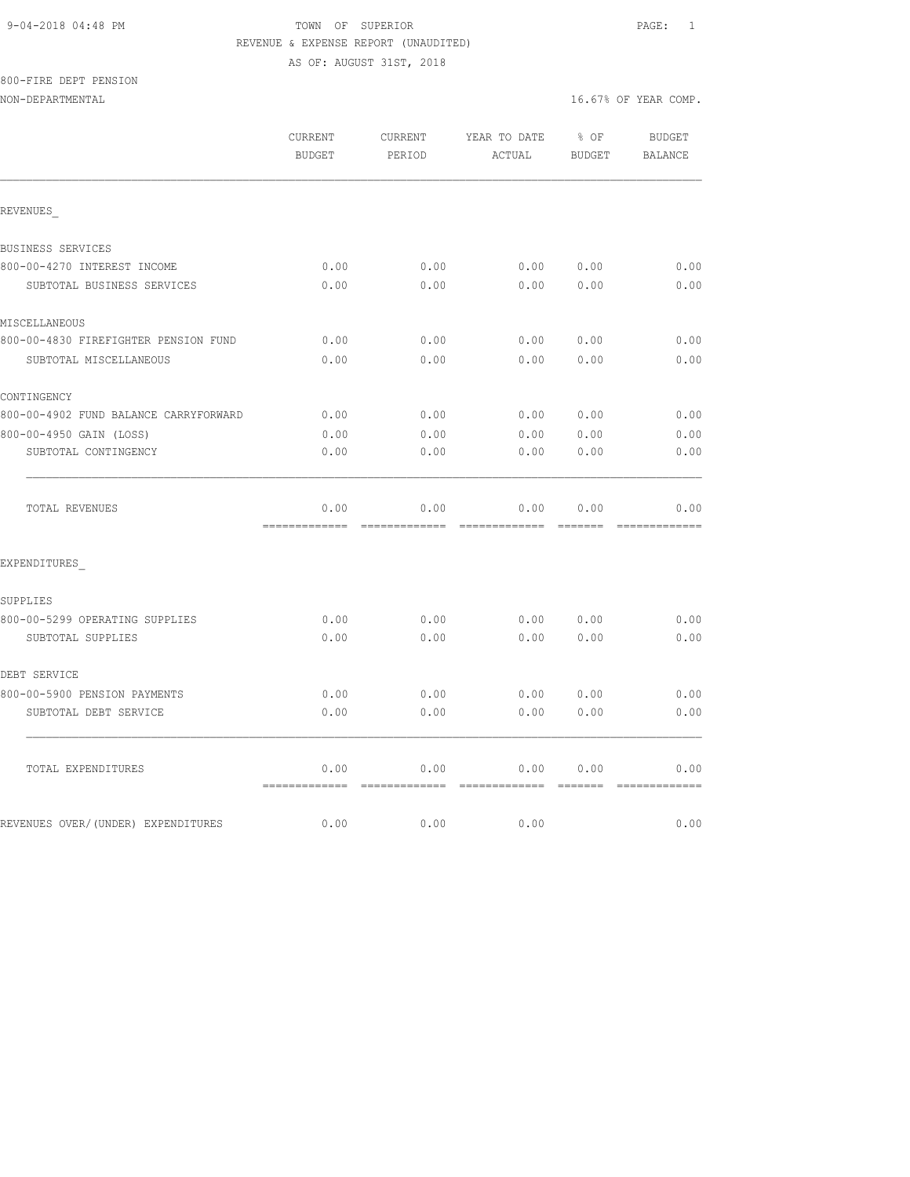TOWN OF SUPERIOR
REVENUE & EXPENSE REPORT (UNAUDITED)
AS OF: AUGUST 31ST, 2018

800-FIRE DEPT PENSION
NON-DEPARTMENTAL — 16.67% OF YEAR COMP.

| | CURRENT BUDGET | CURRENT PERIOD | YEAR TO DATE ACTUAL | % OF BUDGET | BUDGET BALANCE |
|---|---|---|---|---|---|
| REVENUES_ | | | | | |
| BUSINESS SERVICES | | | | | |
| 800-00-4270 INTEREST INCOME | 0.00 | 0.00 | 0.00 | 0.00 | 0.00 |
| SUBTOTAL BUSINESS SERVICES | 0.00 | 0.00 | 0.00 | 0.00 | 0.00 |
| MISCELLANEOUS | | | | | |
| 800-00-4830 FIREFIGHTER PENSION FUND | 0.00 | 0.00 | 0.00 | 0.00 | 0.00 |
| SUBTOTAL MISCELLANEOUS | 0.00 | 0.00 | 0.00 | 0.00 | 0.00 |
| CONTINGENCY | | | | | |
| 800-00-4902 FUND BALANCE CARRYFORWARD | 0.00 | 0.00 | 0.00 | 0.00 | 0.00 |
| 800-00-4950 GAIN (LOSS) | 0.00 | 0.00 | 0.00 | 0.00 | 0.00 |
| SUBTOTAL CONTINGENCY | 0.00 | 0.00 | 0.00 | 0.00 | 0.00 |
| TOTAL REVENUES | 0.00 | 0.00 | 0.00 | 0.00 | 0.00 |
| EXPENDITURES_ | | | | | |
| SUPPLIES | | | | | |
| 800-00-5299 OPERATING SUPPLIES | 0.00 | 0.00 | 0.00 | 0.00 | 0.00 |
| SUBTOTAL SUPPLIES | 0.00 | 0.00 | 0.00 | 0.00 | 0.00 |
| DEBT SERVICE | | | | | |
| 800-00-5900 PENSION PAYMENTS | 0.00 | 0.00 | 0.00 | 0.00 | 0.00 |
| SUBTOTAL DEBT SERVICE | 0.00 | 0.00 | 0.00 | 0.00 | 0.00 |
| TOTAL EXPENDITURES | 0.00 | 0.00 | 0.00 | 0.00 | 0.00 |
| REVENUES OVER/(UNDER) EXPENDITURES | 0.00 | 0.00 | 0.00 | | 0.00 |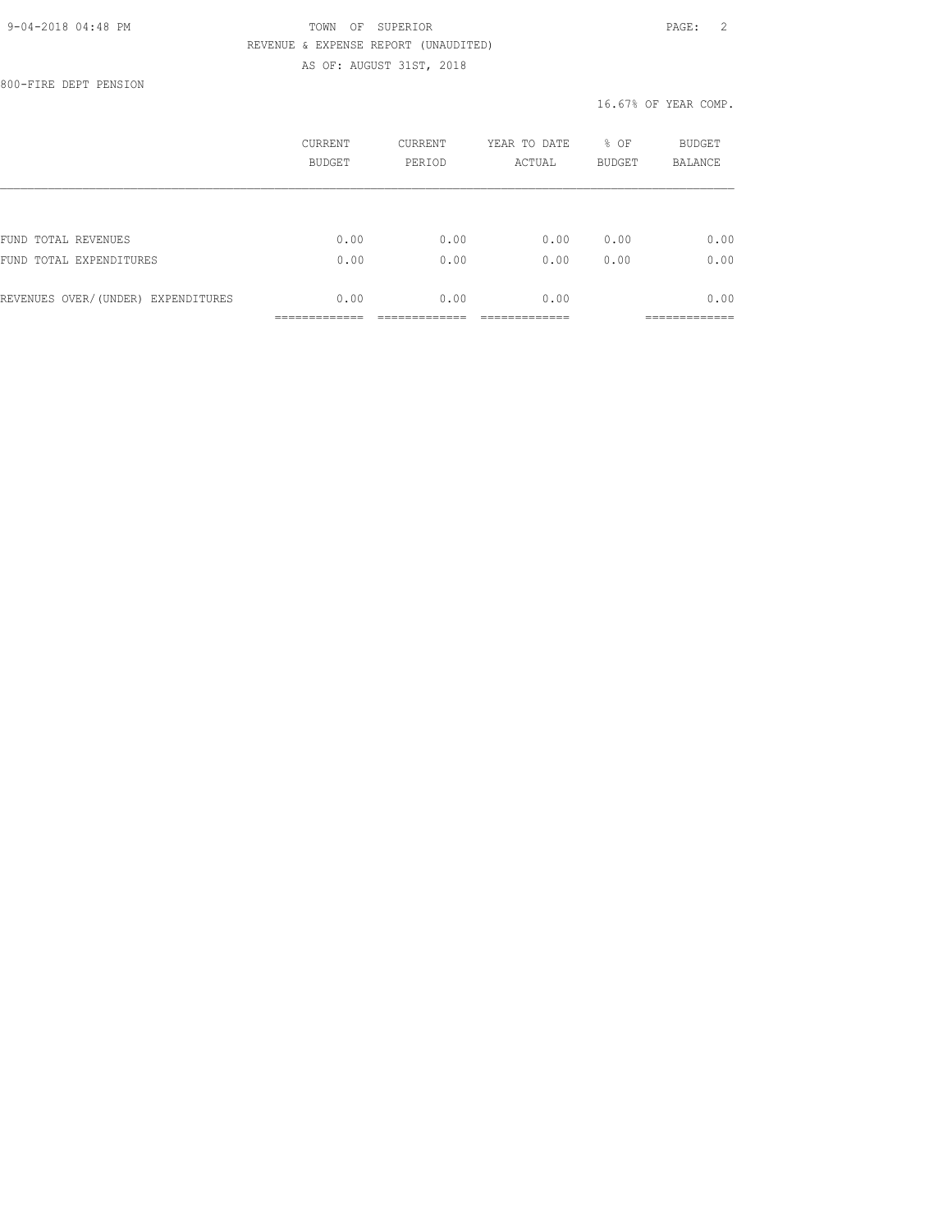TOWN OF SUPERIOR
REVENUE & EXPENSE REPORT (UNAUDITED)
AS OF: AUGUST 31ST, 2018

800-FIRE DEPT PENSION

16.67% OF YEAR COMP.

| | CURRENT BUDGET | CURRENT PERIOD | YEAR TO DATE ACTUAL | % OF BUDGET | BUDGET BALANCE |
|---|---|---|---|---|---|
| FUND TOTAL REVENUES | 0.00 | 0.00 | 0.00 | 0.00 | 0.00 |
| FUND TOTAL EXPENDITURES | 0.00 | 0.00 | 0.00 | 0.00 | 0.00 |
| REVENUES OVER/(UNDER) EXPENDITURES | 0.00 | 0.00 | 0.00 | | 0.00 |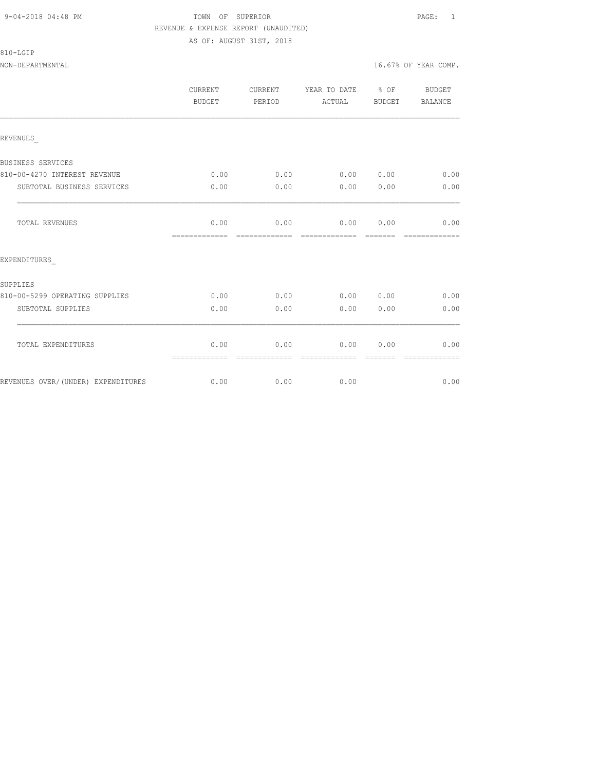TOWN OF SUPERIOR
REVENUE & EXPENSE REPORT (UNAUDITED)
AS OF: AUGUST 31ST, 2018

810-LGIP
NON-DEPARTMENTAL 16.67% OF YEAR COMP.

| | CURRENT BUDGET | CURRENT PERIOD | YEAR TO DATE ACTUAL | % OF BUDGET | BUDGET BALANCE |
|---|---|---|---|---|---|
| REVENUES_ | | | | | |
| BUSINESS SERVICES | | | | | |
| 810-00-4270 INTEREST REVENUE | 0.00 | 0.00 | 0.00 | 0.00 | 0.00 |
| SUBTOTAL BUSINESS SERVICES | 0.00 | 0.00 | 0.00 | 0.00 | 0.00 |
| TOTAL REVENUES | 0.00 | 0.00 | 0.00 | 0.00 | 0.00 |
| EXPENDITURES_ | | | | | |
| SUPPLIES | | | | | |
| 810-00-5299 OPERATING SUPPLIES | 0.00 | 0.00 | 0.00 | 0.00 | 0.00 |
| SUBTOTAL SUPPLIES | 0.00 | 0.00 | 0.00 | 0.00 | 0.00 |
| TOTAL EXPENDITURES | 0.00 | 0.00 | 0.00 | 0.00 | 0.00 |
| REVENUES OVER/(UNDER) EXPENDITURES | 0.00 | 0.00 | 0.00 | | 0.00 |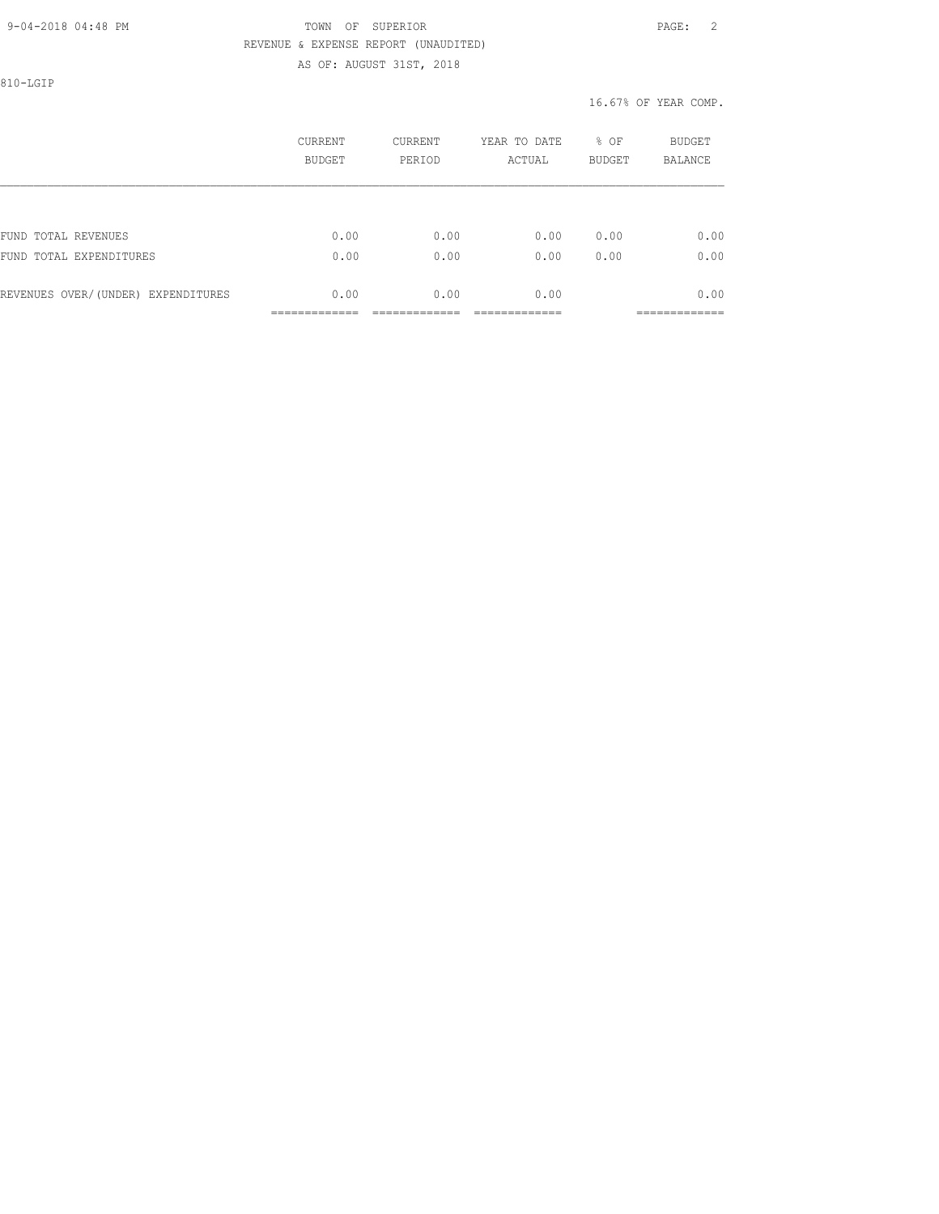TOWN OF SUPERIOR

REVENUE & EXPENSE REPORT (UNAUDITED)

AS OF: AUGUST 31ST, 2018

810-LGIP

16.67% OF YEAR COMP.

| | CURRENT BUDGET | CURRENT PERIOD | YEAR TO DATE ACTUAL | % OF BUDGET | BUDGET BALANCE |
|---|---|---|---|---|---|
| FUND TOTAL REVENUES | 0.00 | 0.00 | 0.00 | 0.00 | 0.00 |
| FUND TOTAL EXPENDITURES | 0.00 | 0.00 | 0.00 | 0.00 | 0.00 |
| REVENUES OVER/(UNDER) EXPENDITURES | 0.00 | 0.00 | 0.00 | | 0.00 |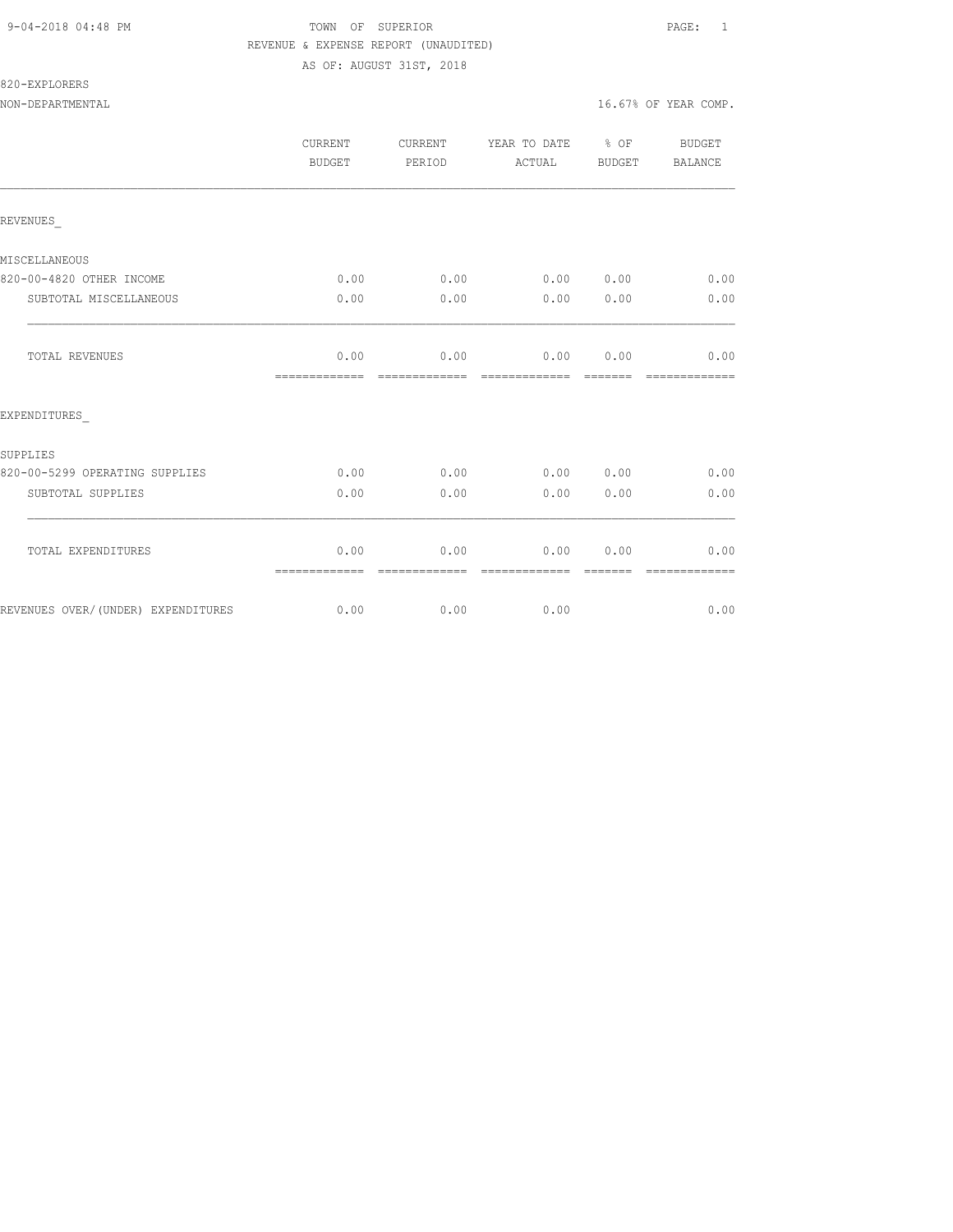TOWN OF SUPERIOR

REVENUE & EXPENSE REPORT (UNAUDITED)

AS OF: AUGUST 31ST, 2018

820-EXPLORERS

NON-DEPARTMENTAL — 16.67% OF YEAR COMP.

| | CURRENT BUDGET | CURRENT PERIOD | YEAR TO DATE ACTUAL | % OF BUDGET | BUDGET BALANCE |
|---|---|---|---|---|---|
| REVENUES_ | | | | | |
| MISCELLANEOUS | | | | | |
| 820-00-4820 OTHER INCOME | 0.00 | 0.00 | 0.00 | 0.00 | 0.00 |
| SUBTOTAL MISCELLANEOUS | 0.00 | 0.00 | 0.00 | 0.00 | 0.00 |
| TOTAL REVENUES | 0.00 | 0.00 | 0.00 | 0.00 | 0.00 |
| EXPENDITURES_ | | | | | |
| SUPPLIES | | | | | |
| 820-00-5299 OPERATING SUPPLIES | 0.00 | 0.00 | 0.00 | 0.00 | 0.00 |
| SUBTOTAL SUPPLIES | 0.00 | 0.00 | 0.00 | 0.00 | 0.00 |
| TOTAL EXPENDITURES | 0.00 | 0.00 | 0.00 | 0.00 | 0.00 |
| REVENUES OVER/(UNDER) EXPENDITURES | 0.00 | 0.00 | 0.00 | | 0.00 |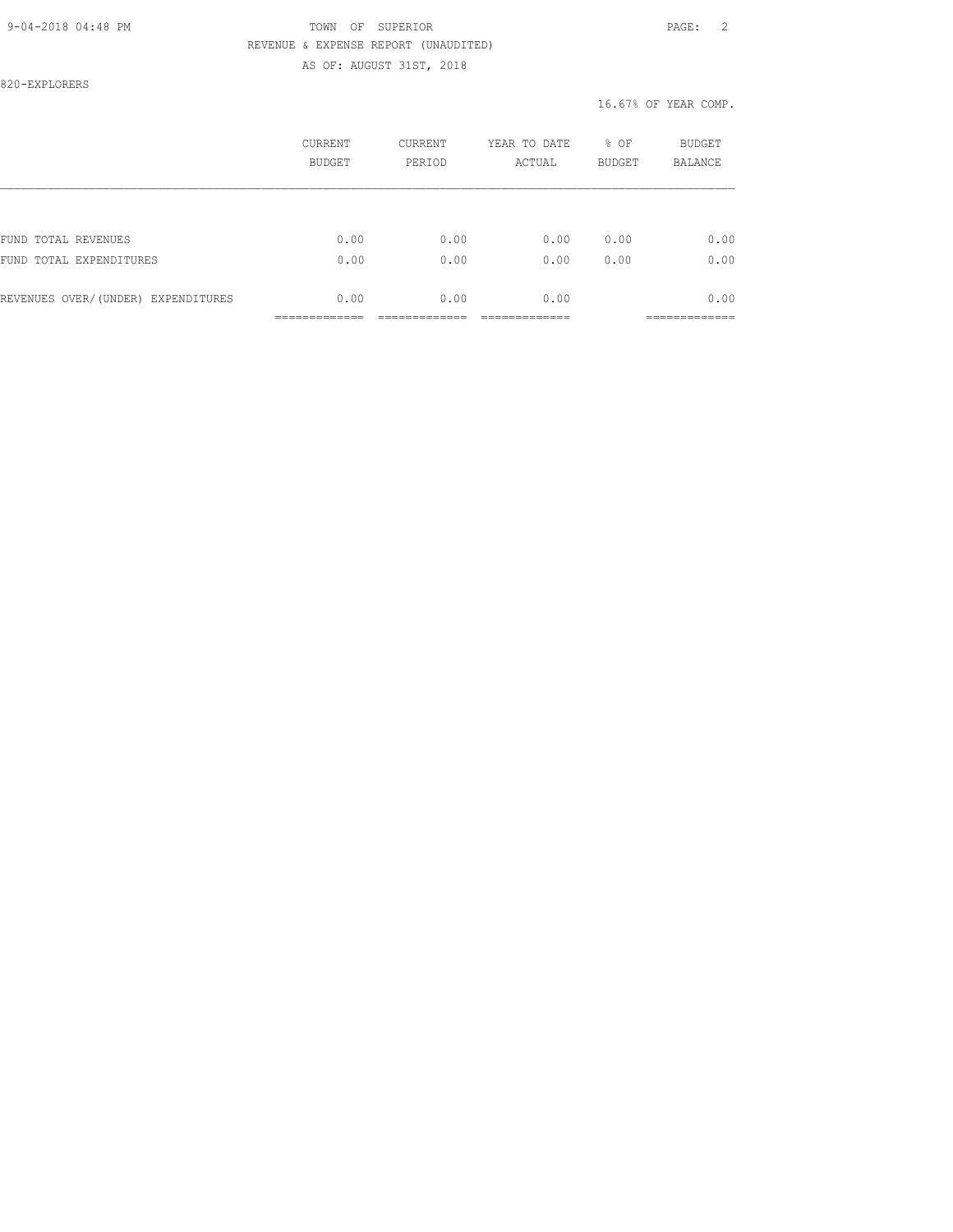820-EXPLORERS

16.67% OF YEAR COMP.

| | CURRENT BUDGET | CURRENT PERIOD | YEAR TO DATE ACTUAL | % OF BUDGET | BUDGET BALANCE |
|---|---|---|---|---|---|
| FUND TOTAL REVENUES | 0.00 | 0.00 | 0.00 | 0.00 | 0.00 |
| FUND TOTAL EXPENDITURES | 0.00 | 0.00 | 0.00 | 0.00 | 0.00 |
| REVENUES OVER/(UNDER) EXPENDITURES | 0.00 | 0.00 | 0.00 | | 0.00 |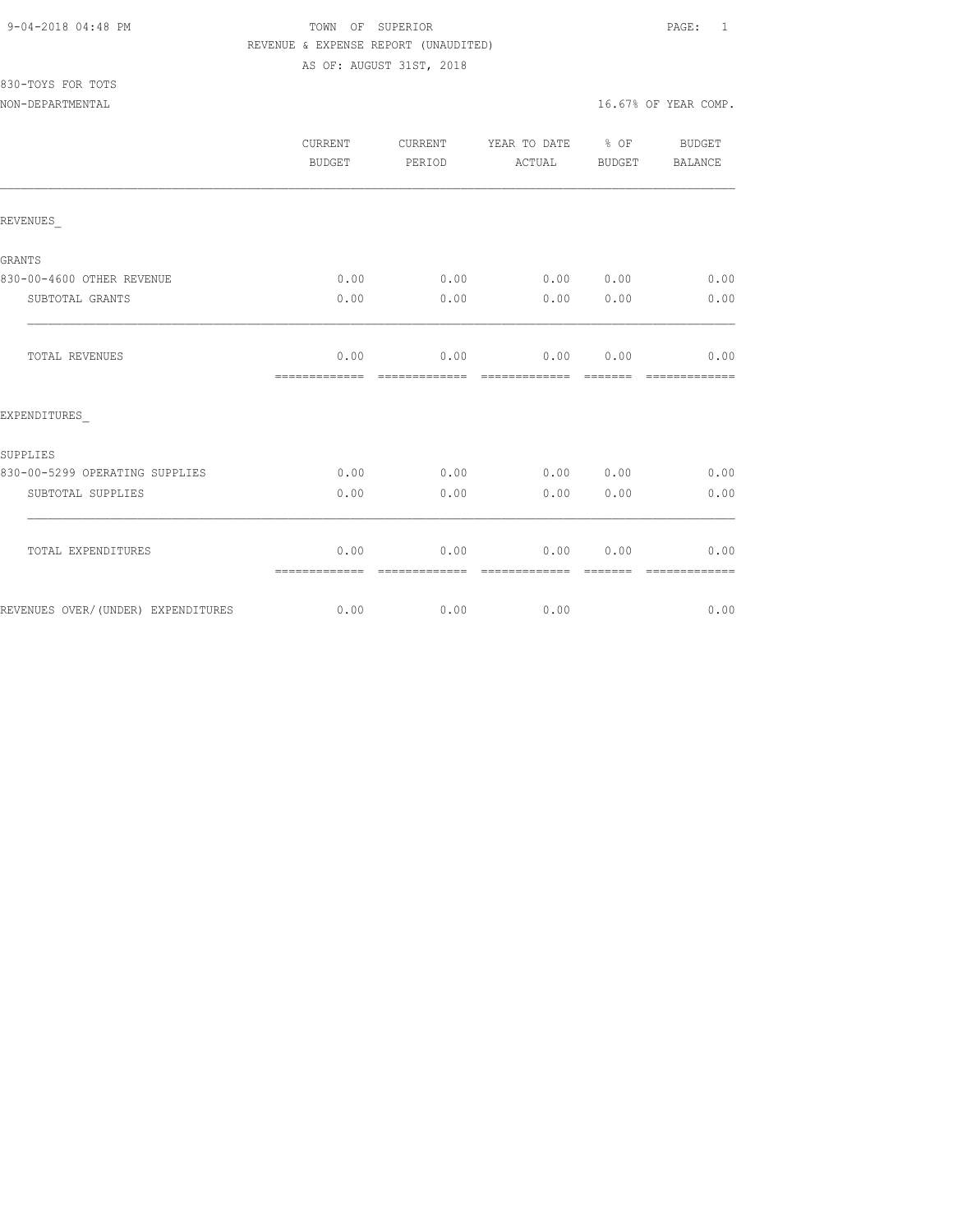TOWN OF SUPERIOR

REVENUE & EXPENSE REPORT (UNAUDITED)

AS OF: AUGUST 31ST, 2018

830-TOYS FOR TOTS

NON-DEPARTMENTAL

16.67% OF YEAR COMP.

| | CURRENT BUDGET | CURRENT PERIOD | YEAR TO DATE ACTUAL | % OF BUDGET | BUDGET BALANCE |
|---|---|---|---|---|---|
| REVENUES_ | | | | | |
| GRANTS | | | | | |
| 830-00-4600 OTHER REVENUE | 0.00 | 0.00 | 0.00 | 0.00 | 0.00 |
| SUBTOTAL GRANTS | 0.00 | 0.00 | 0.00 | 0.00 | 0.00 |
| TOTAL REVENUES | 0.00 | 0.00 | 0.00 | 0.00 | 0.00 |
| EXPENDITURES_ | | | | | |
| SUPPLIES | | | | | |
| 830-00-5299 OPERATING SUPPLIES | 0.00 | 0.00 | 0.00 | 0.00 | 0.00 |
| SUBTOTAL SUPPLIES | 0.00 | 0.00 | 0.00 | 0.00 | 0.00 |
| TOTAL EXPENDITURES | 0.00 | 0.00 | 0.00 | 0.00 | 0.00 |
| REVENUES OVER/(UNDER) EXPENDITURES | 0.00 | 0.00 | 0.00 | | 0.00 |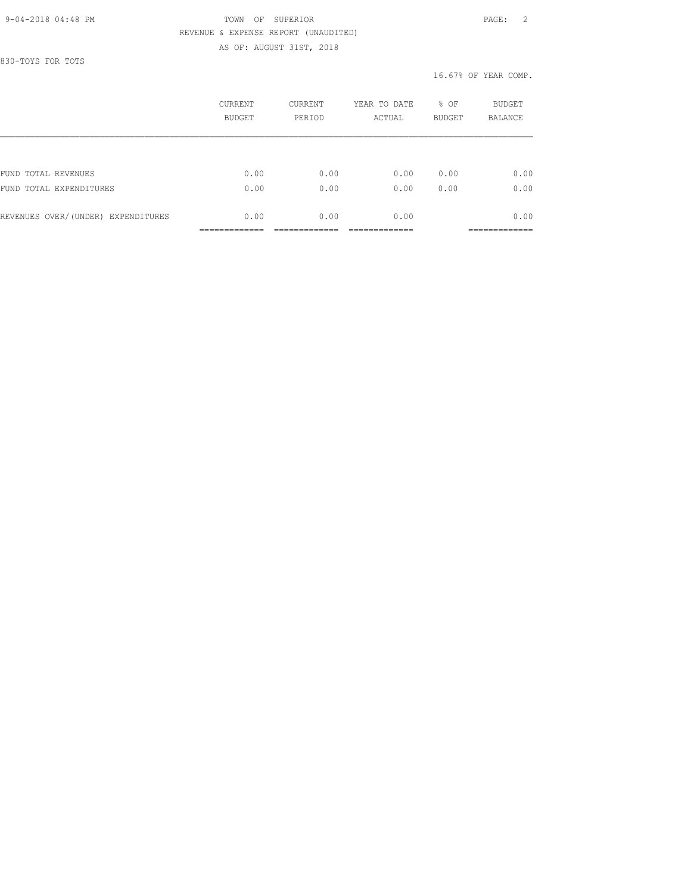TOWN OF SUPERIOR
REVENUE & EXPENSE REPORT (UNAUDITED)
AS OF: AUGUST 31ST, 2018

830-TOYS FOR TOTS

16.67% OF YEAR COMP.

| | CURRENT BUDGET | CURRENT PERIOD | YEAR TO DATE ACTUAL | % OF BUDGET | BUDGET BALANCE |
|---|---|---|---|---|---|
| FUND TOTAL REVENUES | 0.00 | 0.00 | 0.00 | 0.00 | 0.00 |
| FUND TOTAL EXPENDITURES | 0.00 | 0.00 | 0.00 | 0.00 | 0.00 |
| REVENUES OVER/(UNDER) EXPENDITURES | 0.00 | 0.00 | 0.00 | | 0.00 |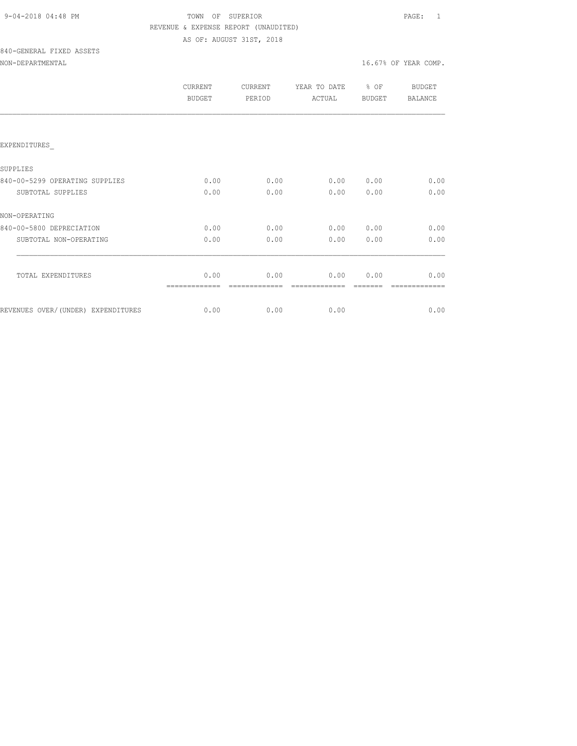9-04-2018 04:48 PM

TOWN OF SUPERIOR

REVENUE & EXPENSE REPORT (UNAUDITED)

AS OF: AUGUST 31ST, 2018

840-GENERAL FIXED ASSETS

NON-DEPARTMENTAL

16.67% OF YEAR COMP.

| | CURRENT BUDGET | CURRENT PERIOD | YEAR TO DATE ACTUAL | % OF BUDGET | BUDGET BALANCE |
|---|---|---|---|---|---|
| EXPENDITURES_ | | | | | |
| SUPPLIES | | | | | |
| 840-00-5299 OPERATING SUPPLIES | 0.00 | 0.00 | 0.00 | 0.00 | 0.00 |
| SUBTOTAL SUPPLIES | 0.00 | 0.00 | 0.00 | 0.00 | 0.00 |
| NON-OPERATING | | | | | |
| 840-00-5800 DEPRECIATION | 0.00 | 0.00 | 0.00 | 0.00 | 0.00 |
| SUBTOTAL NON-OPERATING | 0.00 | 0.00 | 0.00 | 0.00 | 0.00 |
| TOTAL EXPENDITURES | 0.00 | 0.00 | 0.00 | 0.00 | 0.00 |
| REVENUES OVER/(UNDER) EXPENDITURES | 0.00 | 0.00 | 0.00 | | 0.00 |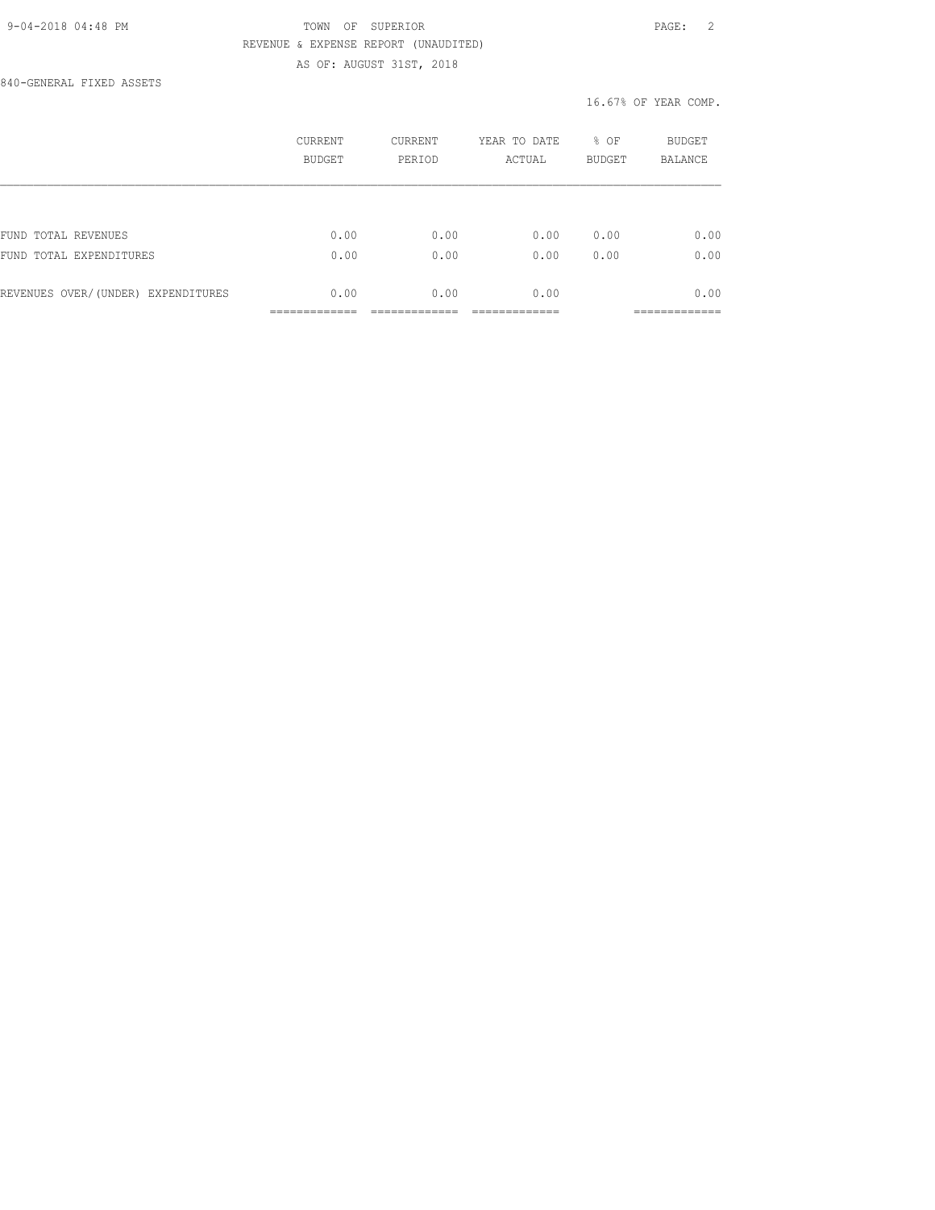TOWN OF SUPERIOR

REVENUE & EXPENSE REPORT (UNAUDITED)

AS OF: AUGUST 31ST, 2018

840-GENERAL FIXED ASSETS

16.67% OF YEAR COMP.

| | CURRENT BUDGET | CURRENT PERIOD | YEAR TO DATE ACTUAL | % OF BUDGET | BUDGET BALANCE |
|---|---|---|---|---|---|
| FUND TOTAL REVENUES | 0.00 | 0.00 | 0.00 | 0.00 | 0.00 |
| FUND TOTAL EXPENDITURES | 0.00 | 0.00 | 0.00 | 0.00 | 0.00 |
| REVENUES OVER/(UNDER) EXPENDITURES | 0.00 | 0.00 | 0.00 | | 0.00 |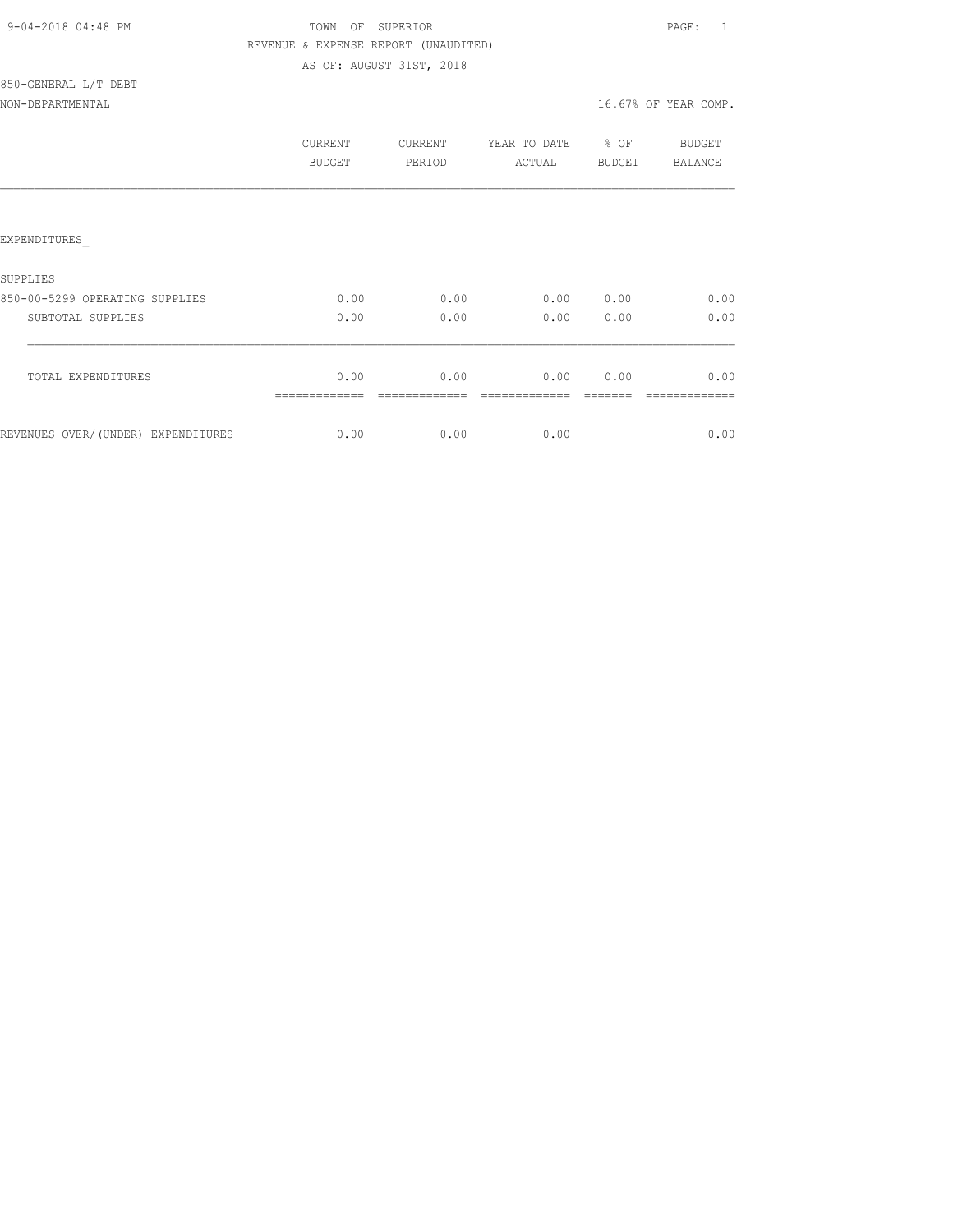9-04-2018 04:48 PM TOWN OF SUPERIOR PAGE: 1

REVENUE & EXPENSE REPORT (UNAUDITED)

AS OF: AUGUST 31ST, 2018

850-GENERAL L/T DEBT

NON-DEPARTMENTAL 16.67% OF YEAR COMP.

| | CURRENT BUDGET | CURRENT PERIOD | YEAR TO DATE ACTUAL | % OF BUDGET | BUDGET BALANCE |
|---|---|---|---|---|---|
| EXPENDITURES_ | | | | | |
| SUPPLIES | | | | | |
| 850-00-5299 OPERATING SUPPLIES | 0.00 | 0.00 | 0.00 | 0.00 | 0.00 |
| SUBTOTAL SUPPLIES | 0.00 | 0.00 | 0.00 | 0.00 | 0.00 |
| TOTAL EXPENDITURES | 0.00 | 0.00 | 0.00 | 0.00 | 0.00 |
| REVENUES OVER/(UNDER) EXPENDITURES | 0.00 | 0.00 | 0.00 | | 0.00 |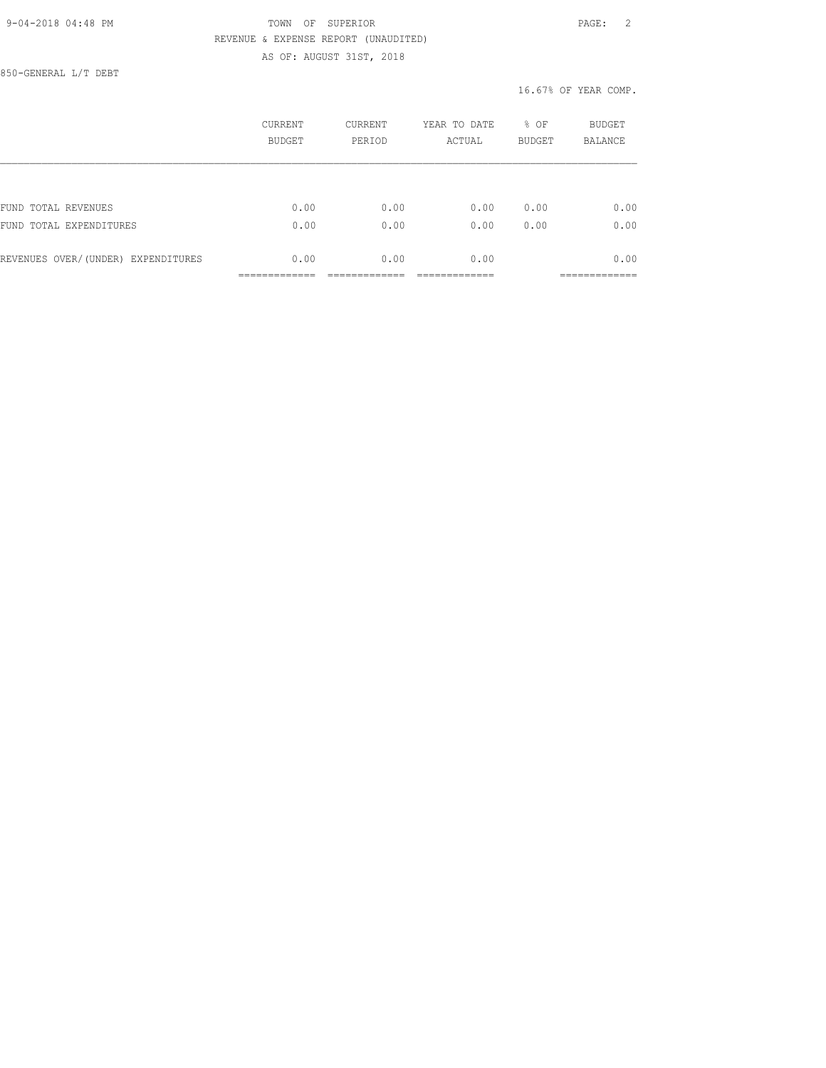850-GENERAL L/T DEBT

16.67% OF YEAR COMP.

| | CURRENT BUDGET | CURRENT PERIOD | YEAR TO DATE ACTUAL | % OF BUDGET | BUDGET BALANCE |
|---|---|---|---|---|---|
| FUND TOTAL REVENUES | 0.00 | 0.00 | 0.00 | 0.00 | 0.00 |
| FUND TOTAL EXPENDITURES | 0.00 | 0.00 | 0.00 | 0.00 | 0.00 |
| REVENUES OVER/(UNDER) EXPENDITURES | 0.00 | 0.00 | 0.00 | | 0.00 |